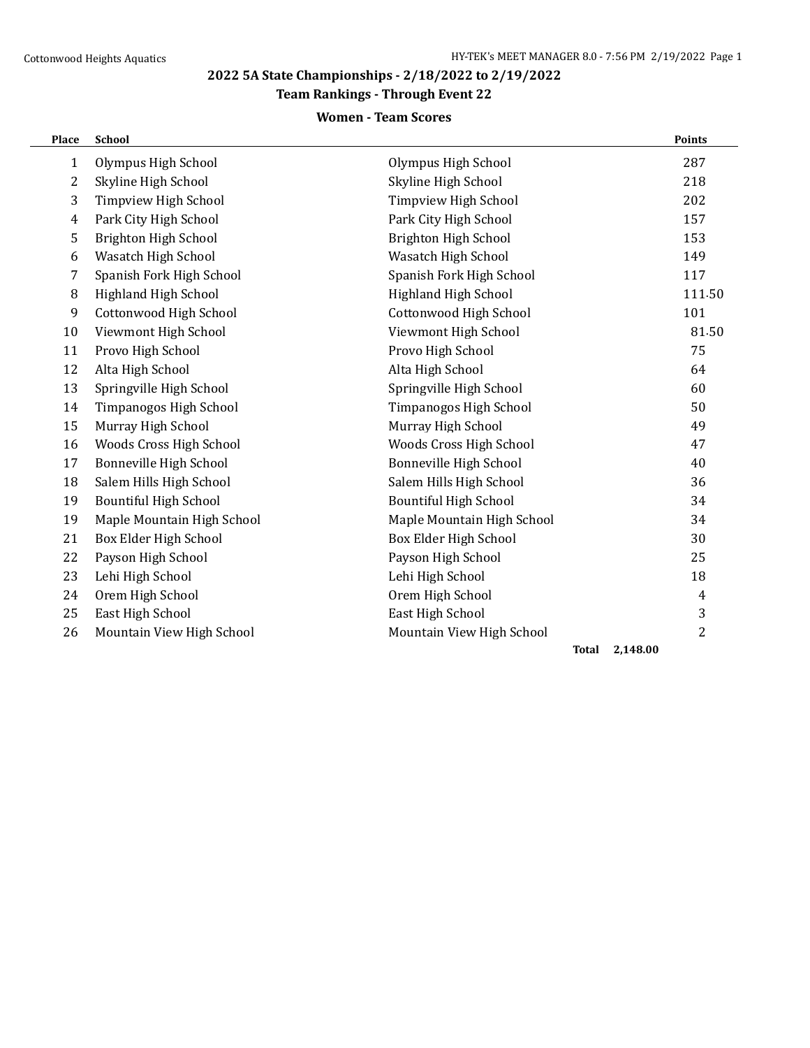## 2022 5A State Championships - 2/18/2022 to 2/19/2022

### Team Rankings - Through Event 22

#### Women - Team Scores

| Place | School | | Points |
|---|---|---|---|
| 1 | Olympus High School | Olympus High School | 287 |
| 2 | Skyline High School | Skyline High School | 218 |
| 3 | Timpview High School | Timpview High School | 202 |
| 4 | Park City High School | Park City High School | 157 |
| 5 | Brighton High School | Brighton High School | 153 |
| 6 | Wasatch High School | Wasatch High School | 149 |
| 7 | Spanish Fork High School | Spanish Fork High School | 117 |
| 8 | Highland High School | Highland High School | 111.50 |
| 9 | Cottonwood High School | Cottonwood High School | 101 |
| 10 | Viewmont High School | Viewmont High School | 81.50 |
| 11 | Provo High School | Provo High School | 75 |
| 12 | Alta High School | Alta High School | 64 |
| 13 | Springville High School | Springville High School | 60 |
| 14 | Timpanogos High School | Timpanogos High School | 50 |
| 15 | Murray High School | Murray High School | 49 |
| 16 | Woods Cross High School | Woods Cross High School | 47 |
| 17 | Bonneville High School | Bonneville High School | 40 |
| 18 | Salem Hills High School | Salem Hills High School | 36 |
| 19 | Bountiful High School | Bountiful High School | 34 |
| 19 | Maple Mountain High School | Maple Mountain High School | 34 |
| 21 | Box Elder High School | Box Elder High School | 30 |
| 22 | Payson High School | Payson High School | 25 |
| 23 | Lehi High School | Lehi High School | 18 |
| 24 | Orem High School | Orem High School | 4 |
| 25 | East High School | East High School | 3 |
| 26 | Mountain View High School | Mountain View High School | 2 |
| | | **Total** | **2,148.00** |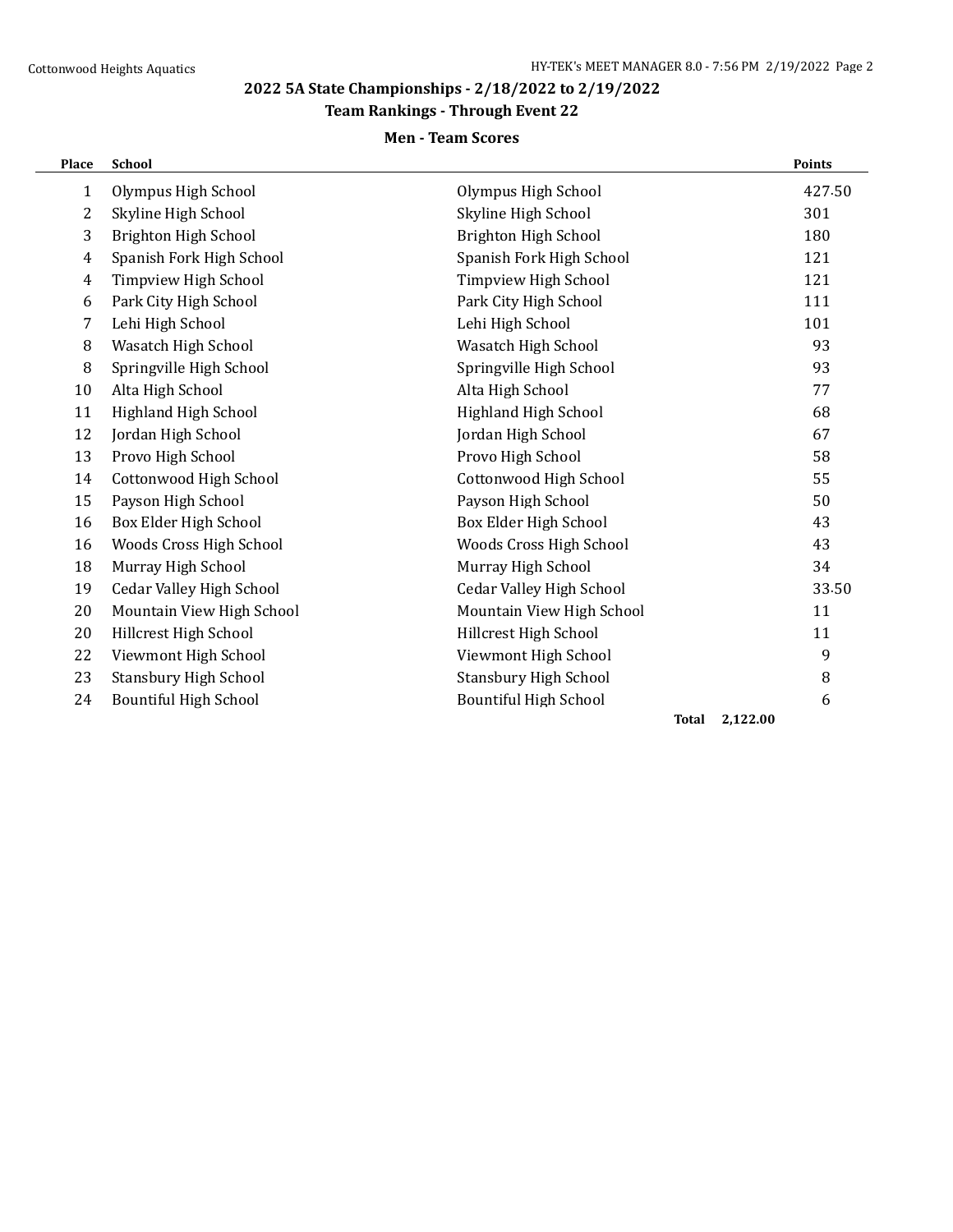## 2022 5A State Championships - 2/18/2022 to 2/19/2022

### Team Rankings - Through Event 22

#### Men - Team Scores

| Place | School | | Points |
|---|---|---|---|
| 1 | Olympus High School | Olympus High School | 427.50 |
| 2 | Skyline High School | Skyline High School | 301 |
| 3 | Brighton High School | Brighton High School | 180 |
| 4 | Spanish Fork High School | Spanish Fork High School | 121 |
| 4 | Timpview High School | Timpview High School | 121 |
| 6 | Park City High School | Park City High School | 111 |
| 7 | Lehi High School | Lehi High School | 101 |
| 8 | Wasatch High School | Wasatch High School | 93 |
| 8 | Springville High School | Springville High School | 93 |
| 10 | Alta High School | Alta High School | 77 |
| 11 | Highland High School | Highland High School | 68 |
| 12 | Jordan High School | Jordan High School | 67 |
| 13 | Provo High School | Provo High School | 58 |
| 14 | Cottonwood High School | Cottonwood High School | 55 |
| 15 | Payson High School | Payson High School | 50 |
| 16 | Box Elder High School | Box Elder High School | 43 |
| 16 | Woods Cross High School | Woods Cross High School | 43 |
| 18 | Murray High School | Murray High School | 34 |
| 19 | Cedar Valley High School | Cedar Valley High School | 33.50 |
| 20 | Mountain View High School | Mountain View High School | 11 |
| 20 | Hillcrest High School | Hillcrest High School | 11 |
| 22 | Viewmont High School | Viewmont High School | 9 |
| 23 | Stansbury High School | Stansbury High School | 8 |
| 24 | Bountiful High School | Bountiful High School | 6 |
| | | **Total** | **2,122.00** |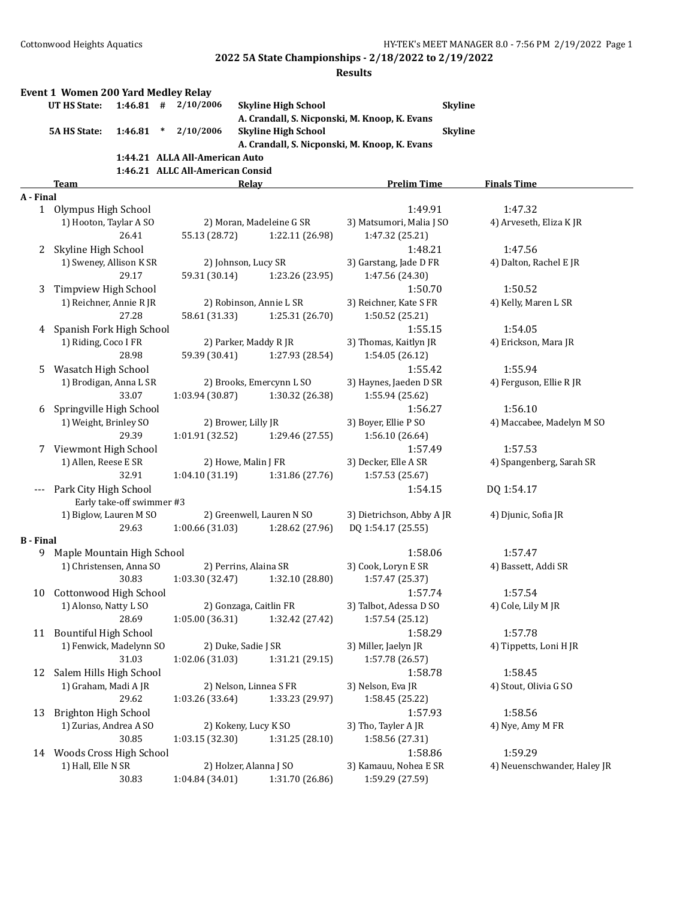## 2022 5A State Championships - 2/18/2022 to 2/19/2022

### Results

**Event 1 Women 200 Yard Medley Relay**

| | | | | | |
|---|---|---|---|---|---|
| **UT HS State:** | **1:46.81 #** | **2/10/2006** | **Skyline High School** | | **Skyline** |
| | | | **A. Crandall, S. Nicponski, M. Knoop, K. Evans** | | |
| **5A HS State:** | **1:46.81 \*** | **2/10/2006** | **Skyline High School** | | **Skyline** |
| | | | **A. Crandall, S. Nicponski, M. Knoop, K. Evans** | | |
| | **1:44.21** | **ALLA All-American Auto** | | | |
| | **1:46.21** | **ALLC All-American Consid** | | | |

| Team | Relay | | | Prelim Time | Finals Time |
|---|---|---|---|---|---|
| **A - Final** | | | | | |
| 1 Olympus High School | | | | 1:49.91 | 1:47.32 |
| 1) Hooton, Taylar A SO | 2) Moran, Madeleine G SR | | | 3) Matsumori, Malia J SO | 4) Arveseth, Eliza K JR |
| 26.41 | 55.13 (28.72) | 1:22.11 (26.98) | | 1:47.32 (25.21) | |
| 2 Skyline High School | | | | 1:48.21 | 1:47.56 |
| 1) Sweney, Allison K SR | 2) Johnson, Lucy SR | | | 3) Garstang, Jade D FR | 4) Dalton, Rachel E JR |
| 29.17 | 59.31 (30.14) | 1:23.26 (23.95) | | 1:47.56 (24.30) | |
| 3 Timpview High School | | | | 1:50.70 | 1:50.52 |
| 1) Reichner, Annie R JR | 2) Robinson, Annie L SR | | | 3) Reichner, Kate S FR | 4) Kelly, Maren L SR |
| 27.28 | 58.61 (31.33) | 1:25.31 (26.70) | | 1:50.52 (25.21) | |
| 4 Spanish Fork High School | | | | 1:55.15 | 1:54.05 |
| 1) Riding, Coco I FR | 2) Parker, Maddy R JR | | | 3) Thomas, Kaitlyn JR | 4) Erickson, Mara JR |
| 28.98 | 59.39 (30.41) | 1:27.93 (28.54) | | 1:54.05 (26.12) | |
| 5 Wasatch High School | | | | 1:55.42 | 1:55.94 |
| 1) Brodigan, Anna L SR | 2) Brooks, Emercynn L SO | | | 3) Haynes, Jaeden D SR | 4) Ferguson, Ellie R JR |
| 33.07 | 1:03.94 (30.87) | 1:30.32 (26.38) | | 1:55.94 (25.62) | |
| 6 Springville High School | | | | 1:56.27 | 1:56.10 |
| 1) Weight, Brinley SO | 2) Brower, Lilly JR | | | 3) Boyer, Ellie P SO | 4) Maccabee, Madelyn M SO |
| 29.39 | 1:01.91 (32.52) | 1:29.46 (27.55) | | 1:56.10 (26.64) | |
| 7 Viewmont High School | | | | 1:57.49 | 1:57.53 |
| 1) Allen, Reese E SR | 2) Howe, Malin J FR | | | 3) Decker, Elle A SR | 4) Spangenberg, Sarah SR |
| 32.91 | 1:04.10 (31.19) | 1:31.86 (27.76) | | 1:57.53 (25.67) | |
| --- Park City High School | | | | 1:54.15 | DQ 1:54.17 |
| Early take-off swimmer #3 | | | | | |
| 1) Biglow, Lauren M SO | 2) Greenwell, Lauren N SO | | | 3) Dietrichson, Abby A JR | 4) Djunic, Sofia JR |
| 29.63 | 1:00.66 (31.03) | 1:28.62 (27.96) | | DQ 1:54.17 (25.55) | |
| **B - Final** | | | | | |
| 9 Maple Mountain High School | | | | 1:58.06 | 1:57.47 |
| 1) Christensen, Anna SO | 2) Perrins, Alaina SR | | | 3) Cook, Loryn E SR | 4) Bassett, Addi SR |
| 30.83 | 1:03.30 (32.47) | 1:32.10 (28.80) | | 1:57.47 (25.37) | |
| 10 Cottonwood High School | | | | 1:57.74 | 1:57.54 |
| 1) Alonso, Natty L SO | 2) Gonzaga, Caitlin FR | | | 3) Talbot, Adessa D SO | 4) Cole, Lily M JR |
| 28.69 | 1:05.00 (36.31) | 1:32.42 (27.42) | | 1:57.54 (25.12) | |
| 11 Bountiful High School | | | | 1:58.29 | 1:57.78 |
| 1) Fenwick, Madelynn SO | 2) Duke, Sadie J SR | | | 3) Miller, Jaelyn JR | 4) Tippetts, Loni H JR |
| 31.03 | 1:02.06 (31.03) | 1:31.21 (29.15) | | 1:57.78 (26.57) | |
| 12 Salem Hills High School | | | | 1:58.78 | 1:58.45 |
| 1) Graham, Madi A JR | 2) Nelson, Linnea S FR | | | 3) Nelson, Eva JR | 4) Stout, Olivia G SO |
| 29.62 | 1:03.26 (33.64) | 1:33.23 (29.97) | | 1:58.45 (25.22) | |
| 13 Brighton High School | | | | 1:57.93 | 1:58.56 |
| 1) Zurias, Andrea A SO | 2) Kokeny, Lucy K SO | | | 3) Tho, Tayler A JR | 4) Nye, Amy M FR |
| 30.85 | 1:03.15 (32.30) | 1:31.25 (28.10) | | 1:58.56 (27.31) | |
| 14 Woods Cross High School | | | | 1:58.86 | 1:59.29 |
| 1) Hall, Elle N SR | 2) Holzer, Alanna J SO | | | 3) Kamauu, Nohea E SR | 4) Neuenschwander, Haley JR |
| 30.83 | 1:04.84 (34.01) | 1:31.70 (26.86) | | 1:59.29 (27.59) | |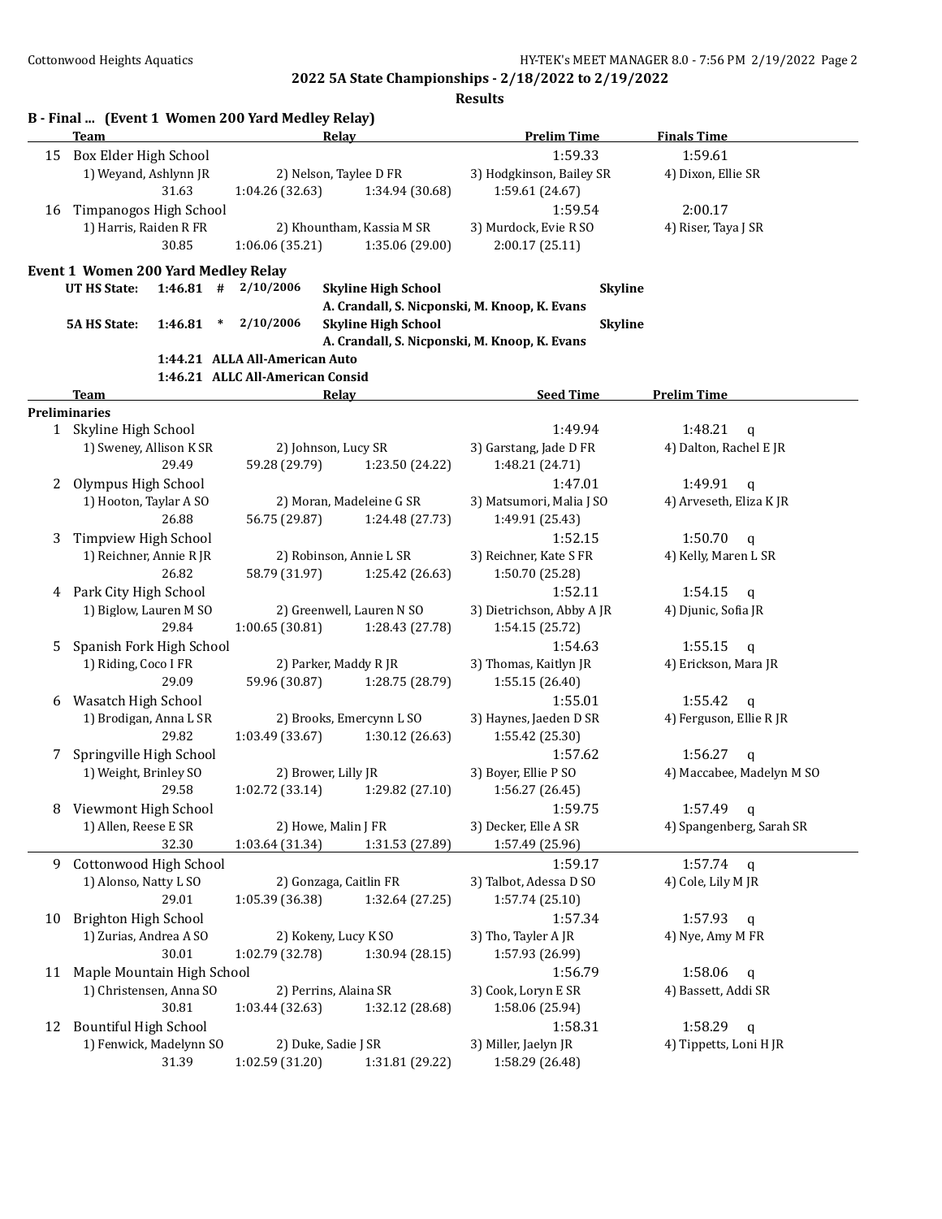## 2022 5A State Championships - 2/18/2022 to 2/19/2022

### Results

**B - Final ... (Event 1 Women 200 Yard Medley Relay)**

| | Team | Relay | | Prelim Time | Finals Time |
|---|---|---|---|---|---|
| 15 | Box Elder High School | | | 1:59.33 | 1:59.61 |
| | 1) Weyand, Ashlynn JR | 2) Nelson, Taylee D FR | | 3) Hodgkinson, Bailey SR | 4) Dixon, Ellie SR |
| | 31.63 | 1:04.26 (32.63) | 1:34.94 (30.68) | 1:59.61 (24.67) | |
| 16 | Timpanogos High School | | | 1:59.54 | 2:00.17 |
| | 1) Harris, Raiden R FR | 2) Khountham, Kassia M SR | | 3) Murdock, Evie R SO | 4) Riser, Taya J SR |
| | 30.85 | 1:06.06 (35.21) | 1:35.06 (29.00) | 2:00.17 (25.11) | |

**Event 1 Women 200 Yard Medley Relay**

| | | | | | |
|---|---|---|---|---|---|
| **UT HS State:** | **1:46.81 #** | **2/10/2006** | **Skyline High School** | **Skyline** | |
| | | | A. Crandall, S. Nicponski, M. Knoop, K. Evans | | |
| **5A HS State:** | **1:46.81 *** | **2/10/2006** | **Skyline High School** | **Skyline** | |
| | | | A. Crandall, S. Nicponski, M. Knoop, K. Evans | | |
| | **1:44.21** | **ALLA All-American Auto** | | | |
| | **1:46.21** | **ALLC All-American Consid** | | | |

| | Team | Relay | | Seed Time | Prelim Time |
|---|---|---|---|---|---|
| **Preliminaries** | | | | | |
| 1 | Skyline High School | | | 1:49.94 | 1:48.21 q |
| | 1) Sweney, Allison K SR | 2) Johnson, Lucy SR | | 3) Garstang, Jade D FR | 4) Dalton, Rachel E JR |
| | 29.49 | 59.28 (29.79) | 1:23.50 (24.22) | 1:48.21 (24.71) | |
| 2 | Olympus High School | | | 1:47.01 | 1:49.91 q |
| | 1) Hooton, Taylar A SO | 2) Moran, Madeleine G SR | | 3) Matsumori, Malia J SO | 4) Arveseth, Eliza K JR |
| | 26.88 | 56.75 (29.87) | 1:24.48 (27.73) | 1:49.91 (25.43) | |
| 3 | Timpview High School | | | 1:52.15 | 1:50.70 q |
| | 1) Reichner, Annie R JR | 2) Robinson, Annie L SR | | 3) Reichner, Kate S FR | 4) Kelly, Maren L SR |
| | 26.82 | 58.79 (31.97) | 1:25.42 (26.63) | 1:50.70 (25.28) | |
| 4 | Park City High School | | | 1:52.11 | 1:54.15 q |
| | 1) Biglow, Lauren M SO | 2) Greenwell, Lauren N SO | | 3) Dietrichson, Abby A JR | 4) Djunic, Sofia JR |
| | 29.84 | 1:00.65 (30.81) | 1:28.43 (27.78) | 1:54.15 (25.72) | |
| 5 | Spanish Fork High School | | | 1:54.63 | 1:55.15 q |
| | 1) Riding, Coco I FR | 2) Parker, Maddy R JR | | 3) Thomas, Kaitlyn JR | 4) Erickson, Mara JR |
| | 29.09 | 59.96 (30.87) | 1:28.75 (28.79) | 1:55.15 (26.40) | |
| 6 | Wasatch High School | | | 1:55.01 | 1:55.42 q |
| | 1) Brodigan, Anna L SR | 2) Brooks, Emercynn L SO | | 3) Haynes, Jaeden D SR | 4) Ferguson, Ellie R JR |
| | 29.82 | 1:03.49 (33.67) | 1:30.12 (26.63) | 1:55.42 (25.30) | |
| 7 | Springville High School | | | 1:57.62 | 1:56.27 q |
| | 1) Weight, Brinley SO | 2) Brower, Lilly JR | | 3) Boyer, Ellie P SO | 4) Maccabee, Madelyn M SO |
| | 29.58 | 1:02.72 (33.14) | 1:29.82 (27.10) | 1:56.27 (26.45) | |
| 8 | Viewmont High School | | | 1:59.75 | 1:57.49 q |
| | 1) Allen, Reese E SR | 2) Howe, Malin J FR | | 3) Decker, Elle A SR | 4) Spangenberg, Sarah SR |
| | 32.30 | 1:03.64 (31.34) | 1:31.53 (27.89) | 1:57.49 (25.96) | |
| 9 | Cottonwood High School | | | 1:59.17 | 1:57.74 q |
| | 1) Alonso, Natty L SO | 2) Gonzaga, Caitlin FR | | 3) Talbot, Adessa D SO | 4) Cole, Lily M JR |
| | 29.01 | 1:05.39 (36.38) | 1:32.64 (27.25) | 1:57.74 (25.10) | |
| 10 | Brighton High School | | | 1:57.34 | 1:57.93 q |
| | 1) Zurias, Andrea A SO | 2) Kokeny, Lucy K SO | | 3) Tho, Tayler A JR | 4) Nye, Amy M FR |
| | 30.01 | 1:02.79 (32.78) | 1:30.94 (28.15) | 1:57.93 (26.99) | |
| 11 | Maple Mountain High School | | | 1:56.79 | 1:58.06 q |
| | 1) Christensen, Anna SO | 2) Perrins, Alaina SR | | 3) Cook, Loryn E SR | 4) Bassett, Addi SR |
| | 30.81 | 1:03.44 (32.63) | 1:32.12 (28.68) | 1:58.06 (25.94) | |
| 12 | Bountiful High School | | | 1:58.31 | 1:58.29 q |
| | 1) Fenwick, Madelynn SO | 2) Duke, Sadie J SR | | 3) Miller, Jaelyn JR | 4) Tippetts, Loni H JR |
| | 31.39 | 1:02.59 (31.20) | 1:31.81 (29.22) | 1:58.29 (26.48) | |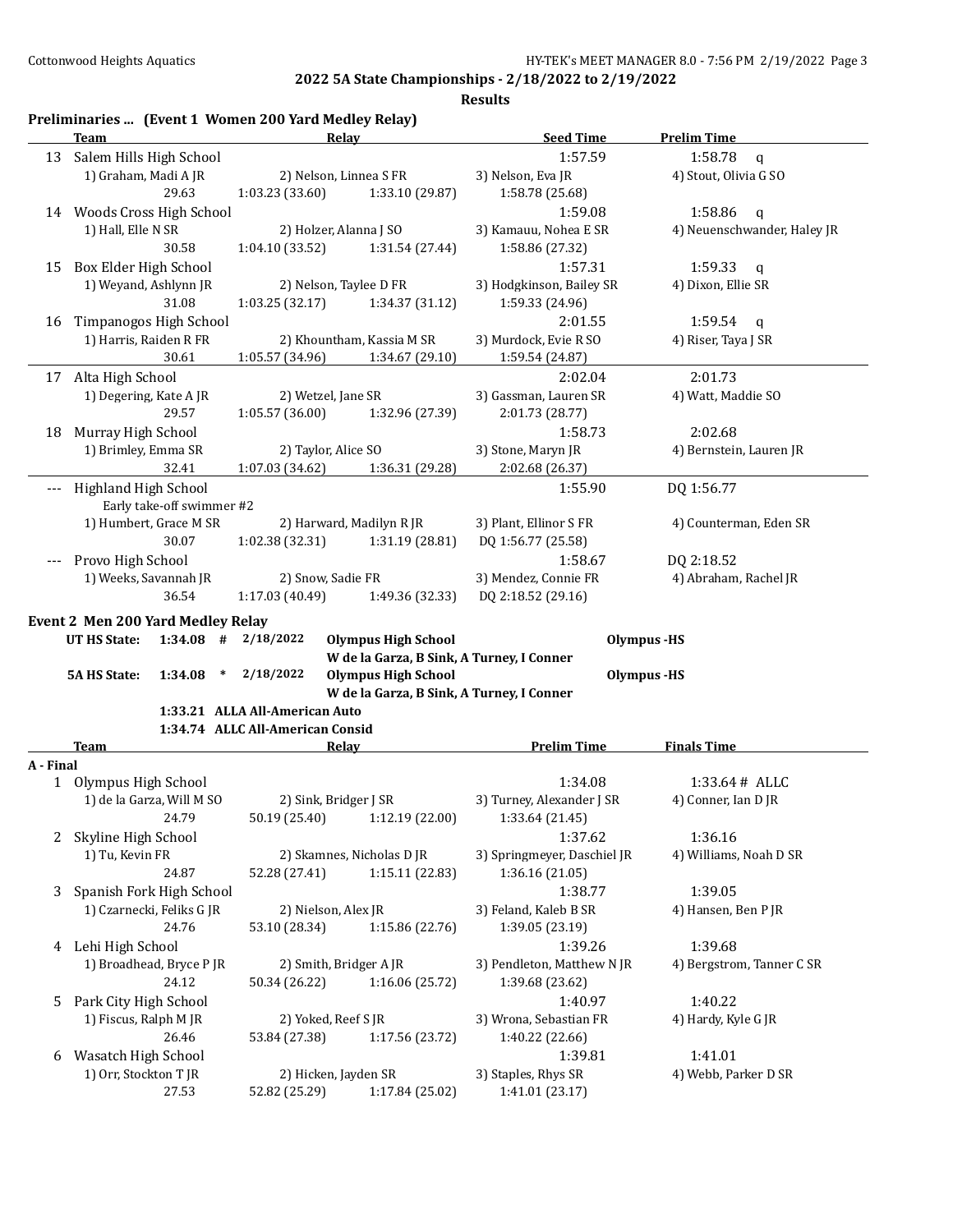## 2022 5A State Championships - 2/18/2022 to 2/19/2022

### Results

### Preliminaries ... (Event 1 Women 200 Yard Medley Relay)

| | Team | Relay | | Seed Time | Prelim Time |
|---|---|---|---|---|---|
| 13 | Salem Hills High School | | | 1:57.59 | 1:58.78 q |
| | 1) Graham, Madi A JR | 2) Nelson, Linnea S FR | 3) Nelson, Eva JR | 4) Stout, Olivia G SO | |
| | 29.63 | 1:03.23 (33.60) | 1:33.10 (29.87) | 1:58.78 (25.68) | |
| 14 | Woods Cross High School | | | 1:59.08 | 1:58.86 q |
| | 1) Hall, Elle N SR | 2) Holzer, Alanna J SO | 3) Kamauu, Nohea E SR | 4) Neuenschwander, Haley JR | |
| | 30.58 | 1:04.10 (33.52) | 1:31.54 (27.44) | 1:58.86 (27.32) | |
| 15 | Box Elder High School | | | 1:57.31 | 1:59.33 q |
| | 1) Weyand, Ashlynn JR | 2) Nelson, Taylee D FR | 3) Hodgkinson, Bailey SR | 4) Dixon, Ellie SR | |
| | 31.08 | 1:03.25 (32.17) | 1:34.37 (31.12) | 1:59.33 (24.96) | |
| 16 | Timpanogos High School | | | 2:01.55 | 1:59.54 q |
| | 1) Harris, Raiden R FR | 2) Khountham, Kassia M SR | 3) Murdock, Evie R SO | 4) Riser, Taya J SR | |
| | 30.61 | 1:05.57 (34.96) | 1:34.67 (29.10) | 1:59.54 (24.87) | |
| 17 | Alta High School | | | 2:02.04 | 2:01.73 |
| | 1) Degering, Kate A JR | 2) Wetzel, Jane SR | 3) Gassman, Lauren SR | 4) Watt, Maddie SO | |
| | 29.57 | 1:05.57 (36.00) | 1:32.96 (27.39) | 2:01.73 (28.77) | |
| 18 | Murray High School | | | 1:58.73 | 2:02.68 |
| | 1) Brimley, Emma SR | 2) Taylor, Alice SO | 3) Stone, Maryn JR | 4) Bernstein, Lauren JR | |
| | 32.41 | 1:07.03 (34.62) | 1:36.31 (29.28) | 2:02.68 (26.37) | |
| --- | Highland High School | | | 1:55.90 | DQ 1:56.77 |
| | Early take-off swimmer #2 | | | | |
| | 1) Humbert, Grace M SR | 2) Harward, Madilyn R JR | 3) Plant, Ellinor S FR | 4) Counterman, Eden SR | |
| | 30.07 | 1:02.38 (32.31) | 1:31.19 (28.81) | DQ 1:56.77 (25.58) | |
| --- | Provo High School | | | 1:58.67 | DQ 2:18.52 |
| | 1) Weeks, Savannah JR | 2) Snow, Sadie FR | 3) Mendez, Connie FR | 4) Abraham, Rachel JR | |
| | 36.54 | 1:17.03 (40.49) | 1:49.36 (32.33) | DQ 2:18.52 (29.16) | |

### Event 2 Men 200 Yard Medley Relay

**UT HS State:** 1:34.08 # 2/18/2022 **Olympus High School** — Olympus -HS
W de la Garza, B Sink, A Turney, I Conner

**5A HS State:** 1:34.08 * 2/18/2022 **Olympus High School** — Olympus -HS
W de la Garza, B Sink, A Turney, I Conner

1:33.21 ALLA All-American Auto
1:34.74 ALLC All-American Consid

| | Team | Relay | | Prelim Time | Finals Time |
|---|---|---|---|---|---|
| **A - Final** | | | | | |
| 1 | Olympus High School | | | 1:34.08 | 1:33.64 # ALLC |
| | 1) de la Garza, Will M SO | 2) Sink, Bridger J SR | 3) Turney, Alexander J SR | 4) Conner, Ian D JR | |
| | 24.79 | 50.19 (25.40) | 1:12.19 (22.00) | 1:33.64 (21.45) | |
| 2 | Skyline High School | | | 1:37.62 | 1:36.16 |
| | 1) Tu, Kevin FR | 2) Skamnes, Nicholas D JR | 3) Springmeyer, Daschiel JR | 4) Williams, Noah D SR | |
| | 24.87 | 52.28 (27.41) | 1:15.11 (22.83) | 1:36.16 (21.05) | |
| 3 | Spanish Fork High School | | | 1:38.77 | 1:39.05 |
| | 1) Czarnecki, Feliks G JR | 2) Nielson, Alex JR | 3) Feland, Kaleb B SR | 4) Hansen, Ben P JR | |
| | 24.76 | 53.10 (28.34) | 1:15.86 (22.76) | 1:39.05 (23.19) | |
| 4 | Lehi High School | | | 1:39.26 | 1:39.68 |
| | 1) Broadhead, Bryce P JR | 2) Smith, Bridger A JR | 3) Pendleton, Matthew N JR | 4) Bergstrom, Tanner C SR | |
| | 24.12 | 50.34 (26.22) | 1:16.06 (25.72) | 1:39.68 (23.62) | |
| 5 | Park City High School | | | 1:40.97 | 1:40.22 |
| | 1) Fiscus, Ralph M JR | 2) Yoked, Reef S JR | 3) Wrona, Sebastian FR | 4) Hardy, Kyle G JR | |
| | 26.46 | 53.84 (27.38) | 1:17.56 (23.72) | 1:40.22 (22.66) | |
| 6 | Wasatch High School | | | 1:39.81 | 1:41.01 |
| | 1) Orr, Stockton T JR | 2) Hicken, Jayden SR | 3) Staples, Rhys SR | 4) Webb, Parker D SR | |
| | 27.53 | 52.82 (25.29) | 1:17.84 (25.02) | 1:41.01 (23.17) | |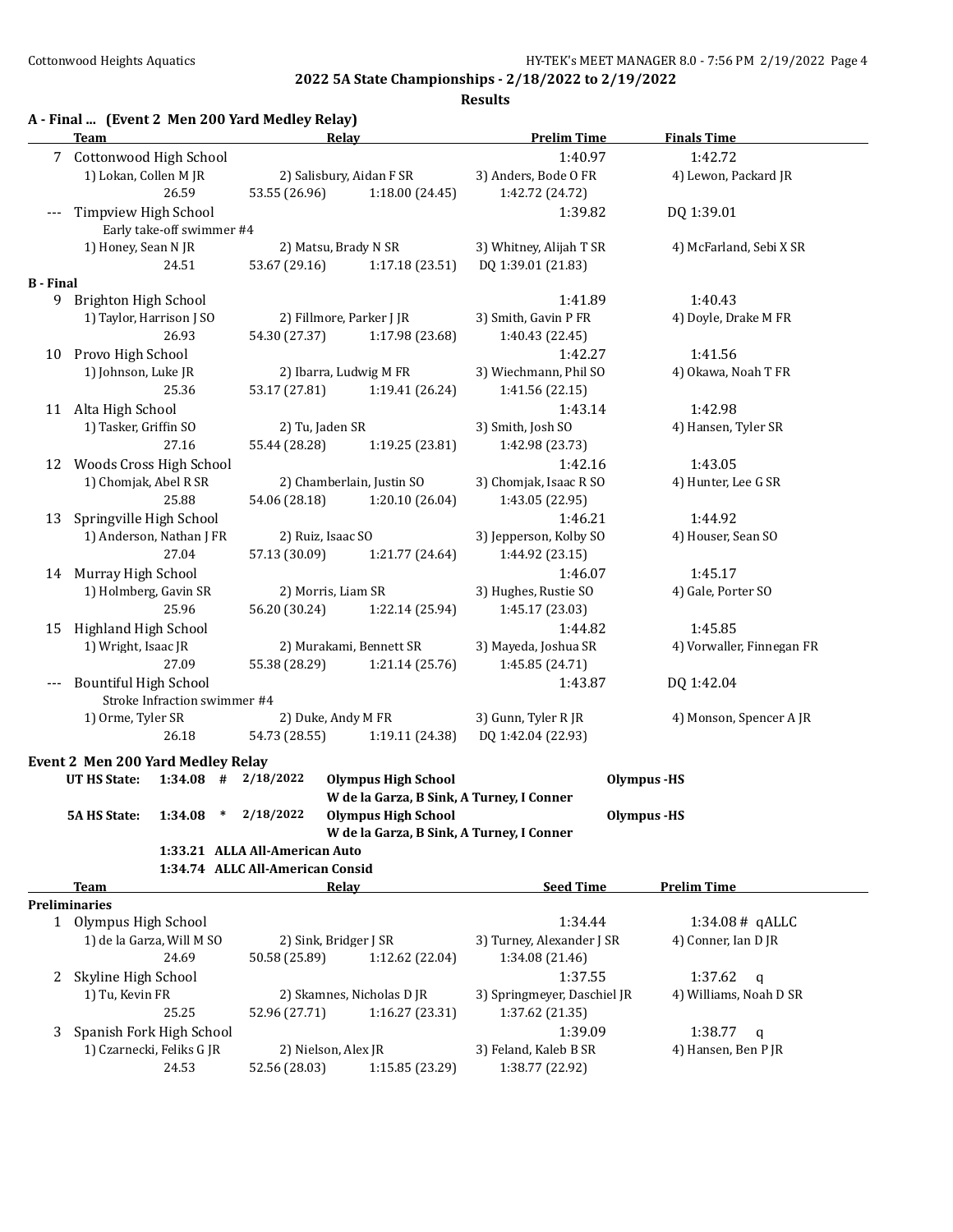## 2022 5A State Championships - 2/18/2022 to 2/19/2022

### Results

**A - Final ... (Event 2 Men 200 Yard Medley Relay)**

| | Team | Relay | | Prelim Time | Finals Time |
|---|---|---|---|---|---|
| 7 | Cottonwood High School | | | 1:40.97 | 1:42.72 |
| | 1) Lokan, Collen M JR | 2) Salisbury, Aidan F SR | | 3) Anders, Bode O FR | 4) Lewon, Packard JR |
| | 26.59 | 53.55 (26.96) | 1:18.00 (24.45) | 1:42.72 (24.72) | |
| --- | Timpview High School | | | 1:39.82 | DQ 1:39.01 |
| | Early take-off swimmer #4 | | | | |
| | 1) Honey, Sean N JR | 2) Matsu, Brady N SR | | 3) Whitney, Alijah T SR | 4) McFarland, Sebi X SR |
| | 24.51 | 53.67 (29.16) | 1:17.18 (23.51) | DQ 1:39.01 (21.83) | |

**B - Final**

| | Team | Relay | | Prelim Time | Finals Time |
|---|---|---|---|---|---|
| 9 | Brighton High School | | | 1:41.89 | 1:40.43 |
| | 1) Taylor, Harrison J SO | 2) Fillmore, Parker J JR | | 3) Smith, Gavin P FR | 4) Doyle, Drake M FR |
| | 26.93 | 54.30 (27.37) | 1:17.98 (23.68) | 1:40.43 (22.45) | |
| 10 | Provo High School | | | 1:42.27 | 1:41.56 |
| | 1) Johnson, Luke JR | 2) Ibarra, Ludwig M FR | | 3) Wiechmann, Phil SO | 4) Okawa, Noah T FR |
| | 25.36 | 53.17 (27.81) | 1:19.41 (26.24) | 1:41.56 (22.15) | |
| 11 | Alta High School | | | 1:43.14 | 1:42.98 |
| | 1) Tasker, Griffin SO | 2) Tu, Jaden SR | | 3) Smith, Josh SO | 4) Hansen, Tyler SR |
| | 27.16 | 55.44 (28.28) | 1:19.25 (23.81) | 1:42.98 (23.73) | |
| 12 | Woods Cross High School | | | 1:42.16 | 1:43.05 |
| | 1) Chomjak, Abel R SR | 2) Chamberlain, Justin SO | | 3) Chomjak, Isaac R SO | 4) Hunter, Lee G SR |
| | 25.88 | 54.06 (28.18) | 1:20.10 (26.04) | 1:43.05 (22.95) | |
| 13 | Springville High School | | | 1:46.21 | 1:44.92 |
| | 1) Anderson, Nathan J FR | 2) Ruiz, Isaac SO | | 3) Jepperson, Kolby SO | 4) Houser, Sean SO |
| | 27.04 | 57.13 (30.09) | 1:21.77 (24.64) | 1:44.92 (23.15) | |
| 14 | Murray High School | | | 1:46.07 | 1:45.17 |
| | 1) Holmberg, Gavin SR | 2) Morris, Liam SR | | 3) Hughes, Rustie SO | 4) Gale, Porter SO |
| | 25.96 | 56.20 (30.24) | 1:22.14 (25.94) | 1:45.17 (23.03) | |
| 15 | Highland High School | | | 1:44.82 | 1:45.85 |
| | 1) Wright, Isaac JR | 2) Murakami, Bennett SR | | 3) Mayeda, Joshua SR | 4) Vorwaller, Finnegan FR |
| | 27.09 | 55.38 (28.29) | 1:21.14 (25.76) | 1:45.85 (24.71) | |
| --- | Bountiful High School | | | 1:43.87 | DQ 1:42.04 |
| | Stroke Infraction swimmer #4 | | | | |
| | 1) Orme, Tyler SR | 2) Duke, Andy M FR | | 3) Gunn, Tyler R JR | 4) Monson, Spencer A JR |
| | 26.18 | 54.73 (28.55) | 1:19.11 (24.38) | DQ 1:42.04 (22.93) | |

**Event 2 Men 200 Yard Medley Relay**

| | | | | | |
|---|---|---|---|---|---|
| UT HS State: | 1:34.08 # | 2/18/2022 | Olympus High School | Olympus -HS |
| | | | W de la Garza, B Sink, A Turney, I Conner | |
| 5A HS State: | 1:34.08 * | 2/18/2022 | Olympus High School | Olympus -HS |
| | | | W de la Garza, B Sink, A Turney, I Conner | |
| | 1:33.21 | ALLA All-American Auto | | |
| | 1:34.74 | ALLC All-American Consid | | |

| | Team | Relay | | Seed Time | Prelim Time |
|---|---|---|---|---|---|
| **Preliminaries** | | | | | |
| 1 | Olympus High School | | | 1:34.44 | 1:34.08 # qALLC |
| | 1) de la Garza, Will M SO | 2) Sink, Bridger J SR | | 3) Turney, Alexander J SR | 4) Conner, Ian D JR |
| | 24.69 | 50.58 (25.89) | 1:12.62 (22.04) | 1:34.08 (21.46) | |
| 2 | Skyline High School | | | 1:37.55 | 1:37.62 q |
| | 1) Tu, Kevin FR | 2) Skamnes, Nicholas D JR | | 3) Springmeyer, Daschiel JR | 4) Williams, Noah D SR |
| | 25.25 | 52.96 (27.71) | 1:16.27 (23.31) | 1:37.62 (21.35) | |
| 3 | Spanish Fork High School | | | 1:39.09 | 1:38.77 q |
| | 1) Czarnecki, Feliks G JR | 2) Nielson, Alex JR | | 3) Feland, Kaleb B SR | 4) Hansen, Ben P JR |
| | 24.53 | 52.56 (28.03) | 1:15.85 (23.29) | 1:38.77 (22.92) | |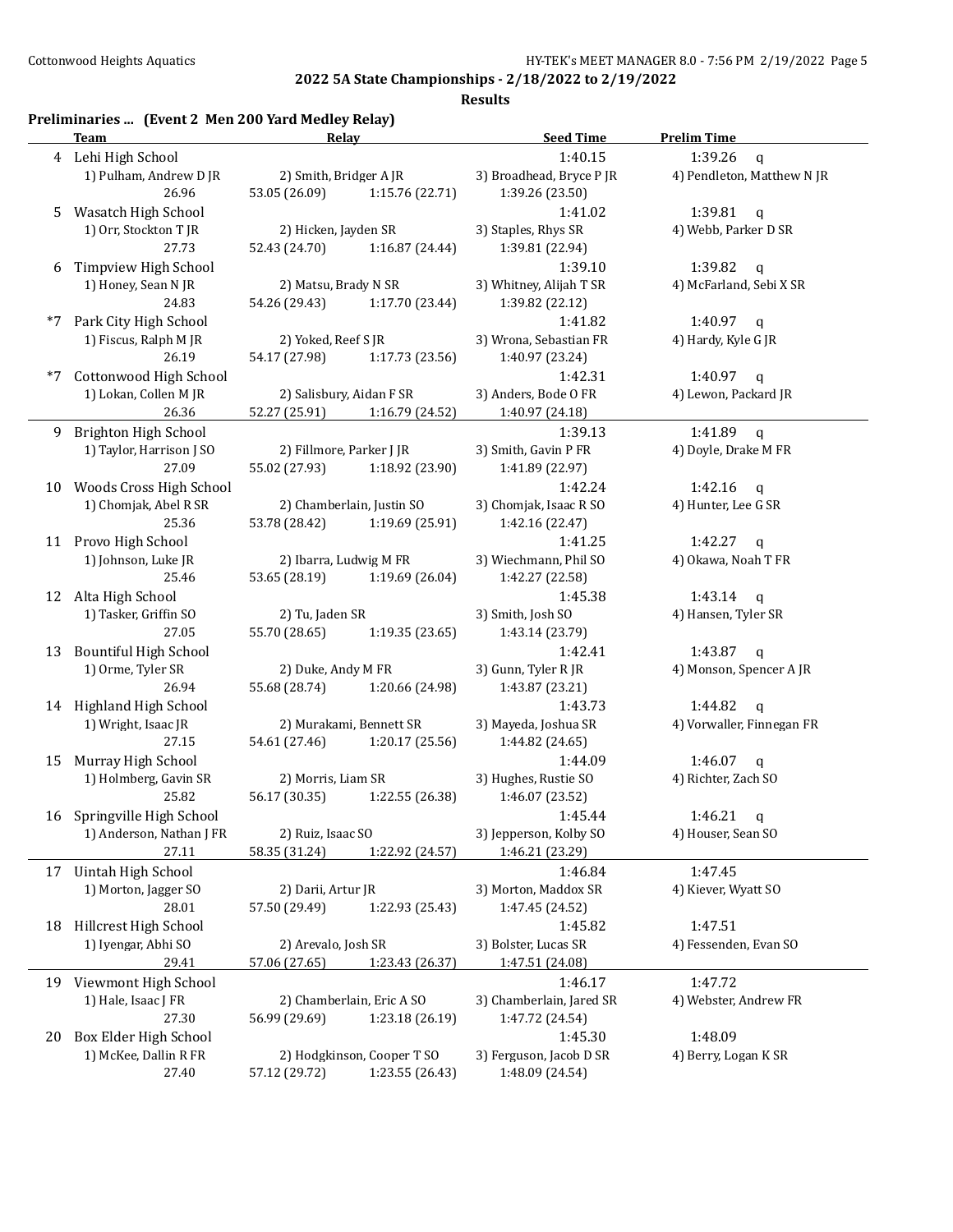## 2022 5A State Championships - 2/18/2022 to 2/19/2022

### Results

**Preliminaries ... (Event 2 Men 200 Yard Medley Relay)**

| | Team | Relay | | Seed Time | Prelim Time |
|---|---|---|---|---|---|
| 4 | Lehi High School | | | 1:40.15 | 1:39.26 q |
| | 1) Pulham, Andrew D JR | 2) Smith, Bridger A JR | | 3) Broadhead, Bryce P JR | 4) Pendleton, Matthew N JR |
| | 26.96 | 53.05 (26.09) | 1:15.76 (22.71) | 1:39.26 (23.50) | |
| 5 | Wasatch High School | | | 1:41.02 | 1:39.81 q |
| | 1) Orr, Stockton T JR | 2) Hicken, Jayden SR | | 3) Staples, Rhys SR | 4) Webb, Parker D SR |
| | 27.73 | 52.43 (24.70) | 1:16.87 (24.44) | 1:39.81 (22.94) | |
| 6 | Timpview High School | | | 1:39.10 | 1:39.82 q |
| | 1) Honey, Sean N JR | 2) Matsu, Brady N SR | | 3) Whitney, Alijah T SR | 4) McFarland, Sebi X SR |
| | 24.83 | 54.26 (29.43) | 1:17.70 (23.44) | 1:39.82 (22.12) | |
| *7 | Park City High School | | | 1:41.82 | 1:40.97 q |
| | 1) Fiscus, Ralph M JR | 2) Yoked, Reef S JR | | 3) Wrona, Sebastian FR | 4) Hardy, Kyle G JR |
| | 26.19 | 54.17 (27.98) | 1:17.73 (23.56) | 1:40.97 (23.24) | |
| *7 | Cottonwood High School | | | 1:42.31 | 1:40.97 q |
| | 1) Lokan, Collen M JR | 2) Salisbury, Aidan F SR | | 3) Anders, Bode O FR | 4) Lewon, Packard JR |
| | 26.36 | 52.27 (25.91) | 1:16.79 (24.52) | 1:40.97 (24.18) | |
| 9 | Brighton High School | | | 1:39.13 | 1:41.89 q |
| | 1) Taylor, Harrison J SO | 2) Fillmore, Parker J JR | | 3) Smith, Gavin P FR | 4) Doyle, Drake M FR |
| | 27.09 | 55.02 (27.93) | 1:18.92 (23.90) | 1:41.89 (22.97) | |
| 10 | Woods Cross High School | | | 1:42.24 | 1:42.16 q |
| | 1) Chomjak, Abel R SR | 2) Chamberlain, Justin SO | | 3) Chomjak, Isaac R SO | 4) Hunter, Lee G SR |
| | 25.36 | 53.78 (28.42) | 1:19.69 (25.91) | 1:42.16 (22.47) | |
| 11 | Provo High School | | | 1:41.25 | 1:42.27 q |
| | 1) Johnson, Luke JR | 2) Ibarra, Ludwig M FR | | 3) Wiechmann, Phil SO | 4) Okawa, Noah T FR |
| | 25.46 | 53.65 (28.19) | 1:19.69 (26.04) | 1:42.27 (22.58) | |
| 12 | Alta High School | | | 1:45.38 | 1:43.14 q |
| | 1) Tasker, Griffin SO | 2) Tu, Jaden SR | | 3) Smith, Josh SO | 4) Hansen, Tyler SR |
| | 27.05 | 55.70 (28.65) | 1:19.35 (23.65) | 1:43.14 (23.79) | |
| 13 | Bountiful High School | | | 1:42.41 | 1:43.87 q |
| | 1) Orme, Tyler SR | 2) Duke, Andy M FR | | 3) Gunn, Tyler R JR | 4) Monson, Spencer A JR |
| | 26.94 | 55.68 (28.74) | 1:20.66 (24.98) | 1:43.87 (23.21) | |
| 14 | Highland High School | | | 1:43.73 | 1:44.82 q |
| | 1) Wright, Isaac JR | 2) Murakami, Bennett SR | | 3) Mayeda, Joshua SR | 4) Vorwaller, Finnegan FR |
| | 27.15 | 54.61 (27.46) | 1:20.17 (25.56) | 1:44.82 (24.65) | |
| 15 | Murray High School | | | 1:44.09 | 1:46.07 q |
| | 1) Holmberg, Gavin SR | 2) Morris, Liam SR | | 3) Hughes, Rustie SO | 4) Richter, Zach SO |
| | 25.82 | 56.17 (30.35) | 1:22.55 (26.38) | 1:46.07 (23.52) | |
| 16 | Springville High School | | | 1:45.44 | 1:46.21 q |
| | 1) Anderson, Nathan J FR | 2) Ruiz, Isaac SO | | 3) Jepperson, Kolby SO | 4) Houser, Sean SO |
| | 27.11 | 58.35 (31.24) | 1:22.92 (24.57) | 1:46.21 (23.29) | |
| 17 | Uintah High School | | | 1:46.84 | 1:47.45 |
| | 1) Morton, Jagger SO | 2) Darii, Artur JR | | 3) Morton, Maddox SR | 4) Kiever, Wyatt SO |
| | 28.01 | 57.50 (29.49) | 1:22.93 (25.43) | 1:47.45 (24.52) | |
| 18 | Hillcrest High School | | | 1:45.82 | 1:47.51 |
| | 1) Iyengar, Abhi SO | 2) Arevalo, Josh SR | | 3) Bolster, Lucas SR | 4) Fessenden, Evan SO |
| | 29.41 | 57.06 (27.65) | 1:23.43 (26.37) | 1:47.51 (24.08) | |
| 19 | Viewmont High School | | | 1:46.17 | 1:47.72 |
| | 1) Hale, Isaac J FR | 2) Chamberlain, Eric A SO | | 3) Chamberlain, Jared SR | 4) Webster, Andrew FR |
| | 27.30 | 56.99 (29.69) | 1:23.18 (26.19) | 1:47.72 (24.54) | |
| 20 | Box Elder High School | | | 1:45.30 | 1:48.09 |
| | 1) McKee, Dallin R FR | 2) Hodgkinson, Cooper T SO | | 3) Ferguson, Jacob D SR | 4) Berry, Logan K SR |
| | 27.40 | 57.12 (29.72) | 1:23.55 (26.43) | 1:48.09 (24.54) | |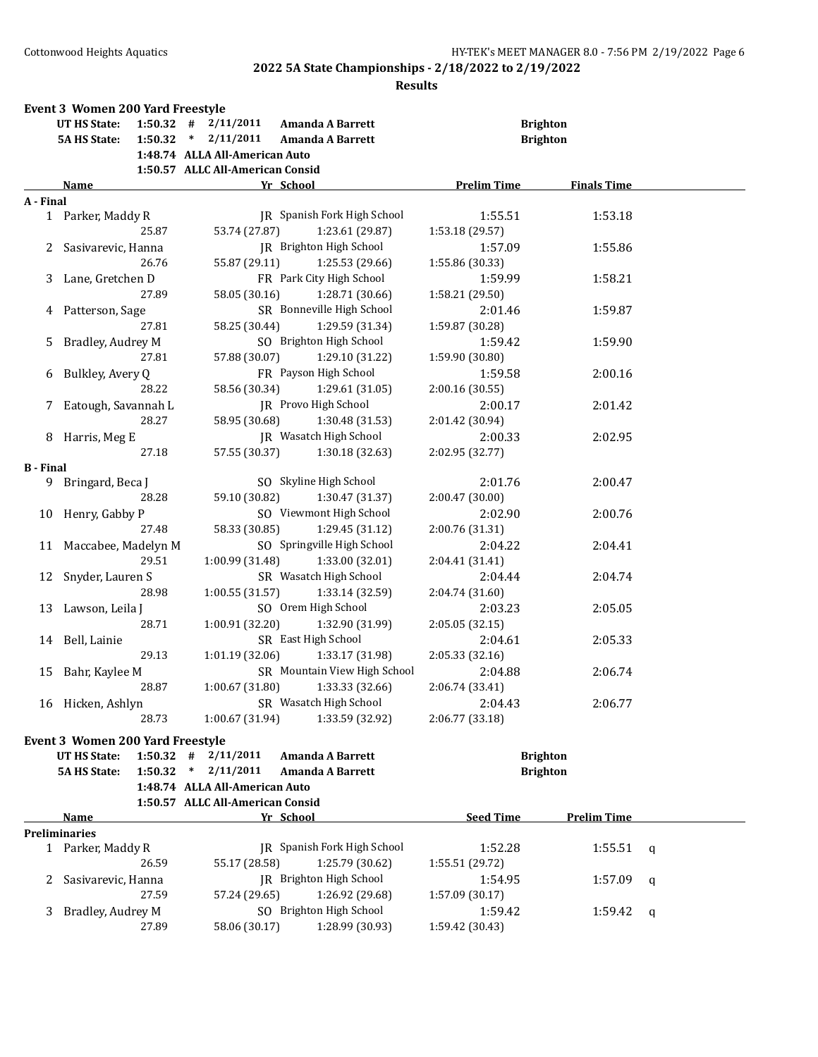## 2022 5A State Championships - 2/18/2022 to 2/19/2022

### Results

**Event 3 Women 200 Yard Freestyle**

| | | | | | |
|---|---|---|---|---|---|
| UT HS State: | 1:50.32 | # | 2/11/2011 | Amanda A Barrett | Brighton |
| 5A HS State: | 1:50.32 | * | 2/11/2011 | Amanda A Barrett | Brighton |
| | 1:48.74 | ALLA All-American Auto | | | |
| | 1:50.57 | ALLC All-American Consid | | | |

| | Name | Yr | School | Prelim Time | Finals Time |
|---|---|---|---|---|---|
| **A - Final** | | | | | |
| 1 | Parker, Maddy R | JR | Spanish Fork High School | 1:55.51 | 1:53.18 |
| | 25.87 | 53.74 (27.87) | 1:23.61 (29.87) | 1:53.18 (29.57) | |
| 2 | Sasivarevic, Hanna | JR | Brighton High School | 1:57.09 | 1:55.86 |
| | 26.76 | 55.87 (29.11) | 1:25.53 (29.66) | 1:55.86 (30.33) | |
| 3 | Lane, Gretchen D | FR | Park City High School | 1:59.99 | 1:58.21 |
| | 27.89 | 58.05 (30.16) | 1:28.71 (30.66) | 1:58.21 (29.50) | |
| 4 | Patterson, Sage | SR | Bonneville High School | 2:01.46 | 1:59.87 |
| | 27.81 | 58.25 (30.44) | 1:29.59 (31.34) | 1:59.87 (30.28) | |
| 5 | Bradley, Audrey M | SO | Brighton High School | 1:59.42 | 1:59.90 |
| | 27.81 | 57.88 (30.07) | 1:29.10 (31.22) | 1:59.90 (30.80) | |
| 6 | Bulkley, Avery Q | FR | Payson High School | 1:59.58 | 2:00.16 |
| | 28.22 | 58.56 (30.34) | 1:29.61 (31.05) | 2:00.16 (30.55) | |
| 7 | Eatough, Savannah L | JR | Provo High School | 2:00.17 | 2:01.42 |
| | 28.27 | 58.95 (30.68) | 1:30.48 (31.53) | 2:01.42 (30.94) | |
| 8 | Harris, Meg E | JR | Wasatch High School | 2:00.33 | 2:02.95 |
| | 27.18 | 57.55 (30.37) | 1:30.18 (32.63) | 2:02.95 (32.77) | |
| **B - Final** | | | | | |
| 9 | Bringard, Beca J | SO | Skyline High School | 2:01.76 | 2:00.47 |
| | 28.28 | 59.10 (30.82) | 1:30.47 (31.37) | 2:00.47 (30.00) | |
| 10 | Henry, Gabby P | SO | Viewmont High School | 2:02.90 | 2:00.76 |
| | 27.48 | 58.33 (30.85) | 1:29.45 (31.12) | 2:00.76 (31.31) | |
| 11 | Maccabee, Madelyn M | SO | Springville High School | 2:04.22 | 2:04.41 |
| | 29.51 | 1:00.99 (31.48) | 1:33.00 (32.01) | 2:04.41 (31.41) | |
| 12 | Snyder, Lauren S | SR | Wasatch High School | 2:04.44 | 2:04.74 |
| | 28.98 | 1:00.55 (31.57) | 1:33.14 (32.59) | 2:04.74 (31.60) | |
| 13 | Lawson, Leila J | SO | Orem High School | 2:03.23 | 2:05.05 |
| | 28.71 | 1:00.91 (32.20) | 1:32.90 (31.99) | 2:05.05 (32.15) | |
| 14 | Bell, Lainie | SR | East High School | 2:04.61 | 2:05.33 |
| | 29.13 | 1:01.19 (32.06) | 1:33.17 (31.98) | 2:05.33 (32.16) | |
| 15 | Bahr, Kaylee M | SR | Mountain View High School | 2:04.88 | 2:06.74 |
| | 28.87 | 1:00.67 (31.80) | 1:33.33 (32.66) | 2:06.74 (33.41) | |
| 16 | Hicken, Ashlyn | SR | Wasatch High School | 2:04.43 | 2:06.77 |
| | 28.73 | 1:00.67 (31.94) | 1:33.59 (32.92) | 2:06.77 (33.18) | |

**Event 3 Women 200 Yard Freestyle**

| | | | | | |
|---|---|---|---|---|---|
| UT HS State: | 1:50.32 | # | 2/11/2011 | Amanda A Barrett | Brighton |
| 5A HS State: | 1:50.32 | * | 2/11/2011 | Amanda A Barrett | Brighton |
| | 1:48.74 | ALLA All-American Auto | | | |
| | 1:50.57 | ALLC All-American Consid | | | |

| | Name | Yr | School | Seed Time | Prelim Time | |
|---|---|---|---|---|---|---|
| **Preliminaries** | | | | | | |
| 1 | Parker, Maddy R | JR | Spanish Fork High School | 1:52.28 | 1:55.51 | q |
| | 26.59 | 55.17 (28.58) | 1:25.79 (30.62) | 1:55.51 (29.72) | | |
| 2 | Sasivarevic, Hanna | JR | Brighton High School | 1:54.95 | 1:57.09 | q |
| | 27.59 | 57.24 (29.65) | 1:26.92 (29.68) | 1:57.09 (30.17) | | |
| 3 | Bradley, Audrey M | SO | Brighton High School | 1:59.42 | 1:59.42 | q |
| | 27.89 | 58.06 (30.17) | 1:28.99 (30.93) | 1:59.42 (30.43) | | |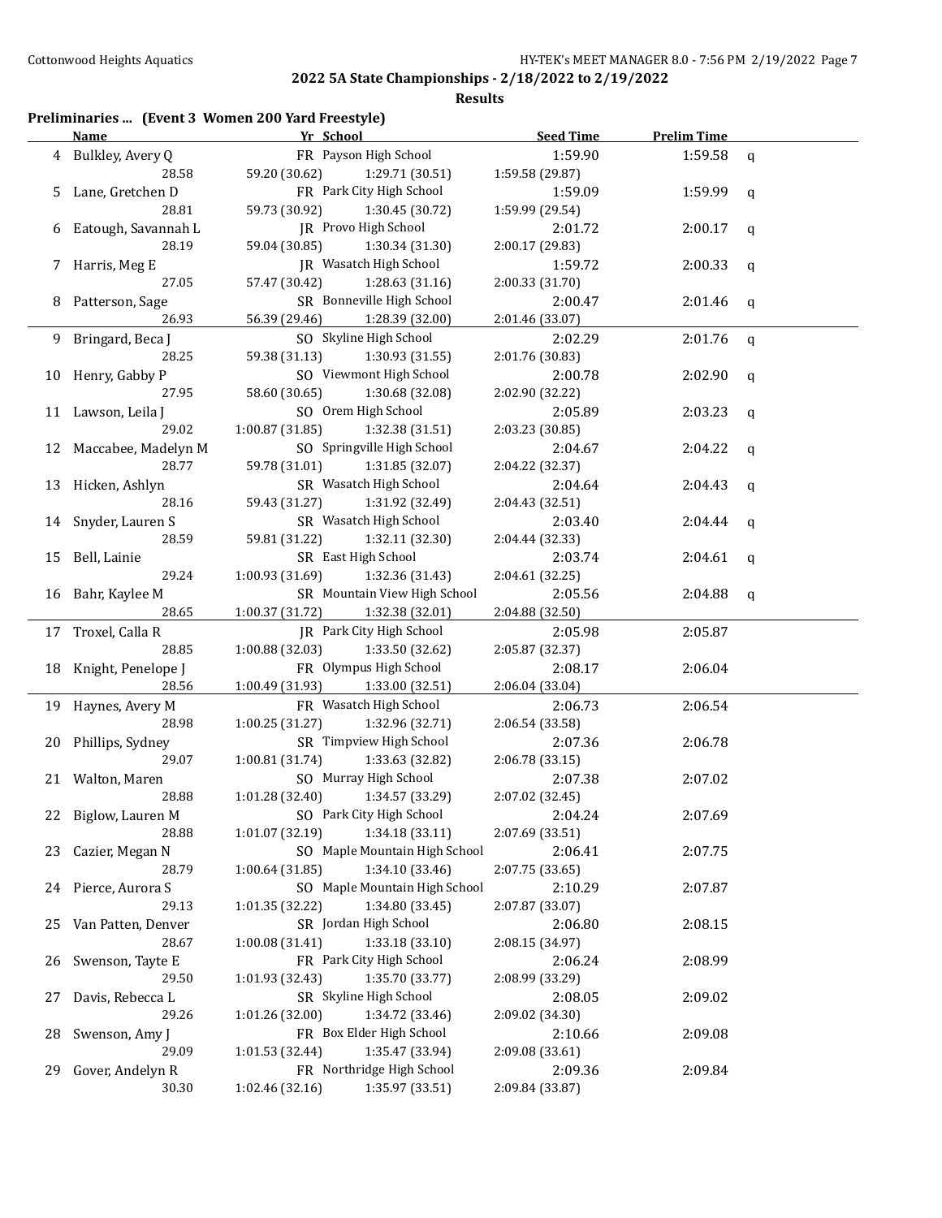## 2022 5A State Championships - 2/18/2022 to 2/19/2022

### Results

**Preliminaries ... (Event 3 Women 200 Yard Freestyle)**

| | Name | Yr | School | Seed Time | Prelim Time | |
|---|---|---|---|---|---|---|
| 4 | Bulkley, Avery Q | FR | Payson High School | 1:59.90 | 1:59.58 | q |
| | 28.58 | 59.20 (30.62) | 1:29.71 (30.51) | 1:59.58 (29.87) | | |
| 5 | Lane, Gretchen D | FR | Park City High School | 1:59.09 | 1:59.99 | q |
| | 28.81 | 59.73 (30.92) | 1:30.45 (30.72) | 1:59.99 (29.54) | | |
| 6 | Eatough, Savannah L | JR | Provo High School | 2:01.72 | 2:00.17 | q |
| | 28.19 | 59.04 (30.85) | 1:30.34 (31.30) | 2:00.17 (29.83) | | |
| 7 | Harris, Meg E | JR | Wasatch High School | 1:59.72 | 2:00.33 | q |
| | 27.05 | 57.47 (30.42) | 1:28.63 (31.16) | 2:00.33 (31.70) | | |
| 8 | Patterson, Sage | SR | Bonneville High School | 2:00.47 | 2:01.46 | q |
| | 26.93 | 56.39 (29.46) | 1:28.39 (32.00) | 2:01.46 (33.07) | | |
| 9 | Bringard, Beca J | SO | Skyline High School | 2:02.29 | 2:01.76 | q |
| | 28.25 | 59.38 (31.13) | 1:30.93 (31.55) | 2:01.76 (30.83) | | |
| 10 | Henry, Gabby P | SO | Viewmont High School | 2:00.78 | 2:02.90 | q |
| | 27.95 | 58.60 (30.65) | 1:30.68 (32.08) | 2:02.90 (32.22) | | |
| 11 | Lawson, Leila J | SO | Orem High School | 2:05.89 | 2:03.23 | q |
| | 29.02 | 1:00.87 (31.85) | 1:32.38 (31.51) | 2:03.23 (30.85) | | |
| 12 | Maccabee, Madelyn M | SO | Springville High School | 2:04.67 | 2:04.22 | q |
| | 28.77 | 59.78 (31.01) | 1:31.85 (32.07) | 2:04.22 (32.37) | | |
| 13 | Hicken, Ashlyn | SR | Wasatch High School | 2:04.64 | 2:04.43 | q |
| | 28.16 | 59.43 (31.27) | 1:31.92 (32.49) | 2:04.43 (32.51) | | |
| 14 | Snyder, Lauren S | SR | Wasatch High School | 2:03.40 | 2:04.44 | q |
| | 28.59 | 59.81 (31.22) | 1:32.11 (32.30) | 2:04.44 (32.33) | | |
| 15 | Bell, Lainie | SR | East High School | 2:03.74 | 2:04.61 | q |
| | 29.24 | 1:00.93 (31.69) | 1:32.36 (31.43) | 2:04.61 (32.25) | | |
| 16 | Bahr, Kaylee M | SR | Mountain View High School | 2:05.56 | 2:04.88 | q |
| | 28.65 | 1:00.37 (31.72) | 1:32.38 (32.01) | 2:04.88 (32.50) | | |
| 17 | Troxel, Calla R | JR | Park City High School | 2:05.98 | 2:05.87 | |
| | 28.85 | 1:00.88 (32.03) | 1:33.50 (32.62) | 2:05.87 (32.37) | | |
| 18 | Knight, Penelope J | FR | Olympus High School | 2:08.17 | 2:06.04 | |
| | 28.56 | 1:00.49 (31.93) | 1:33.00 (32.51) | 2:06.04 (33.04) | | |
| 19 | Haynes, Avery M | FR | Wasatch High School | 2:06.73 | 2:06.54 | |
| | 28.98 | 1:00.25 (31.27) | 1:32.96 (32.71) | 2:06.54 (33.58) | | |
| 20 | Phillips, Sydney | SR | Timpview High School | 2:07.36 | 2:06.78 | |
| | 29.07 | 1:00.81 (31.74) | 1:33.63 (32.82) | 2:06.78 (33.15) | | |
| 21 | Walton, Maren | SO | Murray High School | 2:07.38 | 2:07.02 | |
| | 28.88 | 1:01.28 (32.40) | 1:34.57 (33.29) | 2:07.02 (32.45) | | |
| 22 | Biglow, Lauren M | SO | Park City High School | 2:04.24 | 2:07.69 | |
| | 28.88 | 1:01.07 (32.19) | 1:34.18 (33.11) | 2:07.69 (33.51) | | |
| 23 | Cazier, Megan N | SO | Maple Mountain High School | 2:06.41 | 2:07.75 | |
| | 28.79 | 1:00.64 (31.85) | 1:34.10 (33.46) | 2:07.75 (33.65) | | |
| 24 | Pierce, Aurora S | SO | Maple Mountain High School | 2:10.29 | 2:07.87 | |
| | 29.13 | 1:01.35 (32.22) | 1:34.80 (33.45) | 2:07.87 (33.07) | | |
| 25 | Van Patten, Denver | SR | Jordan High School | 2:06.80 | 2:08.15 | |
| | 28.67 | 1:00.08 (31.41) | 1:33.18 (33.10) | 2:08.15 (34.97) | | |
| 26 | Swenson, Tayte E | FR | Park City High School | 2:06.24 | 2:08.99 | |
| | 29.50 | 1:01.93 (32.43) | 1:35.70 (33.77) | 2:08.99 (33.29) | | |
| 27 | Davis, Rebecca L | SR | Skyline High School | 2:08.05 | 2:09.02 | |
| | 29.26 | 1:01.26 (32.00) | 1:34.72 (33.46) | 2:09.02 (34.30) | | |
| 28 | Swenson, Amy J | FR | Box Elder High School | 2:10.66 | 2:09.08 | |
| | 29.09 | 1:01.53 (32.44) | 1:35.47 (33.94) | 2:09.08 (33.61) | | |
| 29 | Gover, Andelyn R | FR | Northridge High School | 2:09.36 | 2:09.84 | |
| | 30.30 | 1:02.46 (32.16) | 1:35.97 (33.51) | 2:09.84 (33.87) | | |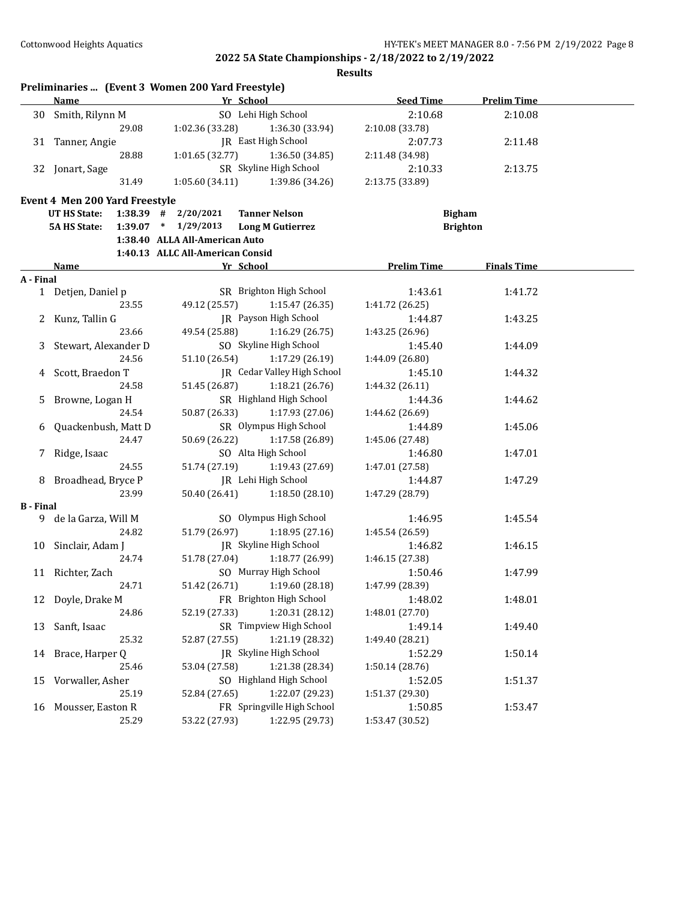**2022 5A State Championships - 2/18/2022 to 2/19/2022**

**Results**

## Preliminaries ... (Event 3 Women 200 Yard Freestyle)

| | Name | Yr | School | Seed Time | Prelim Time |
|---|---|---|---|---|---|
| 30 | Smith, Rilynn M | SO | Lehi High School | 2:10.68 | 2:10.08 |
| | 29.08 | 1:02.36 (33.28) | 1:36.30 (33.94) | 2:10.08 (33.78) | |
| 31 | Tanner, Angie | JR | East High School | 2:07.73 | 2:11.48 |
| | 28.88 | 1:01.65 (32.77) | 1:36.50 (34.85) | 2:11.48 (34.98) | |
| 32 | Jonart, Sage | SR | Skyline High School | 2:10.33 | 2:13.75 |
| | 31.49 | 1:05.60 (34.11) | 1:39.86 (34.26) | 2:13.75 (33.89) | |

## Event 4 Men 200 Yard Freestyle

| | | | | | |
|---|---|---|---|---|---|
| UT HS State: | 1:38.39 | # | 2/20/2021 | Tanner Nelson | Bigham |
| 5A HS State: | 1:39.07 | * | 1/29/2013 | Long M Gutierrez | Brighton |
| | 1:38.40 | | ALLA All-American Auto | | |
| | 1:40.13 | | ALLC All-American Consid | | |

| | Name | Yr | School | Prelim Time | Finals Time |
|---|---|---|---|---|---|
| **A - Final** | | | | | |
| 1 | Detjen, Daniel p | SR | Brighton High School | 1:43.61 | 1:41.72 |
| | 23.55 | 49.12 (25.57) | 1:15.47 (26.35) | 1:41.72 (26.25) | |
| 2 | Kunz, Tallin G | JR | Payson High School | 1:44.87 | 1:43.25 |
| | 23.66 | 49.54 (25.88) | 1:16.29 (26.75) | 1:43.25 (26.96) | |
| 3 | Stewart, Alexander D | SO | Skyline High School | 1:45.40 | 1:44.09 |
| | 24.56 | 51.10 (26.54) | 1:17.29 (26.19) | 1:44.09 (26.80) | |
| 4 | Scott, Braedon T | JR | Cedar Valley High School | 1:45.10 | 1:44.32 |
| | 24.58 | 51.45 (26.87) | 1:18.21 (26.76) | 1:44.32 (26.11) | |
| 5 | Browne, Logan H | SR | Highland High School | 1:44.36 | 1:44.62 |
| | 24.54 | 50.87 (26.33) | 1:17.93 (27.06) | 1:44.62 (26.69) | |
| 6 | Quackenbush, Matt D | SR | Olympus High School | 1:44.89 | 1:45.06 |
| | 24.47 | 50.69 (26.22) | 1:17.58 (26.89) | 1:45.06 (27.48) | |
| 7 | Ridge, Isaac | SO | Alta High School | 1:46.80 | 1:47.01 |
| | 24.55 | 51.74 (27.19) | 1:19.43 (27.69) | 1:47.01 (27.58) | |
| 8 | Broadhead, Bryce P | JR | Lehi High School | 1:44.87 | 1:47.29 |
| | 23.99 | 50.40 (26.41) | 1:18.50 (28.10) | 1:47.29 (28.79) | |
| **B - Final** | | | | | |
| 9 | de la Garza, Will M | SO | Olympus High School | 1:46.95 | 1:45.54 |
| | 24.82 | 51.79 (26.97) | 1:18.95 (27.16) | 1:45.54 (26.59) | |
| 10 | Sinclair, Adam J | JR | Skyline High School | 1:46.82 | 1:46.15 |
| | 24.74 | 51.78 (27.04) | 1:18.77 (26.99) | 1:46.15 (27.38) | |
| 11 | Richter, Zach | SO | Murray High School | 1:50.46 | 1:47.99 |
| | 24.71 | 51.42 (26.71) | 1:19.60 (28.18) | 1:47.99 (28.39) | |
| 12 | Doyle, Drake M | FR | Brighton High School | 1:48.02 | 1:48.01 |
| | 24.86 | 52.19 (27.33) | 1:20.31 (28.12) | 1:48.01 (27.70) | |
| 13 | Sanft, Isaac | SR | Timpview High School | 1:49.14 | 1:49.40 |
| | 25.32 | 52.87 (27.55) | 1:21.19 (28.32) | 1:49.40 (28.21) | |
| 14 | Brace, Harper Q | JR | Skyline High School | 1:52.29 | 1:50.14 |
| | 25.46 | 53.04 (27.58) | 1:21.38 (28.34) | 1:50.14 (28.76) | |
| 15 | Vorwaller, Asher | SO | Highland High School | 1:52.05 | 1:51.37 |
| | 25.19 | 52.84 (27.65) | 1:22.07 (29.23) | 1:51.37 (29.30) | |
| 16 | Mousser, Easton R | FR | Springville High School | 1:50.85 | 1:53.47 |
| | 25.29 | 53.22 (27.93) | 1:22.95 (29.73) | 1:53.47 (30.52) | |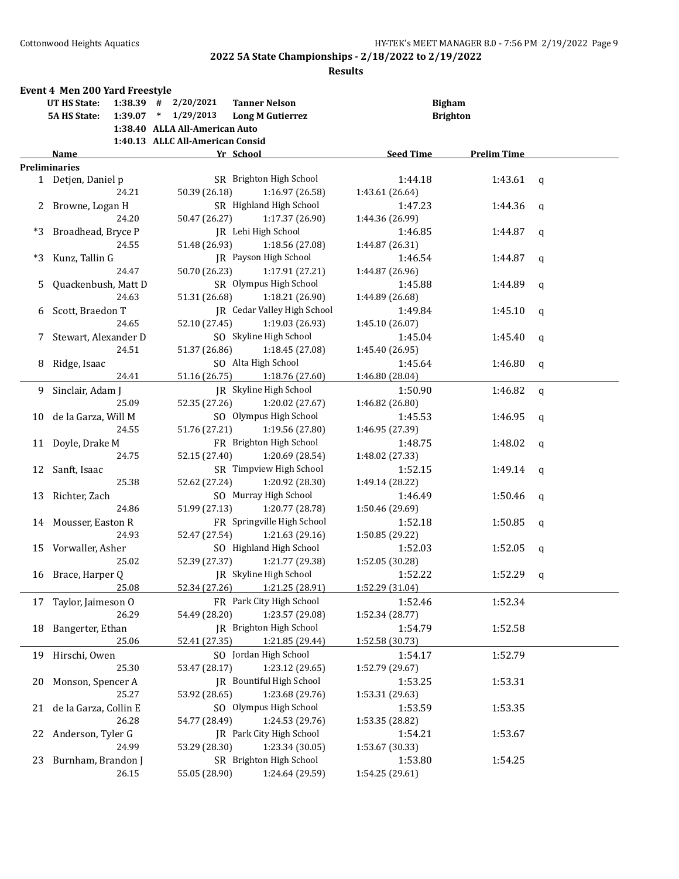## 2022 5A State Championships - 2/18/2022 to 2/19/2022

### Results

#### Event 4 Men 200 Yard Freestyle

| | | | | | |
|---|---|---|---|---|---|
| UT HS State: | 1:38.39 | # | 2/20/2021 | Tanner Nelson | Bigham |
| 5A HS State: | 1:39.07 | * | 1/29/2013 | Long M Gutierrez | Brighton |
| | 1:38.40 | | ALLA All-American Auto | | |
| | 1:40.13 | | ALLC All-American Consid | | |

| | Name | Yr | School | Seed Time | Prelim Time | |
|---|---|---|---|---|---|---|
| **Preliminaries** | | | | | | |
| 1 | Detjen, Daniel p | SR | Brighton High School | 1:44.18 | 1:43.61 | q |
| | 24.21 | 50.39 (26.18) | 1:16.97 (26.58) | 1:43.61 (26.64) | | |
| 2 | Browne, Logan H | SR | Highland High School | 1:47.23 | 1:44.36 | q |
| | 24.20 | 50.47 (26.27) | 1:17.37 (26.90) | 1:44.36 (26.99) | | |
| *3 | Broadhead, Bryce P | JR | Lehi High School | 1:46.85 | 1:44.87 | q |
| | 24.55 | 51.48 (26.93) | 1:18.56 (27.08) | 1:44.87 (26.31) | | |
| *3 | Kunz, Tallin G | JR | Payson High School | 1:46.54 | 1:44.87 | q |
| | 24.47 | 50.70 (26.23) | 1:17.91 (27.21) | 1:44.87 (26.96) | | |
| 5 | Quackenbush, Matt D | SR | Olympus High School | 1:45.88 | 1:44.89 | q |
| | 24.63 | 51.31 (26.68) | 1:18.21 (26.90) | 1:44.89 (26.68) | | |
| 6 | Scott, Braedon T | JR | Cedar Valley High School | 1:49.84 | 1:45.10 | q |
| | 24.65 | 52.10 (27.45) | 1:19.03 (26.93) | 1:45.10 (26.07) | | |
| 7 | Stewart, Alexander D | SO | Skyline High School | 1:45.04 | 1:45.40 | q |
| | 24.51 | 51.37 (26.86) | 1:18.45 (27.08) | 1:45.40 (26.95) | | |
| 8 | Ridge, Isaac | SO | Alta High School | 1:45.64 | 1:46.80 | q |
| | 24.41 | 51.16 (26.75) | 1:18.76 (27.60) | 1:46.80 (28.04) | | |
| 9 | Sinclair, Adam J | JR | Skyline High School | 1:50.90 | 1:46.82 | q |
| | 25.09 | 52.35 (27.26) | 1:20.02 (27.67) | 1:46.82 (26.80) | | |
| 10 | de la Garza, Will M | SO | Olympus High School | 1:45.53 | 1:46.95 | q |
| | 24.55 | 51.76 (27.21) | 1:19.56 (27.80) | 1:46.95 (27.39) | | |
| 11 | Doyle, Drake M | FR | Brighton High School | 1:48.75 | 1:48.02 | q |
| | 24.75 | 52.15 (27.40) | 1:20.69 (28.54) | 1:48.02 (27.33) | | |
| 12 | Sanft, Isaac | SR | Timpview High School | 1:52.15 | 1:49.14 | q |
| | 25.38 | 52.62 (27.24) | 1:20.92 (28.30) | 1:49.14 (28.22) | | |
| 13 | Richter, Zach | SO | Murray High School | 1:46.49 | 1:50.46 | q |
| | 24.86 | 51.99 (27.13) | 1:20.77 (28.78) | 1:50.46 (29.69) | | |
| 14 | Mousser, Easton R | FR | Springville High School | 1:52.18 | 1:50.85 | q |
| | 24.93 | 52.47 (27.54) | 1:21.63 (29.16) | 1:50.85 (29.22) | | |
| 15 | Vorwaller, Asher | SO | Highland High School | 1:52.03 | 1:52.05 | q |
| | 25.02 | 52.39 (27.37) | 1:21.77 (29.38) | 1:52.05 (30.28) | | |
| 16 | Brace, Harper Q | JR | Skyline High School | 1:52.22 | 1:52.29 | q |
| | 25.08 | 52.34 (27.26) | 1:21.25 (28.91) | 1:52.29 (31.04) | | |
| 17 | Taylor, Jaimeson O | FR | Park City High School | 1:52.46 | 1:52.34 | |
| | 26.29 | 54.49 (28.20) | 1:23.57 (29.08) | 1:52.34 (28.77) | | |
| 18 | Bangerter, Ethan | JR | Brighton High School | 1:54.79 | 1:52.58 | |
| | 25.06 | 52.41 (27.35) | 1:21.85 (29.44) | 1:52.58 (30.73) | | |
| 19 | Hirschi, Owen | SO | Jordan High School | 1:54.17 | 1:52.79 | |
| | 25.30 | 53.47 (28.17) | 1:23.12 (29.65) | 1:52.79 (29.67) | | |
| 20 | Monson, Spencer A | JR | Bountiful High School | 1:53.25 | 1:53.31 | |
| | 25.27 | 53.92 (28.65) | 1:23.68 (29.76) | 1:53.31 (29.63) | | |
| 21 | de la Garza, Collin E | SO | Olympus High School | 1:53.59 | 1:53.35 | |
| | 26.28 | 54.77 (28.49) | 1:24.53 (29.76) | 1:53.35 (28.82) | | |
| 22 | Anderson, Tyler G | JR | Park City High School | 1:54.21 | 1:53.67 | |
| | 24.99 | 53.29 (28.30) | 1:23.34 (30.05) | 1:53.67 (30.33) | | |
| 23 | Burnham, Brandon J | SR | Brighton High School | 1:53.80 | 1:54.25 | |
| | 26.15 | 55.05 (28.90) | 1:24.64 (29.59) | 1:54.25 (29.61) | | |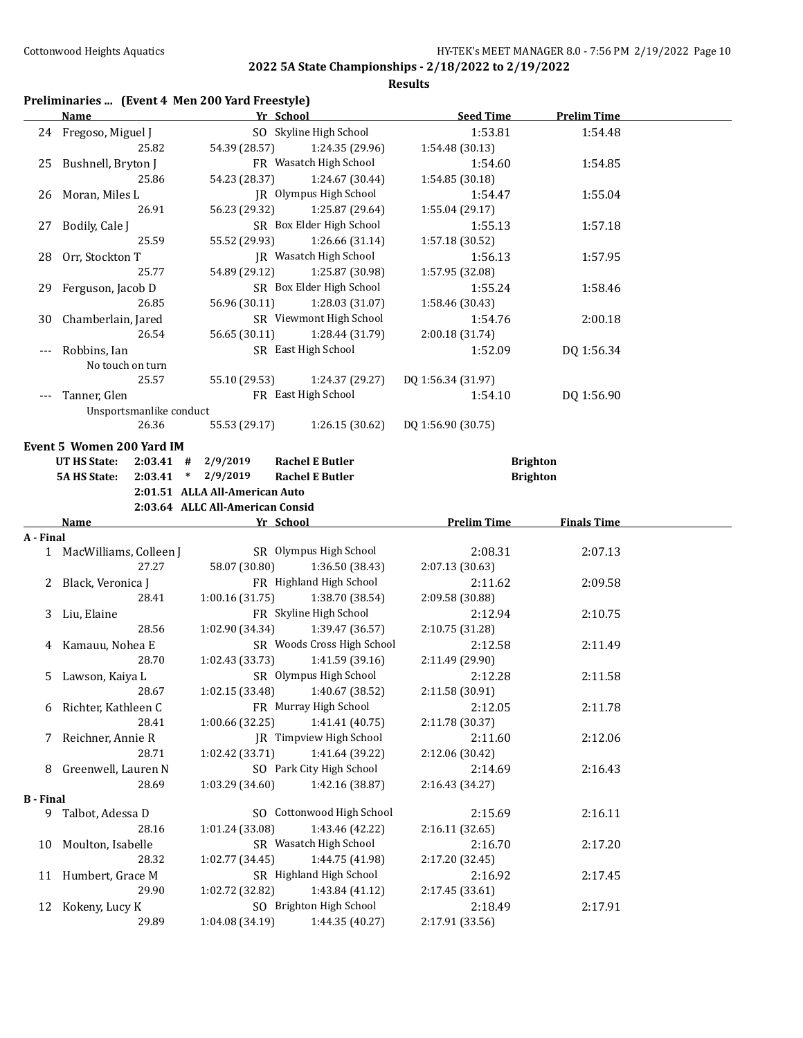**2022 5A State Championships - 2/18/2022 to 2/19/2022**

**Results**

### Preliminaries ... (Event 4 Men 200 Yard Freestyle)

| | Name | Yr | School | Seed Time | Prelim Time |
|---|---|---|---|---|---|
| 24 | Fregoso, Miguel J | SO | Skyline High School | 1:53.81 | 1:54.48 |
| | 25.82 | 54.39 (28.57) | 1:24.35 (29.96) | 1:54.48 (30.13) | |
| 25 | Bushnell, Bryton J | FR | Wasatch High School | 1:54.60 | 1:54.85 |
| | 25.86 | 54.23 (28.37) | 1:24.67 (30.44) | 1:54.85 (30.18) | |
| 26 | Moran, Miles L | JR | Olympus High School | 1:54.47 | 1:55.04 |
| | 26.91 | 56.23 (29.32) | 1:25.87 (29.64) | 1:55.04 (29.17) | |
| 27 | Bodily, Cale J | SR | Box Elder High School | 1:55.13 | 1:57.18 |
| | 25.59 | 55.52 (29.93) | 1:26.66 (31.14) | 1:57.18 (30.52) | |
| 28 | Orr, Stockton T | JR | Wasatch High School | 1:56.13 | 1:57.95 |
| | 25.77 | 54.89 (29.12) | 1:25.87 (30.98) | 1:57.95 (32.08) | |
| 29 | Ferguson, Jacob D | SR | Box Elder High School | 1:55.24 | 1:58.46 |
| | 26.85 | 56.96 (30.11) | 1:28.03 (31.07) | 1:58.46 (30.43) | |
| 30 | Chamberlain, Jared | SR | Viewmont High School | 1:54.76 | 2:00.18 |
| | 26.54 | 56.65 (30.11) | 1:28.44 (31.79) | 2:00.18 (31.74) | |
| --- | Robbins, Ian | SR | East High School | 1:52.09 | DQ 1:56.34 |
| | No touch on turn | | | | |
| | 25.57 | 55.10 (29.53) | 1:24.37 (29.27) | DQ 1:56.34 (31.97) | |
| --- | Tanner, Glen | FR | East High School | 1:54.10 | DQ 1:56.90 |
| | Unsportsmanlike conduct | | | | |
| | 26.36 | 55.53 (29.17) | 1:26.15 (30.62) | DQ 1:56.90 (30.75) | |

### Event 5 Women 200 Yard IM

| | | | | |
|---|---|---|---|---|
| **UT HS State:** | **2:03.41 #** | **2/9/2019** | **Rachel E Butler** | **Brighton** |
| **5A HS State:** | **2:03.41 *** | **2/9/2019** | **Rachel E Butler** | **Brighton** |
| | **2:01.51** | **ALLA All-American Auto** | | |
| | **2:03.64** | **ALLC All-American Consid** | | |

| | Name | Yr | School | Prelim Time | Finals Time |
|---|---|---|---|---|---|
| **A - Final** | | | | | |
| 1 | MacWilliams, Colleen J | SR | Olympus High School | 2:08.31 | 2:07.13 |
| | 27.27 | 58.07 (30.80) | 1:36.50 (38.43) | 2:07.13 (30.63) | |
| 2 | Black, Veronica J | FR | Highland High School | 2:11.62 | 2:09.58 |
| | 28.41 | 1:00.16 (31.75) | 1:38.70 (38.54) | 2:09.58 (30.88) | |
| 3 | Liu, Elaine | FR | Skyline High School | 2:12.94 | 2:10.75 |
| | 28.56 | 1:02.90 (34.34) | 1:39.47 (36.57) | 2:10.75 (31.28) | |
| 4 | Kamauu, Nohea E | SR | Woods Cross High School | 2:12.58 | 2:11.49 |
| | 28.70 | 1:02.43 (33.73) | 1:41.59 (39.16) | 2:11.49 (29.90) | |
| 5 | Lawson, Kaiya L | SR | Olympus High School | 2:12.28 | 2:11.58 |
| | 28.67 | 1:02.15 (33.48) | 1:40.67 (38.52) | 2:11.58 (30.91) | |
| 6 | Richter, Kathleen C | FR | Murray High School | 2:12.05 | 2:11.78 |
| | 28.41 | 1:00.66 (32.25) | 1:41.41 (40.75) | 2:11.78 (30.37) | |
| 7 | Reichner, Annie R | JR | Timpview High School | 2:11.60 | 2:12.06 |
| | 28.71 | 1:02.42 (33.71) | 1:41.64 (39.22) | 2:12.06 (30.42) | |
| 8 | Greenwell, Lauren N | SO | Park City High School | 2:14.69 | 2:16.43 |
| | 28.69 | 1:03.29 (34.60) | 1:42.16 (38.87) | 2:16.43 (34.27) | |
| **B - Final** | | | | | |
| 9 | Talbot, Adessa D | SO | Cottonwood High School | 2:15.69 | 2:16.11 |
| | 28.16 | 1:01.24 (33.08) | 1:43.46 (42.22) | 2:16.11 (32.65) | |
| 10 | Moulton, Isabelle | SR | Wasatch High School | 2:16.70 | 2:17.20 |
| | 28.32 | 1:02.77 (34.45) | 1:44.75 (41.98) | 2:17.20 (32.45) | |
| 11 | Humbert, Grace M | SR | Highland High School | 2:16.92 | 2:17.45 |
| | 29.90 | 1:02.72 (32.82) | 1:43.84 (41.12) | 2:17.45 (33.61) | |
| 12 | Kokeny, Lucy K | SO | Brighton High School | 2:18.49 | 2:17.91 |
| | 29.89 | 1:04.08 (34.19) | 1:44.35 (40.27) | 2:17.91 (33.56) | |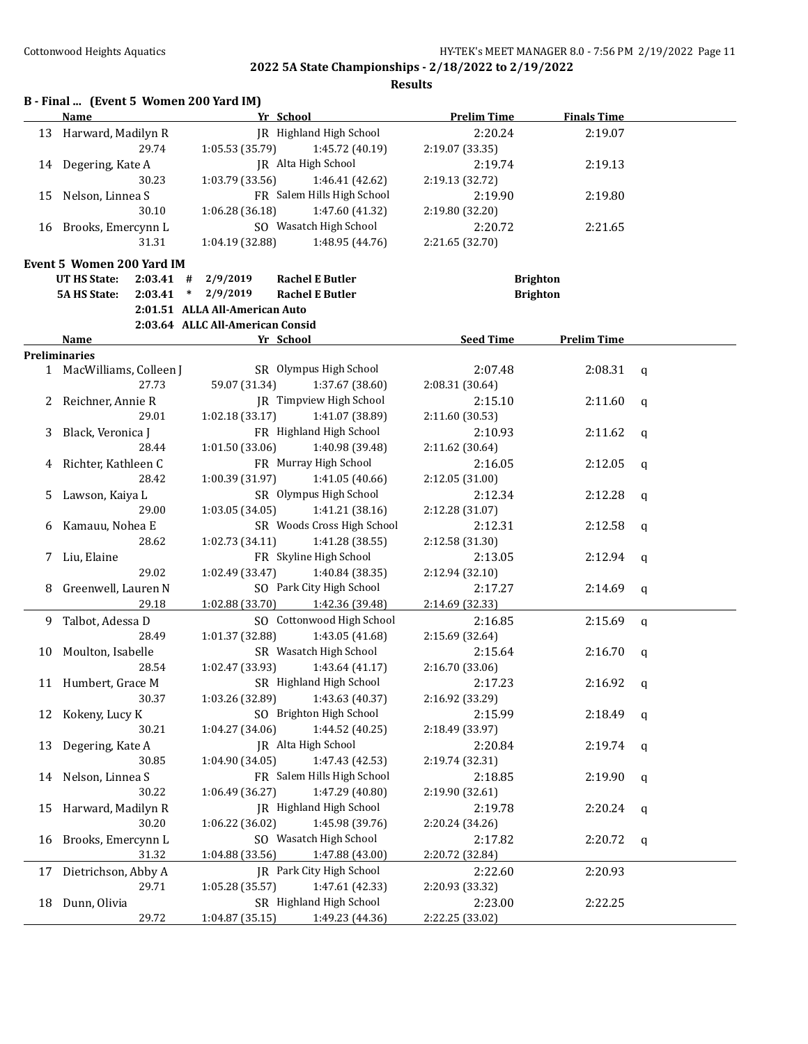## B - Final ... (Event 5 Women 200 Yard IM)

| | Name | Yr | School | Prelim Time | Finals Time |
|---|---|---|---|---|---|
| 13 | Harward, Madilyn R | JR | Highland High School | 2:20.24 | 2:19.07 |
| | 29.74 | 1:05.53 (35.79) | 1:45.72 (40.19) | 2:19.07 (33.35) | |
| 14 | Degering, Kate A | JR | Alta High School | 2:19.74 | 2:19.13 |
| | 30.23 | 1:03.79 (33.56) | 1:46.41 (42.62) | 2:19.13 (32.72) | |
| 15 | Nelson, Linnea S | FR | Salem Hills High School | 2:19.90 | 2:19.80 |
| | 30.10 | 1:06.28 (36.18) | 1:47.60 (41.32) | 2:19.80 (32.20) | |
| 16 | Brooks, Emercynn L | SO | Wasatch High School | 2:20.72 | 2:21.65 |
| | 31.31 | 1:04.19 (32.88) | 1:48.95 (44.76) | 2:21.65 (32.70) | |

## Event 5 Women 200 Yard IM

UT HS State: 2:03.41 # 2/9/2019 Rachel E Butler Brighton
5A HS State: 2:03.41 * 2/9/2019 Rachel E Butler Brighton
2:01.51 ALLA All-American Auto
2:03.64 ALLC All-American Consid

| | Name | Yr | School | Seed Time | Prelim Time | |
|---|---|---|---|---|---|---|
| **Preliminaries** | | | | | | |
| 1 | MacWilliams, Colleen J | SR | Olympus High School | 2:07.48 | 2:08.31 | q |
| | 27.73 | 59.07 (31.34) | 1:37.67 (38.60) | 2:08.31 (30.64) | | |
| 2 | Reichner, Annie R | JR | Timpview High School | 2:15.10 | 2:11.60 | q |
| | 29.01 | 1:02.18 (33.17) | 1:41.07 (38.89) | 2:11.60 (30.53) | | |
| 3 | Black, Veronica J | FR | Highland High School | 2:10.93 | 2:11.62 | q |
| | 28.44 | 1:01.50 (33.06) | 1:40.98 (39.48) | 2:11.62 (30.64) | | |
| 4 | Richter, Kathleen C | FR | Murray High School | 2:16.05 | 2:12.05 | q |
| | 28.42 | 1:00.39 (31.97) | 1:41.05 (40.66) | 2:12.05 (31.00) | | |
| 5 | Lawson, Kaiya L | SR | Olympus High School | 2:12.34 | 2:12.28 | q |
| | 29.00 | 1:03.05 (34.05) | 1:41.21 (38.16) | 2:12.28 (31.07) | | |
| 6 | Kamauu, Nohea E | SR | Woods Cross High School | 2:12.31 | 2:12.58 | q |
| | 28.62 | 1:02.73 (34.11) | 1:41.28 (38.55) | 2:12.58 (31.30) | | |
| 7 | Liu, Elaine | FR | Skyline High School | 2:13.05 | 2:12.94 | q |
| | 29.02 | 1:02.49 (33.47) | 1:40.84 (38.35) | 2:12.94 (32.10) | | |
| 8 | Greenwell, Lauren N | SO | Park City High School | 2:17.27 | 2:14.69 | q |
| | 29.18 | 1:02.88 (33.70) | 1:42.36 (39.48) | 2:14.69 (32.33) | | |
| 9 | Talbot, Adessa D | SO | Cottonwood High School | 2:16.85 | 2:15.69 | q |
| | 28.49 | 1:01.37 (32.88) | 1:43.05 (41.68) | 2:15.69 (32.64) | | |
| 10 | Moulton, Isabelle | SR | Wasatch High School | 2:15.64 | 2:16.70 | q |
| | 28.54 | 1:02.47 (33.93) | 1:43.64 (41.17) | 2:16.70 (33.06) | | |
| 11 | Humbert, Grace M | SR | Highland High School | 2:17.23 | 2:16.92 | q |
| | 30.37 | 1:03.26 (32.89) | 1:43.63 (40.37) | 2:16.92 (33.29) | | |
| 12 | Kokeny, Lucy K | SO | Brighton High School | 2:15.99 | 2:18.49 | q |
| | 30.21 | 1:04.27 (34.06) | 1:44.52 (40.25) | 2:18.49 (33.97) | | |
| 13 | Degering, Kate A | JR | Alta High School | 2:20.84 | 2:19.74 | q |
| | 30.85 | 1:04.90 (34.05) | 1:47.43 (42.53) | 2:19.74 (32.31) | | |
| 14 | Nelson, Linnea S | FR | Salem Hills High School | 2:18.85 | 2:19.90 | q |
| | 30.22 | 1:06.49 (36.27) | 1:47.29 (40.80) | 2:19.90 (32.61) | | |
| 15 | Harward, Madilyn R | JR | Highland High School | 2:19.78 | 2:20.24 | q |
| | 30.20 | 1:06.22 (36.02) | 1:45.98 (39.76) | 2:20.24 (34.26) | | |
| 16 | Brooks, Emercynn L | SO | Wasatch High School | 2:17.82 | 2:20.72 | q |
| | 31.32 | 1:04.88 (33.56) | 1:47.88 (43.00) | 2:20.72 (32.84) | | |
| 17 | Dietrichson, Abby A | JR | Park City High School | 2:22.60 | 2:20.93 | |
| | 29.71 | 1:05.28 (35.57) | 1:47.61 (42.33) | 2:20.93 (33.32) | | |
| 18 | Dunn, Olivia | SR | Highland High School | 2:23.00 | 2:22.25 | |
| | 29.72 | 1:04.87 (35.15) | 1:49.23 (44.36) | 2:22.25 (33.02) | | |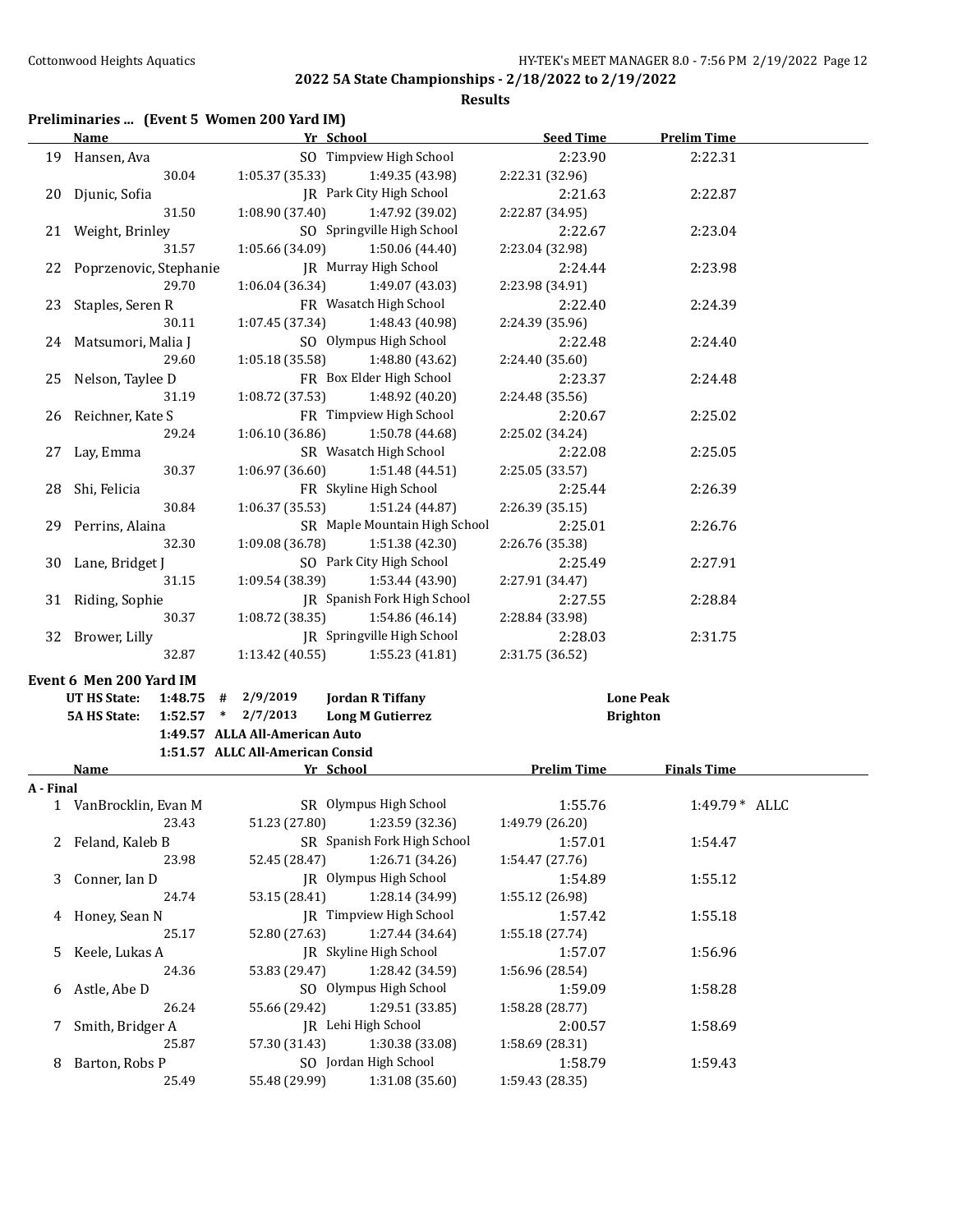## 2022 5A State Championships - 2/18/2022 to 2/19/2022

**Results**

### Preliminaries ... (Event 5 Women 200 Yard IM)

| | Name | Yr | School | Seed Time | Prelim Time |
|---|---|---|---|---|---|
| 19 | Hansen, Ava | SO | Timpview High School | 2:23.90 | 2:22.31 |
| | 30.04 | 1:05.37 (35.33) | 1:49.35 (43.98) | 2:22.31 (32.96) | |
| 20 | Djunic, Sofia | JR | Park City High School | 2:21.63 | 2:22.87 |
| | 31.50 | 1:08.90 (37.40) | 1:47.92 (39.02) | 2:22.87 (34.95) | |
| 21 | Weight, Brinley | SO | Springville High School | 2:22.67 | 2:23.04 |
| | 31.57 | 1:05.66 (34.09) | 1:50.06 (44.40) | 2:23.04 (32.98) | |
| 22 | Poprzenovic, Stephanie | JR | Murray High School | 2:24.44 | 2:23.98 |
| | 29.70 | 1:06.04 (36.34) | 1:49.07 (43.03) | 2:23.98 (34.91) | |
| 23 | Staples, Seren R | FR | Wasatch High School | 2:22.40 | 2:24.39 |
| | 30.11 | 1:07.45 (37.34) | 1:48.43 (40.98) | 2:24.39 (35.96) | |
| 24 | Matsumori, Malia J | SO | Olympus High School | 2:22.48 | 2:24.40 |
| | 29.60 | 1:05.18 (35.58) | 1:48.80 (43.62) | 2:24.40 (35.60) | |
| 25 | Nelson, Taylee D | FR | Box Elder High School | 2:23.37 | 2:24.48 |
| | 31.19 | 1:08.72 (37.53) | 1:48.92 (40.20) | 2:24.48 (35.56) | |
| 26 | Reichner, Kate S | FR | Timpview High School | 2:20.67 | 2:25.02 |
| | 29.24 | 1:06.10 (36.86) | 1:50.78 (44.68) | 2:25.02 (34.24) | |
| 27 | Lay, Emma | SR | Wasatch High School | 2:22.08 | 2:25.05 |
| | 30.37 | 1:06.97 (36.60) | 1:51.48 (44.51) | 2:25.05 (33.57) | |
| 28 | Shi, Felicia | FR | Skyline High School | 2:25.44 | 2:26.39 |
| | 30.84 | 1:06.37 (35.53) | 1:51.24 (44.87) | 2:26.39 (35.15) | |
| 29 | Perrins, Alaina | SR | Maple Mountain High School | 2:25.01 | 2:26.76 |
| | 32.30 | 1:09.08 (36.78) | 1:51.38 (42.30) | 2:26.76 (35.38) | |
| 30 | Lane, Bridget J | SO | Park City High School | 2:25.49 | 2:27.91 |
| | 31.15 | 1:09.54 (38.39) | 1:53.44 (43.90) | 2:27.91 (34.47) | |
| 31 | Riding, Sophie | JR | Spanish Fork High School | 2:27.55 | 2:28.84 |
| | 30.37 | 1:08.72 (38.35) | 1:54.86 (46.14) | 2:28.84 (33.98) | |
| 32 | Brower, Lilly | JR | Springville High School | 2:28.03 | 2:31.75 |
| | 32.87 | 1:13.42 (40.55) | 1:55.23 (41.81) | 2:31.75 (36.52) | |

### Event 6 Men 200 Yard IM

| | | | | | |
|---|---|---|---|---|---|
| UT HS State: | 1:48.75 | # | 2/9/2019 | Jordan R Tiffany | Lone Peak |
| 5A HS State: | 1:52.57 | * | 2/7/2013 | Long M Gutierrez | Brighton |
| | 1:49.57 | | ALLA All-American Auto | | |
| | 1:51.57 | | ALLC All-American Consid | | |

| | Name | Yr | School | Prelim Time | Finals Time |
|---|---|---|---|---|---|
| **A - Final** | | | | | |
| 1 | VanBrocklin, Evan M | SR | Olympus High School | 1:55.76 | 1:49.79 * ALLC |
| | 23.43 | 51.23 (27.80) | 1:23.59 (32.36) | 1:49.79 (26.20) | |
| 2 | Feland, Kaleb B | SR | Spanish Fork High School | 1:57.01 | 1:54.47 |
| | 23.98 | 52.45 (28.47) | 1:26.71 (34.26) | 1:54.47 (27.76) | |
| 3 | Conner, Ian D | JR | Olympus High School | 1:54.89 | 1:55.12 |
| | 24.74 | 53.15 (28.41) | 1:28.14 (34.99) | 1:55.12 (26.98) | |
| 4 | Honey, Sean N | JR | Timpview High School | 1:57.42 | 1:55.18 |
| | 25.17 | 52.80 (27.63) | 1:27.44 (34.64) | 1:55.18 (27.74) | |
| 5 | Keele, Lukas A | JR | Skyline High School | 1:57.07 | 1:56.96 |
| | 24.36 | 53.83 (29.47) | 1:28.42 (34.59) | 1:56.96 (28.54) | |
| 6 | Astle, Abe D | SO | Olympus High School | 1:59.09 | 1:58.28 |
| | 26.24 | 55.66 (29.42) | 1:29.51 (33.85) | 1:58.28 (28.77) | |
| 7 | Smith, Bridger A | JR | Lehi High School | 2:00.57 | 1:58.69 |
| | 25.87 | 57.30 (31.43) | 1:30.38 (33.08) | 1:58.69 (28.31) | |
| 8 | Barton, Robs P | SO | Jordan High School | 1:58.79 | 1:59.43 |
| | 25.49 | 55.48 (29.99) | 1:31.08 (35.60) | 1:59.43 (28.35) | |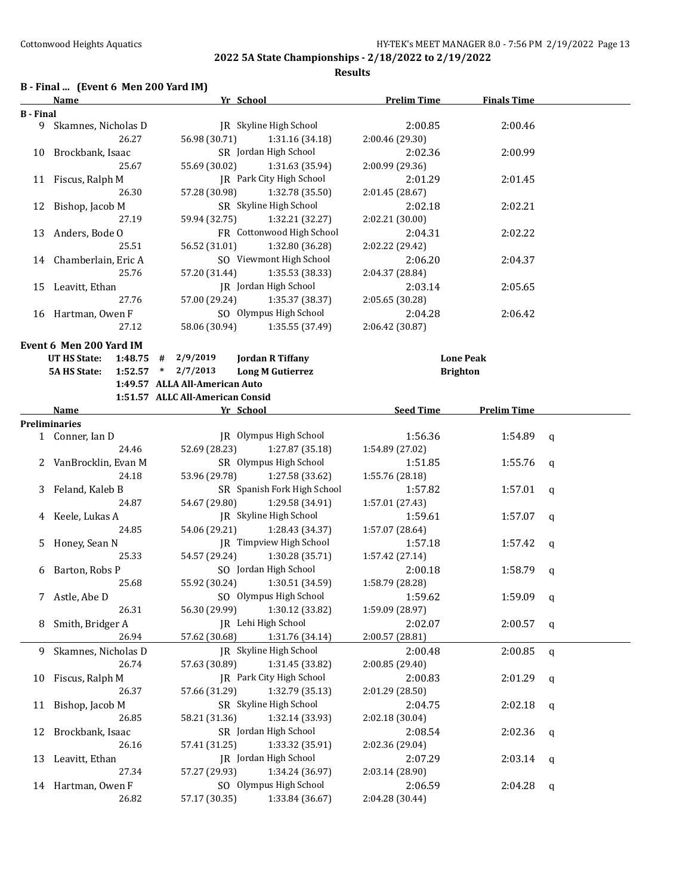## 2022 5A State Championships - 2/18/2022 to 2/19/2022

### Results

#### B - Final ... (Event 6 Men 200 Yard IM)

| | Name | Yr | School | Prelim Time | Finals Time |
|---|---|---|---|---|---|
| **B - Final** | | | | | |
| 9 | Skamnes, Nicholas D | JR | Skyline High School | 2:00.85 | 2:00.46 |
| | 26.27 | 56.98 (30.71) | 1:31.16 (34.18) | 2:00.46 (29.30) | |
| 10 | Brockbank, Isaac | SR | Jordan High School | 2:02.36 | 2:00.99 |
| | 25.67 | 55.69 (30.02) | 1:31.63 (35.94) | 2:00.99 (29.36) | |
| 11 | Fiscus, Ralph M | JR | Park City High School | 2:01.29 | 2:01.45 |
| | 26.30 | 57.28 (30.98) | 1:32.78 (35.50) | 2:01.45 (28.67) | |
| 12 | Bishop, Jacob M | SR | Skyline High School | 2:02.18 | 2:02.21 |
| | 27.19 | 59.94 (32.75) | 1:32.21 (32.27) | 2:02.21 (30.00) | |
| 13 | Anders, Bode O | FR | Cottonwood High School | 2:04.31 | 2:02.22 |
| | 25.51 | 56.52 (31.01) | 1:32.80 (36.28) | 2:02.22 (29.42) | |
| 14 | Chamberlain, Eric A | SO | Viewmont High School | 2:06.20 | 2:04.37 |
| | 25.76 | 57.20 (31.44) | 1:35.53 (38.33) | 2:04.37 (28.84) | |
| 15 | Leavitt, Ethan | JR | Jordan High School | 2:03.14 | 2:05.65 |
| | 27.76 | 57.00 (29.24) | 1:35.37 (38.37) | 2:05.65 (30.28) | |
| 16 | Hartman, Owen F | SO | Olympus High School | 2:04.28 | 2:06.42 |
| | 27.12 | 58.06 (30.94) | 1:35.55 (37.49) | 2:06.42 (30.87) | |

#### Event 6 Men 200 Yard IM

| | | | | | |
|---|---|---|---|---|---|
| UT HS State: | 1:48.75 | # | 2/9/2019 | Jordan R Tiffany | Lone Peak |
| 5A HS State: | 1:52.57 | * | 2/7/2013 | Long M Gutierrez | Brighton |
| | 1:49.57 | | ALLA All-American Auto | | |
| | 1:51.57 | | ALLC All-American Consid | | |

| | Name | Yr | School | Seed Time | Prelim Time | |
|---|---|---|---|---|---|---|
| **Preliminaries** | | | | | | |
| 1 | Conner, Ian D | JR | Olympus High School | 1:56.36 | 1:54.89 | q |
| | 24.46 | 52.69 (28.23) | 1:27.87 (35.18) | 1:54.89 (27.02) | | |
| 2 | VanBrocklin, Evan M | SR | Olympus High School | 1:51.85 | 1:55.76 | q |
| | 24.18 | 53.96 (29.78) | 1:27.58 (33.62) | 1:55.76 (28.18) | | |
| 3 | Feland, Kaleb B | SR | Spanish Fork High School | 1:57.82 | 1:57.01 | q |
| | 24.87 | 54.67 (29.80) | 1:29.58 (34.91) | 1:57.01 (27.43) | | |
| 4 | Keele, Lukas A | JR | Skyline High School | 1:59.61 | 1:57.07 | q |
| | 24.85 | 54.06 (29.21) | 1:28.43 (34.37) | 1:57.07 (28.64) | | |
| 5 | Honey, Sean N | JR | Timpview High School | 1:57.18 | 1:57.42 | q |
| | 25.33 | 54.57 (29.24) | 1:30.28 (35.71) | 1:57.42 (27.14) | | |
| 6 | Barton, Robs P | SO | Jordan High School | 2:00.18 | 1:58.79 | q |
| | 25.68 | 55.92 (30.24) | 1:30.51 (34.59) | 1:58.79 (28.28) | | |
| 7 | Astle, Abe D | SO | Olympus High School | 1:59.62 | 1:59.09 | q |
| | 26.31 | 56.30 (29.99) | 1:30.12 (33.82) | 1:59.09 (28.97) | | |
| 8 | Smith, Bridger A | JR | Lehi High School | 2:02.07 | 2:00.57 | q |
| | 26.94 | 57.62 (30.68) | 1:31.76 (34.14) | 2:00.57 (28.81) | | |
| 9 | Skamnes, Nicholas D | JR | Skyline High School | 2:00.48 | 2:00.85 | q |
| | 26.74 | 57.63 (30.89) | 1:31.45 (33.82) | 2:00.85 (29.40) | | |
| 10 | Fiscus, Ralph M | JR | Park City High School | 2:00.83 | 2:01.29 | q |
| | 26.37 | 57.66 (31.29) | 1:32.79 (35.13) | 2:01.29 (28.50) | | |
| 11 | Bishop, Jacob M | SR | Skyline High School | 2:04.75 | 2:02.18 | q |
| | 26.85 | 58.21 (31.36) | 1:32.14 (33.93) | 2:02.18 (30.04) | | |
| 12 | Brockbank, Isaac | SR | Jordan High School | 2:08.54 | 2:02.36 | q |
| | 26.16 | 57.41 (31.25) | 1:33.32 (35.91) | 2:02.36 (29.04) | | |
| 13 | Leavitt, Ethan | JR | Jordan High School | 2:07.29 | 2:03.14 | q |
| | 27.34 | 57.27 (29.93) | 1:34.24 (36.97) | 2:03.14 (28.90) | | |
| 14 | Hartman, Owen F | SO | Olympus High School | 2:06.59 | 2:04.28 | q |
| | 26.82 | 57.17 (30.35) | 1:33.84 (36.67) | 2:04.28 (30.44) | | |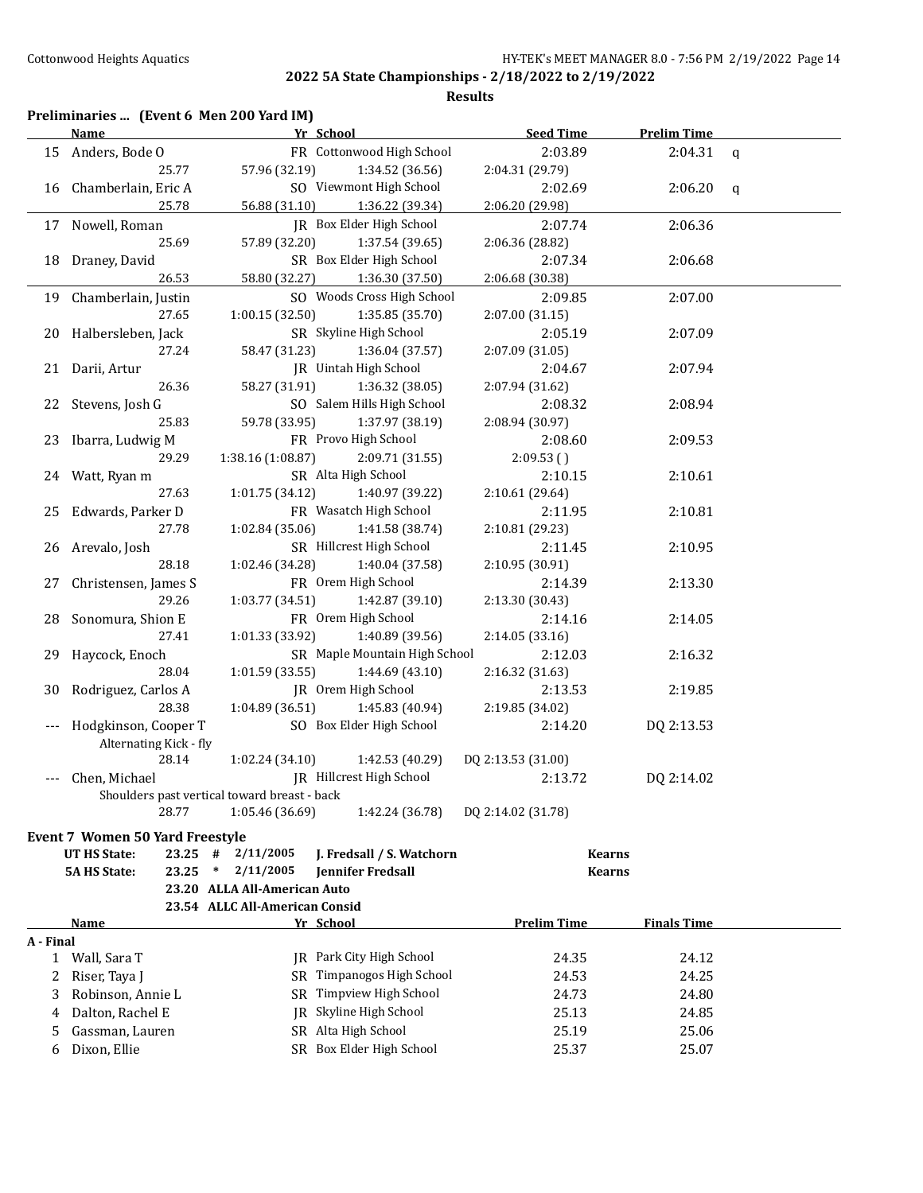## 2022 5A State Championships - 2/18/2022 to 2/19/2022

### Results

**Preliminaries ... (Event 6 Men 200 Yard IM)**

| | Name | Yr | School | Seed Time | Prelim Time | |
|---|---|---|---|---|---|---|
| 15 | Anders, Bode O | FR | Cottonwood High School | 2:03.89 | 2:04.31 | q |
| | 25.77 | 57.96 (32.19) | 1:34.52 (36.56) | 2:04.31 (29.79) | | |
| 16 | Chamberlain, Eric A | SO | Viewmont High School | 2:02.69 | 2:06.20 | q |
| | 25.78 | 56.88 (31.10) | 1:36.22 (39.34) | 2:06.20 (29.98) | | |
| 17 | Nowell, Roman | JR | Box Elder High School | 2:07.74 | 2:06.36 | |
| | 25.69 | 57.89 (32.20) | 1:37.54 (39.65) | 2:06.36 (28.82) | | |
| 18 | Draney, David | SR | Box Elder High School | 2:07.34 | 2:06.68 | |
| | 26.53 | 58.80 (32.27) | 1:36.30 (37.50) | 2:06.68 (30.38) | | |
| 19 | Chamberlain, Justin | SO | Woods Cross High School | 2:09.85 | 2:07.00 | |
| | 27.65 | 1:00.15 (32.50) | 1:35.85 (35.70) | 2:07.00 (31.15) | | |
| 20 | Halbersleben, Jack | SR | Skyline High School | 2:05.19 | 2:07.09 | |
| | 27.24 | 58.47 (31.23) | 1:36.04 (37.57) | 2:07.09 (31.05) | | |
| 21 | Darii, Artur | JR | Uintah High School | 2:04.67 | 2:07.94 | |
| | 26.36 | 58.27 (31.91) | 1:36.32 (38.05) | 2:07.94 (31.62) | | |
| 22 | Stevens, Josh G | SO | Salem Hills High School | 2:08.32 | 2:08.94 | |
| | 25.83 | 59.78 (33.95) | 1:37.97 (38.19) | 2:08.94 (30.97) | | |
| 23 | Ibarra, Ludwig M | FR | Provo High School | 2:08.60 | 2:09.53 | |
| | 29.29 | 1:38.16 (1:08.87) | 2:09.71 (31.55) | 2:09.53 ( ) | | |
| 24 | Watt, Ryan m | SR | Alta High School | 2:10.15 | 2:10.61 | |
| | 27.63 | 1:01.75 (34.12) | 1:40.97 (39.22) | 2:10.61 (29.64) | | |
| 25 | Edwards, Parker D | FR | Wasatch High School | 2:11.95 | 2:10.81 | |
| | 27.78 | 1:02.84 (35.06) | 1:41.58 (38.74) | 2:10.81 (29.23) | | |
| 26 | Arevalo, Josh | SR | Hillcrest High School | 2:11.45 | 2:10.95 | |
| | 28.18 | 1:02.46 (34.28) | 1:40.04 (37.58) | 2:10.95 (30.91) | | |
| 27 | Christensen, James S | FR | Orem High School | 2:14.39 | 2:13.30 | |
| | 29.26 | 1:03.77 (34.51) | 1:42.87 (39.10) | 2:13.30 (30.43) | | |
| 28 | Sonomura, Shion E | FR | Orem High School | 2:14.16 | 2:14.05 | |
| | 27.41 | 1:01.33 (33.92) | 1:40.89 (39.56) | 2:14.05 (33.16) | | |
| 29 | Haycock, Enoch | SR | Maple Mountain High School | 2:12.03 | 2:16.32 | |
| | 28.04 | 1:01.59 (33.55) | 1:44.69 (43.10) | 2:16.32 (31.63) | | |
| 30 | Rodriguez, Carlos A | JR | Orem High School | 2:13.53 | 2:19.85 | |
| | 28.38 | 1:04.89 (36.51) | 1:45.83 (40.94) | 2:19.85 (34.02) | | |
| --- | Hodgkinson, Cooper T | SO | Box Elder High School | 2:14.20 | DQ 2:13.53 | |
| | Alternating Kick - fly | | | | | |
| | 28.14 | 1:02.24 (34.10) | 1:42.53 (40.29) | DQ 2:13.53 (31.00) | | |
| --- | Chen, Michael | JR | Hillcrest High School | 2:13.72 | DQ 2:14.02 | |
| | Shoulders past vertical toward breast - back | | | | | |
| | 28.77 | 1:05.46 (36.69) | 1:42.24 (36.78) | DQ 2:14.02 (31.78) | | |

**Event 7 Women 50 Yard Freestyle**

| | | | | | |
|---|---|---|---|---|---|
| UT HS State: | 23.25 | # | 2/11/2005 | J. Fredsall / S. Watchorn | Kearns |
| 5A HS State: | 23.25 | * | 2/11/2005 | Jennifer Fredsall | Kearns |
| | 23.20 | | ALLA All-American Auto | | |
| | 23.54 | | ALLC All-American Consid | | |

| | Name | Yr | School | Prelim Time | Finals Time |
|---|---|---|---|---|---|
| **A - Final** | | | | | |
| 1 | Wall, Sara T | JR | Park City High School | 24.35 | 24.12 |
| 2 | Riser, Taya J | SR | Timpanogos High School | 24.53 | 24.25 |
| 3 | Robinson, Annie L | SR | Timpview High School | 24.73 | 24.80 |
| 4 | Dalton, Rachel E | JR | Skyline High School | 25.13 | 24.85 |
| 5 | Gassman, Lauren | SR | Alta High School | 25.19 | 25.06 |
| 6 | Dixon, Ellie | SR | Box Elder High School | 25.37 | 25.07 |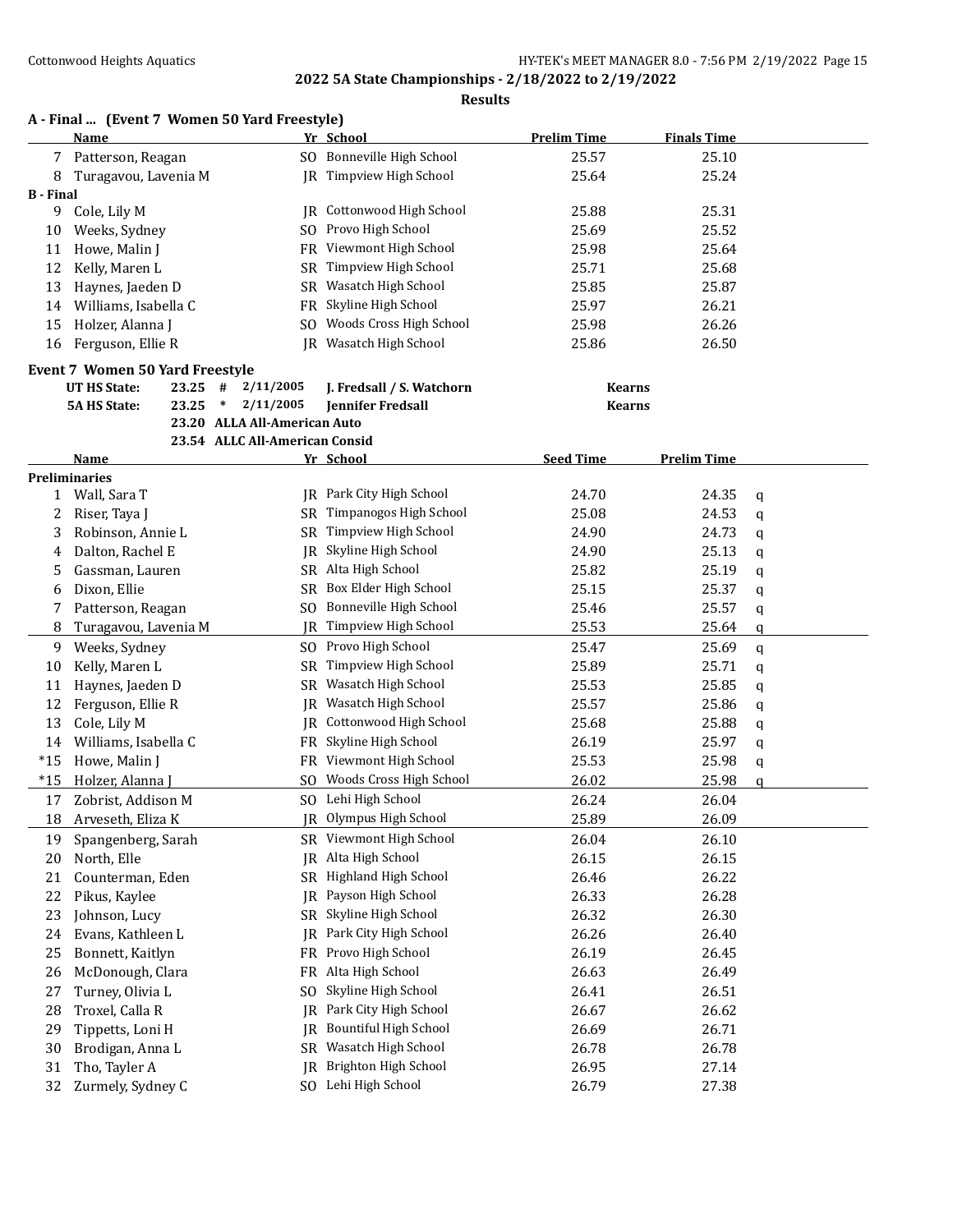## 2022 5A State Championships - 2/18/2022 to 2/19/2022

### Results

**A - Final ... (Event 7 Women 50 Yard Freestyle)**

| | Name | Yr | School | Prelim Time | Finals Time |
|---|---|---|---|---|---|
| 7 | Patterson, Reagan | SO | Bonneville High School | 25.57 | 25.10 |
| 8 | Turagavou, Lavenia M | JR | Timpview High School | 25.64 | 25.24 |
| **B - Final** | | | | | |
| 9 | Cole, Lily M | JR | Cottonwood High School | 25.88 | 25.31 |
| 10 | Weeks, Sydney | SO | Provo High School | 25.69 | 25.52 |
| 11 | Howe, Malin J | FR | Viewmont High School | 25.98 | 25.64 |
| 12 | Kelly, Maren L | SR | Timpview High School | 25.71 | 25.68 |
| 13 | Haynes, Jaeden D | SR | Wasatch High School | 25.85 | 25.87 |
| 14 | Williams, Isabella C | FR | Skyline High School | 25.97 | 26.21 |
| 15 | Holzer, Alanna J | SO | Woods Cross High School | 25.98 | 26.26 |
| 16 | Ferguson, Ellie R | JR | Wasatch High School | 25.86 | 26.50 |

**Event 7 Women 50 Yard Freestyle**

| | | | | | |
|---|---|---|---|---|---|
| UT HS State: | 23.25 | # | 2/11/2005 | J. Fredsall / S. Watchorn | Kearns |
| 5A HS State: | 23.25 | * | 2/11/2005 | Jennifer Fredsall | Kearns |
| | 23.20 | | ALLA All-American Auto | | |
| | 23.54 | | ALLC All-American Consid | | |

| | Name | Yr | School | Seed Time | Prelim Time | |
|---|---|---|---|---|---|---|
| **Preliminaries** | | | | | | |
| 1 | Wall, Sara T | JR | Park City High School | 24.70 | 24.35 | q |
| 2 | Riser, Taya J | SR | Timpanogos High School | 25.08 | 24.53 | q |
| 3 | Robinson, Annie L | SR | Timpview High School | 24.90 | 24.73 | q |
| 4 | Dalton, Rachel E | JR | Skyline High School | 24.90 | 25.13 | q |
| 5 | Gassman, Lauren | SR | Alta High School | 25.82 | 25.19 | q |
| 6 | Dixon, Ellie | SR | Box Elder High School | 25.15 | 25.37 | q |
| 7 | Patterson, Reagan | SO | Bonneville High School | 25.46 | 25.57 | q |
| 8 | Turagavou, Lavenia M | JR | Timpview High School | 25.53 | 25.64 | q |
| 9 | Weeks, Sydney | SO | Provo High School | 25.47 | 25.69 | q |
| 10 | Kelly, Maren L | SR | Timpview High School | 25.89 | 25.71 | q |
| 11 | Haynes, Jaeden D | SR | Wasatch High School | 25.53 | 25.85 | q |
| 12 | Ferguson, Ellie R | JR | Wasatch High School | 25.57 | 25.86 | q |
| 13 | Cole, Lily M | JR | Cottonwood High School | 25.68 | 25.88 | q |
| 14 | Williams, Isabella C | FR | Skyline High School | 26.19 | 25.97 | q |
| *15 | Howe, Malin J | FR | Viewmont High School | 25.53 | 25.98 | q |
| *15 | Holzer, Alanna J | SO | Woods Cross High School | 26.02 | 25.98 | q |
| 17 | Zobrist, Addison M | SO | Lehi High School | 26.24 | 26.04 | |
| 18 | Arveseth, Eliza K | JR | Olympus High School | 25.89 | 26.09 | |
| 19 | Spangenberg, Sarah | SR | Viewmont High School | 26.04 | 26.10 | |
| 20 | North, Elle | JR | Alta High School | 26.15 | 26.15 | |
| 21 | Counterman, Eden | SR | Highland High School | 26.46 | 26.22 | |
| 22 | Pikus, Kaylee | JR | Payson High School | 26.33 | 26.28 | |
| 23 | Johnson, Lucy | SR | Skyline High School | 26.32 | 26.30 | |
| 24 | Evans, Kathleen L | JR | Park City High School | 26.26 | 26.40 | |
| 25 | Bonnett, Kaitlyn | FR | Provo High School | 26.19 | 26.45 | |
| 26 | McDonough, Clara | FR | Alta High School | 26.63 | 26.49 | |
| 27 | Turney, Olivia L | SO | Skyline High School | 26.41 | 26.51 | |
| 28 | Troxel, Calla R | JR | Park City High School | 26.67 | 26.62 | |
| 29 | Tippetts, Loni H | JR | Bountiful High School | 26.69 | 26.71 | |
| 30 | Brodigan, Anna L | SR | Wasatch High School | 26.78 | 26.78 | |
| 31 | Tho, Tayler A | JR | Brighton High School | 26.95 | 27.14 | |
| 32 | Zurmely, Sydney C | SO | Lehi High School | 26.79 | 27.38 | |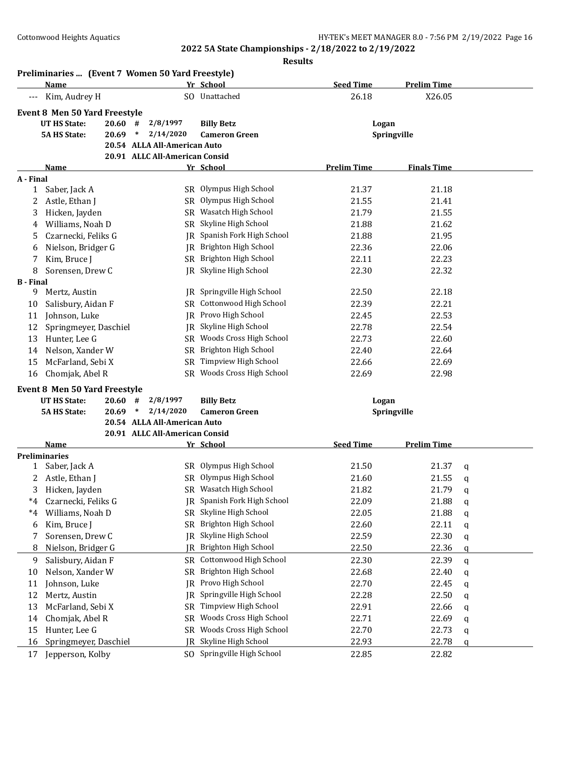**2022 5A State Championships - 2/18/2022 to 2/19/2022**

**Results**

## Preliminaries ... (Event 7 Women 50 Yard Freestyle)

| | Name | Yr | School | Seed Time | Prelim Time |
|---|---|---|---|---|---|
| --- | Kim, Audrey H | SO | Unattached | 26.18 | X26.05 |

## Event 8 Men 50 Yard Freestyle

| | | | | | |
|---|---|---|---|---|---|
| UT HS State: | 20.60 | # | 2/8/1997 | Billy Betz | Logan |
| 5A HS State: | 20.69 | * | 2/14/2020 | Cameron Green | Springville |
| | 20.54 | ALLA All-American Auto | | | |
| | 20.91 | ALLC All-American Consid | | | |

| | Name | Yr | School | Prelim Time | Finals Time |
|---|---|---|---|---|---|
| **A - Final** | | | | | |
| 1 | Saber, Jack A | SR | Olympus High School | 21.37 | 21.18 |
| 2 | Astle, Ethan J | SR | Olympus High School | 21.55 | 21.41 |
| 3 | Hicken, Jayden | SR | Wasatch High School | 21.79 | 21.55 |
| 4 | Williams, Noah D | SR | Skyline High School | 21.88 | 21.62 |
| 5 | Czarnecki, Feliks G | JR | Spanish Fork High School | 21.88 | 21.95 |
| 6 | Nielson, Bridger G | JR | Brighton High School | 22.36 | 22.06 |
| 7 | Kim, Bruce J | SR | Brighton High School | 22.11 | 22.23 |
| 8 | Sorensen, Drew C | JR | Skyline High School | 22.30 | 22.32 |
| **B - Final** | | | | | |
| 9 | Mertz, Austin | JR | Springville High School | 22.50 | 22.18 |
| 10 | Salisbury, Aidan F | SR | Cottonwood High School | 22.39 | 22.21 |
| 11 | Johnson, Luke | JR | Provo High School | 22.45 | 22.53 |
| 12 | Springmeyer, Daschiel | JR | Skyline High School | 22.78 | 22.54 |
| 13 | Hunter, Lee G | SR | Woods Cross High School | 22.73 | 22.60 |
| 14 | Nelson, Xander W | SR | Brighton High School | 22.40 | 22.64 |
| 15 | McFarland, Sebi X | SR | Timpview High School | 22.66 | 22.69 |
| 16 | Chomjak, Abel R | SR | Woods Cross High School | 22.69 | 22.98 |

## Event 8 Men 50 Yard Freestyle

| | | | | | |
|---|---|---|---|---|---|
| UT HS State: | 20.60 | # | 2/8/1997 | Billy Betz | Logan |
| 5A HS State: | 20.69 | * | 2/14/2020 | Cameron Green | Springville |
| | 20.54 | ALLA All-American Auto | | | |
| | 20.91 | ALLC All-American Consid | | | |

| | Name | Yr | School | Seed Time | Prelim Time | |
|---|---|---|---|---|---|---|
| **Preliminaries** | | | | | | |
| 1 | Saber, Jack A | SR | Olympus High School | 21.50 | 21.37 | q |
| 2 | Astle, Ethan J | SR | Olympus High School | 21.60 | 21.55 | q |
| 3 | Hicken, Jayden | SR | Wasatch High School | 21.82 | 21.79 | q |
| *4 | Czarnecki, Feliks G | JR | Spanish Fork High School | 22.09 | 21.88 | q |
| *4 | Williams, Noah D | SR | Skyline High School | 22.05 | 21.88 | q |
| 6 | Kim, Bruce J | SR | Brighton High School | 22.60 | 22.11 | q |
| 7 | Sorensen, Drew C | JR | Skyline High School | 22.59 | 22.30 | q |
| 8 | Nielson, Bridger G | JR | Brighton High School | 22.50 | 22.36 | q |
| 9 | Salisbury, Aidan F | SR | Cottonwood High School | 22.30 | 22.39 | q |
| 10 | Nelson, Xander W | SR | Brighton High School | 22.68 | 22.40 | q |
| 11 | Johnson, Luke | JR | Provo High School | 22.70 | 22.45 | q |
| 12 | Mertz, Austin | JR | Springville High School | 22.28 | 22.50 | q |
| 13 | McFarland, Sebi X | SR | Timpview High School | 22.91 | 22.66 | q |
| 14 | Chomjak, Abel R | SR | Woods Cross High School | 22.71 | 22.69 | q |
| 15 | Hunter, Lee G | SR | Woods Cross High School | 22.70 | 22.73 | q |
| 16 | Springmeyer, Daschiel | JR | Skyline High School | 22.93 | 22.78 | q |
| 17 | Jepperson, Kolby | SO | Springville High School | 22.85 | 22.82 | |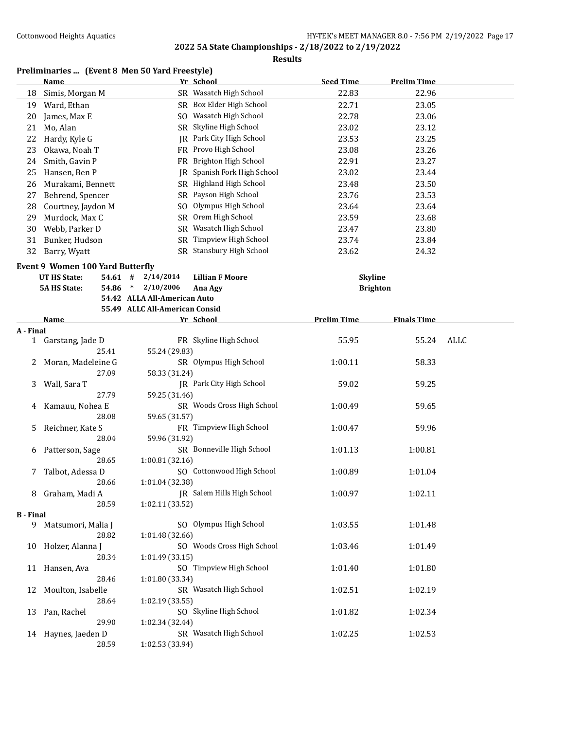## 2022 5A State Championships - 2/18/2022 to 2/19/2022

### Results

**Preliminaries ... (Event 8 Men 50 Yard Freestyle)**

| | Name | Yr | School | Seed Time | Prelim Time |
|---|---|---|---|---|---|
| 18 | Simis, Morgan M | SR | Wasatch High School | 22.83 | 22.96 |
| 19 | Ward, Ethan | SR | Box Elder High School | 22.71 | 23.05 |
| 20 | James, Max E | SO | Wasatch High School | 22.78 | 23.06 |
| 21 | Mo, Alan | SR | Skyline High School | 23.02 | 23.12 |
| 22 | Hardy, Kyle G | JR | Park City High School | 23.53 | 23.25 |
| 23 | Okawa, Noah T | FR | Provo High School | 23.08 | 23.26 |
| 24 | Smith, Gavin P | FR | Brighton High School | 22.91 | 23.27 |
| 25 | Hansen, Ben P | JR | Spanish Fork High School | 23.02 | 23.44 |
| 26 | Murakami, Bennett | SR | Highland High School | 23.48 | 23.50 |
| 27 | Behrend, Spencer | SR | Payson High School | 23.76 | 23.53 |
| 28 | Courtney, Jaydon M | SO | Olympus High School | 23.64 | 23.64 |
| 29 | Murdock, Max C | SR | Orem High School | 23.59 | 23.68 |
| 30 | Webb, Parker D | SR | Wasatch High School | 23.47 | 23.80 |
| 31 | Bunker, Hudson | SR | Timpview High School | 23.74 | 23.84 |
| 32 | Barry, Wyatt | SR | Stansbury High School | 23.62 | 24.32 |

**Event 9 Women 100 Yard Butterfly**

| | | | | | |
|---|---|---|---|---|---|
| UT HS State: | 54.61 | # | 2/14/2014 | Lillian F Moore | Skyline |
| 5A HS State: | 54.86 | * | 2/10/2006 | Ana Agy | Brighton |
| | 54.42 | ALLA | All-American Auto | | |
| | 55.49 | ALLC | All-American Consid | | |

| | Name | Yr | School | Prelim Time | Finals Time | |
|---|---|---|---|---|---|---|
| **A - Final** | | | | | | |
| 1 | Garstang, Jade D | FR | Skyline High School | 55.95 | 55.24 | ALLC |
| | 25.41 | 55.24 (29.83) | | | | |
| 2 | Moran, Madeleine G | SR | Olympus High School | 1:00.11 | 58.33 | |
| | 27.09 | 58.33 (31.24) | | | | |
| 3 | Wall, Sara T | JR | Park City High School | 59.02 | 59.25 | |
| | 27.79 | 59.25 (31.46) | | | | |
| 4 | Kamauu, Nohea E | SR | Woods Cross High School | 1:00.49 | 59.65 | |
| | 28.08 | 59.65 (31.57) | | | | |
| 5 | Reichner, Kate S | FR | Timpview High School | 1:00.47 | 59.96 | |
| | 28.04 | 59.96 (31.92) | | | | |
| 6 | Patterson, Sage | SR | Bonneville High School | 1:01.13 | 1:00.81 | |
| | 28.65 | 1:00.81 (32.16) | | | | |
| 7 | Talbot, Adessa D | SO | Cottonwood High School | 1:00.89 | 1:01.04 | |
| | 28.66 | 1:01.04 (32.38) | | | | |
| 8 | Graham, Madi A | JR | Salem Hills High School | 1:00.97 | 1:02.11 | |
| | 28.59 | 1:02.11 (33.52) | | | | |
| **B - Final** | | | | | | |
| 9 | Matsumori, Malia J | SO | Olympus High School | 1:03.55 | 1:01.48 | |
| | 28.82 | 1:01.48 (32.66) | | | | |
| 10 | Holzer, Alanna J | SO | Woods Cross High School | 1:03.46 | 1:01.49 | |
| | 28.34 | 1:01.49 (33.15) | | | | |
| 11 | Hansen, Ava | SO | Timpview High School | 1:01.40 | 1:01.80 | |
| | 28.46 | 1:01.80 (33.34) | | | | |
| 12 | Moulton, Isabelle | SR | Wasatch High School | 1:02.51 | 1:02.19 | |
| | 28.64 | 1:02.19 (33.55) | | | | |
| 13 | Pan, Rachel | SO | Skyline High School | 1:01.82 | 1:02.34 | |
| | 29.90 | 1:02.34 (32.44) | | | | |
| 14 | Haynes, Jaeden D | SR | Wasatch High School | 1:02.25 | 1:02.53 | |
| | 28.59 | 1:02.53 (33.94) | | | | |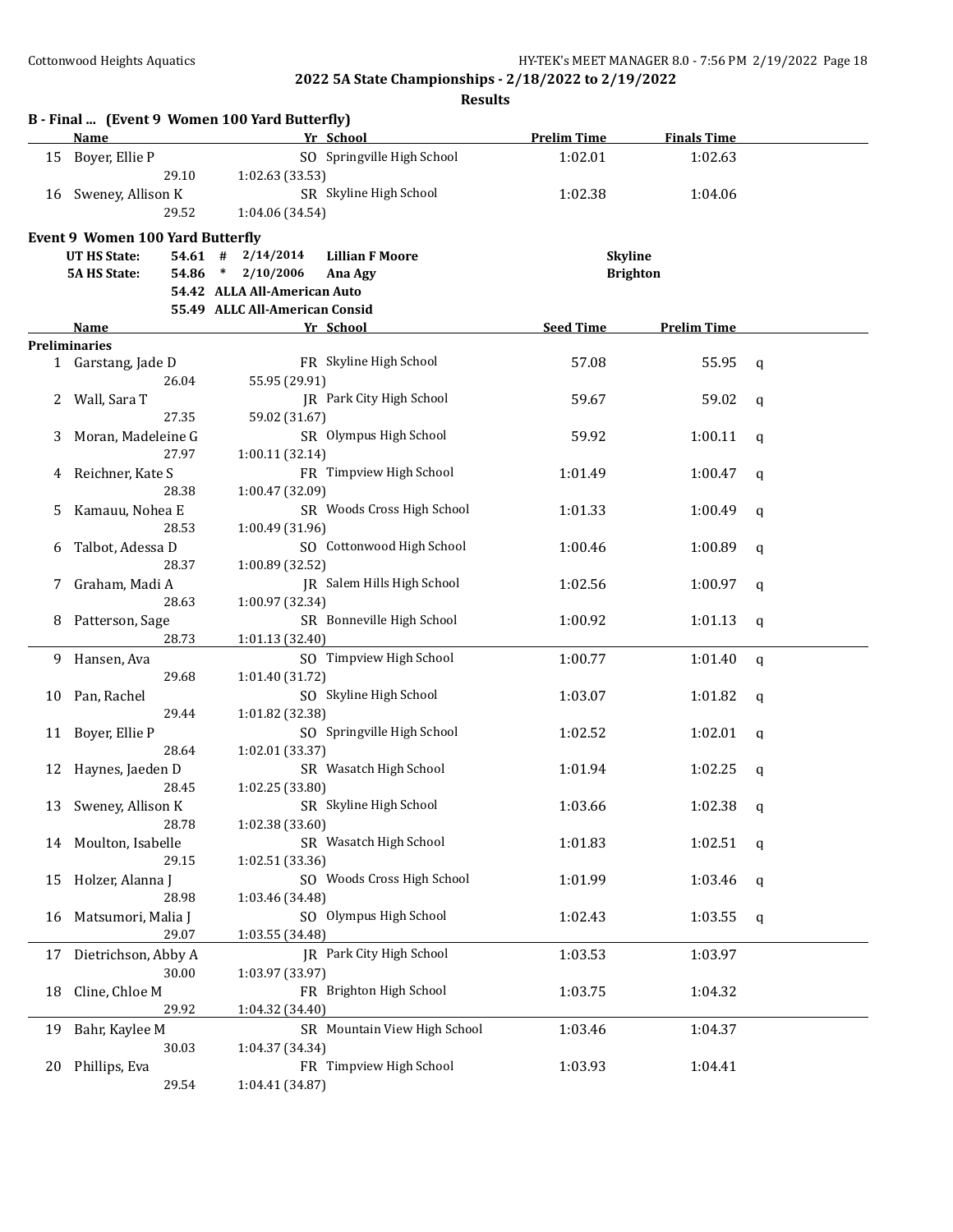**2022 5A State Championships - 2/18/2022 to 2/19/2022**

**Results**

### B - Final ... (Event 9 Women 100 Yard Butterfly)

| | Name | Yr | School | Prelim Time | Finals Time |
|---|---|---|---|---|---|
| 15 | Boyer, Ellie P | SO | Springville High School | 1:02.01 | 1:02.63 |
| | 29.10 | 1:02.63 (33.53) | | | |
| 16 | Sweney, Allison K | SR | Skyline High School | 1:02.38 | 1:04.06 |
| | 29.52 | 1:04.06 (34.54) | | | |

### Event 9 Women 100 Yard Butterfly

| | | | | |
|---|---|---|---|---|
| UT HS State: | 54.61 # | 2/14/2014 | Lillian F Moore | Skyline |
| 5A HS State: | 54.86 * | 2/10/2006 | Ana Agy | Brighton |
| | 54.42 | ALLA All-American Auto | | |
| | 55.49 | ALLC All-American Consid | | |

| | Name | Yr | School | Seed Time | Prelim Time | |
|---|---|---|---|---|---|---|
| **Preliminaries** | | | | | | |
| 1 | Garstang, Jade D | FR | Skyline High School | 57.08 | 55.95 | q |
| | 26.04 | 55.95 (29.91) | | | | |
| 2 | Wall, Sara T | JR | Park City High School | 59.67 | 59.02 | q |
| | 27.35 | 59.02 (31.67) | | | | |
| 3 | Moran, Madeleine G | SR | Olympus High School | 59.92 | 1:00.11 | q |
| | 27.97 | 1:00.11 (32.14) | | | | |
| 4 | Reichner, Kate S | FR | Timpview High School | 1:01.49 | 1:00.47 | q |
| | 28.38 | 1:00.47 (32.09) | | | | |
| 5 | Kamauu, Nohea E | SR | Woods Cross High School | 1:01.33 | 1:00.49 | q |
| | 28.53 | 1:00.49 (31.96) | | | | |
| 6 | Talbot, Adessa D | SO | Cottonwood High School | 1:00.46 | 1:00.89 | q |
| | 28.37 | 1:00.89 (32.52) | | | | |
| 7 | Graham, Madi A | JR | Salem Hills High School | 1:02.56 | 1:00.97 | q |
| | 28.63 | 1:00.97 (32.34) | | | | |
| 8 | Patterson, Sage | SR | Bonneville High School | 1:00.92 | 1:01.13 | q |
| | 28.73 | 1:01.13 (32.40) | | | | |
| 9 | Hansen, Ava | SO | Timpview High School | 1:00.77 | 1:01.40 | q |
| | 29.68 | 1:01.40 (31.72) | | | | |
| 10 | Pan, Rachel | SO | Skyline High School | 1:03.07 | 1:01.82 | q |
| | 29.44 | 1:01.82 (32.38) | | | | |
| 11 | Boyer, Ellie P | SO | Springville High School | 1:02.52 | 1:02.01 | q |
| | 28.64 | 1:02.01 (33.37) | | | | |
| 12 | Haynes, Jaeden D | SR | Wasatch High School | 1:01.94 | 1:02.25 | q |
| | 28.45 | 1:02.25 (33.80) | | | | |
| 13 | Sweney, Allison K | SR | Skyline High School | 1:03.66 | 1:02.38 | q |
| | 28.78 | 1:02.38 (33.60) | | | | |
| 14 | Moulton, Isabelle | SR | Wasatch High School | 1:01.83 | 1:02.51 | q |
| | 29.15 | 1:02.51 (33.36) | | | | |
| 15 | Holzer, Alanna J | SO | Woods Cross High School | 1:01.99 | 1:03.46 | q |
| | 28.98 | 1:03.46 (34.48) | | | | |
| 16 | Matsumori, Malia J | SO | Olympus High School | 1:02.43 | 1:03.55 | q |
| | 29.07 | 1:03.55 (34.48) | | | | |
| 17 | Dietrichson, Abby A | JR | Park City High School | 1:03.53 | 1:03.97 | |
| | 30.00 | 1:03.97 (33.97) | | | | |
| 18 | Cline, Chloe M | FR | Brighton High School | 1:03.75 | 1:04.32 | |
| | 29.92 | 1:04.32 (34.40) | | | | |
| 19 | Bahr, Kaylee M | SR | Mountain View High School | 1:03.46 | 1:04.37 | |
| | 30.03 | 1:04.37 (34.34) | | | | |
| 20 | Phillips, Eva | FR | Timpview High School | 1:03.93 | 1:04.41 | |
| | 29.54 | 1:04.41 (34.87) | | | | |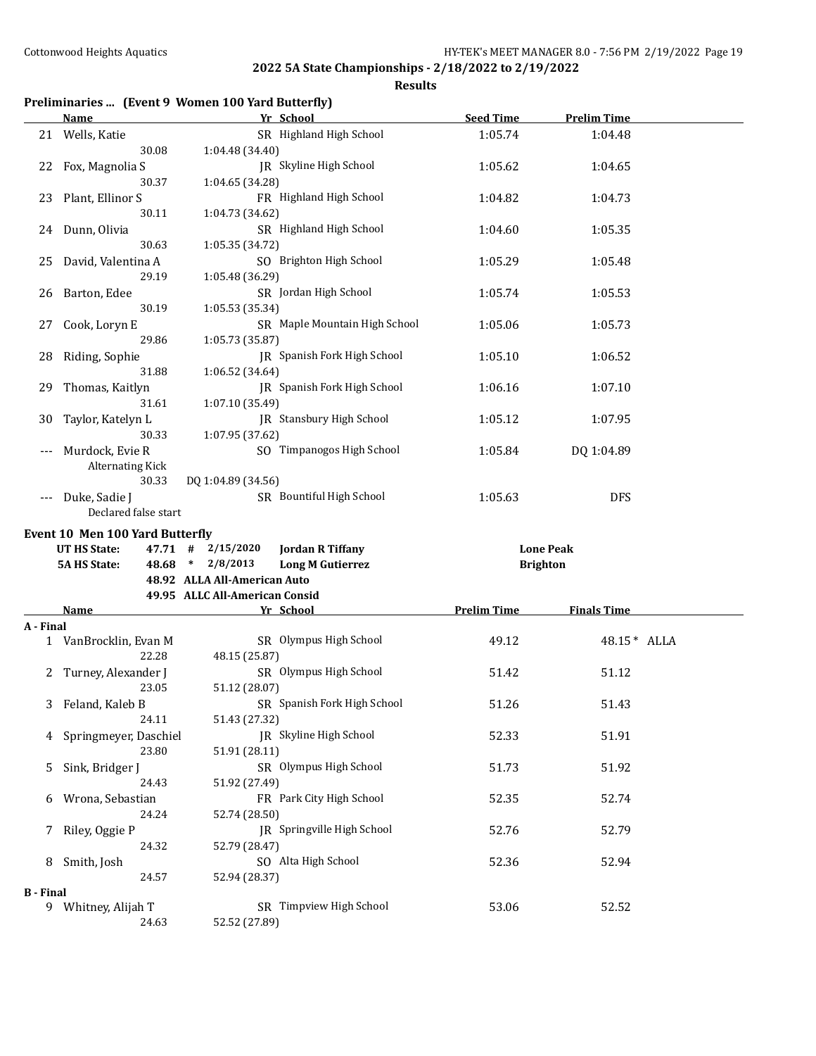## 2022 5A State Championships - 2/18/2022 to 2/19/2022

**Results**

### Preliminaries ... (Event 9 Women 100 Yard Butterfly)

| | Name | Yr | School | Seed Time | Prelim Time |
|---|---|---|---|---|---|
| 21 | Wells, Katie | SR | Highland High School | 1:05.74 | 1:04.48 |
| | 30.08 1:04.48 (34.40) | | | | |
| 22 | Fox, Magnolia S | JR | Skyline High School | 1:05.62 | 1:04.65 |
| | 30.37 1:04.65 (34.28) | | | | |
| 23 | Plant, Ellinor S | FR | Highland High School | 1:04.82 | 1:04.73 |
| | 30.11 1:04.73 (34.62) | | | | |
| 24 | Dunn, Olivia | SR | Highland High School | 1:04.60 | 1:05.35 |
| | 30.63 1:05.35 (34.72) | | | | |
| 25 | David, Valentina A | SO | Brighton High School | 1:05.29 | 1:05.48 |
| | 29.19 1:05.48 (36.29) | | | | |
| 26 | Barton, Edee | SR | Jordan High School | 1:05.74 | 1:05.53 |
| | 30.19 1:05.53 (35.34) | | | | |
| 27 | Cook, Loryn E | SR | Maple Mountain High School | 1:05.06 | 1:05.73 |
| | 29.86 1:05.73 (35.87) | | | | |
| 28 | Riding, Sophie | JR | Spanish Fork High School | 1:05.10 | 1:06.52 |
| | 31.88 1:06.52 (34.64) | | | | |
| 29 | Thomas, Kaitlyn | JR | Spanish Fork High School | 1:06.16 | 1:07.10 |
| | 31.61 1:07.10 (35.49) | | | | |
| 30 | Taylor, Katelyn L | JR | Stansbury High School | 1:05.12 | 1:07.95 |
| | 30.33 1:07.95 (37.62) | | | | |
| --- | Murdock, Evie R | SO | Timpanogos High School | 1:05.84 | DQ 1:04.89 |
| | Alternating Kick | | | | |
| | 30.33 DQ 1:04.89 (34.56) | | | | |
| --- | Duke, Sadie J | SR | Bountiful High School | 1:05.63 | DFS |
| | Declared false start | | | | |

### Event 10 Men 100 Yard Butterfly

| | | | | | |
|---|---|---|---|---|---|
| UT HS State: | 47.71 | # | 2/15/2020 | Jordan R Tiffany | Lone Peak |
| 5A HS State: | 48.68 | * | 2/8/2013 | Long M Gutierrez | Brighton |
| | 48.92 | | ALLA All-American Auto | | |
| | 49.95 | | ALLC All-American Consid | | |

| | Name | Yr | School | Prelim Time | Finals Time |
|---|---|---|---|---|---|
| **A - Final** | | | | | |
| 1 | VanBrocklin, Evan M | SR | Olympus High School | 49.12 | 48.15 * ALLA |
| | 22.28 48.15 (25.87) | | | | |
| 2 | Turney, Alexander J | SR | Olympus High School | 51.42 | 51.12 |
| | 23.05 51.12 (28.07) | | | | |
| 3 | Feland, Kaleb B | SR | Spanish Fork High School | 51.26 | 51.43 |
| | 24.11 51.43 (27.32) | | | | |
| 4 | Springmeyer, Daschiel | JR | Skyline High School | 52.33 | 51.91 |
| | 23.80 51.91 (28.11) | | | | |
| 5 | Sink, Bridger J | SR | Olympus High School | 51.73 | 51.92 |
| | 24.43 51.92 (27.49) | | | | |
| 6 | Wrona, Sebastian | FR | Park City High School | 52.35 | 52.74 |
| | 24.24 52.74 (28.50) | | | | |
| 7 | Riley, Oggie P | JR | Springville High School | 52.76 | 52.79 |
| | 24.32 52.79 (28.47) | | | | |
| 8 | Smith, Josh | SO | Alta High School | 52.36 | 52.94 |
| | 24.57 52.94 (28.37) | | | | |
| **B - Final** | | | | | |
| 9 | Whitney, Alijah T | SR | Timpview High School | 53.06 | 52.52 |
| | 24.63 52.52 (27.89) | | | | |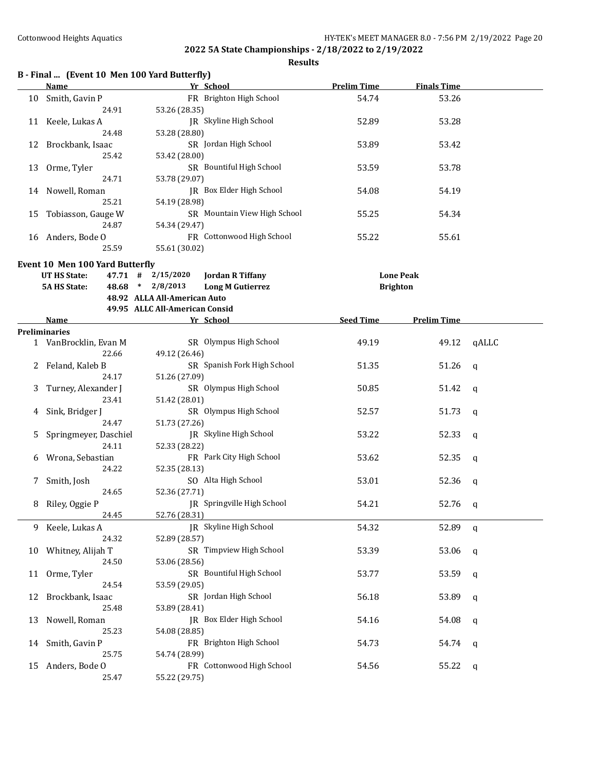## 2022 5A State Championships - 2/18/2022 to 2/19/2022

### Results

**B - Final ... (Event 10 Men 100 Yard Butterfly)**

| | Name | Yr | School | Prelim Time | Finals Time |
|---|---|---|---|---|---|
| 10 | Smith, Gavin P | FR | Brighton High School | 54.74 | 53.26 |
| | 24.91 | 53.26 (28.35) | | | |
| 11 | Keele, Lukas A | JR | Skyline High School | 52.89 | 53.28 |
| | 24.48 | 53.28 (28.80) | | | |
| 12 | Brockbank, Isaac | SR | Jordan High School | 53.89 | 53.42 |
| | 25.42 | 53.42 (28.00) | | | |
| 13 | Orme, Tyler | SR | Bountiful High School | 53.59 | 53.78 |
| | 24.71 | 53.78 (29.07) | | | |
| 14 | Nowell, Roman | JR | Box Elder High School | 54.08 | 54.19 |
| | 25.21 | 54.19 (28.98) | | | |
| 15 | Tobiasson, Gauge W | SR | Mountain View High School | 55.25 | 54.34 |
| | 24.87 | 54.34 (29.47) | | | |
| 16 | Anders, Bode O | FR | Cottonwood High School | 55.22 | 55.61 |
| | 25.59 | 55.61 (30.02) | | | |

**Event 10 Men 100 Yard Butterfly**

| | | | | | |
|---|---|---|---|---|---|
| UT HS State: | 47.71 | # | 2/15/2020 | Jordan R Tiffany | Lone Peak |
| 5A HS State: | 48.68 | * | 2/8/2013 | Long M Gutierrez | Brighton |
| | 48.92 | | ALLA All-American Auto | | |
| | 49.95 | | ALLC All-American Consid | | |

**Preliminaries**

| | Name | Yr | School | Seed Time | Prelim Time | |
|---|---|---|---|---|---|---|
| 1 | VanBrocklin, Evan M | SR | Olympus High School | 49.19 | 49.12 | qALLC |
| | 22.66 | 49.12 (26.46) | | | | |
| 2 | Feland, Kaleb B | SR | Spanish Fork High School | 51.35 | 51.26 | q |
| | 24.17 | 51.26 (27.09) | | | | |
| 3 | Turney, Alexander J | SR | Olympus High School | 50.85 | 51.42 | q |
| | 23.41 | 51.42 (28.01) | | | | |
| 4 | Sink, Bridger J | SR | Olympus High School | 52.57 | 51.73 | q |
| | 24.47 | 51.73 (27.26) | | | | |
| 5 | Springmeyer, Daschiel | JR | Skyline High School | 53.22 | 52.33 | q |
| | 24.11 | 52.33 (28.22) | | | | |
| 6 | Wrona, Sebastian | FR | Park City High School | 53.62 | 52.35 | q |
| | 24.22 | 52.35 (28.13) | | | | |
| 7 | Smith, Josh | SO | Alta High School | 53.01 | 52.36 | q |
| | 24.65 | 52.36 (27.71) | | | | |
| 8 | Riley, Oggie P | JR | Springville High School | 54.21 | 52.76 | q |
| | 24.45 | 52.76 (28.31) | | | | |
| 9 | Keele, Lukas A | JR | Skyline High School | 54.32 | 52.89 | q |
| | 24.32 | 52.89 (28.57) | | | | |
| 10 | Whitney, Alijah T | SR | Timpview High School | 53.39 | 53.06 | q |
| | 24.50 | 53.06 (28.56) | | | | |
| 11 | Orme, Tyler | SR | Bountiful High School | 53.77 | 53.59 | q |
| | 24.54 | 53.59 (29.05) | | | | |
| 12 | Brockbank, Isaac | SR | Jordan High School | 56.18 | 53.89 | q |
| | 25.48 | 53.89 (28.41) | | | | |
| 13 | Nowell, Roman | JR | Box Elder High School | 54.16 | 54.08 | q |
| | 25.23 | 54.08 (28.85) | | | | |
| 14 | Smith, Gavin P | FR | Brighton High School | 54.73 | 54.74 | q |
| | 25.75 | 54.74 (28.99) | | | | |
| 15 | Anders, Bode O | FR | Cottonwood High School | 54.56 | 55.22 | q |
| | 25.47 | 55.22 (29.75) | | | | |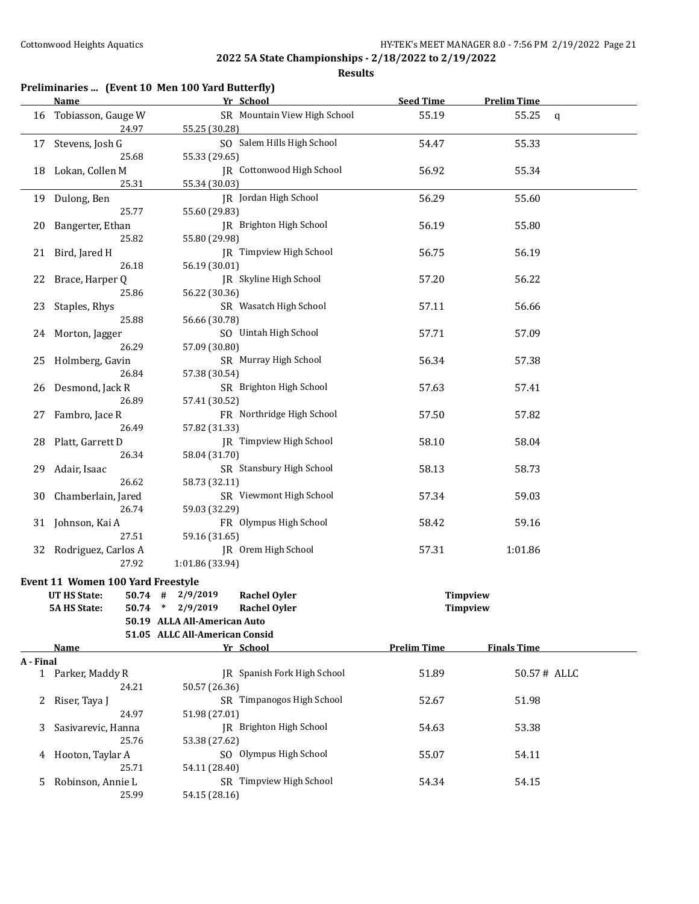**2022 5A State Championships - 2/18/2022 to 2/19/2022**

**Results**

### Preliminaries ... (Event 10 Men 100 Yard Butterfly)

| | Name | Yr | School | Seed Time | Prelim Time | |
|---|---|---|---|---|---|---|
| 16 | Tobiasson, Gauge W | SR | Mountain View High School | 55.19 | 55.25 | q |
| | 24.97 | 55.25 (30.28) | | | | |
| 17 | Stevens, Josh G | SO | Salem Hills High School | 54.47 | 55.33 | |
| | 25.68 | 55.33 (29.65) | | | | |
| 18 | Lokan, Collen M | JR | Cottonwood High School | 56.92 | 55.34 | |
| | 25.31 | 55.34 (30.03) | | | | |
| 19 | Dulong, Ben | JR | Jordan High School | 56.29 | 55.60 | |
| | 25.77 | 55.60 (29.83) | | | | |
| 20 | Bangerter, Ethan | JR | Brighton High School | 56.19 | 55.80 | |
| | 25.82 | 55.80 (29.98) | | | | |
| 21 | Bird, Jared H | JR | Timpview High School | 56.75 | 56.19 | |
| | 26.18 | 56.19 (30.01) | | | | |
| 22 | Brace, Harper Q | JR | Skyline High School | 57.20 | 56.22 | |
| | 25.86 | 56.22 (30.36) | | | | |
| 23 | Staples, Rhys | SR | Wasatch High School | 57.11 | 56.66 | |
| | 25.88 | 56.66 (30.78) | | | | |
| 24 | Morton, Jagger | SO | Uintah High School | 57.71 | 57.09 | |
| | 26.29 | 57.09 (30.80) | | | | |
| 25 | Holmberg, Gavin | SR | Murray High School | 56.34 | 57.38 | |
| | 26.84 | 57.38 (30.54) | | | | |
| 26 | Desmond, Jack R | SR | Brighton High School | 57.63 | 57.41 | |
| | 26.89 | 57.41 (30.52) | | | | |
| 27 | Fambro, Jace R | FR | Northridge High School | 57.50 | 57.82 | |
| | 26.49 | 57.82 (31.33) | | | | |
| 28 | Platt, Garrett D | JR | Timpview High School | 58.10 | 58.04 | |
| | 26.34 | 58.04 (31.70) | | | | |
| 29 | Adair, Isaac | SR | Stansbury High School | 58.13 | 58.73 | |
| | 26.62 | 58.73 (32.11) | | | | |
| 30 | Chamberlain, Jared | SR | Viewmont High School | 57.34 | 59.03 | |
| | 26.74 | 59.03 (32.29) | | | | |
| 31 | Johnson, Kai A | FR | Olympus High School | 58.42 | 59.16 | |
| | 27.51 | 59.16 (31.65) | | | | |
| 32 | Rodriguez, Carlos A | JR | Orem High School | 57.31 | 1:01.86 | |
| | 27.92 | 1:01.86 (33.94) | | | | |

### Event 11 Women 100 Yard Freestyle

| | | | | | |
|---|---|---|---|---|---|
| **UT HS State:** | **50.74** | # | 2/9/2019 | **Rachel Oyler** | **Timpview** |
| **5A HS State:** | **50.74** | * | 2/9/2019 | **Rachel Oyler** | **Timpview** |
| | **50.19** | | **ALLA All-American Auto** | | |
| | **51.05** | | **ALLC All-American Consid** | | |

| | Name | Yr | School | Prelim Time | Finals Time |
|---|---|---|---|---|---|
| **A - Final** | | | | | |
| 1 | Parker, Maddy R | JR | Spanish Fork High School | 51.89 | 50.57 # ALLC |
| | 24.21 | 50.57 (26.36) | | | |
| 2 | Riser, Taya J | SR | Timpanogos High School | 52.67 | 51.98 |
| | 24.97 | 51.98 (27.01) | | | |
| 3 | Sasivarevic, Hanna | JR | Brighton High School | 54.63 | 53.38 |
| | 25.76 | 53.38 (27.62) | | | |
| 4 | Hooton, Taylar A | SO | Olympus High School | 55.07 | 54.11 |
| | 25.71 | 54.11 (28.40) | | | |
| 5 | Robinson, Annie L | SR | Timpview High School | 54.34 | 54.15 |
| | 25.99 | 54.15 (28.16) | | | |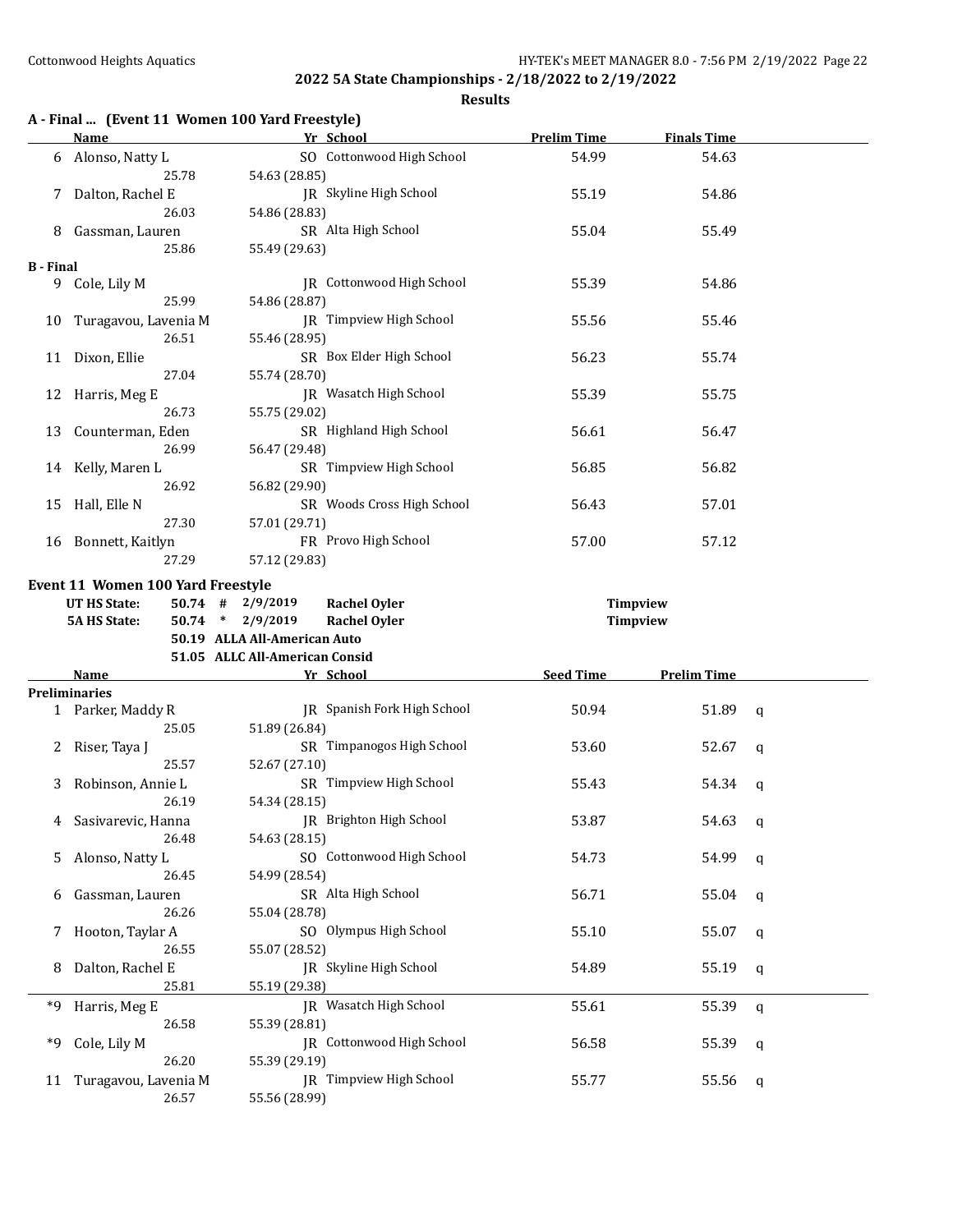**2022 5A State Championships - 2/18/2022 to 2/19/2022**

**Results**

### A - Final ... (Event 11 Women 100 Yard Freestyle)

| | Name | Yr | School | Prelim Time | Finals Time |
|---|---|---|---|---|---|
| 6 | Alonso, Natty L | SO | Cottonwood High School | 54.99 | 54.63 |
| | 25.78 | 54.63 (28.85) | | | |
| 7 | Dalton, Rachel E | JR | Skyline High School | 55.19 | 54.86 |
| | 26.03 | 54.86 (28.83) | | | |
| 8 | Gassman, Lauren | SR | Alta High School | 55.04 | 55.49 |
| | 25.86 | 55.49 (29.63) | | | |
| **B - Final** | | | | | |
| 9 | Cole, Lily M | JR | Cottonwood High School | 55.39 | 54.86 |
| | 25.99 | 54.86 (28.87) | | | |
| 10 | Turagavou, Lavenia M | JR | Timpview High School | 55.56 | 55.46 |
| | 26.51 | 55.46 (28.95) | | | |
| 11 | Dixon, Ellie | SR | Box Elder High School | 56.23 | 55.74 |
| | 27.04 | 55.74 (28.70) | | | |
| 12 | Harris, Meg E | JR | Wasatch High School | 55.39 | 55.75 |
| | 26.73 | 55.75 (29.02) | | | |
| 13 | Counterman, Eden | SR | Highland High School | 56.61 | 56.47 |
| | 26.99 | 56.47 (29.48) | | | |
| 14 | Kelly, Maren L | SR | Timpview High School | 56.85 | 56.82 |
| | 26.92 | 56.82 (29.90) | | | |
| 15 | Hall, Elle N | SR | Woods Cross High School | 56.43 | 57.01 |
| | 27.30 | 57.01 (29.71) | | | |
| 16 | Bonnett, Kaitlyn | FR | Provo High School | 57.00 | 57.12 |
| | 27.29 | 57.12 (29.83) | | | |

### Event 11 Women 100 Yard Freestyle

| | | | | |
|---|---|---|---|---|
| **UT HS State:** | 50.74 # | 2/9/2019 | **Rachel Oyler** | **Timpview** |
| **5A HS State:** | 50.74 * | 2/9/2019 | **Rachel Oyler** | **Timpview** |
| | 50.19 | ALLA All-American Auto | | |
| | 51.05 | ALLC All-American Consid | | |

| | Name | Yr | School | Seed Time | Prelim Time | |
|---|---|---|---|---|---|---|
| **Preliminaries** | | | | | | |
| 1 | Parker, Maddy R | JR | Spanish Fork High School | 50.94 | 51.89 | q |
| | 25.05 | 51.89 (26.84) | | | | |
| 2 | Riser, Taya J | SR | Timpanogos High School | 53.60 | 52.67 | q |
| | 25.57 | 52.67 (27.10) | | | | |
| 3 | Robinson, Annie L | SR | Timpview High School | 55.43 | 54.34 | q |
| | 26.19 | 54.34 (28.15) | | | | |
| 4 | Sasivarevic, Hanna | JR | Brighton High School | 53.87 | 54.63 | q |
| | 26.48 | 54.63 (28.15) | | | | |
| 5 | Alonso, Natty L | SO | Cottonwood High School | 54.73 | 54.99 | q |
| | 26.45 | 54.99 (28.54) | | | | |
| 6 | Gassman, Lauren | SR | Alta High School | 56.71 | 55.04 | q |
| | 26.26 | 55.04 (28.78) | | | | |
| 7 | Hooton, Taylar A | SO | Olympus High School | 55.10 | 55.07 | q |
| | 26.55 | 55.07 (28.52) | | | | |
| 8 | Dalton, Rachel E | JR | Skyline High School | 54.89 | 55.19 | q |
| | 25.81 | 55.19 (29.38) | | | | |
| *9 | Harris, Meg E | JR | Wasatch High School | 55.61 | 55.39 | q |
| | 26.58 | 55.39 (28.81) | | | | |
| *9 | Cole, Lily M | JR | Cottonwood High School | 56.58 | 55.39 | q |
| | 26.20 | 55.39 (29.19) | | | | |
| 11 | Turagavou, Lavenia M | JR | Timpview High School | 55.77 | 55.56 | q |
| | 26.57 | 55.56 (28.99) | | | | |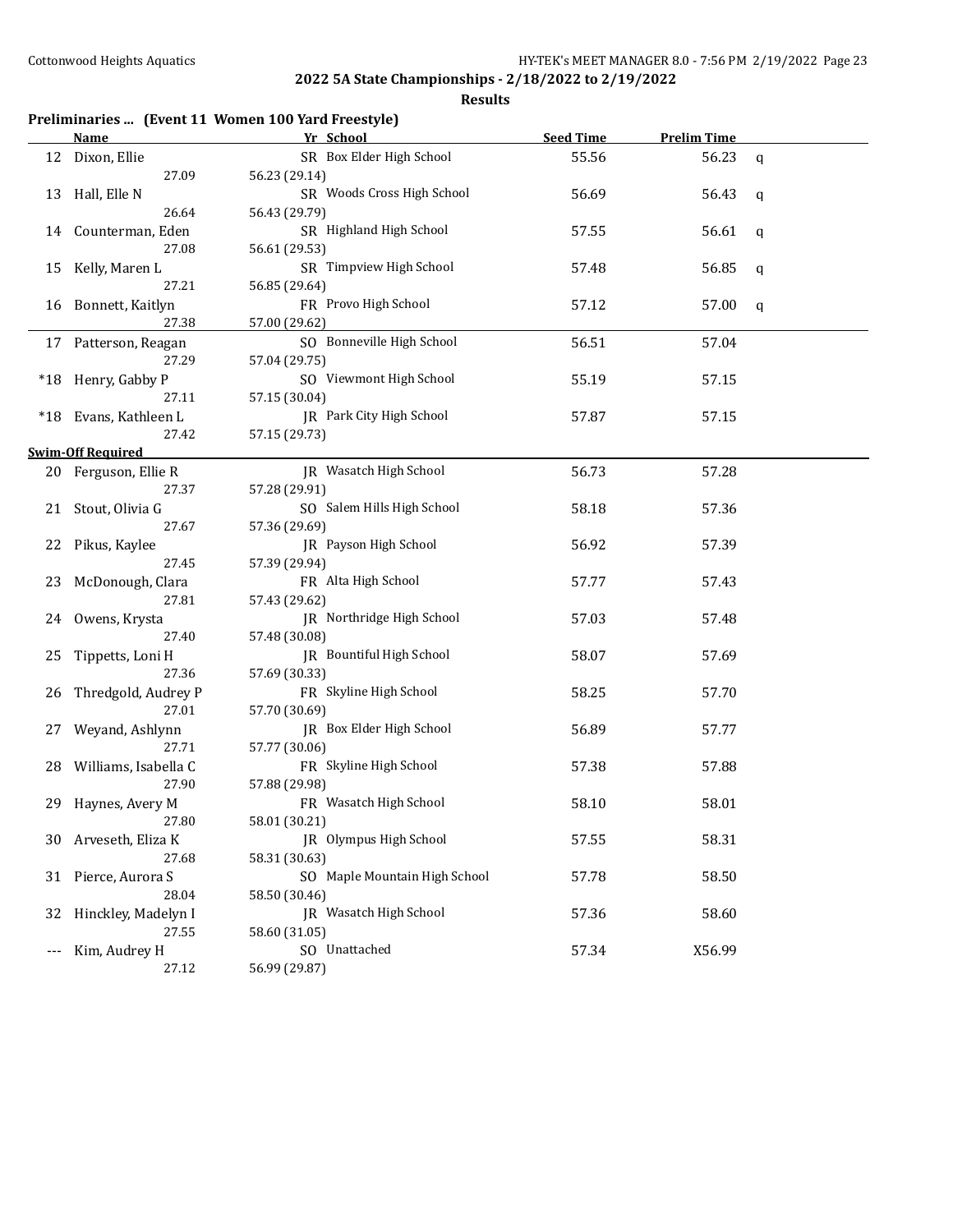## 2022 5A State Championships - 2/18/2022 to 2/19/2022

### Results

### Preliminaries ... (Event 11 Women 100 Yard Freestyle)

| | Name | Yr | School | Seed Time | Prelim Time | |
|---|---|---|---|---|---|---|
| 12 | Dixon, Ellie | SR | Box Elder High School | 55.56 | 56.23 | q |
| | 27.09 | 56.23 (29.14) | | | | |
| 13 | Hall, Elle N | SR | Woods Cross High School | 56.69 | 56.43 | q |
| | 26.64 | 56.43 (29.79) | | | | |
| 14 | Counterman, Eden | SR | Highland High School | 57.55 | 56.61 | q |
| | 27.08 | 56.61 (29.53) | | | | |
| 15 | Kelly, Maren L | SR | Timpview High School | 57.48 | 56.85 | q |
| | 27.21 | 56.85 (29.64) | | | | |
| 16 | Bonnett, Kaitlyn | FR | Provo High School | 57.12 | 57.00 | q |
| | 27.38 | 57.00 (29.62) | | | | |
| 17 | Patterson, Reagan | SO | Bonneville High School | 56.51 | 57.04 | |
| | 27.29 | 57.04 (29.75) | | | | |
| *18 | Henry, Gabby P | SO | Viewmont High School | 55.19 | 57.15 | |
| | 27.11 | 57.15 (30.04) | | | | |
| *18 | Evans, Kathleen L | JR | Park City High School | 57.87 | 57.15 | |
| | 27.42 | 57.15 (29.73) | | | | |
| **Swim-Off Required** | | | | | | |
| 20 | Ferguson, Ellie R | JR | Wasatch High School | 56.73 | 57.28 | |
| | 27.37 | 57.28 (29.91) | | | | |
| 21 | Stout, Olivia G | SO | Salem Hills High School | 58.18 | 57.36 | |
| | 27.67 | 57.36 (29.69) | | | | |
| 22 | Pikus, Kaylee | JR | Payson High School | 56.92 | 57.39 | |
| | 27.45 | 57.39 (29.94) | | | | |
| 23 | McDonough, Clara | FR | Alta High School | 57.77 | 57.43 | |
| | 27.81 | 57.43 (29.62) | | | | |
| 24 | Owens, Krysta | JR | Northridge High School | 57.03 | 57.48 | |
| | 27.40 | 57.48 (30.08) | | | | |
| 25 | Tippetts, Loni H | JR | Bountiful High School | 58.07 | 57.69 | |
| | 27.36 | 57.69 (30.33) | | | | |
| 26 | Thredgold, Audrey P | FR | Skyline High School | 58.25 | 57.70 | |
| | 27.01 | 57.70 (30.69) | | | | |
| 27 | Weyand, Ashlynn | JR | Box Elder High School | 56.89 | 57.77 | |
| | 27.71 | 57.77 (30.06) | | | | |
| 28 | Williams, Isabella C | FR | Skyline High School | 57.38 | 57.88 | |
| | 27.90 | 57.88 (29.98) | | | | |
| 29 | Haynes, Avery M | FR | Wasatch High School | 58.10 | 58.01 | |
| | 27.80 | 58.01 (30.21) | | | | |
| 30 | Arveseth, Eliza K | JR | Olympus High School | 57.55 | 58.31 | |
| | 27.68 | 58.31 (30.63) | | | | |
| 31 | Pierce, Aurora S | SO | Maple Mountain High School | 57.78 | 58.50 | |
| | 28.04 | 58.50 (30.46) | | | | |
| 32 | Hinckley, Madelyn I | JR | Wasatch High School | 57.36 | 58.60 | |
| | 27.55 | 58.60 (31.05) | | | | |
| --- | Kim, Audrey H | SO | Unattached | 57.34 | X56.99 | |
| | 27.12 | 56.99 (29.87) | | | | |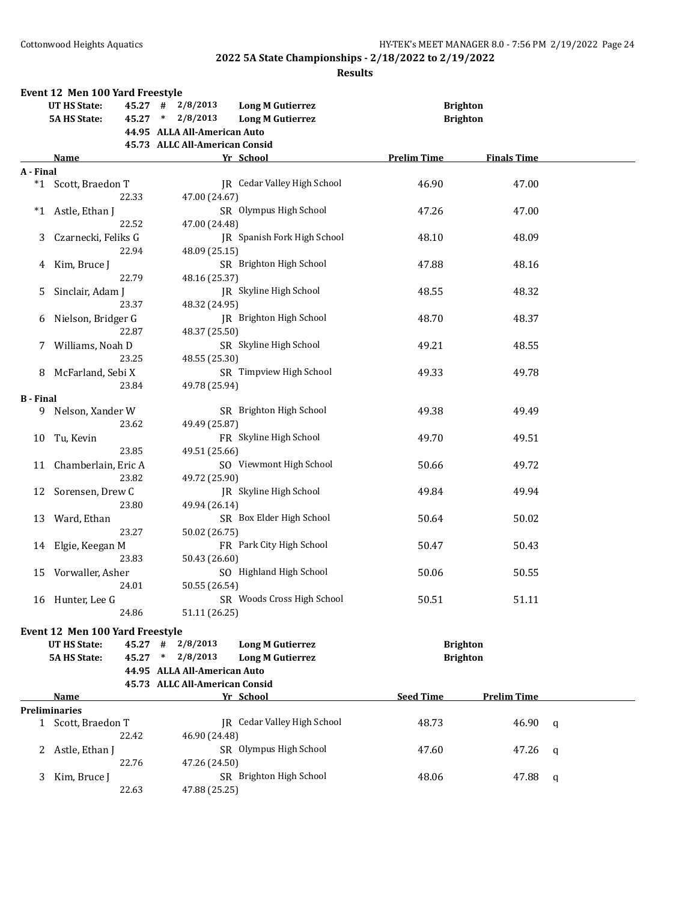**2022 5A State Championships - 2/18/2022 to 2/19/2022**

**Results**

### Event 12 Men 100 Yard Freestyle

| | | | | | |
|---|---|---|---|---|---|
| UT HS State: | 45.27 | # | 2/8/2013 | Long M Gutierrez | Brighton |
| 5A HS State: | 45.27 | * | 2/8/2013 | Long M Gutierrez | Brighton |
| | 44.95 | | ALLA All-American Auto | | |
| | 45.73 | | ALLC All-American Consid | | |

| | Name | Yr | School | Prelim Time | Finals Time |
|---|---|---|---|---|---|
| **A - Final** | | | | | |
| *1 | Scott, Braedon T | JR | Cedar Valley High School | 46.90 | 47.00 |
| | 22.33 | 47.00 (24.67) | | | |
| *1 | Astle, Ethan J | SR | Olympus High School | 47.26 | 47.00 |
| | 22.52 | 47.00 (24.48) | | | |
| 3 | Czarnecki, Feliks G | JR | Spanish Fork High School | 48.10 | 48.09 |
| | 22.94 | 48.09 (25.15) | | | |
| 4 | Kim, Bruce J | SR | Brighton High School | 47.88 | 48.16 |
| | 22.79 | 48.16 (25.37) | | | |
| 5 | Sinclair, Adam J | JR | Skyline High School | 48.55 | 48.32 |
| | 23.37 | 48.32 (24.95) | | | |
| 6 | Nielson, Bridger G | JR | Brighton High School | 48.70 | 48.37 |
| | 22.87 | 48.37 (25.50) | | | |
| 7 | Williams, Noah D | SR | Skyline High School | 49.21 | 48.55 |
| | 23.25 | 48.55 (25.30) | | | |
| 8 | McFarland, Sebi X | SR | Timpview High School | 49.33 | 49.78 |
| | 23.84 | 49.78 (25.94) | | | |
| **B - Final** | | | | | |
| 9 | Nelson, Xander W | SR | Brighton High School | 49.38 | 49.49 |
| | 23.62 | 49.49 (25.87) | | | |
| 10 | Tu, Kevin | FR | Skyline High School | 49.70 | 49.51 |
| | 23.85 | 49.51 (25.66) | | | |
| 11 | Chamberlain, Eric A | SO | Viewmont High School | 50.66 | 49.72 |
| | 23.82 | 49.72 (25.90) | | | |
| 12 | Sorensen, Drew C | JR | Skyline High School | 49.84 | 49.94 |
| | 23.80 | 49.94 (26.14) | | | |
| 13 | Ward, Ethan | SR | Box Elder High School | 50.64 | 50.02 |
| | 23.27 | 50.02 (26.75) | | | |
| 14 | Elgie, Keegan M | FR | Park City High School | 50.47 | 50.43 |
| | 23.83 | 50.43 (26.60) | | | |
| 15 | Vorwaller, Asher | SO | Highland High School | 50.06 | 50.55 |
| | 24.01 | 50.55 (26.54) | | | |
| 16 | Hunter, Lee G | SR | Woods Cross High School | 50.51 | 51.11 |
| | 24.86 | 51.11 (26.25) | | | |

### Event 12 Men 100 Yard Freestyle

| | | | | | |
|---|---|---|---|---|---|
| UT HS State: | 45.27 | # | 2/8/2013 | Long M Gutierrez | Brighton |
| 5A HS State: | 45.27 | * | 2/8/2013 | Long M Gutierrez | Brighton |
| | 44.95 | | ALLA All-American Auto | | |
| | 45.73 | | ALLC All-American Consid | | |

| | Name | Yr | School | Seed Time | Prelim Time | |
|---|---|---|---|---|---|---|
| **Preliminaries** | | | | | | |
| 1 | Scott, Braedon T | JR | Cedar Valley High School | 48.73 | 46.90 | q |
| | 22.42 | 46.90 (24.48) | | | | |
| 2 | Astle, Ethan J | SR | Olympus High School | 47.60 | 47.26 | q |
| | 22.76 | 47.26 (24.50) | | | | |
| 3 | Kim, Bruce J | SR | Brighton High School | 48.06 | 47.88 | q |
| | 22.63 | 47.88 (25.25) | | | | |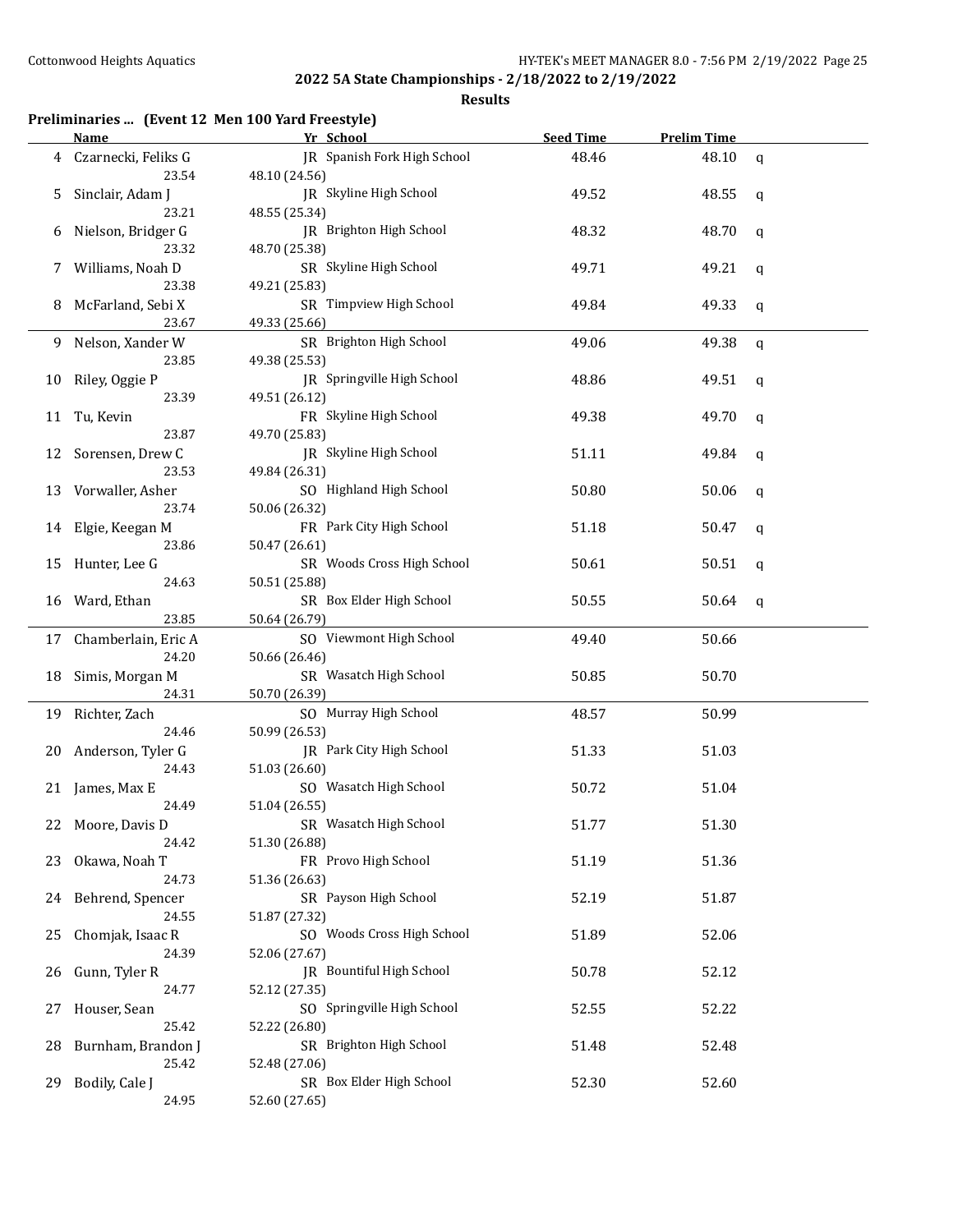## 2022 5A State Championships - 2/18/2022 to 2/19/2022

### Results

**Preliminaries ... (Event 12 Men 100 Yard Freestyle)**

| | Name | Yr | School | Seed Time | Prelim Time | |
|---|---|---|---|---|---|---|
| 4 | Czarnecki, Feliks G | JR | Spanish Fork High School | 48.46 | 48.10 | q |
| | 23.54 | 48.10 (24.56) | | | | |
| 5 | Sinclair, Adam J | JR | Skyline High School | 49.52 | 48.55 | q |
| | 23.21 | 48.55 (25.34) | | | | |
| 6 | Nielson, Bridger G | JR | Brighton High School | 48.32 | 48.70 | q |
| | 23.32 | 48.70 (25.38) | | | | |
| 7 | Williams, Noah D | SR | Skyline High School | 49.71 | 49.21 | q |
| | 23.38 | 49.21 (25.83) | | | | |
| 8 | McFarland, Sebi X | SR | Timpview High School | 49.84 | 49.33 | q |
| | 23.67 | 49.33 (25.66) | | | | |
| 9 | Nelson, Xander W | SR | Brighton High School | 49.06 | 49.38 | q |
| | 23.85 | 49.38 (25.53) | | | | |
| 10 | Riley, Oggie P | JR | Springville High School | 48.86 | 49.51 | q |
| | 23.39 | 49.51 (26.12) | | | | |
| 11 | Tu, Kevin | FR | Skyline High School | 49.38 | 49.70 | q |
| | 23.87 | 49.70 (25.83) | | | | |
| 12 | Sorensen, Drew C | JR | Skyline High School | 51.11 | 49.84 | q |
| | 23.53 | 49.84 (26.31) | | | | |
| 13 | Vorwaller, Asher | SO | Highland High School | 50.80 | 50.06 | q |
| | 23.74 | 50.06 (26.32) | | | | |
| 14 | Elgie, Keegan M | FR | Park City High School | 51.18 | 50.47 | q |
| | 23.86 | 50.47 (26.61) | | | | |
| 15 | Hunter, Lee G | SR | Woods Cross High School | 50.61 | 50.51 | q |
| | 24.63 | 50.51 (25.88) | | | | |
| 16 | Ward, Ethan | SR | Box Elder High School | 50.55 | 50.64 | q |
| | 23.85 | 50.64 (26.79) | | | | |
| 17 | Chamberlain, Eric A | SO | Viewmont High School | 49.40 | 50.66 | |
| | 24.20 | 50.66 (26.46) | | | | |
| 18 | Simis, Morgan M | SR | Wasatch High School | 50.85 | 50.70 | |
| | 24.31 | 50.70 (26.39) | | | | |
| 19 | Richter, Zach | SO | Murray High School | 48.57 | 50.99 | |
| | 24.46 | 50.99 (26.53) | | | | |
| 20 | Anderson, Tyler G | JR | Park City High School | 51.33 | 51.03 | |
| | 24.43 | 51.03 (26.60) | | | | |
| 21 | James, Max E | SO | Wasatch High School | 50.72 | 51.04 | |
| | 24.49 | 51.04 (26.55) | | | | |
| 22 | Moore, Davis D | SR | Wasatch High School | 51.77 | 51.30 | |
| | 24.42 | 51.30 (26.88) | | | | |
| 23 | Okawa, Noah T | FR | Provo High School | 51.19 | 51.36 | |
| | 24.73 | 51.36 (26.63) | | | | |
| 24 | Behrend, Spencer | SR | Payson High School | 52.19 | 51.87 | |
| | 24.55 | 51.87 (27.32) | | | | |
| 25 | Chomjak, Isaac R | SO | Woods Cross High School | 51.89 | 52.06 | |
| | 24.39 | 52.06 (27.67) | | | | |
| 26 | Gunn, Tyler R | JR | Bountiful High School | 50.78 | 52.12 | |
| | 24.77 | 52.12 (27.35) | | | | |
| 27 | Houser, Sean | SO | Springville High School | 52.55 | 52.22 | |
| | 25.42 | 52.22 (26.80) | | | | |
| 28 | Burnham, Brandon J | SR | Brighton High School | 51.48 | 52.48 | |
| | 25.42 | 52.48 (27.06) | | | | |
| 29 | Bodily, Cale J | SR | Box Elder High School | 52.30 | 52.60 | |
| | 24.95 | 52.60 (27.65) | | | | |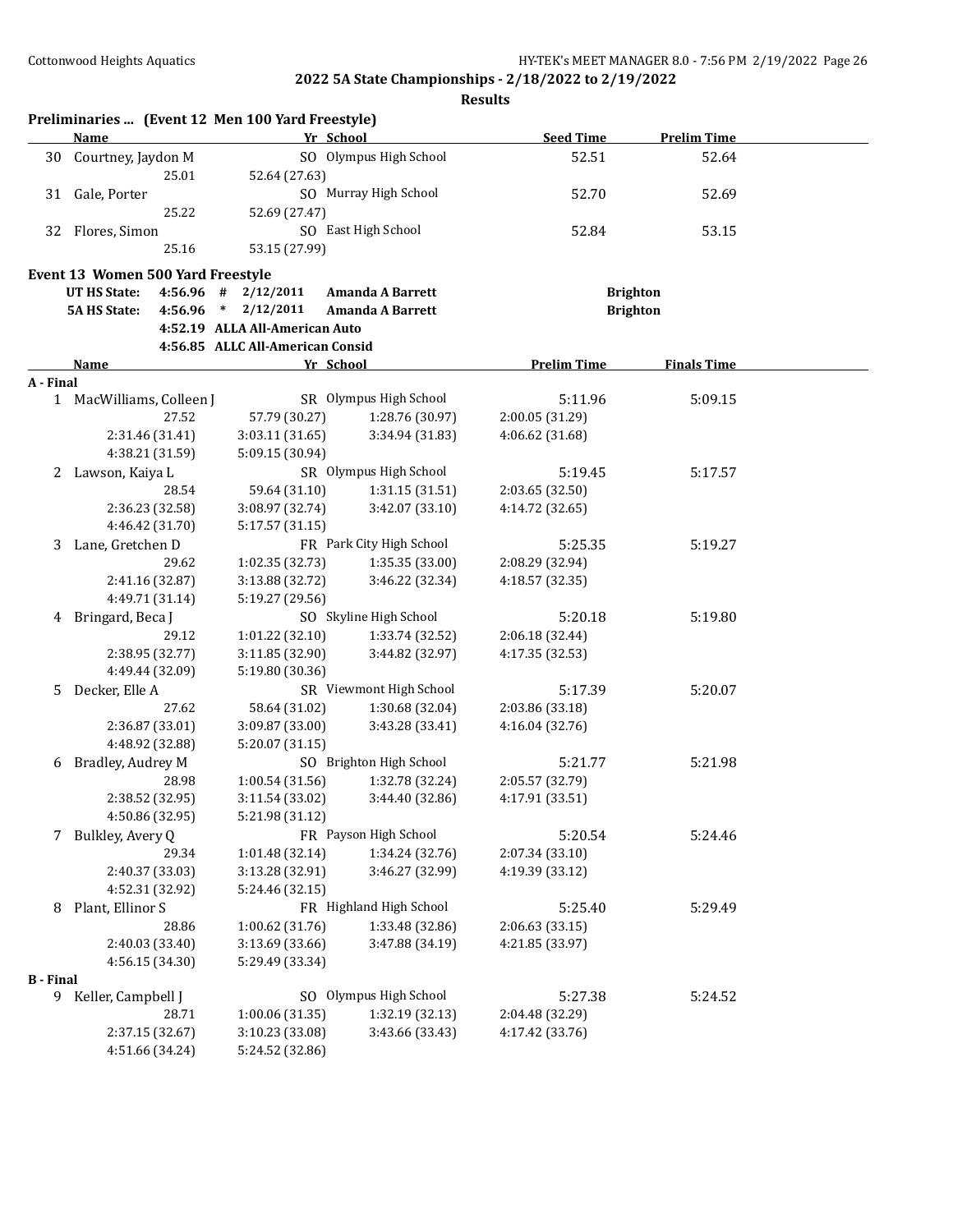**2022 5A State Championships - 2/18/2022 to 2/19/2022**

**Results**

### Preliminaries ... (Event 12 Men 100 Yard Freestyle)

| | Name | Yr | School | Seed Time | Prelim Time |
|---|---|---|---|---|---|
| 30 | Courtney, Jaydon M | SO | Olympus High School | 52.51 | 52.64 |
| | 25.01 | 52.64 (27.63) | | | |
| 31 | Gale, Porter | SO | Murray High School | 52.70 | 52.69 |
| | 25.22 | 52.69 (27.47) | | | |
| 32 | Flores, Simon | SO | East High School | 52.84 | 53.15 |
| | 25.16 | 53.15 (27.99) | | | |

### Event 13 Women 500 Yard Freestyle

| | | | | |
|---|---|---|---|---|
| UT HS State: | 4:56.96 # | 2/12/2011 | Amanda A Barrett | Brighton |
| 5A HS State: | 4:56.96 * | 2/12/2011 | Amanda A Barrett | Brighton |
| | 4:52.19 | ALLA All-American Auto | | |
| | 4:56.85 | ALLC All-American Consid | | |

| | Name | Yr | School | Prelim Time | Finals Time |
|---|---|---|---|---|---|
| **A - Final** | | | | | |
| 1 | MacWilliams, Colleen J | SR | Olympus High School | 5:11.96 | 5:09.15 |
| | 27.52 | 57.79 (30.27) | 1:28.76 (30.97) | 2:00.05 (31.29) | |
| | 2:31.46 (31.41) | 3:03.11 (31.65) | 3:34.94 (31.83) | 4:06.62 (31.68) | |
| | 4:38.21 (31.59) | 5:09.15 (30.94) | | | |
| 2 | Lawson, Kaiya L | SR | Olympus High School | 5:19.45 | 5:17.57 |
| | 28.54 | 59.64 (31.10) | 1:31.15 (31.51) | 2:03.65 (32.50) | |
| | 2:36.23 (32.58) | 3:08.97 (32.74) | 3:42.07 (33.10) | 4:14.72 (32.65) | |
| | 4:46.42 (31.70) | 5:17.57 (31.15) | | | |
| 3 | Lane, Gretchen D | FR | Park City High School | 5:25.35 | 5:19.27 |
| | 29.62 | 1:02.35 (32.73) | 1:35.35 (33.00) | 2:08.29 (32.94) | |
| | 2:41.16 (32.87) | 3:13.88 (32.72) | 3:46.22 (32.34) | 4:18.57 (32.35) | |
| | 4:49.71 (31.14) | 5:19.27 (29.56) | | | |
| 4 | Bringard, Beca J | SO | Skyline High School | 5:20.18 | 5:19.80 |
| | 29.12 | 1:01.22 (32.10) | 1:33.74 (32.52) | 2:06.18 (32.44) | |
| | 2:38.95 (32.77) | 3:11.85 (32.90) | 3:44.82 (32.97) | 4:17.35 (32.53) | |
| | 4:49.44 (32.09) | 5:19.80 (30.36) | | | |
| 5 | Decker, Elle A | SR | Viewmont High School | 5:17.39 | 5:20.07 |
| | 27.62 | 58.64 (31.02) | 1:30.68 (32.04) | 2:03.86 (33.18) | |
| | 2:36.87 (33.01) | 3:09.87 (33.00) | 3:43.28 (33.41) | 4:16.04 (32.76) | |
| | 4:48.92 (32.88) | 5:20.07 (31.15) | | | |
| 6 | Bradley, Audrey M | SO | Brighton High School | 5:21.77 | 5:21.98 |
| | 28.98 | 1:00.54 (31.56) | 1:32.78 (32.24) | 2:05.57 (32.79) | |
| | 2:38.52 (32.95) | 3:11.54 (33.02) | 3:44.40 (32.86) | 4:17.91 (33.51) | |
| | 4:50.86 (32.95) | 5:21.98 (31.12) | | | |
| 7 | Bulkley, Avery Q | FR | Payson High School | 5:20.54 | 5:24.46 |
| | 29.34 | 1:01.48 (32.14) | 1:34.24 (32.76) | 2:07.34 (33.10) | |
| | 2:40.37 (33.03) | 3:13.28 (32.91) | 3:46.27 (32.99) | 4:19.39 (33.12) | |
| | 4:52.31 (32.92) | 5:24.46 (32.15) | | | |
| 8 | Plant, Ellinor S | FR | Highland High School | 5:25.40 | 5:29.49 |
| | 28.86 | 1:00.62 (31.76) | 1:33.48 (32.86) | 2:06.63 (33.15) | |
| | 2:40.03 (33.40) | 3:13.69 (33.66) | 3:47.88 (34.19) | 4:21.85 (33.97) | |
| | 4:56.15 (34.30) | 5:29.49 (33.34) | | | |
| **B - Final** | | | | | |
| 9 | Keller, Campbell J | SO | Olympus High School | 5:27.38 | 5:24.52 |
| | 28.71 | 1:00.06 (31.35) | 1:32.19 (32.13) | 2:04.48 (32.29) | |
| | 2:37.15 (32.67) | 3:10.23 (33.08) | 3:43.66 (33.43) | 4:17.42 (33.76) | |
| | 4:51.66 (34.24) | 5:24.52 (32.86) | | | |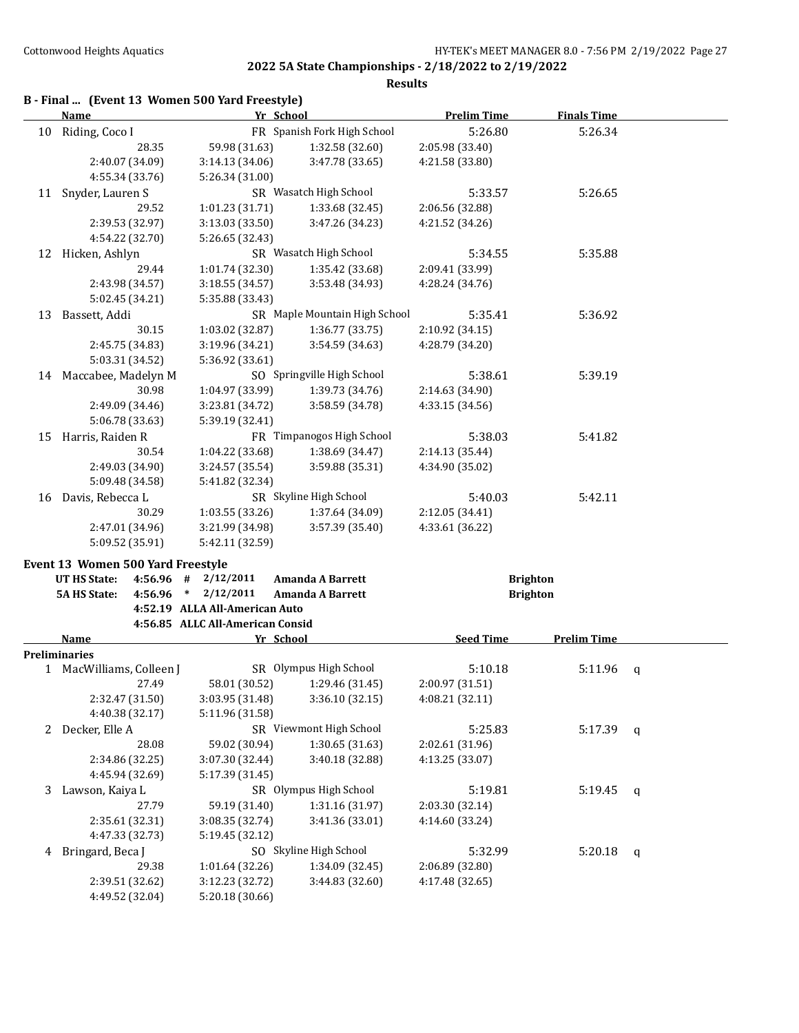**2022 5A State Championships - 2/18/2022 to 2/19/2022**

**Results**

### B - Final ... (Event 13 Women 500 Yard Freestyle)

| | Name | Yr | School | Prelim Time | Finals Time |
|---|---|---|---|---|---|
| 10 | Riding, Coco I | FR | Spanish Fork High School | 5:26.80 | 5:26.34 |
| | 28.35 | 59.98 (31.63) | 1:32.58 (32.60) | 2:05.98 (33.40) | |
| | 2:40.07 (34.09) | 3:14.13 (34.06) | 3:47.78 (33.65) | 4:21.58 (33.80) | |
| | 4:55.34 (33.76) | 5:26.34 (31.00) | | | |
| 11 | Snyder, Lauren S | SR | Wasatch High School | 5:33.57 | 5:26.65 |
| | 29.52 | 1:01.23 (31.71) | 1:33.68 (32.45) | 2:06.56 (32.88) | |
| | 2:39.53 (32.97) | 3:13.03 (33.50) | 3:47.26 (34.23) | 4:21.52 (34.26) | |
| | 4:54.22 (32.70) | 5:26.65 (32.43) | | | |
| 12 | Hicken, Ashlyn | SR | Wasatch High School | 5:34.55 | 5:35.88 |
| | 29.44 | 1:01.74 (32.30) | 1:35.42 (33.68) | 2:09.41 (33.99) | |
| | 2:43.98 (34.57) | 3:18.55 (34.57) | 3:53.48 (34.93) | 4:28.24 (34.76) | |
| | 5:02.45 (34.21) | 5:35.88 (33.43) | | | |
| 13 | Bassett, Addi | SR | Maple Mountain High School | 5:35.41 | 5:36.92 |
| | 30.15 | 1:03.02 (32.87) | 1:36.77 (33.75) | 2:10.92 (34.15) | |
| | 2:45.75 (34.83) | 3:19.96 (34.21) | 3:54.59 (34.63) | 4:28.79 (34.20) | |
| | 5:03.31 (34.52) | 5:36.92 (33.61) | | | |
| 14 | Maccabee, Madelyn M | SO | Springville High School | 5:38.61 | 5:39.19 |
| | 30.98 | 1:04.97 (33.99) | 1:39.73 (34.76) | 2:14.63 (34.90) | |
| | 2:49.09 (34.46) | 3:23.81 (34.72) | 3:58.59 (34.78) | 4:33.15 (34.56) | |
| | 5:06.78 (33.63) | 5:39.19 (32.41) | | | |
| 15 | Harris, Raiden R | FR | Timpanogos High School | 5:38.03 | 5:41.82 |
| | 30.54 | 1:04.22 (33.68) | 1:38.69 (34.47) | 2:14.13 (35.44) | |
| | 2:49.03 (34.90) | 3:24.57 (35.54) | 3:59.88 (35.31) | 4:34.90 (35.02) | |
| | 5:09.48 (34.58) | 5:41.82 (32.34) | | | |
| 16 | Davis, Rebecca L | SR | Skyline High School | 5:40.03 | 5:42.11 |
| | 30.29 | 1:03.55 (33.26) | 1:37.64 (34.09) | 2:12.05 (34.41) | |
| | 2:47.01 (34.96) | 3:21.99 (34.98) | 3:57.39 (35.40) | 4:33.61 (36.22) | |
| | 5:09.52 (35.91) | 5:42.11 (32.59) | | | |

### Event 13 Women 500 Yard Freestyle

| | | | | | |
|---|---|---|---|---|---|
| UT HS State: | 4:56.96 | # | 2/12/2011 | Amanda A Barrett | Brighton |
| 5A HS State: | 4:56.96 | * | 2/12/2011 | Amanda A Barrett | Brighton |
| | 4:52.19 | | ALLA All-American Auto | | |
| | 4:56.85 | | ALLC All-American Consid | | |

**Preliminaries**

| | Name | Yr | School | Seed Time | Prelim Time | |
|---|---|---|---|---|---|---|
| 1 | MacWilliams, Colleen J | SR | Olympus High School | 5:10.18 | 5:11.96 | q |
| | 27.49 | 58.01 (30.52) | 1:29.46 (31.45) | 2:00.97 (31.51) | | |
| | 2:32.47 (31.50) | 3:03.95 (31.48) | 3:36.10 (32.15) | 4:08.21 (32.11) | | |
| | 4:40.38 (32.17) | 5:11.96 (31.58) | | | | |
| 2 | Decker, Elle A | SR | Viewmont High School | 5:25.83 | 5:17.39 | q |
| | 28.08 | 59.02 (30.94) | 1:30.65 (31.63) | 2:02.61 (31.96) | | |
| | 2:34.86 (32.25) | 3:07.30 (32.44) | 3:40.18 (32.88) | 4:13.25 (33.07) | | |
| | 4:45.94 (32.69) | 5:17.39 (31.45) | | | | |
| 3 | Lawson, Kaiya L | SR | Olympus High School | 5:19.81 | 5:19.45 | q |
| | 27.79 | 59.19 (31.40) | 1:31.16 (31.97) | 2:03.30 (32.14) | | |
| | 2:35.61 (32.31) | 3:08.35 (32.74) | 3:41.36 (33.01) | 4:14.60 (33.24) | | |
| | 4:47.33 (32.73) | 5:19.45 (32.12) | | | | |
| 4 | Bringard, Beca J | SO | Skyline High School | 5:32.99 | 5:20.18 | q |
| | 29.38 | 1:01.64 (32.26) | 1:34.09 (32.45) | 2:06.89 (32.80) | | |
| | 2:39.51 (32.62) | 3:12.23 (32.72) | 3:44.83 (32.60) | 4:17.48 (32.65) | | |
| | 4:49.52 (32.04) | 5:20.18 (30.66) | | | | |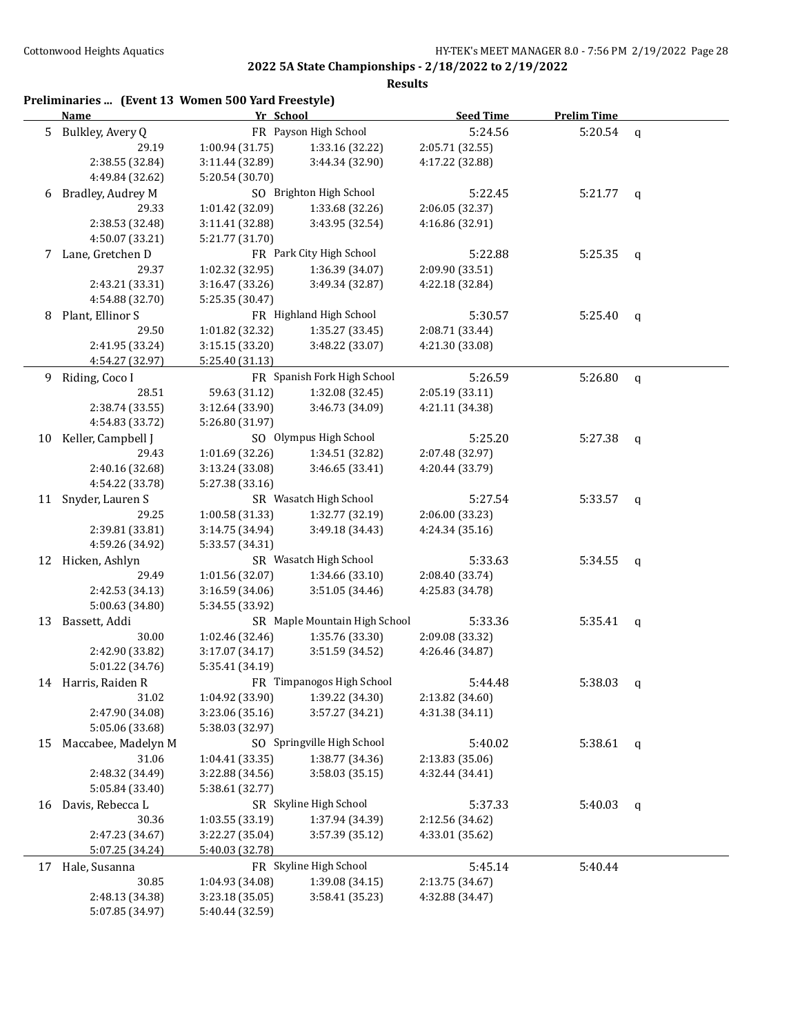## 2022 5A State Championships - 2/18/2022 to 2/19/2022

### Results

**Preliminaries ... (Event 13 Women 500 Yard Freestyle)**

| | Name | Yr | School | Seed Time | Prelim Time | |
|---|---|---|---|---|---|---|
| 5 | Bulkley, Avery Q | FR | Payson High School | 5:24.56 | 5:20.54 | q |
| | 29.19 | 1:00.94 (31.75) | 1:33.16 (32.22) | 2:05.71 (32.55) | | |
| | 2:38.55 (32.84) | 3:11.44 (32.89) | 3:44.34 (32.90) | 4:17.22 (32.88) | | |
| | 4:49.84 (32.62) | 5:20.54 (30.70) | | | | |
| 6 | Bradley, Audrey M | SO | Brighton High School | 5:22.45 | 5:21.77 | q |
| | 29.33 | 1:01.42 (32.09) | 1:33.68 (32.26) | 2:06.05 (32.37) | | |
| | 2:38.53 (32.48) | 3:11.41 (32.88) | 3:43.95 (32.54) | 4:16.86 (32.91) | | |
| | 4:50.07 (33.21) | 5:21.77 (31.70) | | | | |
| 7 | Lane, Gretchen D | FR | Park City High School | 5:22.88 | 5:25.35 | q |
| | 29.37 | 1:02.32 (32.95) | 1:36.39 (34.07) | 2:09.90 (33.51) | | |
| | 2:43.21 (33.31) | 3:16.47 (33.26) | 3:49.34 (32.87) | 4:22.18 (32.84) | | |
| | 4:54.88 (32.70) | 5:25.35 (30.47) | | | | |
| 8 | Plant, Ellinor S | FR | Highland High School | 5:30.57 | 5:25.40 | q |
| | 29.50 | 1:01.82 (32.32) | 1:35.27 (33.45) | 2:08.71 (33.44) | | |
| | 2:41.95 (33.24) | 3:15.15 (33.20) | 3:48.22 (33.07) | 4:21.30 (33.08) | | |
| | 4:54.27 (32.97) | 5:25.40 (31.13) | | | | |
| 9 | Riding, Coco I | FR | Spanish Fork High School | 5:26.59 | 5:26.80 | q |
| | 28.51 | 59.63 (31.12) | 1:32.08 (32.45) | 2:05.19 (33.11) | | |
| | 2:38.74 (33.55) | 3:12.64 (33.90) | 3:46.73 (34.09) | 4:21.11 (34.38) | | |
| | 4:54.83 (33.72) | 5:26.80 (31.97) | | | | |
| 10 | Keller, Campbell J | SO | Olympus High School | 5:25.20 | 5:27.38 | q |
| | 29.43 | 1:01.69 (32.26) | 1:34.51 (32.82) | 2:07.48 (32.97) | | |
| | 2:40.16 (32.68) | 3:13.24 (33.08) | 3:46.65 (33.41) | 4:20.44 (33.79) | | |
| | 4:54.22 (33.78) | 5:27.38 (33.16) | | | | |
| 11 | Snyder, Lauren S | SR | Wasatch High School | 5:27.54 | 5:33.57 | q |
| | 29.25 | 1:00.58 (31.33) | 1:32.77 (32.19) | 2:06.00 (33.23) | | |
| | 2:39.81 (33.81) | 3:14.75 (34.94) | 3:49.18 (34.43) | 4:24.34 (35.16) | | |
| | 4:59.26 (34.92) | 5:33.57 (34.31) | | | | |
| 12 | Hicken, Ashlyn | SR | Wasatch High School | 5:33.63 | 5:34.55 | q |
| | 29.49 | 1:01.56 (32.07) | 1:34.66 (33.10) | 2:08.40 (33.74) | | |
| | 2:42.53 (34.13) | 3:16.59 (34.06) | 3:51.05 (34.46) | 4:25.83 (34.78) | | |
| | 5:00.63 (34.80) | 5:34.55 (33.92) | | | | |
| 13 | Bassett, Addi | SR | Maple Mountain High School | 5:33.36 | 5:35.41 | q |
| | 30.00 | 1:02.46 (32.46) | 1:35.76 (33.30) | 2:09.08 (33.32) | | |
| | 2:42.90 (33.82) | 3:17.07 (34.17) | 3:51.59 (34.52) | 4:26.46 (34.87) | | |
| | 5:01.22 (34.76) | 5:35.41 (34.19) | | | | |
| 14 | Harris, Raiden R | FR | Timpanogos High School | 5:44.48 | 5:38.03 | q |
| | 31.02 | 1:04.92 (33.90) | 1:39.22 (34.30) | 2:13.82 (34.60) | | |
| | 2:47.90 (34.08) | 3:23.06 (35.16) | 3:57.27 (34.21) | 4:31.38 (34.11) | | |
| | 5:05.06 (33.68) | 5:38.03 (32.97) | | | | |
| 15 | Maccabee, Madelyn M | SO | Springville High School | 5:40.02 | 5:38.61 | q |
| | 31.06 | 1:04.41 (33.35) | 1:38.77 (34.36) | 2:13.83 (35.06) | | |
| | 2:48.32 (34.49) | 3:22.88 (34.56) | 3:58.03 (35.15) | 4:32.44 (34.41) | | |
| | 5:05.84 (33.40) | 5:38.61 (32.77) | | | | |
| 16 | Davis, Rebecca L | SR | Skyline High School | 5:37.33 | 5:40.03 | q |
| | 30.36 | 1:03.55 (33.19) | 1:37.94 (34.39) | 2:12.56 (34.62) | | |
| | 2:47.23 (34.67) | 3:22.27 (35.04) | 3:57.39 (35.12) | 4:33.01 (35.62) | | |
| | 5:07.25 (34.24) | 5:40.03 (32.78) | | | | |
| 17 | Hale, Susanna | FR | Skyline High School | 5:45.14 | 5:40.44 | |
| | 30.85 | 1:04.93 (34.08) | 1:39.08 (34.15) | 2:13.75 (34.67) | | |
| | 2:48.13 (34.38) | 3:23.18 (35.05) | 3:58.41 (35.23) | 4:32.88 (34.47) | | |
| | 5:07.85 (34.97) | 5:40.44 (32.59) | | | | |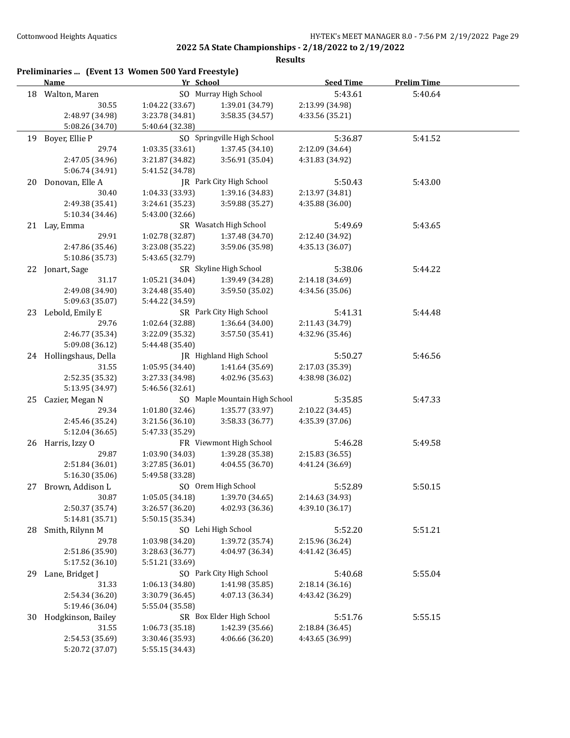## 2022 5A State Championships - 2/18/2022 to 2/19/2022

### Results

### Preliminaries ... (Event 13 Women 500 Yard Freestyle)

| | Name | Yr | School | Seed Time | Prelim Time |
|---|---|---|---|---|---|
| 18 | Walton, Maren | SO | Murray High School | 5:43.61 | 5:40.64 |
| | 30.55 | 1:04.22 (33.67) | 1:39.01 (34.79) | 2:13.99 (34.98) | |
| | 2:48.97 (34.98) | 3:23.78 (34.81) | 3:58.35 (34.57) | 4:33.56 (35.21) | |
| | 5:08.26 (34.70) | 5:40.64 (32.38) | | | |
| 19 | Boyer, Ellie P | SO | Springville High School | 5:36.87 | 5:41.52 |
| | 29.74 | 1:03.35 (33.61) | 1:37.45 (34.10) | 2:12.09 (34.64) | |
| | 2:47.05 (34.96) | 3:21.87 (34.82) | 3:56.91 (35.04) | 4:31.83 (34.92) | |
| | 5:06.74 (34.91) | 5:41.52 (34.78) | | | |
| 20 | Donovan, Elle A | JR | Park City High School | 5:50.43 | 5:43.00 |
| | 30.40 | 1:04.33 (33.93) | 1:39.16 (34.83) | 2:13.97 (34.81) | |
| | 2:49.38 (35.41) | 3:24.61 (35.23) | 3:59.88 (35.27) | 4:35.88 (36.00) | |
| | 5:10.34 (34.46) | 5:43.00 (32.66) | | | |
| 21 | Lay, Emma | SR | Wasatch High School | 5:49.69 | 5:43.65 |
| | 29.91 | 1:02.78 (32.87) | 1:37.48 (34.70) | 2:12.40 (34.92) | |
| | 2:47.86 (35.46) | 3:23.08 (35.22) | 3:59.06 (35.98) | 4:35.13 (36.07) | |
| | 5:10.86 (35.73) | 5:43.65 (32.79) | | | |
| 22 | Jonart, Sage | SR | Skyline High School | 5:38.06 | 5:44.22 |
| | 31.17 | 1:05.21 (34.04) | 1:39.49 (34.28) | 2:14.18 (34.69) | |
| | 2:49.08 (34.90) | 3:24.48 (35.40) | 3:59.50 (35.02) | 4:34.56 (35.06) | |
| | 5:09.63 (35.07) | 5:44.22 (34.59) | | | |
| 23 | Lebold, Emily E | SR | Park City High School | 5:41.31 | 5:44.48 |
| | 29.76 | 1:02.64 (32.88) | 1:36.64 (34.00) | 2:11.43 (34.79) | |
| | 2:46.77 (35.34) | 3:22.09 (35.32) | 3:57.50 (35.41) | 4:32.96 (35.46) | |
| | 5:09.08 (36.12) | 5:44.48 (35.40) | | | |
| 24 | Hollingshaus, Della | JR | Highland High School | 5:50.27 | 5:46.56 |
| | 31.55 | 1:05.95 (34.40) | 1:41.64 (35.69) | 2:17.03 (35.39) | |
| | 2:52.35 (35.32) | 3:27.33 (34.98) | 4:02.96 (35.63) | 4:38.98 (36.02) | |
| | 5:13.95 (34.97) | 5:46.56 (32.61) | | | |
| 25 | Cazier, Megan N | SO | Maple Mountain High School | 5:35.85 | 5:47.33 |
| | 29.34 | 1:01.80 (32.46) | 1:35.77 (33.97) | 2:10.22 (34.45) | |
| | 2:45.46 (35.24) | 3:21.56 (36.10) | 3:58.33 (36.77) | 4:35.39 (37.06) | |
| | 5:12.04 (36.65) | 5:47.33 (35.29) | | | |
| 26 | Harris, Izzy O | FR | Viewmont High School | 5:46.28 | 5:49.58 |
| | 29.87 | 1:03.90 (34.03) | 1:39.28 (35.38) | 2:15.83 (36.55) | |
| | 2:51.84 (36.01) | 3:27.85 (36.01) | 4:04.55 (36.70) | 4:41.24 (36.69) | |
| | 5:16.30 (35.06) | 5:49.58 (33.28) | | | |
| 27 | Brown, Addison L | SO | Orem High School | 5:52.89 | 5:50.15 |
| | 30.87 | 1:05.05 (34.18) | 1:39.70 (34.65) | 2:14.63 (34.93) | |
| | 2:50.37 (35.74) | 3:26.57 (36.20) | 4:02.93 (36.36) | 4:39.10 (36.17) | |
| | 5:14.81 (35.71) | 5:50.15 (35.34) | | | |
| 28 | Smith, Rilynn M | SO | Lehi High School | 5:52.20 | 5:51.21 |
| | 29.78 | 1:03.98 (34.20) | 1:39.72 (35.74) | 2:15.96 (36.24) | |
| | 2:51.86 (35.90) | 3:28.63 (36.77) | 4:04.97 (36.34) | 4:41.42 (36.45) | |
| | 5:17.52 (36.10) | 5:51.21 (33.69) | | | |
| 29 | Lane, Bridget J | SO | Park City High School | 5:40.68 | 5:55.04 |
| | 31.33 | 1:06.13 (34.80) | 1:41.98 (35.85) | 2:18.14 (36.16) | |
| | 2:54.34 (36.20) | 3:30.79 (36.45) | 4:07.13 (36.34) | 4:43.42 (36.29) | |
| | 5:19.46 (36.04) | 5:55.04 (35.58) | | | |
| 30 | Hodgkinson, Bailey | SR | Box Elder High School | 5:51.76 | 5:55.15 |
| | 31.55 | 1:06.73 (35.18) | 1:42.39 (35.66) | 2:18.84 (36.45) | |
| | 2:54.53 (35.69) | 3:30.46 (35.93) | 4:06.66 (36.20) | 4:43.65 (36.99) | |
| | 5:20.72 (37.07) | 5:55.15 (34.43) | | | |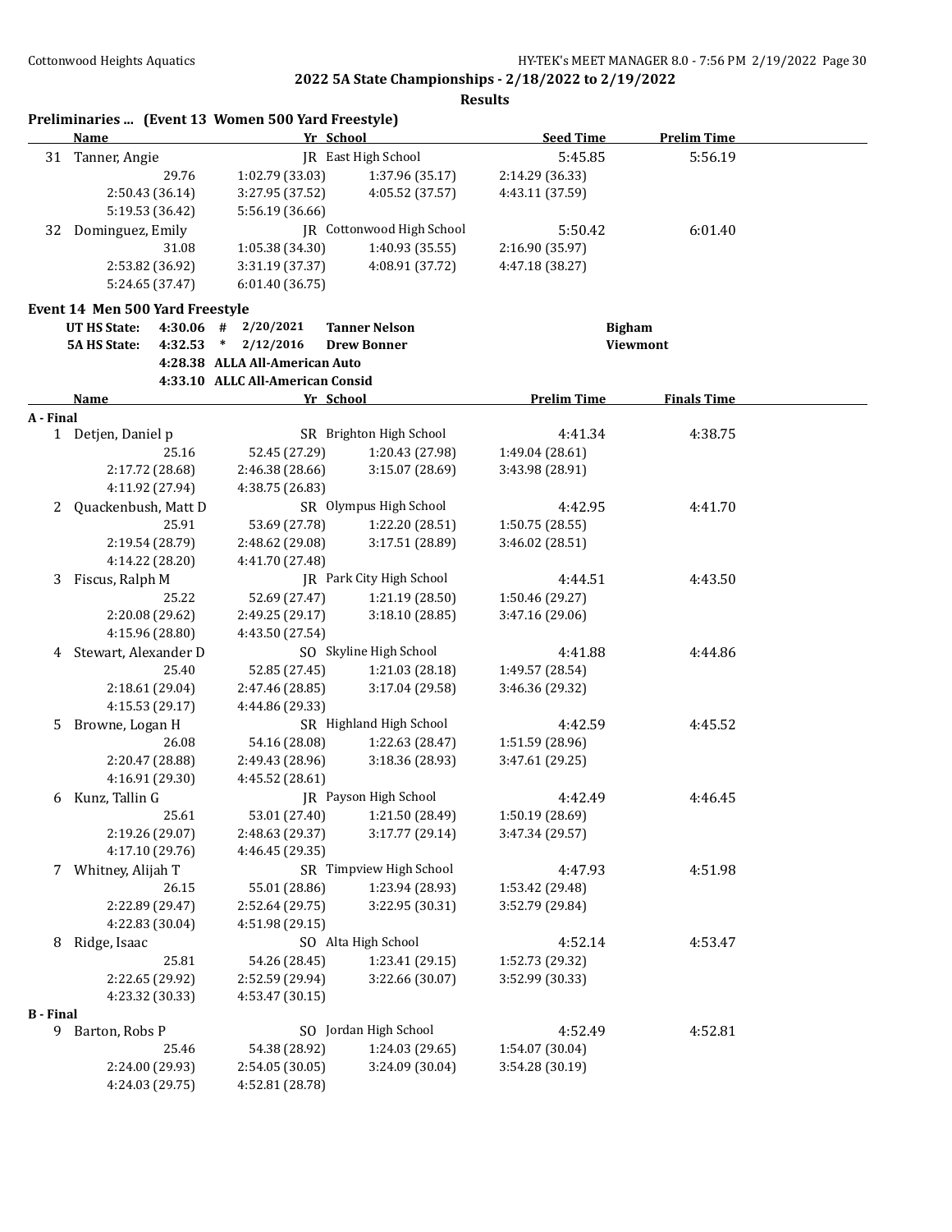**2022 5A State Championships - 2/18/2022 to 2/19/2022**

**Results**

### Preliminaries ... (Event 13 Women 500 Yard Freestyle)

| | Name | Yr | School | Seed Time | Prelim Time |
|---|---|---|---|---|---|
| 31 | Tanner, Angie | JR | East High School | 5:45.85 | 5:56.19 |
| | 29.76 | 1:02.79 (33.03) | 1:37.96 (35.17) | 2:14.29 (36.33) | |
| | 2:50.43 (36.14) | 3:27.95 (37.52) | 4:05.52 (37.57) | 4:43.11 (37.59) | |
| | 5:19.53 (36.42) | 5:56.19 (36.66) | | | |
| 32 | Dominguez, Emily | JR | Cottonwood High School | 5:50.42 | 6:01.40 |
| | 31.08 | 1:05.38 (34.30) | 1:40.93 (35.55) | 2:16.90 (35.97) | |
| | 2:53.82 (36.92) | 3:31.19 (37.37) | 4:08.91 (37.72) | 4:47.18 (38.27) | |
| | 5:24.65 (37.47) | 6:01.40 (36.75) | | | |

### Event 14 Men 500 Yard Freestyle

| | | | | | |
|---|---|---|---|---|---|
| UT HS State: | 4:30.06 | # | 2/20/2021 | Tanner Nelson | Bigham |
| 5A HS State: | 4:32.53 | * | 2/12/2016 | Drew Bonner | Viewmont |
| | 4:28.38 | | ALLA All-American Auto | | |
| | 4:33.10 | | ALLC All-American Consid | | |

| | Name | Yr | School | Prelim Time | Finals Time |
|---|---|---|---|---|---|
| **A - Final** | | | | | |
| 1 | Detjen, Daniel p | SR | Brighton High School | 4:41.34 | 4:38.75 |
| | 25.16 | 52.45 (27.29) | 1:20.43 (27.98) | 1:49.04 (28.61) | |
| | 2:17.72 (28.68) | 2:46.38 (28.66) | 3:15.07 (28.69) | 3:43.98 (28.91) | |
| | 4:11.92 (27.94) | 4:38.75 (26.83) | | | |
| 2 | Quackenbush, Matt D | SR | Olympus High School | 4:42.95 | 4:41.70 |
| | 25.91 | 53.69 (27.78) | 1:22.20 (28.51) | 1:50.75 (28.55) | |
| | 2:19.54 (28.79) | 2:48.62 (29.08) | 3:17.51 (28.89) | 3:46.02 (28.51) | |
| | 4:14.22 (28.20) | 4:41.70 (27.48) | | | |
| 3 | Fiscus, Ralph M | JR | Park City High School | 4:44.51 | 4:43.50 |
| | 25.22 | 52.69 (27.47) | 1:21.19 (28.50) | 1:50.46 (29.27) | |
| | 2:20.08 (29.62) | 2:49.25 (29.17) | 3:18.10 (28.85) | 3:47.16 (29.06) | |
| | 4:15.96 (28.80) | 4:43.50 (27.54) | | | |
| 4 | Stewart, Alexander D | SO | Skyline High School | 4:41.88 | 4:44.86 |
| | 25.40 | 52.85 (27.45) | 1:21.03 (28.18) | 1:49.57 (28.54) | |
| | 2:18.61 (29.04) | 2:47.46 (28.85) | 3:17.04 (29.58) | 3:46.36 (29.32) | |
| | 4:15.53 (29.17) | 4:44.86 (29.33) | | | |
| 5 | Browne, Logan H | SR | Highland High School | 4:42.59 | 4:45.52 |
| | 26.08 | 54.16 (28.08) | 1:22.63 (28.47) | 1:51.59 (28.96) | |
| | 2:20.47 (28.88) | 2:49.43 (28.96) | 3:18.36 (28.93) | 3:47.61 (29.25) | |
| | 4:16.91 (29.30) | 4:45.52 (28.61) | | | |
| 6 | Kunz, Tallin G | JR | Payson High School | 4:42.49 | 4:46.45 |
| | 25.61 | 53.01 (27.40) | 1:21.50 (28.49) | 1:50.19 (28.69) | |
| | 2:19.26 (29.07) | 2:48.63 (29.37) | 3:17.77 (29.14) | 3:47.34 (29.57) | |
| | 4:17.10 (29.76) | 4:46.45 (29.35) | | | |
| 7 | Whitney, Alijah T | SR | Timpview High School | 4:47.93 | 4:51.98 |
| | 26.15 | 55.01 (28.86) | 1:23.94 (28.93) | 1:53.42 (29.48) | |
| | 2:22.89 (29.47) | 2:52.64 (29.75) | 3:22.95 (30.31) | 3:52.79 (29.84) | |
| | 4:22.83 (30.04) | 4:51.98 (29.15) | | | |
| 8 | Ridge, Isaac | SO | Alta High School | 4:52.14 | 4:53.47 |
| | 25.81 | 54.26 (28.45) | 1:23.41 (29.15) | 1:52.73 (29.32) | |
| | 2:22.65 (29.92) | 2:52.59 (29.94) | 3:22.66 (30.07) | 3:52.99 (30.33) | |
| | 4:23.32 (30.33) | 4:53.47 (30.15) | | | |
| **B - Final** | | | | | |
| 9 | Barton, Robs P | SO | Jordan High School | 4:52.49 | 4:52.81 |
| | 25.46 | 54.38 (28.92) | 1:24.03 (29.65) | 1:54.07 (30.04) | |
| | 2:24.00 (29.93) | 2:54.05 (30.05) | 3:24.09 (30.04) | 3:54.28 (30.19) | |
| | 4:24.03 (29.75) | 4:52.81 (28.78) | | | |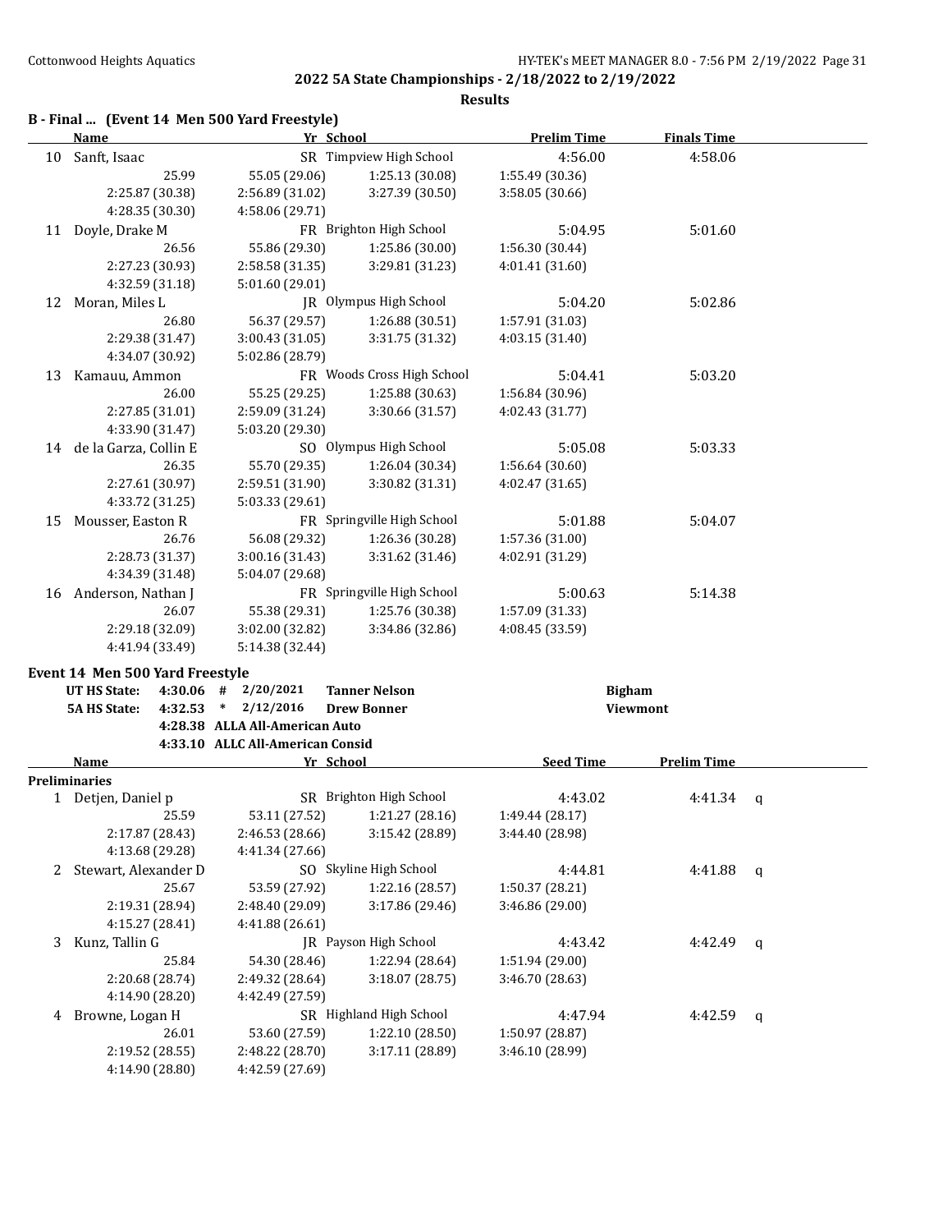## 2022 5A State Championships - 2/18/2022 to 2/19/2022

### Results

### B - Final ... (Event 14 Men 500 Yard Freestyle)

| | Name | Yr | School | Prelim Time | Finals Time |
|---|---|---|---|---|---|
| 10 | Sanft, Isaac | SR | Timpview High School | 4:56.00 | 4:58.06 |
| | 25.99 | 55.05 (29.06) | 1:25.13 (30.08) | 1:55.49 (30.36) | |
| | 2:25.87 (30.38) | 2:56.89 (31.02) | 3:27.39 (30.50) | 3:58.05 (30.66) | |
| | 4:28.35 (30.30) | 4:58.06 (29.71) | | | |
| 11 | Doyle, Drake M | FR | Brighton High School | 5:04.95 | 5:01.60 |
| | 26.56 | 55.86 (29.30) | 1:25.86 (30.00) | 1:56.30 (30.44) | |
| | 2:27.23 (30.93) | 2:58.58 (31.35) | 3:29.81 (31.23) | 4:01.41 (31.60) | |
| | 4:32.59 (31.18) | 5:01.60 (29.01) | | | |
| 12 | Moran, Miles L | JR | Olympus High School | 5:04.20 | 5:02.86 |
| | 26.80 | 56.37 (29.57) | 1:26.88 (30.51) | 1:57.91 (31.03) | |
| | 2:29.38 (31.47) | 3:00.43 (31.05) | 3:31.75 (31.32) | 4:03.15 (31.40) | |
| | 4:34.07 (30.92) | 5:02.86 (28.79) | | | |
| 13 | Kamauu, Ammon | FR | Woods Cross High School | 5:04.41 | 5:03.20 |
| | 26.00 | 55.25 (29.25) | 1:25.88 (30.63) | 1:56.84 (30.96) | |
| | 2:27.85 (31.01) | 2:59.09 (31.24) | 3:30.66 (31.57) | 4:02.43 (31.77) | |
| | 4:33.90 (31.47) | 5:03.20 (29.30) | | | |
| 14 | de la Garza, Collin E | SO | Olympus High School | 5:05.08 | 5:03.33 |
| | 26.35 | 55.70 (29.35) | 1:26.04 (30.34) | 1:56.64 (30.60) | |
| | 2:27.61 (30.97) | 2:59.51 (31.90) | 3:30.82 (31.31) | 4:02.47 (31.65) | |
| | 4:33.72 (31.25) | 5:03.33 (29.61) | | | |
| 15 | Mousser, Easton R | FR | Springville High School | 5:01.88 | 5:04.07 |
| | 26.76 | 56.08 (29.32) | 1:26.36 (30.28) | 1:57.36 (31.00) | |
| | 2:28.73 (31.37) | 3:00.16 (31.43) | 3:31.62 (31.46) | 4:02.91 (31.29) | |
| | 4:34.39 (31.48) | 5:04.07 (29.68) | | | |
| 16 | Anderson, Nathan J | FR | Springville High School | 5:00.63 | 5:14.38 |
| | 26.07 | 55.38 (29.31) | 1:25.76 (30.38) | 1:57.09 (31.33) | |
| | 2:29.18 (32.09) | 3:02.00 (32.82) | 3:34.86 (32.86) | 4:08.45 (33.59) | |
| | 4:41.94 (33.49) | 5:14.38 (32.44) | | | |

### Event 14 Men 500 Yard Freestyle

**UT HS State:** 4:30.06 # 2/20/2021 **Tanner Nelson** **Bigham**
**5A HS State:** 4:32.53 * 2/12/2016 **Drew Bonner** **Viewmont**
4:28.38 ALLA All-American Auto
4:33.10 ALLC All-American Consid

| | Name | Yr | School | Seed Time | Prelim Time | |
|---|---|---|---|---|---|---|
| **Preliminaries** | | | | | | |
| 1 | Detjen, Daniel p | SR | Brighton High School | 4:43.02 | 4:41.34 | q |
| | 25.59 | 53.11 (27.52) | 1:21.27 (28.16) | 1:49.44 (28.17) | | |
| | 2:17.87 (28.43) | 2:46.53 (28.66) | 3:15.42 (28.89) | 3:44.40 (28.98) | | |
| | 4:13.68 (29.28) | 4:41.34 (27.66) | | | | |
| 2 | Stewart, Alexander D | SO | Skyline High School | 4:44.81 | 4:41.88 | q |
| | 25.67 | 53.59 (27.92) | 1:22.16 (28.57) | 1:50.37 (28.21) | | |
| | 2:19.31 (28.94) | 2:48.40 (29.09) | 3:17.86 (29.46) | 3:46.86 (29.00) | | |
| | 4:15.27 (28.41) | 4:41.88 (26.61) | | | | |
| 3 | Kunz, Tallin G | JR | Payson High School | 4:43.42 | 4:42.49 | q |
| | 25.84 | 54.30 (28.46) | 1:22.94 (28.64) | 1:51.94 (29.00) | | |
| | 2:20.68 (28.74) | 2:49.32 (28.64) | 3:18.07 (28.75) | 3:46.70 (28.63) | | |
| | 4:14.90 (28.20) | 4:42.49 (27.59) | | | | |
| 4 | Browne, Logan H | SR | Highland High School | 4:47.94 | 4:42.59 | q |
| | 26.01 | 53.60 (27.59) | 1:22.10 (28.50) | 1:50.97 (28.87) | | |
| | 2:19.52 (28.55) | 2:48.22 (28.70) | 3:17.11 (28.89) | 3:46.10 (28.99) | | |
| | 4:14.90 (28.80) | 4:42.59 (27.69) | | | | |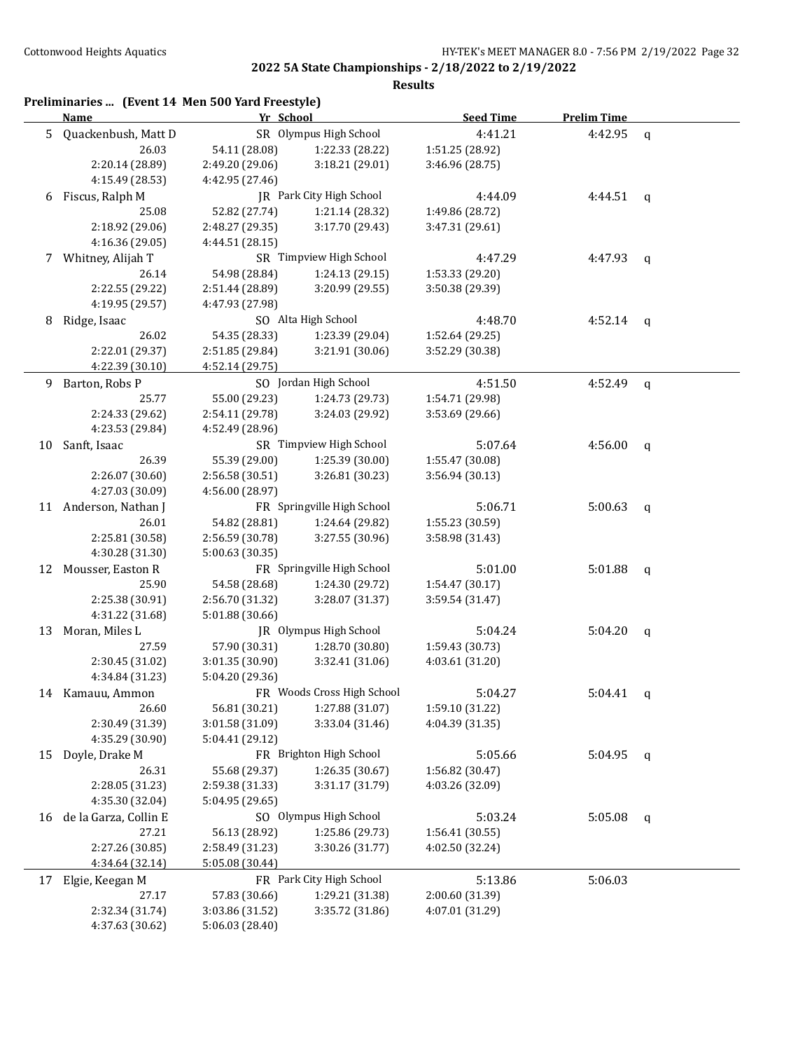## 2022 5A State Championships - 2/18/2022 to 2/19/2022

### Results

**Preliminaries ... (Event 14 Men 500 Yard Freestyle)**

| | Name | Yr | School | Seed Time | Prelim Time | |
|---|---|---|---|---|---|---|
| 5 | Quackenbush, Matt D | SR | Olympus High School | 4:41.21 | 4:42.95 | q |
| | 26.03 | 54.11 (28.08) | 1:22.33 (28.22) | 1:51.25 (28.92) | | |
| | 2:20.14 (28.89) | 2:49.20 (29.06) | 3:18.21 (29.01) | 3:46.96 (28.75) | | |
| | 4:15.49 (28.53) | 4:42.95 (27.46) | | | | |
| 6 | Fiscus, Ralph M | JR | Park City High School | 4:44.09 | 4:44.51 | q |
| | 25.08 | 52.82 (27.74) | 1:21.14 (28.32) | 1:49.86 (28.72) | | |
| | 2:18.92 (29.06) | 2:48.27 (29.35) | 3:17.70 (29.43) | 3:47.31 (29.61) | | |
| | 4:16.36 (29.05) | 4:44.51 (28.15) | | | | |
| 7 | Whitney, Alijah T | SR | Timpview High School | 4:47.29 | 4:47.93 | q |
| | 26.14 | 54.98 (28.84) | 1:24.13 (29.15) | 1:53.33 (29.20) | | |
| | 2:22.55 (29.22) | 2:51.44 (28.89) | 3:20.99 (29.55) | 3:50.38 (29.39) | | |
| | 4:19.95 (29.57) | 4:47.93 (27.98) | | | | |
| 8 | Ridge, Isaac | SO | Alta High School | 4:48.70 | 4:52.14 | q |
| | 26.02 | 54.35 (28.33) | 1:23.39 (29.04) | 1:52.64 (29.25) | | |
| | 2:22.01 (29.37) | 2:51.85 (29.84) | 3:21.91 (30.06) | 3:52.29 (30.38) | | |
| | 4:22.39 (30.10) | 4:52.14 (29.75) | | | | |
| 9 | Barton, Robs P | SO | Jordan High School | 4:51.50 | 4:52.49 | q |
| | 25.77 | 55.00 (29.23) | 1:24.73 (29.73) | 1:54.71 (29.98) | | |
| | 2:24.33 (29.62) | 2:54.11 (29.78) | 3:24.03 (29.92) | 3:53.69 (29.66) | | |
| | 4:23.53 (29.84) | 4:52.49 (28.96) | | | | |
| 10 | Sanft, Isaac | SR | Timpview High School | 5:07.64 | 4:56.00 | q |
| | 26.39 | 55.39 (29.00) | 1:25.39 (30.00) | 1:55.47 (30.08) | | |
| | 2:26.07 (30.60) | 2:56.58 (30.51) | 3:26.81 (30.23) | 3:56.94 (30.13) | | |
| | 4:27.03 (30.09) | 4:56.00 (28.97) | | | | |
| 11 | Anderson, Nathan J | FR | Springville High School | 5:06.71 | 5:00.63 | q |
| | 26.01 | 54.82 (28.81) | 1:24.64 (29.82) | 1:55.23 (30.59) | | |
| | 2:25.81 (30.58) | 2:56.59 (30.78) | 3:27.55 (30.96) | 3:58.98 (31.43) | | |
| | 4:30.28 (31.30) | 5:00.63 (30.35) | | | | |
| 12 | Mousser, Easton R | FR | Springville High School | 5:01.00 | 5:01.88 | q |
| | 25.90 | 54.58 (28.68) | 1:24.30 (29.72) | 1:54.47 (30.17) | | |
| | 2:25.38 (30.91) | 2:56.70 (31.32) | 3:28.07 (31.37) | 3:59.54 (31.47) | | |
| | 4:31.22 (31.68) | 5:01.88 (30.66) | | | | |
| 13 | Moran, Miles L | JR | Olympus High School | 5:04.24 | 5:04.20 | q |
| | 27.59 | 57.90 (30.31) | 1:28.70 (30.80) | 1:59.43 (30.73) | | |
| | 2:30.45 (31.02) | 3:01.35 (30.90) | 3:32.41 (31.06) | 4:03.61 (31.20) | | |
| | 4:34.84 (31.23) | 5:04.20 (29.36) | | | | |
| 14 | Kamauu, Ammon | FR | Woods Cross High School | 5:04.27 | 5:04.41 | q |
| | 26.60 | 56.81 (30.21) | 1:27.88 (31.07) | 1:59.10 (31.22) | | |
| | 2:30.49 (31.39) | 3:01.58 (31.09) | 3:33.04 (31.46) | 4:04.39 (31.35) | | |
| | 4:35.29 (30.90) | 5:04.41 (29.12) | | | | |
| 15 | Doyle, Drake M | FR | Brighton High School | 5:05.66 | 5:04.95 | q |
| | 26.31 | 55.68 (29.37) | 1:26.35 (30.67) | 1:56.82 (30.47) | | |
| | 2:28.05 (31.23) | 2:59.38 (31.33) | 3:31.17 (31.79) | 4:03.26 (32.09) | | |
| | 4:35.30 (32.04) | 5:04.95 (29.65) | | | | |
| 16 | de la Garza, Collin E | SO | Olympus High School | 5:03.24 | 5:05.08 | q |
| | 27.21 | 56.13 (28.92) | 1:25.86 (29.73) | 1:56.41 (30.55) | | |
| | 2:27.26 (30.85) | 2:58.49 (31.23) | 3:30.26 (31.77) | 4:02.50 (32.24) | | |
| | 4:34.64 (32.14) | 5:05.08 (30.44) | | | | |
| 17 | Elgie, Keegan M | FR | Park City High School | 5:13.86 | 5:06.03 | |
| | 27.17 | 57.83 (30.66) | 1:29.21 (31.38) | 2:00.60 (31.39) | | |
| | 2:32.34 (31.74) | 3:03.86 (31.52) | 3:35.72 (31.86) | 4:07.01 (31.29) | | |
| | 4:37.63 (30.62) | 5:06.03 (28.40) | | | | |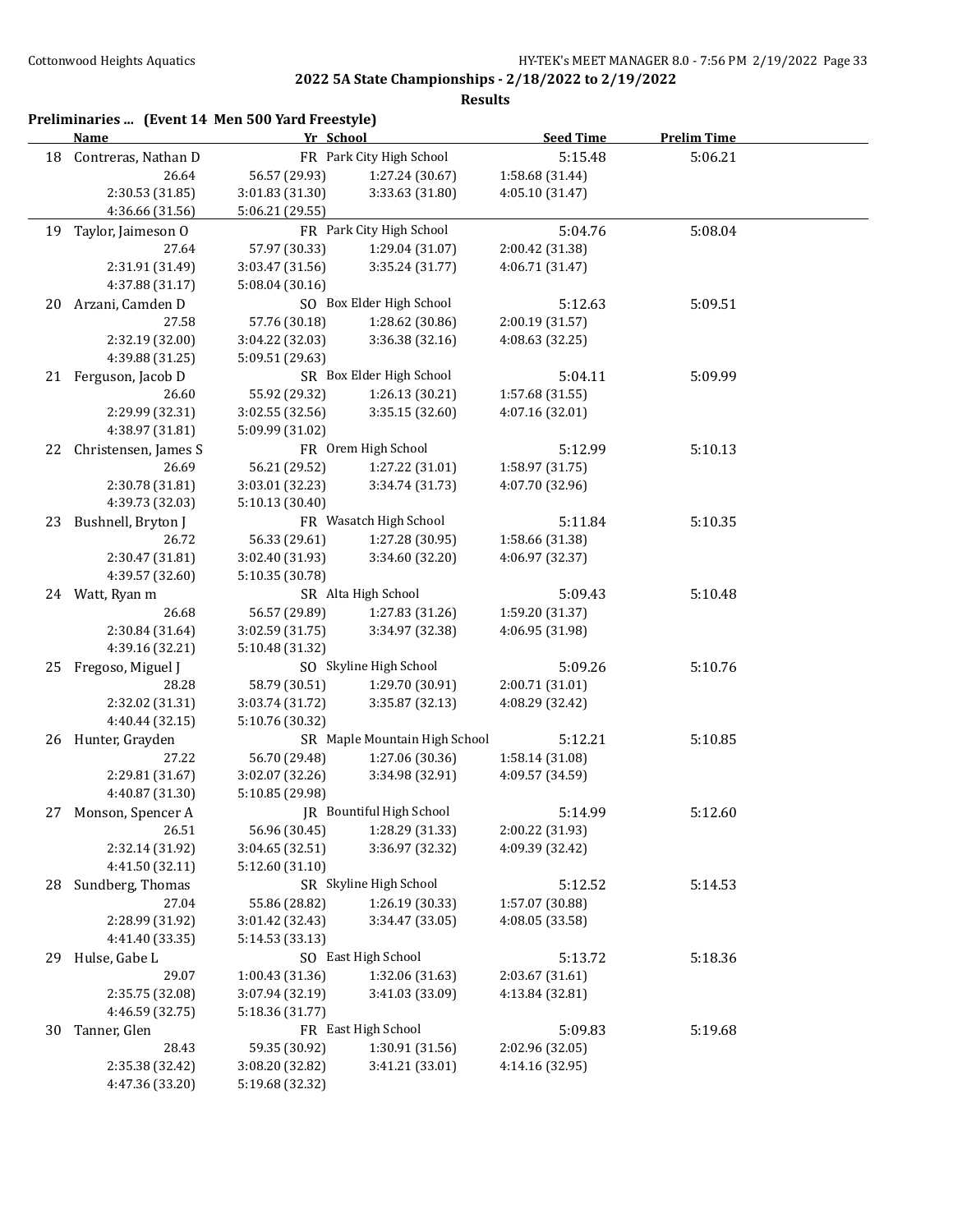## 2022 5A State Championships - 2/18/2022 to 2/19/2022

### Results

### Preliminaries ... (Event 14 Men 500 Yard Freestyle)

| | Name | Yr | School | Seed Time | Prelim Time |
|---|---|---|---|---|---|
| 18 | Contreras, Nathan D | FR | Park City High School | 5:15.48 | 5:06.21 |
| | 26.64 | 56.57 (29.93) | 1:27.24 (30.67) | 1:58.68 (31.44) | |
| | 2:30.53 (31.85) | 3:01.83 (31.30) | 3:33.63 (31.80) | 4:05.10 (31.47) | |
| | 4:36.66 (31.56) | 5:06.21 (29.55) | | | |
| 19 | Taylor, Jaimeson O | FR | Park City High School | 5:04.76 | 5:08.04 |
| | 27.64 | 57.97 (30.33) | 1:29.04 (31.07) | 2:00.42 (31.38) | |
| | 2:31.91 (31.49) | 3:03.47 (31.56) | 3:35.24 (31.77) | 4:06.71 (31.47) | |
| | 4:37.88 (31.17) | 5:08.04 (30.16) | | | |
| 20 | Arzani, Camden D | SO | Box Elder High School | 5:12.63 | 5:09.51 |
| | 27.58 | 57.76 (30.18) | 1:28.62 (30.86) | 2:00.19 (31.57) | |
| | 2:32.19 (32.00) | 3:04.22 (32.03) | 3:36.38 (32.16) | 4:08.63 (32.25) | |
| | 4:39.88 (31.25) | 5:09.51 (29.63) | | | |
| 21 | Ferguson, Jacob D | SR | Box Elder High School | 5:04.11 | 5:09.99 |
| | 26.60 | 55.92 (29.32) | 1:26.13 (30.21) | 1:57.68 (31.55) | |
| | 2:29.99 (32.31) | 3:02.55 (32.56) | 3:35.15 (32.60) | 4:07.16 (32.01) | |
| | 4:38.97 (31.81) | 5:09.99 (31.02) | | | |
| 22 | Christensen, James S | FR | Orem High School | 5:12.99 | 5:10.13 |
| | 26.69 | 56.21 (29.52) | 1:27.22 (31.01) | 1:58.97 (31.75) | |
| | 2:30.78 (31.81) | 3:03.01 (32.23) | 3:34.74 (31.73) | 4:07.70 (32.96) | |
| | 4:39.73 (32.03) | 5:10.13 (30.40) | | | |
| 23 | Bushnell, Bryton J | FR | Wasatch High School | 5:11.84 | 5:10.35 |
| | 26.72 | 56.33 (29.61) | 1:27.28 (30.95) | 1:58.66 (31.38) | |
| | 2:30.47 (31.81) | 3:02.40 (31.93) | 3:34.60 (32.20) | 4:06.97 (32.37) | |
| | 4:39.57 (32.60) | 5:10.35 (30.78) | | | |
| 24 | Watt, Ryan m | SR | Alta High School | 5:09.43 | 5:10.48 |
| | 26.68 | 56.57 (29.89) | 1:27.83 (31.26) | 1:59.20 (31.37) | |
| | 2:30.84 (31.64) | 3:02.59 (31.75) | 3:34.97 (32.38) | 4:06.95 (31.98) | |
| | 4:39.16 (32.21) | 5:10.48 (31.32) | | | |
| 25 | Fregoso, Miguel J | SO | Skyline High School | 5:09.26 | 5:10.76 |
| | 28.28 | 58.79 (30.51) | 1:29.70 (30.91) | 2:00.71 (31.01) | |
| | 2:32.02 (31.31) | 3:03.74 (31.72) | 3:35.87 (32.13) | 4:08.29 (32.42) | |
| | 4:40.44 (32.15) | 5:10.76 (30.32) | | | |
| 26 | Hunter, Grayden | SR | Maple Mountain High School | 5:12.21 | 5:10.85 |
| | 27.22 | 56.70 (29.48) | 1:27.06 (30.36) | 1:58.14 (31.08) | |
| | 2:29.81 (31.67) | 3:02.07 (32.26) | 3:34.98 (32.91) | 4:09.57 (34.59) | |
| | 4:40.87 (31.30) | 5:10.85 (29.98) | | | |
| 27 | Monson, Spencer A | JR | Bountiful High School | 5:14.99 | 5:12.60 |
| | 26.51 | 56.96 (30.45) | 1:28.29 (31.33) | 2:00.22 (31.93) | |
| | 2:32.14 (31.92) | 3:04.65 (32.51) | 3:36.97 (32.32) | 4:09.39 (32.42) | |
| | 4:41.50 (32.11) | 5:12.60 (31.10) | | | |
| 28 | Sundberg, Thomas | SR | Skyline High School | 5:12.52 | 5:14.53 |
| | 27.04 | 55.86 (28.82) | 1:26.19 (30.33) | 1:57.07 (30.88) | |
| | 2:28.99 (31.92) | 3:01.42 (32.43) | 3:34.47 (33.05) | 4:08.05 (33.58) | |
| | 4:41.40 (33.35) | 5:14.53 (33.13) | | | |
| 29 | Hulse, Gabe L | SO | East High School | 5:13.72 | 5:18.36 |
| | 29.07 | 1:00.43 (31.36) | 1:32.06 (31.63) | 2:03.67 (31.61) | |
| | 2:35.75 (32.08) | 3:07.94 (32.19) | 3:41.03 (33.09) | 4:13.84 (32.81) | |
| | 4:46.59 (32.75) | 5:18.36 (31.77) | | | |
| 30 | Tanner, Glen | FR | East High School | 5:09.83 | 5:19.68 |
| | 28.43 | 59.35 (30.92) | 1:30.91 (31.56) | 2:02.96 (32.05) | |
| | 2:35.38 (32.42) | 3:08.20 (32.82) | 3:41.21 (33.01) | 4:14.16 (32.95) | |
| | 4:47.36 (33.20) | 5:19.68 (32.32) | | | |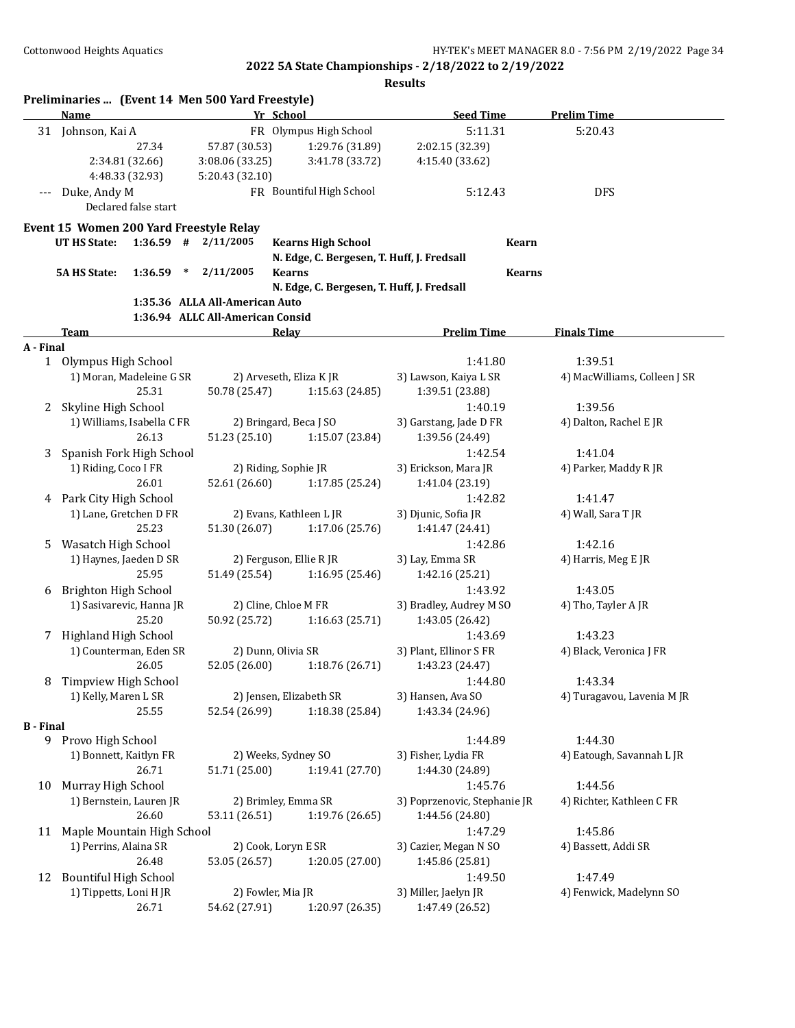## 2022 5A State Championships - 2/18/2022 to 2/19/2022

### Results

**Preliminaries ... (Event 14 Men 500 Yard Freestyle)**

| | Name | Yr | School | Seed Time | Prelim Time |
|---|---|---|---|---|---|
| 31 | Johnson, Kai A | FR | Olympus High School | 5:11.31 | 5:20.43 |
| | 27.34 | 57.87 (30.53) | 1:29.76 (31.89) | 2:02.15 (32.39) | |
| | 2:34.81 (32.66) | 3:08.06 (33.25) | 3:41.78 (33.72) | 4:15.40 (33.62) | |
| | 4:48.33 (32.93) | 5:20.43 (32.10) | | | |
| --- | Duke, Andy M | FR | Bountiful High School | 5:12.43 | DFS |
| | Declared false start | | | | |

**Event 15 Women 200 Yard Freestyle Relay**

| | | | | | |
|---|---|---|---|---|---|
| UT HS State: | 1:36.59 | # | 2/11/2005 | Kearns High School | Kearn |
| | | | | N. Edge, C. Bergesen, T. Huff, J. Fredsall | |
| 5A HS State: | 1:36.59 | * | 2/11/2005 | Kearns | Kearns |
| | | | | N. Edge, C. Bergesen, T. Huff, J. Fredsall | |
| | 1:35.36 | | ALLA All-American Auto | | |
| | 1:36.94 | | ALLC All-American Consid | | |

| | Team | Relay | | Prelim Time | Finals Time |
|---|---|---|---|---|---|
| **A - Final** | | | | | |
| 1 | Olympus High School | | | 1:41.80 | 1:39.51 |
| | 1) Moran, Madeleine G SR | 2) Arveseth, Eliza K JR | | 3) Lawson, Kaiya L SR | 4) MacWilliams, Colleen J SR |
| | 25.31 | 50.78 (25.47) | 1:15.63 (24.85) | 1:39.51 (23.88) | |
| 2 | Skyline High School | | | 1:40.19 | 1:39.56 |
| | 1) Williams, Isabella C FR | 2) Bringard, Beca J SO | | 3) Garstang, Jade D FR | 4) Dalton, Rachel E JR |
| | 26.13 | 51.23 (25.10) | 1:15.07 (23.84) | 1:39.56 (24.49) | |
| 3 | Spanish Fork High School | | | 1:42.54 | 1:41.04 |
| | 1) Riding, Coco I FR | 2) Riding, Sophie JR | | 3) Erickson, Mara JR | 4) Parker, Maddy R JR |
| | 26.01 | 52.61 (26.60) | 1:17.85 (25.24) | 1:41.04 (23.19) | |
| 4 | Park City High School | | | 1:42.82 | 1:41.47 |
| | 1) Lane, Gretchen D FR | 2) Evans, Kathleen L JR | | 3) Djunic, Sofia JR | 4) Wall, Sara T JR |
| | 25.23 | 51.30 (26.07) | 1:17.06 (25.76) | 1:41.47 (24.41) | |
| 5 | Wasatch High School | | | 1:42.86 | 1:42.16 |
| | 1) Haynes, Jaeden D SR | 2) Ferguson, Ellie R JR | | 3) Lay, Emma SR | 4) Harris, Meg E JR |
| | 25.95 | 51.49 (25.54) | 1:16.95 (25.46) | 1:42.16 (25.21) | |
| 6 | Brighton High School | | | 1:43.92 | 1:43.05 |
| | 1) Sasivarevic, Hanna JR | 2) Cline, Chloe M FR | | 3) Bradley, Audrey M SO | 4) Tho, Tayler A JR |
| | 25.20 | 50.92 (25.72) | 1:16.63 (25.71) | 1:43.05 (26.42) | |
| 7 | Highland High School | | | 1:43.69 | 1:43.23 |
| | 1) Counterman, Eden SR | 2) Dunn, Olivia SR | | 3) Plant, Ellinor S FR | 4) Black, Veronica J FR |
| | 26.05 | 52.05 (26.00) | 1:18.76 (26.71) | 1:43.23 (24.47) | |
| 8 | Timpview High School | | | 1:44.80 | 1:43.34 |
| | 1) Kelly, Maren L SR | 2) Jensen, Elizabeth SR | | 3) Hansen, Ava SO | 4) Turagavou, Lavenia M JR |
| | 25.55 | 52.54 (26.99) | 1:18.38 (25.84) | 1:43.34 (24.96) | |
| **B - Final** | | | | | |
| 9 | Provo High School | | | 1:44.89 | 1:44.30 |
| | 1) Bonnett, Kaitlyn FR | 2) Weeks, Sydney SO | | 3) Fisher, Lydia FR | 4) Eatough, Savannah L JR |
| | 26.71 | 51.71 (25.00) | 1:19.41 (27.70) | 1:44.30 (24.89) | |
| 10 | Murray High School | | | 1:45.76 | 1:44.56 |
| | 1) Bernstein, Lauren JR | 2) Brimley, Emma SR | | 3) Poprzenovic, Stephanie JR | 4) Richter, Kathleen C FR |
| | 26.60 | 53.11 (26.51) | 1:19.76 (26.65) | 1:44.56 (24.80) | |
| 11 | Maple Mountain High School | | | 1:47.29 | 1:45.86 |
| | 1) Perrins, Alaina SR | 2) Cook, Loryn E SR | | 3) Cazier, Megan N SO | 4) Bassett, Addi SR |
| | 26.48 | 53.05 (26.57) | 1:20.05 (27.00) | 1:45.86 (25.81) | |
| 12 | Bountiful High School | | | 1:49.50 | 1:47.49 |
| | 1) Tippetts, Loni H JR | 2) Fowler, Mia JR | | 3) Miller, Jaelyn JR | 4) Fenwick, Madelynn SO |
| | 26.71 | 54.62 (27.91) | 1:20.97 (26.35) | 1:47.49 (26.52) | |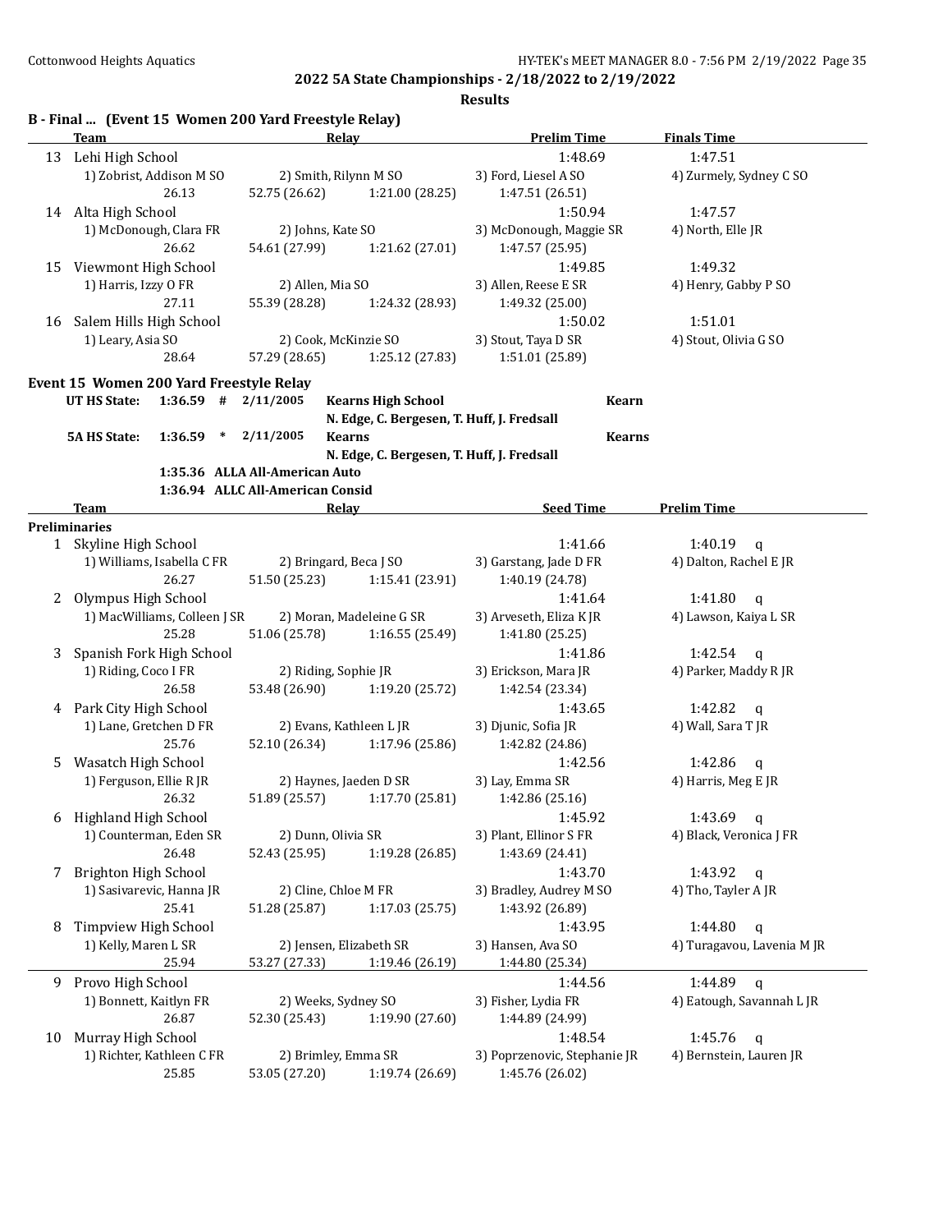## 2022 5A State Championships - 2/18/2022 to 2/19/2022

### Results

### B - Final ... (Event 15 Women 200 Yard Freestyle Relay)

| | Team | Relay | | Prelim Time | Finals Time |
|---|---|---|---|---|---|
| 13 | Lehi High School | | | 1:48.69 | 1:47.51 |
| | 1) Zobrist, Addison M SO | 2) Smith, Rilynn M SO | | 3) Ford, Liesel A SO | 4) Zurmely, Sydney C SO |
| | 26.13 | 52.75 (26.62) | 1:21.00 (28.25) | 1:47.51 (26.51) | |
| 14 | Alta High School | | | 1:50.94 | 1:47.57 |
| | 1) McDonough, Clara FR | 2) Johns, Kate SO | | 3) McDonough, Maggie SR | 4) North, Elle JR |
| | 26.62 | 54.61 (27.99) | 1:21.62 (27.01) | 1:47.57 (25.95) | |
| 15 | Viewmont High School | | | 1:49.85 | 1:49.32 |
| | 1) Harris, Izzy O FR | 2) Allen, Mia SO | | 3) Allen, Reese E SR | 4) Henry, Gabby P SO |
| | 27.11 | 55.39 (28.28) | 1:24.32 (28.93) | 1:49.32 (25.00) | |
| 16 | Salem Hills High School | | | 1:50.02 | 1:51.01 |
| | 1) Leary, Asia SO | 2) Cook, McKinzie SO | | 3) Stout, Taya D SR | 4) Stout, Olivia G SO |
| | 28.64 | 57.29 (28.65) | 1:25.12 (27.83) | 1:51.01 (25.89) | |

### Event 15 Women 200 Yard Freestyle Relay

| | | | | | |
|---|---|---|---|---|---|
| UT HS State: | 1:36.59 # | 2/11/2005 | Kearns High School | Kearn | |
| | | | N. Edge, C. Bergesen, T. Huff, J. Fredsall | | |
| 5A HS State: | 1:36.59 * | 2/11/2005 | Kearns | Kearns | |
| | | | N. Edge, C. Bergesen, T. Huff, J. Fredsall | | |
| | 1:35.36 | ALLA All-American Auto | | | |
| | 1:36.94 | ALLC All-American Consid | | | |

| | Team | Relay | | Seed Time | Prelim Time |
|---|---|---|---|---|---|
| **Preliminaries** | | | | | |
| 1 | Skyline High School | | | 1:41.66 | 1:40.19 q |
| | 1) Williams, Isabella C FR | 2) Bringard, Beca J SO | | 3) Garstang, Jade D FR | 4) Dalton, Rachel E JR |
| | 26.27 | 51.50 (25.23) | 1:15.41 (23.91) | 1:40.19 (24.78) | |
| 2 | Olympus High School | | | 1:41.64 | 1:41.80 q |
| | 1) MacWilliams, Colleen J SR | 2) Moran, Madeleine G SR | | 3) Arveseth, Eliza K JR | 4) Lawson, Kaiya L SR |
| | 25.28 | 51.06 (25.78) | 1:16.55 (25.49) | 1:41.80 (25.25) | |
| 3 | Spanish Fork High School | | | 1:41.86 | 1:42.54 q |
| | 1) Riding, Coco I FR | 2) Riding, Sophie JR | | 3) Erickson, Mara JR | 4) Parker, Maddy R JR |
| | 26.58 | 53.48 (26.90) | 1:19.20 (25.72) | 1:42.54 (23.34) | |
| 4 | Park City High School | | | 1:43.65 | 1:42.82 q |
| | 1) Lane, Gretchen D FR | 2) Evans, Kathleen L JR | | 3) Djunic, Sofia JR | 4) Wall, Sara T JR |
| | 25.76 | 52.10 (26.34) | 1:17.96 (25.86) | 1:42.82 (24.86) | |
| 5 | Wasatch High School | | | 1:42.56 | 1:42.86 q |
| | 1) Ferguson, Ellie R JR | 2) Haynes, Jaeden D SR | | 3) Lay, Emma SR | 4) Harris, Meg E JR |
| | 26.32 | 51.89 (25.57) | 1:17.70 (25.81) | 1:42.86 (25.16) | |
| 6 | Highland High School | | | 1:45.92 | 1:43.69 q |
| | 1) Counterman, Eden SR | 2) Dunn, Olivia SR | | 3) Plant, Ellinor S FR | 4) Black, Veronica J FR |
| | 26.48 | 52.43 (25.95) | 1:19.28 (26.85) | 1:43.69 (24.41) | |
| 7 | Brighton High School | | | 1:43.70 | 1:43.92 q |
| | 1) Sasivarevic, Hanna JR | 2) Cline, Chloe M FR | | 3) Bradley, Audrey M SO | 4) Tho, Tayler A JR |
| | 25.41 | 51.28 (25.87) | 1:17.03 (25.75) | 1:43.92 (26.89) | |
| 8 | Timpview High School | | | 1:43.95 | 1:44.80 q |
| | 1) Kelly, Maren L SR | 2) Jensen, Elizabeth SR | | 3) Hansen, Ava SO | 4) Turagavou, Lavenia M JR |
| | 25.94 | 53.27 (27.33) | 1:19.46 (26.19) | 1:44.80 (25.34) | |
| 9 | Provo High School | | | 1:44.56 | 1:44.89 q |
| | 1) Bonnett, Kaitlyn FR | 2) Weeks, Sydney SO | | 3) Fisher, Lydia FR | 4) Eatough, Savannah L JR |
| | 26.87 | 52.30 (25.43) | 1:19.90 (27.60) | 1:44.89 (24.99) | |
| 10 | Murray High School | | | 1:48.54 | 1:45.76 q |
| | 1) Richter, Kathleen C FR | 2) Brimley, Emma SR | | 3) Poprzenovic, Stephanie JR | 4) Bernstein, Lauren JR |
| | 25.85 | 53.05 (27.20) | 1:19.74 (26.69) | 1:45.76 (26.02) | |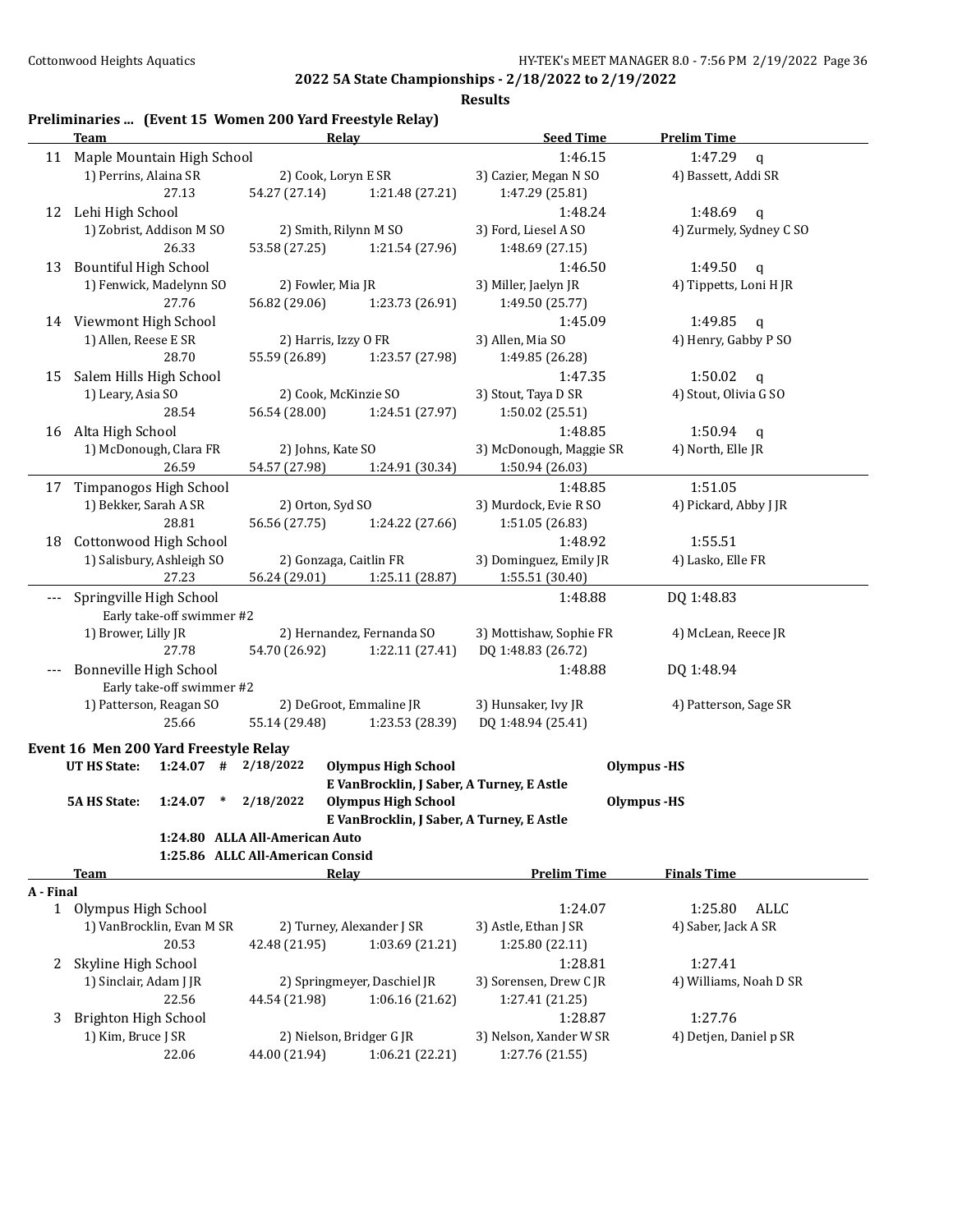## 2022 5A State Championships - 2/18/2022 to 2/19/2022

### Results

### Preliminaries ... (Event 15 Women 200 Yard Freestyle Relay)

| | Team | Relay | | | Seed Time | Prelim Time |
|---|---|---|---|---|---|---|
| 11 | Maple Mountain High School | | | | 1:46.15 | 1:47.29 q |
| | 1) Perrins, Alaina SR | 2) Cook, Loryn E SR | | 3) Cazier, Megan N SO | | 4) Bassett, Addi SR |
| | 27.13 | 54.27 (27.14) | 1:21.48 (27.21) | 1:47.29 (25.81) | | |
| 12 | Lehi High School | | | | 1:48.24 | 1:48.69 q |
| | 1) Zobrist, Addison M SO | 2) Smith, Rilynn M SO | | 3) Ford, Liesel A SO | | 4) Zurmely, Sydney C SO |
| | 26.33 | 53.58 (27.25) | 1:21.54 (27.96) | 1:48.69 (27.15) | | |
| 13 | Bountiful High School | | | | 1:46.50 | 1:49.50 q |
| | 1) Fenwick, Madelynn SO | 2) Fowler, Mia JR | | 3) Miller, Jaelyn JR | | 4) Tippetts, Loni H JR |
| | 27.76 | 56.82 (29.06) | 1:23.73 (26.91) | 1:49.50 (25.77) | | |
| 14 | Viewmont High School | | | | 1:45.09 | 1:49.85 q |
| | 1) Allen, Reese E SR | 2) Harris, Izzy O FR | | 3) Allen, Mia SO | | 4) Henry, Gabby P SO |
| | 28.70 | 55.59 (26.89) | 1:23.57 (27.98) | 1:49.85 (26.28) | | |
| 15 | Salem Hills High School | | | | 1:47.35 | 1:50.02 q |
| | 1) Leary, Asia SO | 2) Cook, McKinzie SO | | 3) Stout, Taya D SR | | 4) Stout, Olivia G SO |
| | 28.54 | 56.54 (28.00) | 1:24.51 (27.97) | 1:50.02 (25.51) | | |
| 16 | Alta High School | | | | 1:48.85 | 1:50.94 q |
| | 1) McDonough, Clara FR | 2) Johns, Kate SO | | 3) McDonough, Maggie SR | | 4) North, Elle JR |
| | 26.59 | 54.57 (27.98) | 1:24.91 (30.34) | 1:50.94 (26.03) | | |
| 17 | Timpanogos High School | | | | 1:48.85 | 1:51.05 |
| | 1) Bekker, Sarah A SR | 2) Orton, Syd SO | | 3) Murdock, Evie R SO | | 4) Pickard, Abby J JR |
| | 28.81 | 56.56 (27.75) | 1:24.22 (27.66) | 1:51.05 (26.83) | | |
| 18 | Cottonwood High School | | | | 1:48.92 | 1:55.51 |
| | 1) Salisbury, Ashleigh SO | 2) Gonzaga, Caitlin FR | | 3) Dominguez, Emily JR | | 4) Lasko, Elle FR |
| | 27.23 | 56.24 (29.01) | 1:25.11 (28.87) | 1:55.51 (30.40) | | |
| --- | Springville High School | | | | 1:48.88 | DQ 1:48.83 |
| | Early take-off swimmer #2 | | | | | |
| | 1) Brower, Lilly JR | 2) Hernandez, Fernanda SO | | 3) Mottishaw, Sophie FR | | 4) McLean, Reece JR |
| | 27.78 | 54.70 (26.92) | 1:22.11 (27.41) | DQ 1:48.83 (26.72) | | |
| --- | Bonneville High School | | | | 1:48.88 | DQ 1:48.94 |
| | Early take-off swimmer #2 | | | | | |
| | 1) Patterson, Reagan SO | 2) DeGroot, Emmaline JR | | 3) Hunsaker, Ivy JR | | 4) Patterson, Sage SR |
| | 25.66 | 55.14 (29.48) | 1:23.53 (28.39) | DQ 1:48.94 (25.41) | | |

### Event 16 Men 200 Yard Freestyle Relay

| | | | | | |
|---|---|---|---|---|---|
| UT HS State: | 1:24.07 | # | 2/18/2022 | Olympus High School | Olympus -HS |
| | | | | E VanBrocklin, J Saber, A Turney, E Astle | |
| 5A HS State: | 1:24.07 | * | 2/18/2022 | Olympus High School | Olympus -HS |
| | | | | E VanBrocklin, J Saber, A Turney, E Astle | |
| | 1:24.80 | ALLA | All-American Auto | | |
| | 1:25.86 | ALLC | All-American Consid | | |

| | Team | Relay | | | Prelim Time | Finals Time |
|---|---|---|---|---|---|---|
| **A - Final** | | | | | | |
| 1 | Olympus High School | | | | 1:24.07 | 1:25.80 ALLC |
| | 1) VanBrocklin, Evan M SR | 2) Turney, Alexander J SR | | 3) Astle, Ethan J SR | | 4) Saber, Jack A SR |
| | 20.53 | 42.48 (21.95) | 1:03.69 (21.21) | 1:25.80 (22.11) | | |
| 2 | Skyline High School | | | | 1:28.81 | 1:27.41 |
| | 1) Sinclair, Adam J JR | 2) Springmeyer, Daschiel JR | | 3) Sorensen, Drew C JR | | 4) Williams, Noah D SR |
| | 22.56 | 44.54 (21.98) | 1:06.16 (21.62) | 1:27.41 (21.25) | | |
| 3 | Brighton High School | | | | 1:28.87 | 1:27.76 |
| | 1) Kim, Bruce J SR | 2) Nielson, Bridger G JR | | 3) Nelson, Xander W SR | | 4) Detjen, Daniel p SR |
| | 22.06 | 44.00 (21.94) | 1:06.21 (22.21) | 1:27.76 (21.55) | | |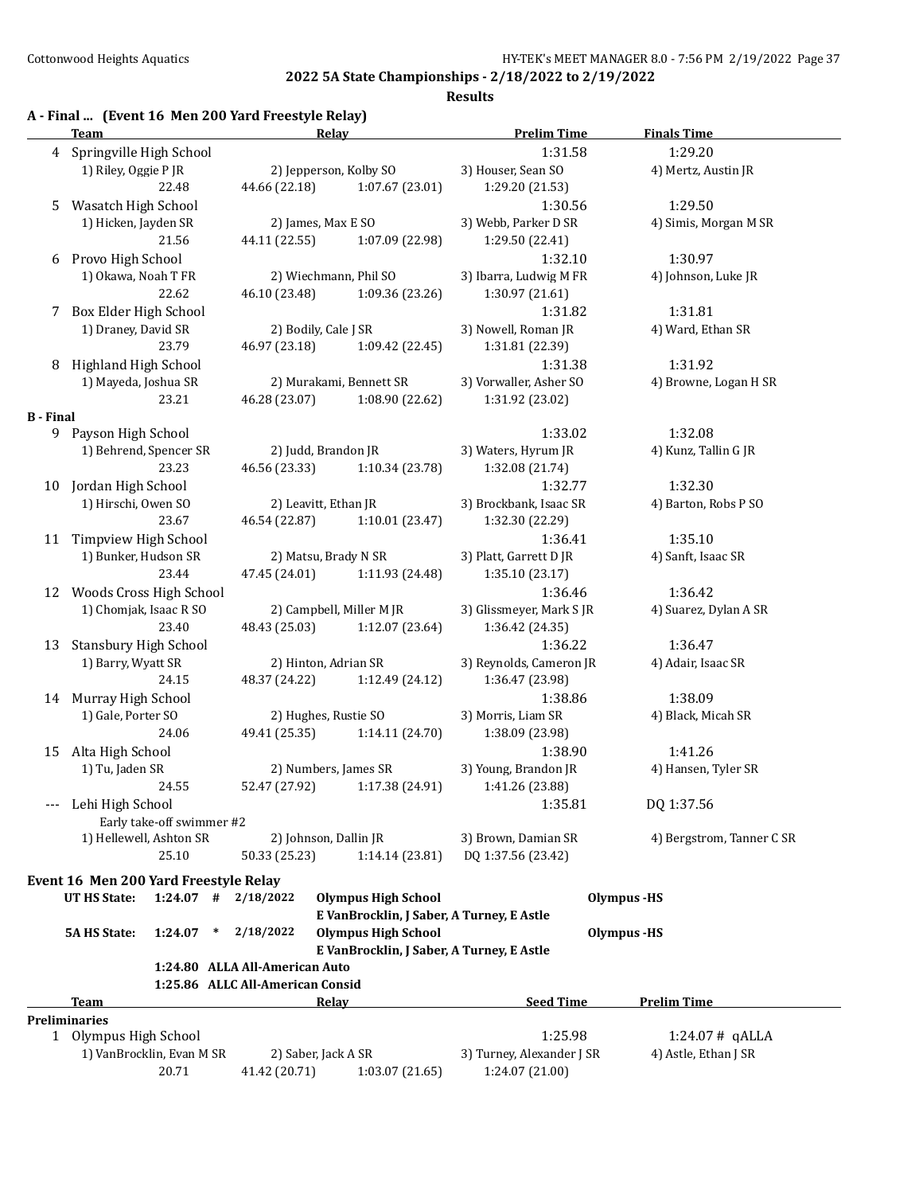## 2022 5A State Championships - 2/18/2022 to 2/19/2022

**Results**

### A - Final ... (Event 16 Men 200 Yard Freestyle Relay)

| | Team | Relay | | Prelim Time | Finals Time |
|---|---|---|---|---|---|
| 4 | Springville High School | | | 1:31.58 | 1:29.20 |
| | 1) Riley, Oggie P JR | 2) Jepperson, Kolby SO | | 3) Houser, Sean SO | 4) Mertz, Austin JR |
| | 22.48 | 44.66 (22.18) | 1:07.67 (23.01) | 1:29.20 (21.53) | |
| 5 | Wasatch High School | | | 1:30.56 | 1:29.50 |
| | 1) Hicken, Jayden SR | 2) James, Max E SO | | 3) Webb, Parker D SR | 4) Simis, Morgan M SR |
| | 21.56 | 44.11 (22.55) | 1:07.09 (22.98) | 1:29.50 (22.41) | |
| 6 | Provo High School | | | 1:32.10 | 1:30.97 |
| | 1) Okawa, Noah T FR | 2) Wiechmann, Phil SO | | 3) Ibarra, Ludwig M FR | 4) Johnson, Luke JR |
| | 22.62 | 46.10 (23.48) | 1:09.36 (23.26) | 1:30.97 (21.61) | |
| 7 | Box Elder High School | | | 1:31.82 | 1:31.81 |
| | 1) Draney, David SR | 2) Bodily, Cale J SR | | 3) Nowell, Roman JR | 4) Ward, Ethan SR |
| | 23.79 | 46.97 (23.18) | 1:09.42 (22.45) | 1:31.81 (22.39) | |
| 8 | Highland High School | | | 1:31.38 | 1:31.92 |
| | 1) Mayeda, Joshua SR | 2) Murakami, Bennett SR | | 3) Vorwaller, Asher SO | 4) Browne, Logan H SR |
| | 23.21 | 46.28 (23.07) | 1:08.90 (22.62) | 1:31.92 (23.02) | |

### B - Final

| | Team | Relay | | Prelim Time | Finals Time |
|---|---|---|---|---|---|
| 9 | Payson High School | | | 1:33.02 | 1:32.08 |
| | 1) Behrend, Spencer SR | 2) Judd, Brandon JR | | 3) Waters, Hyrum JR | 4) Kunz, Tallin G JR |
| | 23.23 | 46.56 (23.33) | 1:10.34 (23.78) | 1:32.08 (21.74) | |
| 10 | Jordan High School | | | 1:32.77 | 1:32.30 |
| | 1) Hirschi, Owen SO | 2) Leavitt, Ethan JR | | 3) Brockbank, Isaac SR | 4) Barton, Robs P SO |
| | 23.67 | 46.54 (22.87) | 1:10.01 (23.47) | 1:32.30 (22.29) | |
| 11 | Timpview High School | | | 1:36.41 | 1:35.10 |
| | 1) Bunker, Hudson SR | 2) Matsu, Brady N SR | | 3) Platt, Garrett D JR | 4) Sanft, Isaac SR |
| | 23.44 | 47.45 (24.01) | 1:11.93 (24.48) | 1:35.10 (23.17) | |
| 12 | Woods Cross High School | | | 1:36.46 | 1:36.42 |
| | 1) Chomjak, Isaac R SO | 2) Campbell, Miller M JR | | 3) Glissmeyer, Mark S JR | 4) Suarez, Dylan A SR |
| | 23.40 | 48.43 (25.03) | 1:12.07 (23.64) | 1:36.42 (24.35) | |
| 13 | Stansbury High School | | | 1:36.22 | 1:36.47 |
| | 1) Barry, Wyatt SR | 2) Hinton, Adrian SR | | 3) Reynolds, Cameron JR | 4) Adair, Isaac SR |
| | 24.15 | 48.37 (24.22) | 1:12.49 (24.12) | 1:36.47 (23.98) | |
| 14 | Murray High School | | | 1:38.86 | 1:38.09 |
| | 1) Gale, Porter SO | 2) Hughes, Rustie SO | | 3) Morris, Liam SR | 4) Black, Micah SR |
| | 24.06 | 49.41 (25.35) | 1:14.11 (24.70) | 1:38.09 (23.98) | |
| 15 | Alta High School | | | 1:38.90 | 1:41.26 |
| | 1) Tu, Jaden SR | 2) Numbers, James SR | | 3) Young, Brandon JR | 4) Hansen, Tyler SR |
| | 24.55 | 52.47 (27.92) | 1:17.38 (24.91) | 1:41.26 (23.88) | |
| --- | Lehi High School | | | 1:35.81 | DQ 1:37.56 |
| | Early take-off swimmer #2 | | | | |
| | 1) Hellewell, Ashton SR | 2) Johnson, Dallin JR | | 3) Brown, Damian SR | 4) Bergstrom, Tanner C SR |
| | 25.10 | 50.33 (25.23) | 1:14.14 (23.81) | DQ 1:37.56 (23.42) | |

### Event 16 Men 200 Yard Freestyle Relay

| | | | | | |
|---|---|---|---|---|---|
| UT HS State: | 1:24.07 | # | 2/18/2022 | Olympus High School | Olympus -HS |
| | | | | E VanBrocklin, J Saber, A Turney, E Astle | |
| 5A HS State: | 1:24.07 | * | 2/18/2022 | Olympus High School | Olympus -HS |
| | | | | E VanBrocklin, J Saber, A Turney, E Astle | |
| | 1:24.80 | ALLA All-American Auto | | | |
| | 1:25.86 | ALLC All-American Consid | | | |

| | Team | Relay | | Seed Time | Prelim Time |
|---|---|---|---|---|---|
| **Preliminaries** | | | | | |
| 1 | Olympus High School | | | 1:25.98 | 1:24.07 # qALLA |
| | 1) VanBrocklin, Evan M SR | 2) Saber, Jack A SR | | 3) Turney, Alexander J SR | 4) Astle, Ethan J SR |
| | 20.71 | 41.42 (20.71) | 1:03.07 (21.65) | 1:24.07 (21.00) | |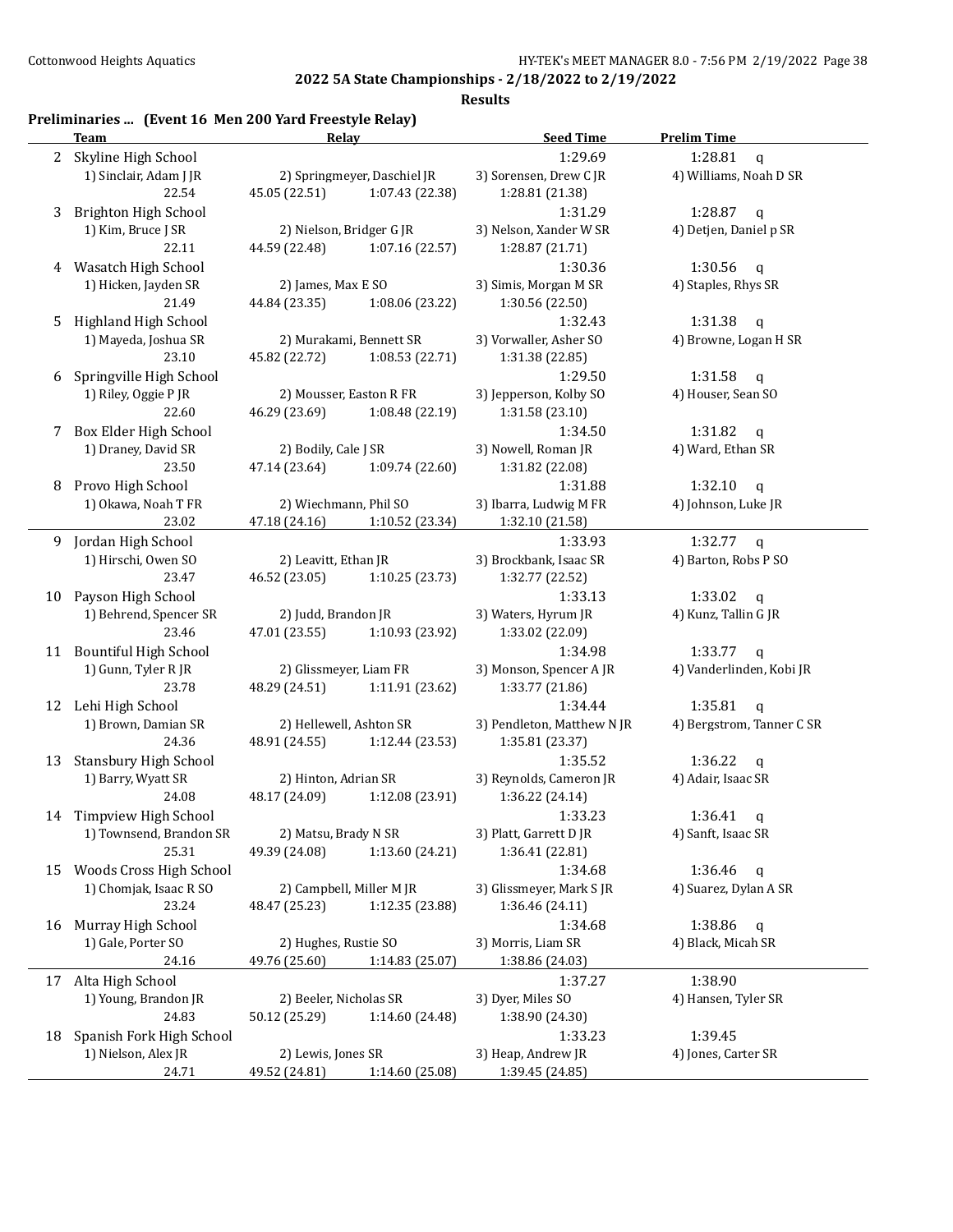## 2022 5A State Championships - 2/18/2022 to 2/19/2022

### Results

**Preliminaries ... (Event 16 Men 200 Yard Freestyle Relay)**

| | Team | Relay | | Seed Time | Prelim Time |
|---|---|---|---|---|---|
| 2 | Skyline High School | | | 1:29.69 | 1:28.81 q |
| | 1) Sinclair, Adam J JR | 2) Springmeyer, Daschiel JR | | 3) Sorensen, Drew C JR | 4) Williams, Noah D SR |
| | 22.54 | 45.05 (22.51) | 1:07.43 (22.38) | 1:28.81 (21.38) | |
| 3 | Brighton High School | | | 1:31.29 | 1:28.87 q |
| | 1) Kim, Bruce J SR | 2) Nielson, Bridger G JR | | 3) Nelson, Xander W SR | 4) Detjen, Daniel p SR |
| | 22.11 | 44.59 (22.48) | 1:07.16 (22.57) | 1:28.87 (21.71) | |
| 4 | Wasatch High School | | | 1:30.36 | 1:30.56 q |
| | 1) Hicken, Jayden SR | 2) James, Max E SO | | 3) Simis, Morgan M SR | 4) Staples, Rhys SR |
| | 21.49 | 44.84 (23.35) | 1:08.06 (23.22) | 1:30.56 (22.50) | |
| 5 | Highland High School | | | 1:32.43 | 1:31.38 q |
| | 1) Mayeda, Joshua SR | 2) Murakami, Bennett SR | | 3) Vorwaller, Asher SO | 4) Browne, Logan H SR |
| | 23.10 | 45.82 (22.72) | 1:08.53 (22.71) | 1:31.38 (22.85) | |
| 6 | Springville High School | | | 1:29.50 | 1:31.58 q |
| | 1) Riley, Oggie P JR | 2) Mousser, Easton R FR | | 3) Jepperson, Kolby SO | 4) Houser, Sean SO |
| | 22.60 | 46.29 (23.69) | 1:08.48 (22.19) | 1:31.58 (23.10) | |
| 7 | Box Elder High School | | | 1:34.50 | 1:31.82 q |
| | 1) Draney, David SR | 2) Bodily, Cale J SR | | 3) Nowell, Roman JR | 4) Ward, Ethan SR |
| | 23.50 | 47.14 (23.64) | 1:09.74 (22.60) | 1:31.82 (22.08) | |
| 8 | Provo High School | | | 1:31.88 | 1:32.10 q |
| | 1) Okawa, Noah T FR | 2) Wiechmann, Phil SO | | 3) Ibarra, Ludwig M FR | 4) Johnson, Luke JR |
| | 23.02 | 47.18 (24.16) | 1:10.52 (23.34) | 1:32.10 (21.58) | |
| 9 | Jordan High School | | | 1:33.93 | 1:32.77 q |
| | 1) Hirschi, Owen SO | 2) Leavitt, Ethan JR | | 3) Brockbank, Isaac SR | 4) Barton, Robs P SO |
| | 23.47 | 46.52 (23.05) | 1:10.25 (23.73) | 1:32.77 (22.52) | |
| 10 | Payson High School | | | 1:33.13 | 1:33.02 q |
| | 1) Behrend, Spencer SR | 2) Judd, Brandon JR | | 3) Waters, Hyrum JR | 4) Kunz, Tallin G JR |
| | 23.46 | 47.01 (23.55) | 1:10.93 (23.92) | 1:33.02 (22.09) | |
| 11 | Bountiful High School | | | 1:34.98 | 1:33.77 q |
| | 1) Gunn, Tyler R JR | 2) Glissmeyer, Liam FR | | 3) Monson, Spencer A JR | 4) Vanderlinden, Kobi JR |
| | 23.78 | 48.29 (24.51) | 1:11.91 (23.62) | 1:33.77 (21.86) | |
| 12 | Lehi High School | | | 1:34.44 | 1:35.81 q |
| | 1) Brown, Damian SR | 2) Hellewell, Ashton SR | | 3) Pendleton, Matthew N JR | 4) Bergstrom, Tanner C SR |
| | 24.36 | 48.91 (24.55) | 1:12.44 (23.53) | 1:35.81 (23.37) | |
| 13 | Stansbury High School | | | 1:35.52 | 1:36.22 q |
| | 1) Barry, Wyatt SR | 2) Hinton, Adrian SR | | 3) Reynolds, Cameron JR | 4) Adair, Isaac SR |
| | 24.08 | 48.17 (24.09) | 1:12.08 (23.91) | 1:36.22 (24.14) | |
| 14 | Timpview High School | | | 1:33.23 | 1:36.41 q |
| | 1) Townsend, Brandon SR | 2) Matsu, Brady N SR | | 3) Platt, Garrett D JR | 4) Sanft, Isaac SR |
| | 25.31 | 49.39 (24.08) | 1:13.60 (24.21) | 1:36.41 (22.81) | |
| 15 | Woods Cross High School | | | 1:34.68 | 1:36.46 q |
| | 1) Chomjak, Isaac R SO | 2) Campbell, Miller M JR | | 3) Glissmeyer, Mark S JR | 4) Suarez, Dylan A SR |
| | 23.24 | 48.47 (25.23) | 1:12.35 (23.88) | 1:36.46 (24.11) | |
| 16 | Murray High School | | | 1:34.68 | 1:38.86 q |
| | 1) Gale, Porter SO | 2) Hughes, Rustie SO | | 3) Morris, Liam SR | 4) Black, Micah SR |
| | 24.16 | 49.76 (25.60) | 1:14.83 (25.07) | 1:38.86 (24.03) | |
| 17 | Alta High School | | | 1:37.27 | 1:38.90 |
| | 1) Young, Brandon JR | 2) Beeler, Nicholas SR | | 3) Dyer, Miles SO | 4) Hansen, Tyler SR |
| | 24.83 | 50.12 (25.29) | 1:14.60 (24.48) | 1:38.90 (24.30) | |
| 18 | Spanish Fork High School | | | 1:33.23 | 1:39.45 |
| | 1) Nielson, Alex JR | 2) Lewis, Jones SR | | 3) Heap, Andrew JR | 4) Jones, Carter SR |
| | 24.71 | 49.52 (24.81) | 1:14.60 (25.08) | 1:39.45 (24.85) | |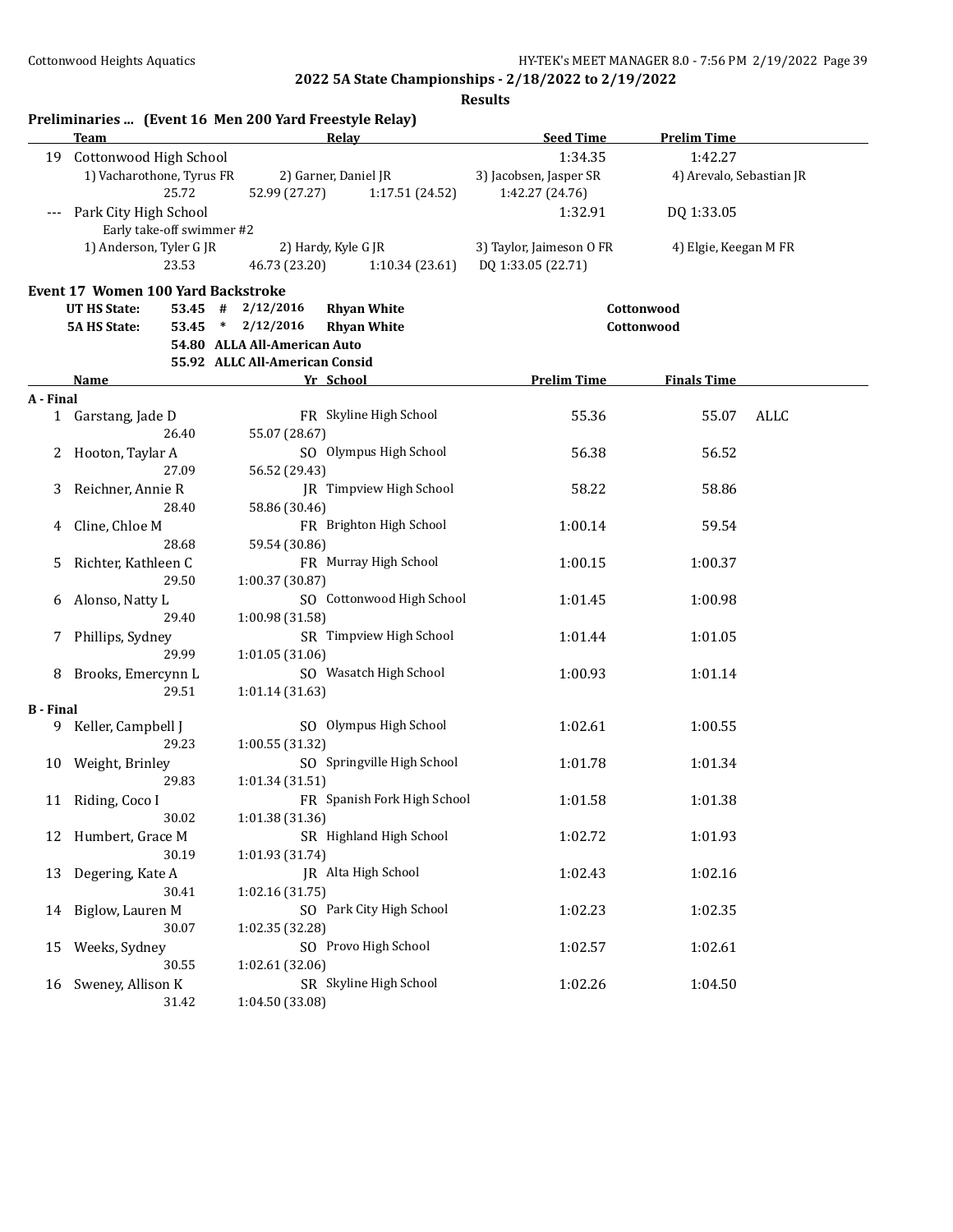## 2022 5A State Championships - 2/18/2022 to 2/19/2022

### Results

**Preliminaries ... (Event 16 Men 200 Yard Freestyle Relay)**

| | Team | Relay | | | Seed Time | Prelim Time |
|---|---|---|---|---|---|---|
| 19 | Cottonwood High School | | | | 1:34.35 | 1:42.27 |
| | 1) Vacharothone, Tyrus FR | 2) Garner, Daniel JR | | 3) Jacobsen, Jasper SR | 4) Arevalo, Sebastian JR | |
| | 25.72 | 52.99 (27.27) | 1:17.51 (24.52) | 1:42.27 (24.76) | | |
| --- | Park City High School | | | | 1:32.91 | DQ 1:33.05 |
| | Early take-off swimmer #2 | | | | | |
| | 1) Anderson, Tyler G JR | 2) Hardy, Kyle G JR | | 3) Taylor, Jaimeson O FR | 4) Elgie, Keegan M FR | |
| | 23.53 | 46.73 (23.20) | 1:10.34 (23.61) | DQ 1:33.05 (22.71) | | |

**Event 17 Women 100 Yard Backstroke**

| | | | | | |
|---|---|---|---|---|---|
| UT HS State: | 53.45 | # | 2/12/2016 | Rhyan White | Cottonwood |
| 5A HS State: | 53.45 | * | 2/12/2016 | Rhyan White | Cottonwood |
| | 54.80 | | ALLA All-American Auto | | |
| | 55.92 | | ALLC All-American Consid | | |

| | Name | Yr | School | Prelim Time | Finals Time | |
|---|---|---|---|---|---|---|
| **A - Final** | | | | | | |
| 1 | Garstang, Jade D | FR | Skyline High School | 55.36 | 55.07 | ALLC |
| | 26.40 | 55.07 (28.67) | | | | |
| 2 | Hooton, Taylar A | SO | Olympus High School | 56.38 | 56.52 | |
| | 27.09 | 56.52 (29.43) | | | | |
| 3 | Reichner, Annie R | JR | Timpview High School | 58.22 | 58.86 | |
| | 28.40 | 58.86 (30.46) | | | | |
| 4 | Cline, Chloe M | FR | Brighton High School | 1:00.14 | 59.54 | |
| | 28.68 | 59.54 (30.86) | | | | |
| 5 | Richter, Kathleen C | FR | Murray High School | 1:00.15 | 1:00.37 | |
| | 29.50 | 1:00.37 (30.87) | | | | |
| 6 | Alonso, Natty L | SO | Cottonwood High School | 1:01.45 | 1:00.98 | |
| | 29.40 | 1:00.98 (31.58) | | | | |
| 7 | Phillips, Sydney | SR | Timpview High School | 1:01.44 | 1:01.05 | |
| | 29.99 | 1:01.05 (31.06) | | | | |
| 8 | Brooks, Emercynn L | SO | Wasatch High School | 1:00.93 | 1:01.14 | |
| | 29.51 | 1:01.14 (31.63) | | | | |
| **B - Final** | | | | | | |
| 9 | Keller, Campbell J | SO | Olympus High School | 1:02.61 | 1:00.55 | |
| | 29.23 | 1:00.55 (31.32) | | | | |
| 10 | Weight, Brinley | SO | Springville High School | 1:01.78 | 1:01.34 | |
| | 29.83 | 1:01.34 (31.51) | | | | |
| 11 | Riding, Coco I | FR | Spanish Fork High School | 1:01.58 | 1:01.38 | |
| | 30.02 | 1:01.38 (31.36) | | | | |
| 12 | Humbert, Grace M | SR | Highland High School | 1:02.72 | 1:01.93 | |
| | 30.19 | 1:01.93 (31.74) | | | | |
| 13 | Degering, Kate A | JR | Alta High School | 1:02.43 | 1:02.16 | |
| | 30.41 | 1:02.16 (31.75) | | | | |
| 14 | Biglow, Lauren M | SO | Park City High School | 1:02.23 | 1:02.35 | |
| | 30.07 | 1:02.35 (32.28) | | | | |
| 15 | Weeks, Sydney | SO | Provo High School | 1:02.57 | 1:02.61 | |
| | 30.55 | 1:02.61 (32.06) | | | | |
| 16 | Sweney, Allison K | SR | Skyline High School | 1:02.26 | 1:04.50 | |
| | 31.42 | 1:04.50 (33.08) | | | | |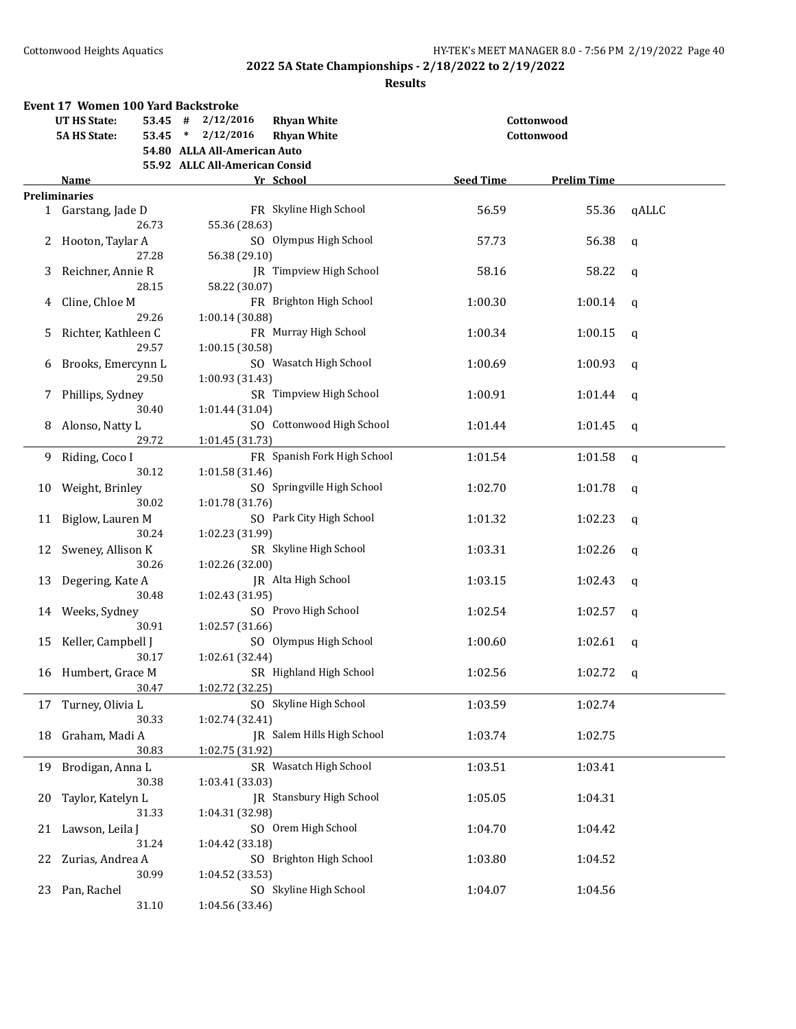## 2022 5A State Championships - 2/18/2022 to 2/19/2022

### Results

**Event 17 Women 100 Yard Backstroke**

| | | | | | |
|---|---|---|---|---|---|
| UT HS State: | 53.45 | # | 2/12/2016 | Rhyan White | Cottonwood |
| 5A HS State: | 53.45 | * | 2/12/2016 | Rhyan White | Cottonwood |
| | 54.80 | ALLA All-American Auto | | | |
| | 55.92 | ALLC All-American Consid | | | |

**Preliminaries**

| | Name | Yr | School | Seed Time | Prelim Time | |
|---|---|---|---|---|---|---|
| 1 | Garstang, Jade D | FR | Skyline High School | 56.59 | 55.36 | qALLC |
| | 26.73 | 55.36 (28.63) | | | | |
| 2 | Hooton, Taylar A | SO | Olympus High School | 57.73 | 56.38 | q |
| | 27.28 | 56.38 (29.10) | | | | |
| 3 | Reichner, Annie R | JR | Timpview High School | 58.16 | 58.22 | q |
| | 28.15 | 58.22 (30.07) | | | | |
| 4 | Cline, Chloe M | FR | Brighton High School | 1:00.30 | 1:00.14 | q |
| | 29.26 | 1:00.14 (30.88) | | | | |
| 5 | Richter, Kathleen C | FR | Murray High School | 1:00.34 | 1:00.15 | q |
| | 29.57 | 1:00.15 (30.58) | | | | |
| 6 | Brooks, Emercynn L | SO | Wasatch High School | 1:00.69 | 1:00.93 | q |
| | 29.50 | 1:00.93 (31.43) | | | | |
| 7 | Phillips, Sydney | SR | Timpview High School | 1:00.91 | 1:01.44 | q |
| | 30.40 | 1:01.44 (31.04) | | | | |
| 8 | Alonso, Natty L | SO | Cottonwood High School | 1:01.44 | 1:01.45 | q |
| | 29.72 | 1:01.45 (31.73) | | | | |
| 9 | Riding, Coco I | FR | Spanish Fork High School | 1:01.54 | 1:01.58 | q |
| | 30.12 | 1:01.58 (31.46) | | | | |
| 10 | Weight, Brinley | SO | Springville High School | 1:02.70 | 1:01.78 | q |
| | 30.02 | 1:01.78 (31.76) | | | | |
| 11 | Biglow, Lauren M | SO | Park City High School | 1:01.32 | 1:02.23 | q |
| | 30.24 | 1:02.23 (31.99) | | | | |
| 12 | Sweney, Allison K | SR | Skyline High School | 1:03.31 | 1:02.26 | q |
| | 30.26 | 1:02.26 (32.00) | | | | |
| 13 | Degering, Kate A | JR | Alta High School | 1:03.15 | 1:02.43 | q |
| | 30.48 | 1:02.43 (31.95) | | | | |
| 14 | Weeks, Sydney | SO | Provo High School | 1:02.54 | 1:02.57 | q |
| | 30.91 | 1:02.57 (31.66) | | | | |
| 15 | Keller, Campbell J | SO | Olympus High School | 1:00.60 | 1:02.61 | q |
| | 30.17 | 1:02.61 (32.44) | | | | |
| 16 | Humbert, Grace M | SR | Highland High School | 1:02.56 | 1:02.72 | q |
| | 30.47 | 1:02.72 (32.25) | | | | |
| 17 | Turney, Olivia L | SO | Skyline High School | 1:03.59 | 1:02.74 | |
| | 30.33 | 1:02.74 (32.41) | | | | |
| 18 | Graham, Madi A | JR | Salem Hills High School | 1:03.74 | 1:02.75 | |
| | 30.83 | 1:02.75 (31.92) | | | | |
| 19 | Brodigan, Anna L | SR | Wasatch High School | 1:03.51 | 1:03.41 | |
| | 30.38 | 1:03.41 (33.03) | | | | |
| 20 | Taylor, Katelyn L | JR | Stansbury High School | 1:05.05 | 1:04.31 | |
| | 31.33 | 1:04.31 (32.98) | | | | |
| 21 | Lawson, Leila J | SO | Orem High School | 1:04.70 | 1:04.42 | |
| | 31.24 | 1:04.42 (33.18) | | | | |
| 22 | Zurias, Andrea A | SO | Brighton High School | 1:03.80 | 1:04.52 | |
| | 30.99 | 1:04.52 (33.53) | | | | |
| 23 | Pan, Rachel | SO | Skyline High School | 1:04.07 | 1:04.56 | |
| | 31.10 | 1:04.56 (33.46) | | | | |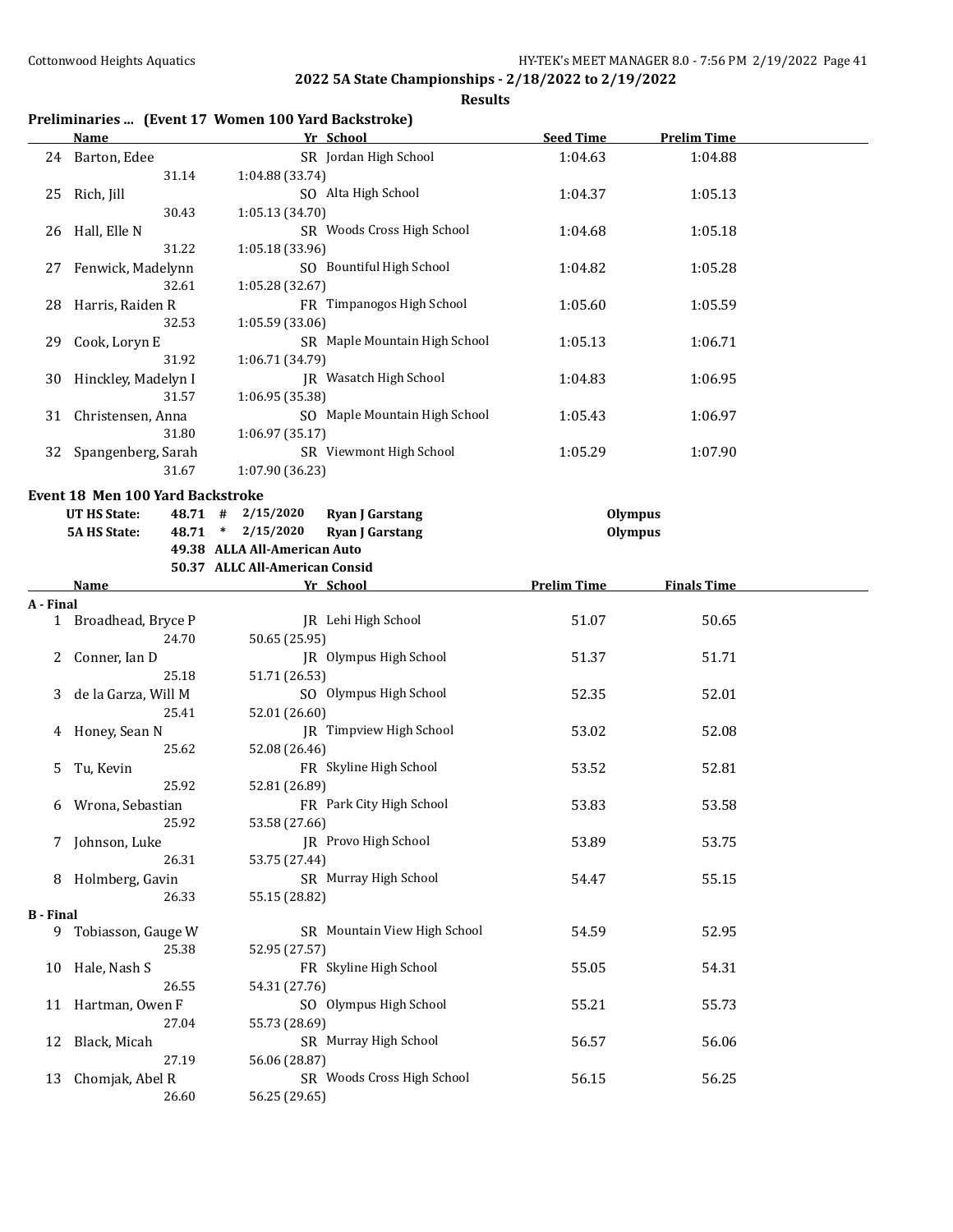**2022 5A State Championships - 2/18/2022 to 2/19/2022**

**Results**

## Preliminaries ... (Event 17 Women 100 Yard Backstroke)

| | Name | Yr | School | Seed Time | Prelim Time |
|---|---|---|---|---|---|
| 24 | Barton, Edee | SR | Jordan High School | 1:04.63 | 1:04.88 |
| | 31.14 | 1:04.88 (33.74) | | | |
| 25 | Rich, Jill | SO | Alta High School | 1:04.37 | 1:05.13 |
| | 30.43 | 1:05.13 (34.70) | | | |
| 26 | Hall, Elle N | SR | Woods Cross High School | 1:04.68 | 1:05.18 |
| | 31.22 | 1:05.18 (33.96) | | | |
| 27 | Fenwick, Madelynn | SO | Bountiful High School | 1:04.82 | 1:05.28 |
| | 32.61 | 1:05.28 (32.67) | | | |
| 28 | Harris, Raiden R | FR | Timpanogos High School | 1:05.60 | 1:05.59 |
| | 32.53 | 1:05.59 (33.06) | | | |
| 29 | Cook, Loryn E | SR | Maple Mountain High School | 1:05.13 | 1:06.71 |
| | 31.92 | 1:06.71 (34.79) | | | |
| 30 | Hinckley, Madelyn I | JR | Wasatch High School | 1:04.83 | 1:06.95 |
| | 31.57 | 1:06.95 (35.38) | | | |
| 31 | Christensen, Anna | SO | Maple Mountain High School | 1:05.43 | 1:06.97 |
| | 31.80 | 1:06.97 (35.17) | | | |
| 32 | Spangenberg, Sarah | SR | Viewmont High School | 1:05.29 | 1:07.90 |
| | 31.67 | 1:07.90 (36.23) | | | |

## Event 18 Men 100 Yard Backstroke

| | | | | |
|---|---|---|---|---|
| UT HS State: | 48.71 # | 2/15/2020 | Ryan J Garstang | Olympus |
| 5A HS State: | 48.71 * | 2/15/2020 | Ryan J Garstang | Olympus |
| | 49.38 | ALLA All-American Auto | | |
| | 50.37 | ALLC All-American Consid | | |

| | Name | Yr | School | Prelim Time | Finals Time |
|---|---|---|---|---|---|
| **A - Final** | | | | | |
| 1 | Broadhead, Bryce P | JR | Lehi High School | 51.07 | 50.65 |
| | 24.70 | 50.65 (25.95) | | | |
| 2 | Conner, Ian D | JR | Olympus High School | 51.37 | 51.71 |
| | 25.18 | 51.71 (26.53) | | | |
| 3 | de la Garza, Will M | SO | Olympus High School | 52.35 | 52.01 |
| | 25.41 | 52.01 (26.60) | | | |
| 4 | Honey, Sean N | JR | Timpview High School | 53.02 | 52.08 |
| | 25.62 | 52.08 (26.46) | | | |
| 5 | Tu, Kevin | FR | Skyline High School | 53.52 | 52.81 |
| | 25.92 | 52.81 (26.89) | | | |
| 6 | Wrona, Sebastian | FR | Park City High School | 53.83 | 53.58 |
| | 25.92 | 53.58 (27.66) | | | |
| 7 | Johnson, Luke | JR | Provo High School | 53.89 | 53.75 |
| | 26.31 | 53.75 (27.44) | | | |
| 8 | Holmberg, Gavin | SR | Murray High School | 54.47 | 55.15 |
| | 26.33 | 55.15 (28.82) | | | |
| **B - Final** | | | | | |
| 9 | Tobiasson, Gauge W | SR | Mountain View High School | 54.59 | 52.95 |
| | 25.38 | 52.95 (27.57) | | | |
| 10 | Hale, Nash S | FR | Skyline High School | 55.05 | 54.31 |
| | 26.55 | 54.31 (27.76) | | | |
| 11 | Hartman, Owen F | SO | Olympus High School | 55.21 | 55.73 |
| | 27.04 | 55.73 (28.69) | | | |
| 12 | Black, Micah | SR | Murray High School | 56.57 | 56.06 |
| | 27.19 | 56.06 (28.87) | | | |
| 13 | Chomjak, Abel R | SR | Woods Cross High School | 56.15 | 56.25 |
| | 26.60 | 56.25 (29.65) | | | |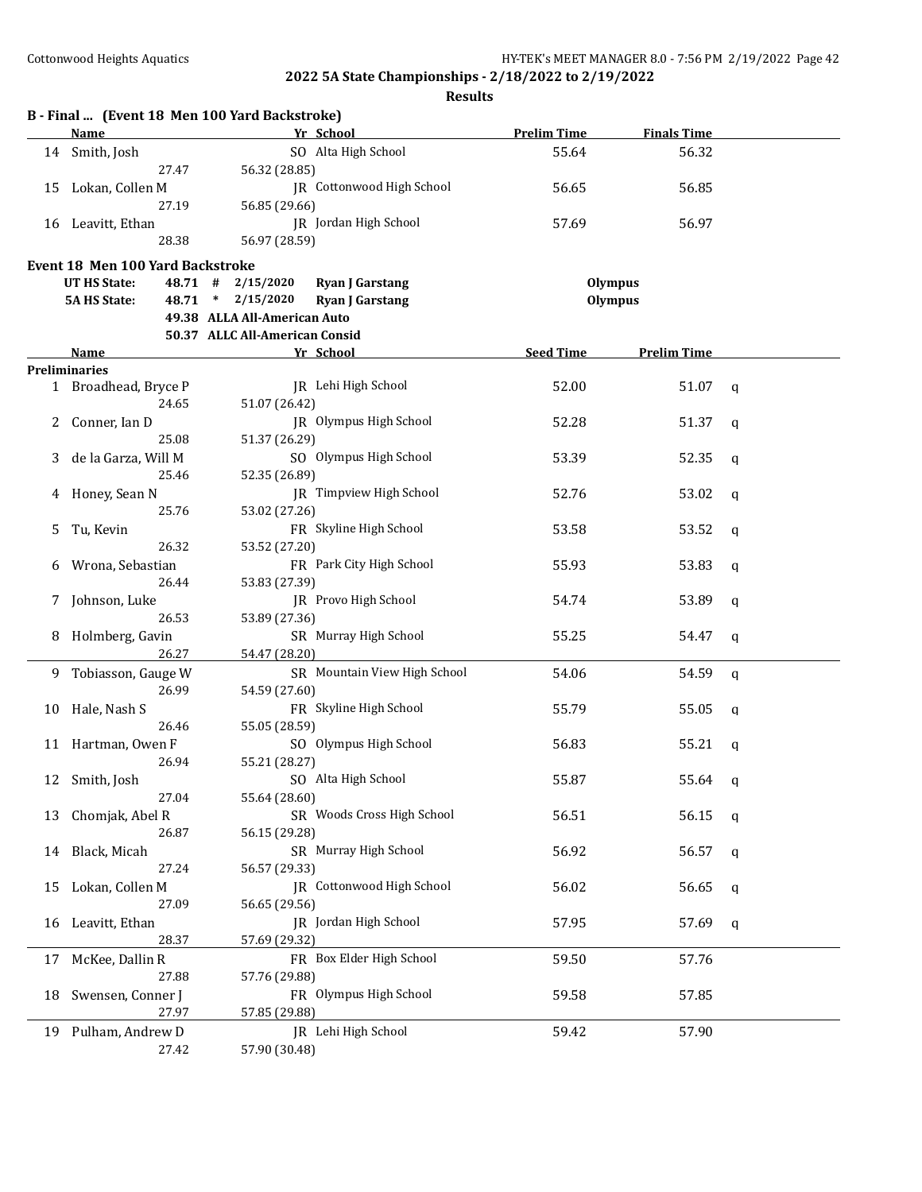**2022 5A State Championships - 2/18/2022 to 2/19/2022**

**Results**

### B - Final ... (Event 18 Men 100 Yard Backstroke)

| | Name | Yr | School | Prelim Time | Finals Time |
|---|---|---|---|---|---|
| 14 | Smith, Josh | SO | Alta High School | 55.64 | 56.32 |
| | 27.47 | 56.32 (28.85) | | | |
| 15 | Lokan, Collen M | JR | Cottonwood High School | 56.65 | 56.85 |
| | 27.19 | 56.85 (29.66) | | | |
| 16 | Leavitt, Ethan | JR | Jordan High School | 57.69 | 56.97 |
| | 28.38 | 56.97 (28.59) | | | |

### Event 18 Men 100 Yard Backstroke

| | | | | | |
|---|---|---|---|---|---|
| **UT HS State:** | **48.71** | **#** | **2/15/2020** | **Ryan J Garstang** | **Olympus** |
| **5A HS State:** | **48.71** | **\*** | **2/15/2020** | **Ryan J Garstang** | **Olympus** |
| | **49.38** | | **ALLA All-American Auto** | | |
| | **50.37** | | **ALLC All-American Consid** | | |

**Preliminaries**

| | Name | Yr | School | Seed Time | Prelim Time | |
|---|---|---|---|---|---|---|
| 1 | Broadhead, Bryce P | JR | Lehi High School | 52.00 | 51.07 | q |
| | 24.65 | 51.07 (26.42) | | | | |
| 2 | Conner, Ian D | JR | Olympus High School | 52.28 | 51.37 | q |
| | 25.08 | 51.37 (26.29) | | | | |
| 3 | de la Garza, Will M | SO | Olympus High School | 53.39 | 52.35 | q |
| | 25.46 | 52.35 (26.89) | | | | |
| 4 | Honey, Sean N | JR | Timpview High School | 52.76 | 53.02 | q |
| | 25.76 | 53.02 (27.26) | | | | |
| 5 | Tu, Kevin | FR | Skyline High School | 53.58 | 53.52 | q |
| | 26.32 | 53.52 (27.20) | | | | |
| 6 | Wrona, Sebastian | FR | Park City High School | 55.93 | 53.83 | q |
| | 26.44 | 53.83 (27.39) | | | | |
| 7 | Johnson, Luke | JR | Provo High School | 54.74 | 53.89 | q |
| | 26.53 | 53.89 (27.36) | | | | |
| 8 | Holmberg, Gavin | SR | Murray High School | 55.25 | 54.47 | q |
| | 26.27 | 54.47 (28.20) | | | | |
| 9 | Tobiasson, Gauge W | SR | Mountain View High School | 54.06 | 54.59 | q |
| | 26.99 | 54.59 (27.60) | | | | |
| 10 | Hale, Nash S | FR | Skyline High School | 55.79 | 55.05 | q |
| | 26.46 | 55.05 (28.59) | | | | |
| 11 | Hartman, Owen F | SO | Olympus High School | 56.83 | 55.21 | q |
| | 26.94 | 55.21 (28.27) | | | | |
| 12 | Smith, Josh | SO | Alta High School | 55.87 | 55.64 | q |
| | 27.04 | 55.64 (28.60) | | | | |
| 13 | Chomjak, Abel R | SR | Woods Cross High School | 56.51 | 56.15 | q |
| | 26.87 | 56.15 (29.28) | | | | |
| 14 | Black, Micah | SR | Murray High School | 56.92 | 56.57 | q |
| | 27.24 | 56.57 (29.33) | | | | |
| 15 | Lokan, Collen M | JR | Cottonwood High School | 56.02 | 56.65 | q |
| | 27.09 | 56.65 (29.56) | | | | |
| 16 | Leavitt, Ethan | JR | Jordan High School | 57.95 | 57.69 | q |
| | 28.37 | 57.69 (29.32) | | | | |
| 17 | McKee, Dallin R | FR | Box Elder High School | 59.50 | 57.76 | |
| | 27.88 | 57.76 (29.88) | | | | |
| 18 | Swensen, Conner J | FR | Olympus High School | 59.58 | 57.85 | |
| | 27.97 | 57.85 (29.88) | | | | |
| 19 | Pulham, Andrew D | JR | Lehi High School | 59.42 | 57.90 | |
| | 27.42 | 57.90 (30.48) | | | | |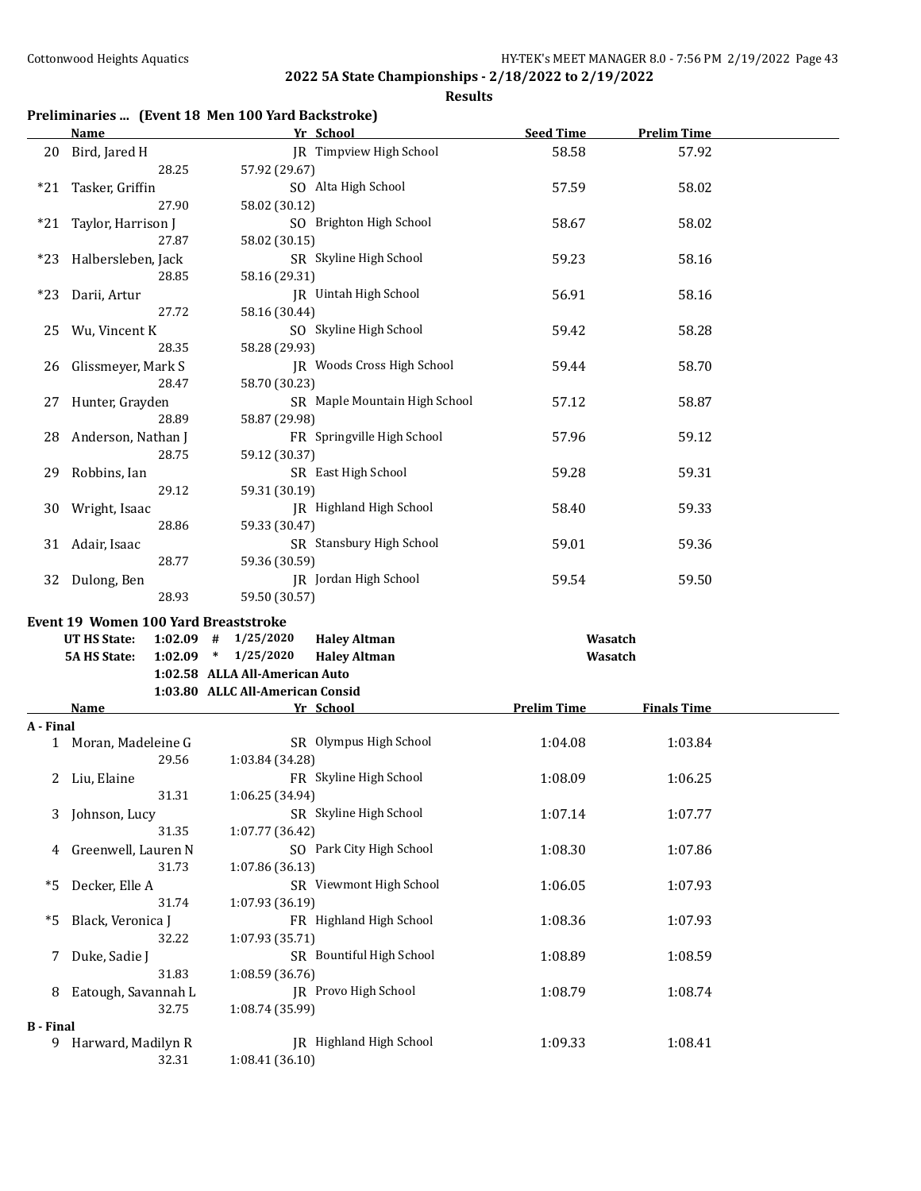## 2022 5A State Championships - 2/18/2022 to 2/19/2022

### Results

### Preliminaries ... (Event 18 Men 100 Yard Backstroke)

| | Name | Yr | School | Seed Time | Prelim Time |
|---|---|---|---|---|---|
| 20 | Bird, Jared H | JR | Timpview High School | 58.58 | 57.92 |
| | 28.25 | 57.92 (29.67) | | | |
| *21 | Tasker, Griffin | SO | Alta High School | 57.59 | 58.02 |
| | 27.90 | 58.02 (30.12) | | | |
| *21 | Taylor, Harrison J | SO | Brighton High School | 58.67 | 58.02 |
| | 27.87 | 58.02 (30.15) | | | |
| *23 | Halbersleben, Jack | SR | Skyline High School | 59.23 | 58.16 |
| | 28.85 | 58.16 (29.31) | | | |
| *23 | Darii, Artur | JR | Uintah High School | 56.91 | 58.16 |
| | 27.72 | 58.16 (30.44) | | | |
| 25 | Wu, Vincent K | SO | Skyline High School | 59.42 | 58.28 |
| | 28.35 | 58.28 (29.93) | | | |
| 26 | Glissmeyer, Mark S | JR | Woods Cross High School | 59.44 | 58.70 |
| | 28.47 | 58.70 (30.23) | | | |
| 27 | Hunter, Grayden | SR | Maple Mountain High School | 57.12 | 58.87 |
| | 28.89 | 58.87 (29.98) | | | |
| 28 | Anderson, Nathan J | FR | Springville High School | 57.96 | 59.12 |
| | 28.75 | 59.12 (30.37) | | | |
| 29 | Robbins, Ian | SR | East High School | 59.28 | 59.31 |
| | 29.12 | 59.31 (30.19) | | | |
| 30 | Wright, Isaac | JR | Highland High School | 58.40 | 59.33 |
| | 28.86 | 59.33 (30.47) | | | |
| 31 | Adair, Isaac | SR | Stansbury High School | 59.01 | 59.36 |
| | 28.77 | 59.36 (30.59) | | | |
| 32 | Dulong, Ben | JR | Jordan High School | 59.54 | 59.50 |
| | 28.93 | 59.50 (30.57) | | | |

### Event 19 Women 100 Yard Breaststroke

| | | | | | |
|---|---|---|---|---|---|
| UT HS State: | 1:02.09 | # | 1/25/2020 | Haley Altman | Wasatch |
| 5A HS State: | 1:02.09 | * | 1/25/2020 | Haley Altman | Wasatch |
| | 1:02.58 | ALLA | All-American Auto | | |
| | 1:03.80 | ALLC | All-American Consid | | |

| | Name | Yr | School | Prelim Time | Finals Time |
|---|---|---|---|---|---|
| **A - Final** | | | | | |
| 1 | Moran, Madeleine G | SR | Olympus High School | 1:04.08 | 1:03.84 |
| | 29.56 | 1:03.84 (34.28) | | | |
| 2 | Liu, Elaine | FR | Skyline High School | 1:08.09 | 1:06.25 |
| | 31.31 | 1:06.25 (34.94) | | | |
| 3 | Johnson, Lucy | SR | Skyline High School | 1:07.14 | 1:07.77 |
| | 31.35 | 1:07.77 (36.42) | | | |
| 4 | Greenwell, Lauren N | SO | Park City High School | 1:08.30 | 1:07.86 |
| | 31.73 | 1:07.86 (36.13) | | | |
| *5 | Decker, Elle A | SR | Viewmont High School | 1:06.05 | 1:07.93 |
| | 31.74 | 1:07.93 (36.19) | | | |
| *5 | Black, Veronica J | FR | Highland High School | 1:08.36 | 1:07.93 |
| | 32.22 | 1:07.93 (35.71) | | | |
| 7 | Duke, Sadie J | SR | Bountiful High School | 1:08.89 | 1:08.59 |
| | 31.83 | 1:08.59 (36.76) | | | |
| 8 | Eatough, Savannah L | JR | Provo High School | 1:08.79 | 1:08.74 |
| | 32.75 | 1:08.74 (35.99) | | | |
| **B - Final** | | | | | |
| 9 | Harward, Madilyn R | JR | Highland High School | 1:09.33 | 1:08.41 |
| | 32.31 | 1:08.41 (36.10) | | | |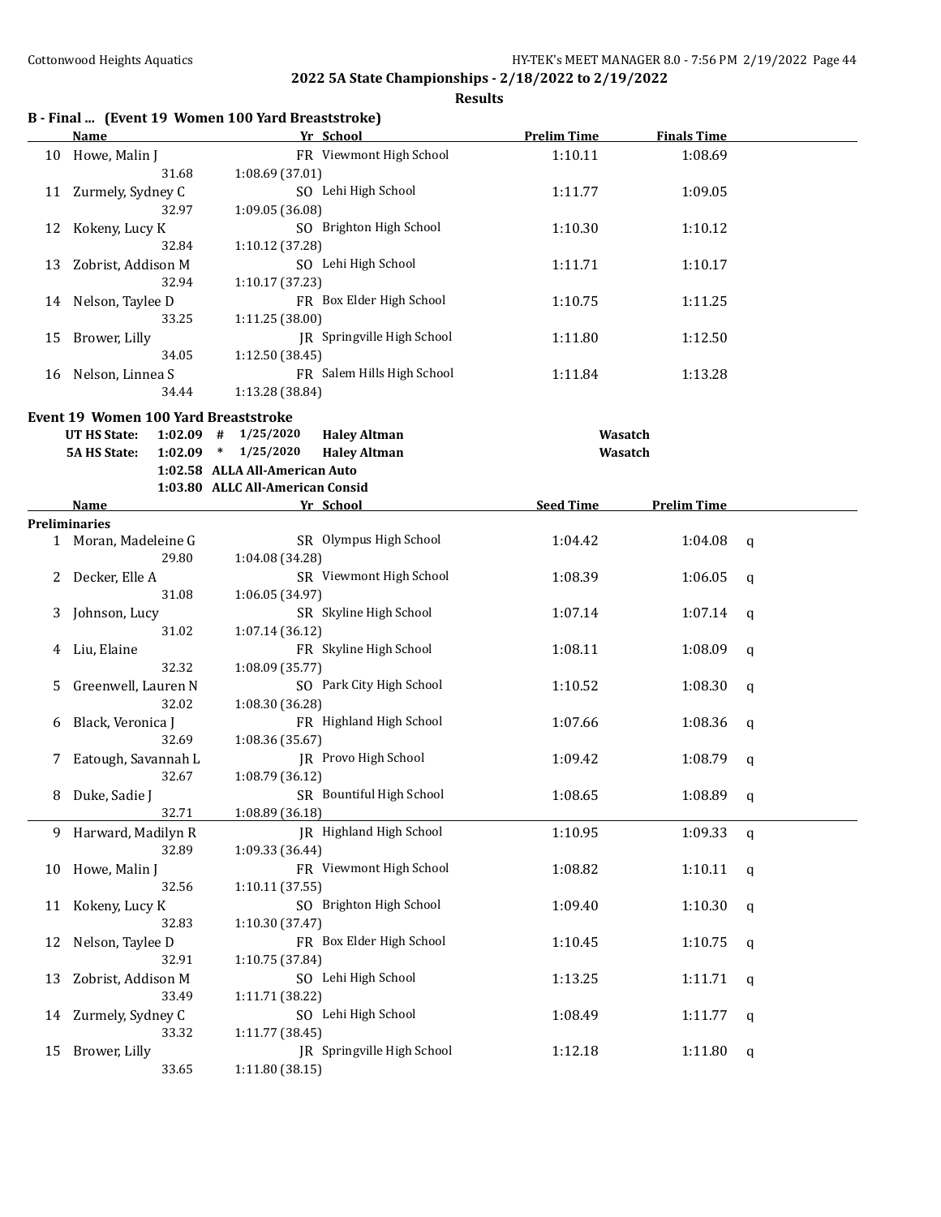**2022 5A State Championships - 2/18/2022 to 2/19/2022**

**Results**

### B - Final ... (Event 19 Women 100 Yard Breaststroke)

| | Name | Yr | School | Prelim Time | Finals Time |
|---|---|---|---|---|---|
| 10 | Howe, Malin J | FR | Viewmont High School | 1:10.11 | 1:08.69 |
| | 31.68 | 1:08.69 (37.01) | | | |
| 11 | Zurmely, Sydney C | SO | Lehi High School | 1:11.77 | 1:09.05 |
| | 32.97 | 1:09.05 (36.08) | | | |
| 12 | Kokeny, Lucy K | SO | Brighton High School | 1:10.30 | 1:10.12 |
| | 32.84 | 1:10.12 (37.28) | | | |
| 13 | Zobrist, Addison M | SO | Lehi High School | 1:11.71 | 1:10.17 |
| | 32.94 | 1:10.17 (37.23) | | | |
| 14 | Nelson, Taylee D | FR | Box Elder High School | 1:10.75 | 1:11.25 |
| | 33.25 | 1:11.25 (38.00) | | | |
| 15 | Brower, Lilly | JR | Springville High School | 1:11.80 | 1:12.50 |
| | 34.05 | 1:12.50 (38.45) | | | |
| 16 | Nelson, Linnea S | FR | Salem Hills High School | 1:11.84 | 1:13.28 |
| | 34.44 | 1:13.28 (38.84) | | | |

### Event 19 Women 100 Yard Breaststroke

| | | | | | |
|---|---|---|---|---|---|
| UT HS State: | 1:02.09 | # | 1/25/2020 | Haley Altman | Wasatch |
| 5A HS State: | 1:02.09 | * | 1/25/2020 | Haley Altman | Wasatch |
| | 1:02.58 | | ALLA All-American Auto | | |
| | 1:03.80 | | ALLC All-American Consid | | |

**Preliminaries**

| | Name | Yr | School | Seed Time | Prelim Time | |
|---|---|---|---|---|---|---|
| 1 | Moran, Madeleine G | SR | Olympus High School | 1:04.42 | 1:04.08 | q |
| | 29.80 | 1:04.08 (34.28) | | | | |
| 2 | Decker, Elle A | SR | Viewmont High School | 1:08.39 | 1:06.05 | q |
| | 31.08 | 1:06.05 (34.97) | | | | |
| 3 | Johnson, Lucy | SR | Skyline High School | 1:07.14 | 1:07.14 | q |
| | 31.02 | 1:07.14 (36.12) | | | | |
| 4 | Liu, Elaine | FR | Skyline High School | 1:08.11 | 1:08.09 | q |
| | 32.32 | 1:08.09 (35.77) | | | | |
| 5 | Greenwell, Lauren N | SO | Park City High School | 1:10.52 | 1:08.30 | q |
| | 32.02 | 1:08.30 (36.28) | | | | |
| 6 | Black, Veronica J | FR | Highland High School | 1:07.66 | 1:08.36 | q |
| | 32.69 | 1:08.36 (35.67) | | | | |
| 7 | Eatough, Savannah L | JR | Provo High School | 1:09.42 | 1:08.79 | q |
| | 32.67 | 1:08.79 (36.12) | | | | |
| 8 | Duke, Sadie J | SR | Bountiful High School | 1:08.65 | 1:08.89 | q |
| | 32.71 | 1:08.89 (36.18) | | | | |
| 9 | Harward, Madilyn R | JR | Highland High School | 1:10.95 | 1:09.33 | q |
| | 32.89 | 1:09.33 (36.44) | | | | |
| 10 | Howe, Malin J | FR | Viewmont High School | 1:08.82 | 1:10.11 | q |
| | 32.56 | 1:10.11 (37.55) | | | | |
| 11 | Kokeny, Lucy K | SO | Brighton High School | 1:09.40 | 1:10.30 | q |
| | 32.83 | 1:10.30 (37.47) | | | | |
| 12 | Nelson, Taylee D | FR | Box Elder High School | 1:10.45 | 1:10.75 | q |
| | 32.91 | 1:10.75 (37.84) | | | | |
| 13 | Zobrist, Addison M | SO | Lehi High School | 1:13.25 | 1:11.71 | q |
| | 33.49 | 1:11.71 (38.22) | | | | |
| 14 | Zurmely, Sydney C | SO | Lehi High School | 1:08.49 | 1:11.77 | q |
| | 33.32 | 1:11.77 (38.45) | | | | |
| 15 | Brower, Lilly | JR | Springville High School | 1:12.18 | 1:11.80 | q |
| | 33.65 | 1:11.80 (38.15) | | | | |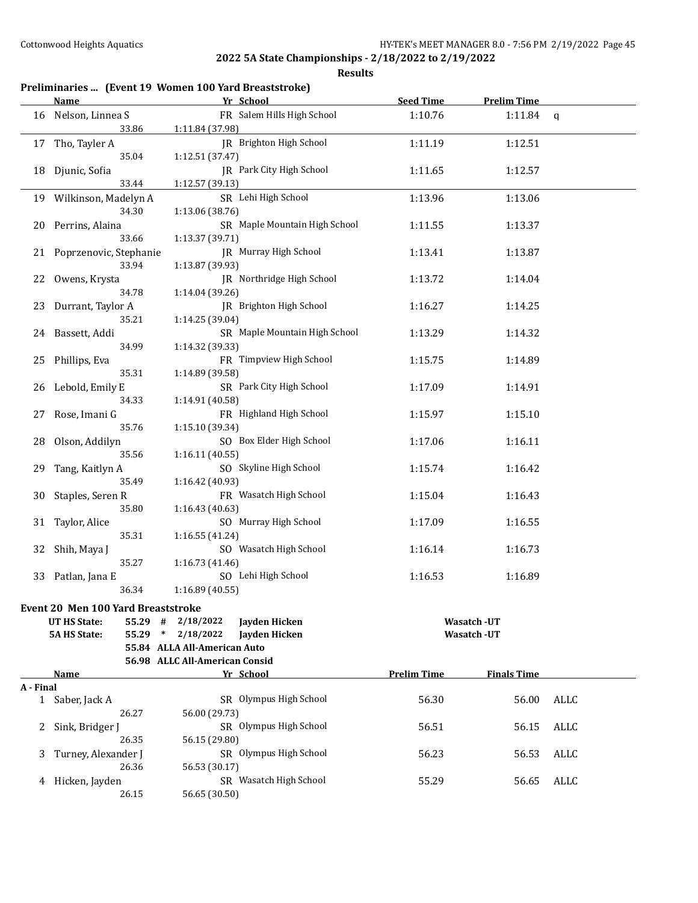**2022 5A State Championships - 2/18/2022 to 2/19/2022**

**Results**

### Preliminaries ... (Event 19 Women 100 Yard Breaststroke)

| | Name | Yr | School | Seed Time | Prelim Time | |
|---|---|---|---|---|---|---|
| 16 | Nelson, Linnea S | FR | Salem Hills High School | 1:10.76 | 1:11.84 | q |
| | 33.86 | 1:11.84 (37.98) | | | | |
| 17 | Tho, Tayler A | JR | Brighton High School | 1:11.19 | 1:12.51 | |
| | 35.04 | 1:12.51 (37.47) | | | | |
| 18 | Djunic, Sofia | JR | Park City High School | 1:11.65 | 1:12.57 | |
| | 33.44 | 1:12.57 (39.13) | | | | |
| 19 | Wilkinson, Madelyn A | SR | Lehi High School | 1:13.96 | 1:13.06 | |
| | 34.30 | 1:13.06 (38.76) | | | | |
| 20 | Perrins, Alaina | SR | Maple Mountain High School | 1:11.55 | 1:13.37 | |
| | 33.66 | 1:13.37 (39.71) | | | | |
| 21 | Poprzenovic, Stephanie | JR | Murray High School | 1:13.41 | 1:13.87 | |
| | 33.94 | 1:13.87 (39.93) | | | | |
| 22 | Owens, Krysta | JR | Northridge High School | 1:13.72 | 1:14.04 | |
| | 34.78 | 1:14.04 (39.26) | | | | |
| 23 | Durrant, Taylor A | JR | Brighton High School | 1:16.27 | 1:14.25 | |
| | 35.21 | 1:14.25 (39.04) | | | | |
| 24 | Bassett, Addi | SR | Maple Mountain High School | 1:13.29 | 1:14.32 | |
| | 34.99 | 1:14.32 (39.33) | | | | |
| 25 | Phillips, Eva | FR | Timpview High School | 1:15.75 | 1:14.89 | |
| | 35.31 | 1:14.89 (39.58) | | | | |
| 26 | Lebold, Emily E | SR | Park City High School | 1:17.09 | 1:14.91 | |
| | 34.33 | 1:14.91 (40.58) | | | | |
| 27 | Rose, Imani G | FR | Highland High School | 1:15.97 | 1:15.10 | |
| | 35.76 | 1:15.10 (39.34) | | | | |
| 28 | Olson, Addilyn | SO | Box Elder High School | 1:17.06 | 1:16.11 | |
| | 35.56 | 1:16.11 (40.55) | | | | |
| 29 | Tang, Kaitlyn A | SO | Skyline High School | 1:15.74 | 1:16.42 | |
| | 35.49 | 1:16.42 (40.93) | | | | |
| 30 | Staples, Seren R | FR | Wasatch High School | 1:15.04 | 1:16.43 | |
| | 35.80 | 1:16.43 (40.63) | | | | |
| 31 | Taylor, Alice | SO | Murray High School | 1:17.09 | 1:16.55 | |
| | 35.31 | 1:16.55 (41.24) | | | | |
| 32 | Shih, Maya J | SO | Wasatch High School | 1:16.14 | 1:16.73 | |
| | 35.27 | 1:16.73 (41.46) | | | | |
| 33 | Patlan, Jana E | SO | Lehi High School | 1:16.53 | 1:16.89 | |
| | 36.34 | 1:16.89 (40.55) | | | | |

### Event 20 Men 100 Yard Breaststroke

| | | | | | |
|---|---|---|---|---|---|
| UT HS State: | 55.29 | # | 2/18/2022 | Jayden Hicken | Wasatch -UT |
| 5A HS State: | 55.29 | * | 2/18/2022 | Jayden Hicken | Wasatch -UT |
| | 55.84 | | ALLA All-American Auto | | |
| | 56.98 | | ALLC All-American Consid | | |

| | Name | Yr | School | Prelim Time | Finals Time | |
|---|---|---|---|---|---|---|
| **A - Final** | | | | | | |
| 1 | Saber, Jack A | SR | Olympus High School | 56.30 | 56.00 | ALLC |
| | 26.27 | 56.00 (29.73) | | | | |
| 2 | Sink, Bridger J | SR | Olympus High School | 56.51 | 56.15 | ALLC |
| | 26.35 | 56.15 (29.80) | | | | |
| 3 | Turney, Alexander J | SR | Olympus High School | 56.23 | 56.53 | ALLC |
| | 26.36 | 56.53 (30.17) | | | | |
| 4 | Hicken, Jayden | SR | Wasatch High School | 55.29 | 56.65 | ALLC |
| | 26.15 | 56.65 (30.50) | | | | |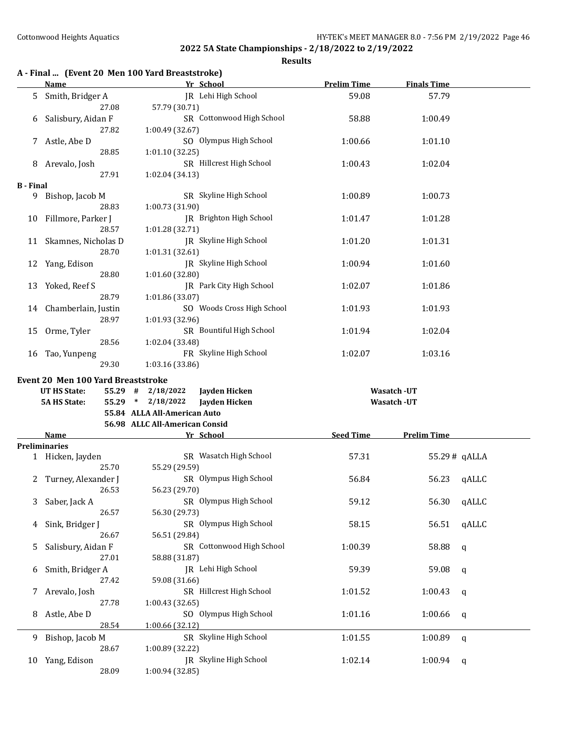## 2022 5A State Championships - 2/18/2022 to 2/19/2022

### Results

**A - Final ... (Event 20 Men 100 Yard Breaststroke)**

| | Name | Yr | School | Prelim Time | Finals Time |
|---|---|---|---|---|---|
| 5 | Smith, Bridger A | JR | Lehi High School | 59.08 | 57.79 |
| | 27.08 | 57.79 (30.71) | | | |
| 6 | Salisbury, Aidan F | SR | Cottonwood High School | 58.88 | 1:00.49 |
| | 27.82 | 1:00.49 (32.67) | | | |
| 7 | Astle, Abe D | SO | Olympus High School | 1:00.66 | 1:01.10 |
| | 28.85 | 1:01.10 (32.25) | | | |
| 8 | Arevalo, Josh | SR | Hillcrest High School | 1:00.43 | 1:02.04 |
| | 27.91 | 1:02.04 (34.13) | | | |

**B - Final**

| | Name | Yr | School | Prelim Time | Finals Time |
|---|---|---|---|---|---|
| 9 | Bishop, Jacob M | SR | Skyline High School | 1:00.89 | 1:00.73 |
| | 28.83 | 1:00.73 (31.90) | | | |
| 10 | Fillmore, Parker J | JR | Brighton High School | 1:01.47 | 1:01.28 |
| | 28.57 | 1:01.28 (32.71) | | | |
| 11 | Skamnes, Nicholas D | JR | Skyline High School | 1:01.20 | 1:01.31 |
| | 28.70 | 1:01.31 (32.61) | | | |
| 12 | Yang, Edison | JR | Skyline High School | 1:00.94 | 1:01.60 |
| | 28.80 | 1:01.60 (32.80) | | | |
| 13 | Yoked, Reef S | JR | Park City High School | 1:02.07 | 1:01.86 |
| | 28.79 | 1:01.86 (33.07) | | | |
| 14 | Chamberlain, Justin | SO | Woods Cross High School | 1:01.93 | 1:01.93 |
| | 28.97 | 1:01.93 (32.96) | | | |
| 15 | Orme, Tyler | SR | Bountiful High School | 1:01.94 | 1:02.04 |
| | 28.56 | 1:02.04 (33.48) | | | |
| 16 | Tao, Yunpeng | FR | Skyline High School | 1:02.07 | 1:03.16 |
| | 29.30 | 1:03.16 (33.86) | | | |

**Event 20 Men 100 Yard Breaststroke**

| | | | | | |
|---|---|---|---|---|---|
| **UT HS State:** | **55.29** | **#** | **2/18/2022** | **Jayden Hicken** | **Wasatch -UT** |
| **5A HS State:** | **55.29** | **\*** | **2/18/2022** | **Jayden Hicken** | **Wasatch -UT** |
| | **55.84** | | **ALLA All-American Auto** | | |
| | **56.98** | | **ALLC All-American Consid** | | |

**Preliminaries**

| | Name | Yr | School | Seed Time | Prelim Time | |
|---|---|---|---|---|---|---|
| 1 | Hicken, Jayden | SR | Wasatch High School | 57.31 | 55.29 # | qALLA |
| | 25.70 | 55.29 (29.59) | | | | |
| 2 | Turney, Alexander J | SR | Olympus High School | 56.84 | 56.23 | qALLC |
| | 26.53 | 56.23 (29.70) | | | | |
| 3 | Saber, Jack A | SR | Olympus High School | 59.12 | 56.30 | qALLC |
| | 26.57 | 56.30 (29.73) | | | | |
| 4 | Sink, Bridger J | SR | Olympus High School | 58.15 | 56.51 | qALLC |
| | 26.67 | 56.51 (29.84) | | | | |
| 5 | Salisbury, Aidan F | SR | Cottonwood High School | 1:00.39 | 58.88 | q |
| | 27.01 | 58.88 (31.87) | | | | |
| 6 | Smith, Bridger A | JR | Lehi High School | 59.39 | 59.08 | q |
| | 27.42 | 59.08 (31.66) | | | | |
| 7 | Arevalo, Josh | SR | Hillcrest High School | 1:01.52 | 1:00.43 | q |
| | 27.78 | 1:00.43 (32.65) | | | | |
| 8 | Astle, Abe D | SO | Olympus High School | 1:01.16 | 1:00.66 | q |
| | 28.54 | 1:00.66 (32.12) | | | | |
| 9 | Bishop, Jacob M | SR | Skyline High School | 1:01.55 | 1:00.89 | q |
| | 28.67 | 1:00.89 (32.22) | | | | |
| 10 | Yang, Edison | JR | Skyline High School | 1:02.14 | 1:00.94 | q |
| | 28.09 | 1:00.94 (32.85) | | | | |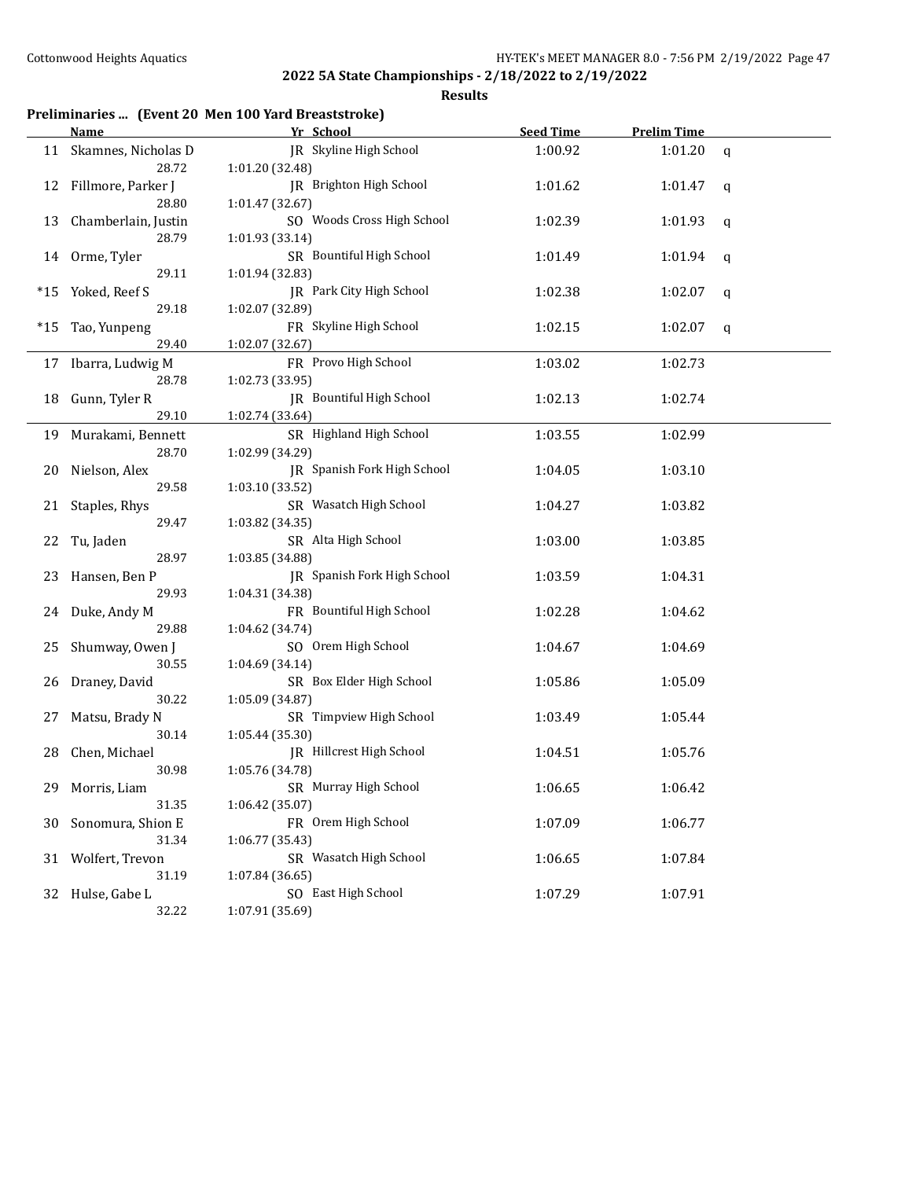# 2022 5A State Championships - 2/18/2022 to 2/19/2022

## Results

### Preliminaries ... (Event 20 Men 100 Yard Breaststroke)

| | Name | Yr | School | Seed Time | Prelim Time | |
|---|---|---|---|---|---|---|
| 11 | Skamnes, Nicholas D | JR | Skyline High School | 1:00.92 | 1:01.20 | q |
| | 28.72 | 1:01.20 (32.48) | | | | |
| 12 | Fillmore, Parker J | JR | Brighton High School | 1:01.62 | 1:01.47 | q |
| | 28.80 | 1:01.47 (32.67) | | | | |
| 13 | Chamberlain, Justin | SO | Woods Cross High School | 1:02.39 | 1:01.93 | q |
| | 28.79 | 1:01.93 (33.14) | | | | |
| 14 | Orme, Tyler | SR | Bountiful High School | 1:01.49 | 1:01.94 | q |
| | 29.11 | 1:01.94 (32.83) | | | | |
| *15 | Yoked, Reef S | JR | Park City High School | 1:02.38 | 1:02.07 | q |
| | 29.18 | 1:02.07 (32.89) | | | | |
| *15 | Tao, Yunpeng | FR | Skyline High School | 1:02.15 | 1:02.07 | q |
| | 29.40 | 1:02.07 (32.67) | | | | |
| 17 | Ibarra, Ludwig M | FR | Provo High School | 1:03.02 | 1:02.73 | |
| | 28.78 | 1:02.73 (33.95) | | | | |
| 18 | Gunn, Tyler R | JR | Bountiful High School | 1:02.13 | 1:02.74 | |
| | 29.10 | 1:02.74 (33.64) | | | | |
| 19 | Murakami, Bennett | SR | Highland High School | 1:03.55 | 1:02.99 | |
| | 28.70 | 1:02.99 (34.29) | | | | |
| 20 | Nielson, Alex | JR | Spanish Fork High School | 1:04.05 | 1:03.10 | |
| | 29.58 | 1:03.10 (33.52) | | | | |
| 21 | Staples, Rhys | SR | Wasatch High School | 1:04.27 | 1:03.82 | |
| | 29.47 | 1:03.82 (34.35) | | | | |
| 22 | Tu, Jaden | SR | Alta High School | 1:03.00 | 1:03.85 | |
| | 28.97 | 1:03.85 (34.88) | | | | |
| 23 | Hansen, Ben P | JR | Spanish Fork High School | 1:03.59 | 1:04.31 | |
| | 29.93 | 1:04.31 (34.38) | | | | |
| 24 | Duke, Andy M | FR | Bountiful High School | 1:02.28 | 1:04.62 | |
| | 29.88 | 1:04.62 (34.74) | | | | |
| 25 | Shumway, Owen J | SO | Orem High School | 1:04.67 | 1:04.69 | |
| | 30.55 | 1:04.69 (34.14) | | | | |
| 26 | Draney, David | SR | Box Elder High School | 1:05.86 | 1:05.09 | |
| | 30.22 | 1:05.09 (34.87) | | | | |
| 27 | Matsu, Brady N | SR | Timpview High School | 1:03.49 | 1:05.44 | |
| | 30.14 | 1:05.44 (35.30) | | | | |
| 28 | Chen, Michael | JR | Hillcrest High School | 1:04.51 | 1:05.76 | |
| | 30.98 | 1:05.76 (34.78) | | | | |
| 29 | Morris, Liam | SR | Murray High School | 1:06.65 | 1:06.42 | |
| | 31.35 | 1:06.42 (35.07) | | | | |
| 30 | Sonomura, Shion E | FR | Orem High School | 1:07.09 | 1:06.77 | |
| | 31.34 | 1:06.77 (35.43) | | | | |
| 31 | Wolfert, Trevon | SR | Wasatch High School | 1:06.65 | 1:07.84 | |
| | 31.19 | 1:07.84 (36.65) | | | | |
| 32 | Hulse, Gabe L | SO | East High School | 1:07.29 | 1:07.91 | |
| | 32.22 | 1:07.91 (35.69) | | | | |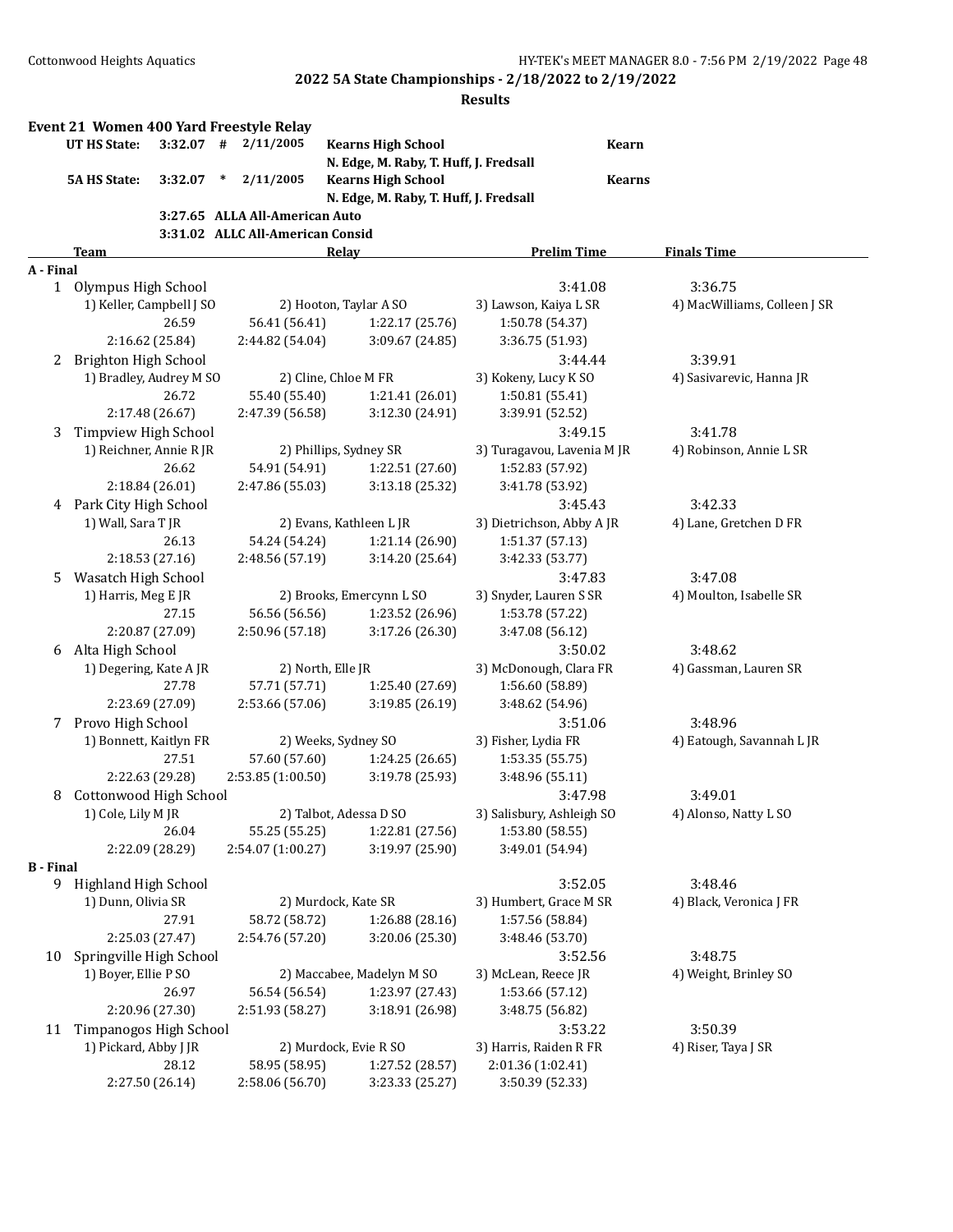**2022 5A State Championships - 2/18/2022 to 2/19/2022**

**Results**

## Event 21 Women 400 Yard Freestyle Relay

| | | | | | |
|---|---|---|---|---|---|
| **UT HS State:** | **3:32.07** | **#** | **2/11/2005** | **Kearns High School** N. Edge, M. Raby, T. Huff, J. Fredsall | **Kearn** |
| **5A HS State:** | **3:32.07** | **\*** | **2/11/2005** | **Kearns High School** N. Edge, M. Raby, T. Huff, J. Fredsall | **Kearns** |
| | **3:27.65** | | **ALLA All-American Auto** | | |
| | **3:31.02** | | **ALLC All-American Consid** | | |

| | Team | Relay | | Prelim Time | Finals Time |
|---|---|---|---|---|---|
| **A - Final** | | | | | |
| 1 | Olympus High School | | | 3:41.08 | 3:36.75 |
| | 1) Keller, Campbell J SO | 2) Hooton, Taylar A SO | | 3) Lawson, Kaiya L SR | 4) MacWilliams, Colleen J SR |
| | 26.59 | 56.41 (56.41) | 1:22.17 (25.76) | 1:50.78 (54.37) | |
| | 2:16.62 (25.84) | 2:44.82 (54.04) | 3:09.67 (24.85) | 3:36.75 (51.93) | |
| 2 | Brighton High School | | | 3:44.44 | 3:39.91 |
| | 1) Bradley, Audrey M SO | 2) Cline, Chloe M FR | | 3) Kokeny, Lucy K SO | 4) Sasivarevic, Hanna JR |
| | 26.72 | 55.40 (55.40) | 1:21.41 (26.01) | 1:50.81 (55.41) | |
| | 2:17.48 (26.67) | 2:47.39 (56.58) | 3:12.30 (24.91) | 3:39.91 (52.52) | |
| 3 | Timpview High School | | | 3:49.15 | 3:41.78 |
| | 1) Reichner, Annie R JR | 2) Phillips, Sydney SR | | 3) Turagavou, Lavenia M JR | 4) Robinson, Annie L SR |
| | 26.62 | 54.91 (54.91) | 1:22.51 (27.60) | 1:52.83 (57.92) | |
| | 2:18.84 (26.01) | 2:47.86 (55.03) | 3:13.18 (25.32) | 3:41.78 (53.92) | |
| 4 | Park City High School | | | 3:45.43 | 3:42.33 |
| | 1) Wall, Sara T JR | 2) Evans, Kathleen L JR | | 3) Dietrichson, Abby A JR | 4) Lane, Gretchen D FR |
| | 26.13 | 54.24 (54.24) | 1:21.14 (26.90) | 1:51.37 (57.13) | |
| | 2:18.53 (27.16) | 2:48.56 (57.19) | 3:14.20 (25.64) | 3:42.33 (53.77) | |
| 5 | Wasatch High School | | | 3:47.83 | 3:47.08 |
| | 1) Harris, Meg E JR | 2) Brooks, Emercynn L SO | | 3) Snyder, Lauren S SR | 4) Moulton, Isabelle SR |
| | 27.15 | 56.56 (56.56) | 1:23.52 (26.96) | 1:53.78 (57.22) | |
| | 2:20.87 (27.09) | 2:50.96 (57.18) | 3:17.26 (26.30) | 3:47.08 (56.12) | |
| 6 | Alta High School | | | 3:50.02 | 3:48.62 |
| | 1) Degering, Kate A JR | 2) North, Elle JR | | 3) McDonough, Clara FR | 4) Gassman, Lauren SR |
| | 27.78 | 57.71 (57.71) | 1:25.40 (27.69) | 1:56.60 (58.89) | |
| | 2:23.69 (27.09) | 2:53.66 (57.06) | 3:19.85 (26.19) | 3:48.62 (54.96) | |
| 7 | Provo High School | | | 3:51.06 | 3:48.96 |
| | 1) Bonnett, Kaitlyn FR | 2) Weeks, Sydney SO | | 3) Fisher, Lydia FR | 4) Eatough, Savannah L JR |
| | 27.51 | 57.60 (57.60) | 1:24.25 (26.65) | 1:53.35 (55.75) | |
| | 2:22.63 (29.28) | 2:53.85 (1:00.50) | 3:19.78 (25.93) | 3:48.96 (55.11) | |
| 8 | Cottonwood High School | | | 3:47.98 | 3:49.01 |
| | 1) Cole, Lily M JR | 2) Talbot, Adessa D SO | | 3) Salisbury, Ashleigh SO | 4) Alonso, Natty L SO |
| | 26.04 | 55.25 (55.25) | 1:22.81 (27.56) | 1:53.80 (58.55) | |
| | 2:22.09 (28.29) | 2:54.07 (1:00.27) | 3:19.97 (25.90) | 3:49.01 (54.94) | |
| **B - Final** | | | | | |
| 9 | Highland High School | | | 3:52.05 | 3:48.46 |
| | 1) Dunn, Olivia SR | 2) Murdock, Kate SR | | 3) Humbert, Grace M SR | 4) Black, Veronica J FR |
| | 27.91 | 58.72 (58.72) | 1:26.88 (28.16) | 1:57.56 (58.84) | |
| | 2:25.03 (27.47) | 2:54.76 (57.20) | 3:20.06 (25.30) | 3:48.46 (53.70) | |
| 10 | Springville High School | | | 3:52.56 | 3:48.75 |
| | 1) Boyer, Ellie P SO | 2) Maccabee, Madelyn M SO | | 3) McLean, Reece JR | 4) Weight, Brinley SO |
| | 26.97 | 56.54 (56.54) | 1:23.97 (27.43) | 1:53.66 (57.12) | |
| | 2:20.96 (27.30) | 2:51.93 (58.27) | 3:18.91 (26.98) | 3:48.75 (56.82) | |
| 11 | Timpanogos High School | | | 3:53.22 | 3:50.39 |
| | 1) Pickard, Abby J JR | 2) Murdock, Evie R SO | | 3) Harris, Raiden R FR | 4) Riser, Taya J SR |
| | 28.12 | 58.95 (58.95) | 1:27.52 (28.57) | 2:01.36 (1:02.41) | |
| | 2:27.50 (26.14) | 2:58.06 (56.70) | 3:23.33 (25.27) | 3:50.39 (52.33) | |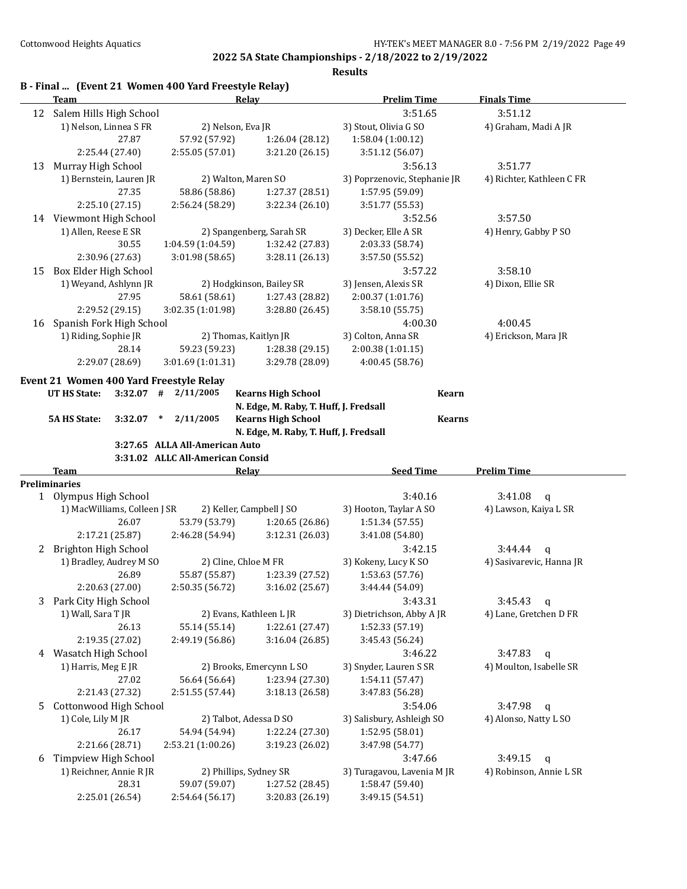## 2022 5A State Championships - 2/18/2022 to 2/19/2022

### Results

### B - Final ... (Event 21 Women 400 Yard Freestyle Relay)

| | Team | Relay | | Prelim Time | Finals Time |
|---|---|---|---|---|---|
| 12 | Salem Hills High School | | | 3:51.65 | 3:51.12 |
| | 1) Nelson, Linnea S FR | 2) Nelson, Eva JR | | 3) Stout, Olivia G SO | 4) Graham, Madi A JR |
| | 27.87 | 57.92 (57.92) | 1:26.04 (28.12) | 1:58.04 (1:00.12) | |
| | 2:25.44 (27.40) | 2:55.05 (57.01) | 3:21.20 (26.15) | 3:51.12 (56.07) | |
| 13 | Murray High School | | | 3:56.13 | 3:51.77 |
| | 1) Bernstein, Lauren JR | 2) Walton, Maren SO | | 3) Poprzenovic, Stephanie JR | 4) Richter, Kathleen C FR |
| | 27.35 | 58.86 (58.86) | 1:27.37 (28.51) | 1:57.95 (59.09) | |
| | 2:25.10 (27.15) | 2:56.24 (58.29) | 3:22.34 (26.10) | 3:51.77 (55.53) | |
| 14 | Viewmont High School | | | 3:52.56 | 3:57.50 |
| | 1) Allen, Reese E SR | 2) Spangenberg, Sarah SR | | 3) Decker, Elle A SR | 4) Henry, Gabby P SO |
| | 30.55 | 1:04.59 (1:04.59) | 1:32.42 (27.83) | 2:03.33 (58.74) | |
| | 2:30.96 (27.63) | 3:01.98 (58.65) | 3:28.11 (26.13) | 3:57.50 (55.52) | |
| 15 | Box Elder High School | | | 3:57.22 | 3:58.10 |
| | 1) Weyand, Ashlynn JR | 2) Hodgkinson, Bailey SR | | 3) Jensen, Alexis SR | 4) Dixon, Ellie SR |
| | 27.95 | 58.61 (58.61) | 1:27.43 (28.82) | 2:00.37 (1:01.76) | |
| | 2:29.52 (29.15) | 3:02.35 (1:01.98) | 3:28.80 (26.45) | 3:58.10 (55.75) | |
| 16 | Spanish Fork High School | | | 4:00.30 | 4:00.45 |
| | 1) Riding, Sophie JR | 2) Thomas, Kaitlyn JR | | 3) Colton, Anna SR | 4) Erickson, Mara JR |
| | 28.14 | 59.23 (59.23) | 1:28.38 (29.15) | 2:00.38 (1:01.15) | |
| | 2:29.07 (28.69) | 3:01.69 (1:01.31) | 3:29.78 (28.09) | 4:00.45 (58.76) | |

### Event 21 Women 400 Yard Freestyle Relay

| | | | | |
|---|---|---|---|---|
| UT HS State: | 3:32.07 # | 2/11/2005 | Kearns High School<br>N. Edge, M. Raby, T. Huff, J. Fredsall | Kearn |
| 5A HS State: | 3:32.07 * | 2/11/2005 | Kearns High School<br>N. Edge, M. Raby, T. Huff, J. Fredsall | Kearns |
| | 3:27.65 | ALLA All-American Auto | | |
| | 3:31.02 | ALLC All-American Consid | | |

**Preliminaries**

| | Team | Relay | | Seed Time | Prelim Time |
|---|---|---|---|---|---|
| 1 | Olympus High School | | | 3:40.16 | 3:41.08 q |
| | 1) MacWilliams, Colleen J SR | 2) Keller, Campbell J SO | | 3) Hooton, Taylar A SO | 4) Lawson, Kaiya L SR |
| | 26.07 | 53.79 (53.79) | 1:20.65 (26.86) | 1:51.34 (57.55) | |
| | 2:17.21 (25.87) | 2:46.28 (54.94) | 3:12.31 (26.03) | 3:41.08 (54.80) | |
| 2 | Brighton High School | | | 3:42.15 | 3:44.44 q |
| | 1) Bradley, Audrey M SO | 2) Cline, Chloe M FR | | 3) Kokeny, Lucy K SO | 4) Sasivarevic, Hanna JR |
| | 26.89 | 55.87 (55.87) | 1:23.39 (27.52) | 1:53.63 (57.76) | |
| | 2:20.63 (27.00) | 2:50.35 (56.72) | 3:16.02 (25.67) | 3:44.44 (54.09) | |
| 3 | Park City High School | | | 3:43.31 | 3:45.43 q |
| | 1) Wall, Sara T JR | 2) Evans, Kathleen L JR | | 3) Dietrichson, Abby A JR | 4) Lane, Gretchen D FR |
| | 26.13 | 55.14 (55.14) | 1:22.61 (27.47) | 1:52.33 (57.19) | |
| | 2:19.35 (27.02) | 2:49.19 (56.86) | 3:16.04 (26.85) | 3:45.43 (56.24) | |
| 4 | Wasatch High School | | | 3:46.22 | 3:47.83 q |
| | 1) Harris, Meg E JR | 2) Brooks, Emercynn L SO | | 3) Snyder, Lauren S SR | 4) Moulton, Isabelle SR |
| | 27.02 | 56.64 (56.64) | 1:23.94 (27.30) | 1:54.11 (57.47) | |
| | 2:21.43 (27.32) | 2:51.55 (57.44) | 3:18.13 (26.58) | 3:47.83 (56.28) | |
| 5 | Cottonwood High School | | | 3:54.06 | 3:47.98 q |
| | 1) Cole, Lily M JR | 2) Talbot, Adessa D SO | | 3) Salisbury, Ashleigh SO | 4) Alonso, Natty L SO |
| | 26.17 | 54.94 (54.94) | 1:22.24 (27.30) | 1:52.95 (58.01) | |
| | 2:21.66 (28.71) | 2:53.21 (1:00.26) | 3:19.23 (26.02) | 3:47.98 (54.77) | |
| 6 | Timpview High School | | | 3:47.66 | 3:49.15 q |
| | 1) Reichner, Annie R JR | 2) Phillips, Sydney SR | | 3) Turagavou, Lavenia M JR | 4) Robinson, Annie L SR |
| | 28.31 | 59.07 (59.07) | 1:27.52 (28.45) | 1:58.47 (59.40) | |
| | 2:25.01 (26.54) | 2:54.64 (56.17) | 3:20.83 (26.19) | 3:49.15 (54.51) | |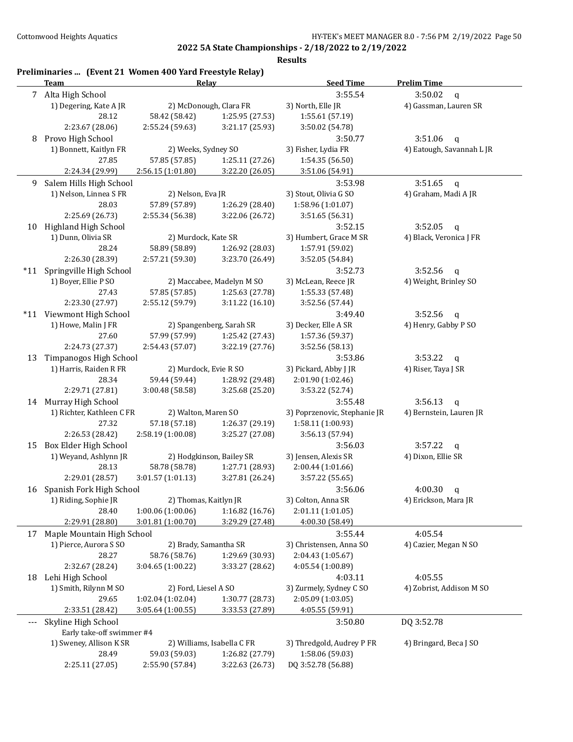## 2022 5A State Championships - 2/18/2022 to 2/19/2022

### Results

### Preliminaries ... (Event 21 Women 400 Yard Freestyle Relay)

| | Team | Relay | | Seed Time | Prelim Time |
|---|---|---|---|---|---|
| 7 | Alta High School | | | 3:55.54 | 3:50.02 q |
| | 1) Degering, Kate A JR | 2) McDonough, Clara FR | | 3) North, Elle JR | 4) Gassman, Lauren SR |
| | 28.12 | 58.42 (58.42) | 1:25.95 (27.53) | 1:55.61 (57.19) | |
| | 2:23.67 (28.06) | 2:55.24 (59.63) | 3:21.17 (25.93) | 3:50.02 (54.78) | |
| 8 | Provo High School | | | 3:50.77 | 3:51.06 q |
| | 1) Bonnett, Kaitlyn FR | 2) Weeks, Sydney SO | | 3) Fisher, Lydia FR | 4) Eatough, Savannah L JR |
| | 27.85 | 57.85 (57.85) | 1:25.11 (27.26) | 1:54.35 (56.50) | |
| | 2:24.34 (29.99) | 2:56.15 (1:01.80) | 3:22.20 (26.05) | 3:51.06 (54.91) | |
| 9 | Salem Hills High School | | | 3:53.98 | 3:51.65 q |
| | 1) Nelson, Linnea S FR | 2) Nelson, Eva JR | | 3) Stout, Olivia G SO | 4) Graham, Madi A JR |
| | 28.03 | 57.89 (57.89) | 1:26.29 (28.40) | 1:58.96 (1:01.07) | |
| | 2:25.69 (26.73) | 2:55.34 (56.38) | 3:22.06 (26.72) | 3:51.65 (56.31) | |
| 10 | Highland High School | | | 3:52.15 | 3:52.05 q |
| | 1) Dunn, Olivia SR | 2) Murdock, Kate SR | | 3) Humbert, Grace M SR | 4) Black, Veronica J FR |
| | 28.24 | 58.89 (58.89) | 1:26.92 (28.03) | 1:57.91 (59.02) | |
| | 2:26.30 (28.39) | 2:57.21 (59.30) | 3:23.70 (26.49) | 3:52.05 (54.84) | |
| *11 | Springville High School | | | 3:52.73 | 3:52.56 q |
| | 1) Boyer, Ellie P SO | 2) Maccabee, Madelyn M SO | | 3) McLean, Reece JR | 4) Weight, Brinley SO |
| | 27.43 | 57.85 (57.85) | 1:25.63 (27.78) | 1:55.33 (57.48) | |
| | 2:23.30 (27.97) | 2:55.12 (59.79) | 3:11.22 (16.10) | 3:52.56 (57.44) | |
| *11 | Viewmont High School | | | 3:49.40 | 3:52.56 q |
| | 1) Howe, Malin J FR | 2) Spangenberg, Sarah SR | | 3) Decker, Elle A SR | 4) Henry, Gabby P SO |
| | 27.60 | 57.99 (57.99) | 1:25.42 (27.43) | 1:57.36 (59.37) | |
| | 2:24.73 (27.37) | 2:54.43 (57.07) | 3:22.19 (27.76) | 3:52.56 (58.13) | |
| 13 | Timpanogos High School | | | 3:53.86 | 3:53.22 q |
| | 1) Harris, Raiden R FR | 2) Murdock, Evie R SO | | 3) Pickard, Abby J JR | 4) Riser, Taya J SR |
| | 28.34 | 59.44 (59.44) | 1:28.92 (29.48) | 2:01.90 (1:02.46) | |
| | 2:29.71 (27.81) | 3:00.48 (58.58) | 3:25.68 (25.20) | 3:53.22 (52.74) | |
| 14 | Murray High School | | | 3:55.48 | 3:56.13 q |
| | 1) Richter, Kathleen C FR | 2) Walton, Maren SO | | 3) Poprzenovic, Stephanie JR | 4) Bernstein, Lauren JR |
| | 27.32 | 57.18 (57.18) | 1:26.37 (29.19) | 1:58.11 (1:00.93) | |
| | 2:26.53 (28.42) | 2:58.19 (1:00.08) | 3:25.27 (27.08) | 3:56.13 (57.94) | |
| 15 | Box Elder High School | | | 3:56.03 | 3:57.22 q |
| | 1) Weyand, Ashlynn JR | 2) Hodgkinson, Bailey SR | | 3) Jensen, Alexis SR | 4) Dixon, Ellie SR |
| | 28.13 | 58.78 (58.78) | 1:27.71 (28.93) | 2:00.44 (1:01.66) | |
| | 2:29.01 (28.57) | 3:01.57 (1:01.13) | 3:27.81 (26.24) | 3:57.22 (55.65) | |
| 16 | Spanish Fork High School | | | 3:56.06 | 4:00.30 q |
| | 1) Riding, Sophie JR | 2) Thomas, Kaitlyn JR | | 3) Colton, Anna SR | 4) Erickson, Mara JR |
| | 28.40 | 1:00.06 (1:00.06) | 1:16.82 (16.76) | 2:01.11 (1:01.05) | |
| | 2:29.91 (28.80) | 3:01.81 (1:00.70) | 3:29.29 (27.48) | 4:00.30 (58.49) | |
| 17 | Maple Mountain High School | | | 3:55.44 | 4:05.54 |
| | 1) Pierce, Aurora S SO | 2) Brady, Samantha SR | | 3) Christensen, Anna SO | 4) Cazier, Megan N SO |
| | 28.27 | 58.76 (58.76) | 1:29.69 (30.93) | 2:04.43 (1:05.67) | |
| | 2:32.67 (28.24) | 3:04.65 (1:00.22) | 3:33.27 (28.62) | 4:05.54 (1:00.89) | |
| 18 | Lehi High School | | | 4:03.11 | 4:05.55 |
| | 1) Smith, Rilynn M SO | 2) Ford, Liesel A SO | | 3) Zurmely, Sydney C SO | 4) Zobrist, Addison M SO |
| | 29.65 | 1:02.04 (1:02.04) | 1:30.77 (28.73) | 2:05.09 (1:03.05) | |
| | 2:33.51 (28.42) | 3:05.64 (1:00.55) | 3:33.53 (27.89) | 4:05.55 (59.91) | |
| --- | Skyline High School | | | 3:50.80 | DQ 3:52.78 |
| | Early take-off swimmer #4 | | | | |
| | 1) Sweney, Allison K SR | 2) Williams, Isabella C FR | | 3) Thredgold, Audrey P FR | 4) Bringard, Beca J SO |
| | 28.49 | 59.03 (59.03) | 1:26.82 (27.79) | 1:58.06 (59.03) | |
| | 2:25.11 (27.05) | 2:55.90 (57.84) | 3:22.63 (26.73) | DQ 3:52.78 (56.88) | |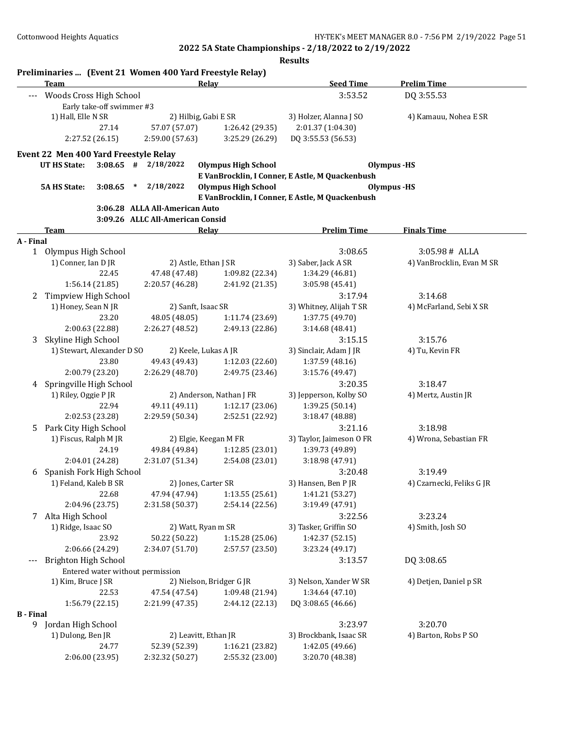**2022 5A State Championships - 2/18/2022 to 2/19/2022**

**Results**

### Preliminaries ... (Event 21 Women 400 Yard Freestyle Relay)

| Team | Relay | Seed Time | Prelim Time |
|---|---|---|---|
| --- Woods Cross High School | | 3:53.52 | DQ 3:55.53 |

Early take-off swimmer #3

1) Hall, Elle N SR — 2) Hilbig, Gabi E SR — 3) Holzer, Alanna J SO — 4) Kamauu, Nohea E SR

27.14 — 57.07 (57.07) — 1:26.42 (29.35) — 2:01.37 (1:04.30)
2:27.52 (26.15) — 2:59.00 (57.63) — 3:25.29 (26.29) — DQ 3:55.53 (56.53)

### Event 22 Men 400 Yard Freestyle Relay

UT HS State: 3:08.65 # 2/18/2022 Olympus High School — Olympus -HS
E VanBrocklin, I Conner, E Astle, M Quackenbush

5A HS State: 3:08.65 * 2/18/2022 Olympus High School — Olympus -HS
E VanBrocklin, I Conner, E Astle, M Quackenbush

3:06.28 ALLA All-American Auto
3:09.26 ALLC All-American Consid

| Team | Relay | Prelim Time | Finals Time |
|---|---|---|---|

**A - Final**

1 Olympus High School — 3:08.65 — 3:05.98 # ALLA
1) Conner, Ian D JR — 2) Astle, Ethan J SR — 3) Saber, Jack A SR — 4) VanBrocklin, Evan M SR
22.45 — 47.48 (47.48) — 1:09.82 (22.34) — 1:34.29 (46.81)
1:56.14 (21.85) — 2:20.57 (46.28) — 2:41.92 (21.35) — 3:05.98 (45.41)

2 Timpview High School — 3:17.94 — 3:14.68
1) Honey, Sean N JR — 2) Sanft, Isaac SR — 3) Whitney, Alijah T SR — 4) McFarland, Sebi X SR
23.20 — 48.05 (48.05) — 1:11.74 (23.69) — 1:37.75 (49.70)
2:00.63 (22.88) — 2:26.27 (48.52) — 2:49.13 (22.86) — 3:14.68 (48.41)

3 Skyline High School — 3:15.15 — 3:15.76
1) Stewart, Alexander D SO — 2) Keele, Lukas A JR — 3) Sinclair, Adam J JR — 4) Tu, Kevin FR
23.80 — 49.43 (49.43) — 1:12.03 (22.60) — 1:37.59 (48.16)
2:00.79 (23.20) — 2:26.29 (48.70) — 2:49.75 (23.46) — 3:15.76 (49.47)

4 Springville High School — 3:20.35 — 3:18.47
1) Riley, Oggie P JR — 2) Anderson, Nathan J FR — 3) Jepperson, Kolby SO — 4) Mertz, Austin JR
22.94 — 49.11 (49.11) — 1:12.17 (23.06) — 1:39.25 (50.14)
2:02.53 (23.28) — 2:29.59 (50.34) — 2:52.51 (22.92) — 3:18.47 (48.88)

5 Park City High School — 3:21.16 — 3:18.98
1) Fiscus, Ralph M JR — 2) Elgie, Keegan M FR — 3) Taylor, Jaimeson O FR — 4) Wrona, Sebastian FR
24.19 — 49.84 (49.84) — 1:12.85 (23.01) — 1:39.73 (49.89)
2:04.01 (24.28) — 2:31.07 (51.34) — 2:54.08 (23.01) — 3:18.98 (47.91)

6 Spanish Fork High School — 3:20.48 — 3:19.49
1) Feland, Kaleb B SR — 2) Jones, Carter SR — 3) Hansen, Ben P JR — 4) Czarnecki, Feliks G JR
22.68 — 47.94 (47.94) — 1:13.55 (25.61) — 1:41.21 (53.27)
2:04.96 (23.75) — 2:31.58 (50.37) — 2:54.14 (22.56) — 3:19.49 (47.91)

7 Alta High School — 3:22.56 — 3:23.24
1) Ridge, Isaac SO — 2) Watt, Ryan m SR — 3) Tasker, Griffin SO — 4) Smith, Josh SO
23.92 — 50.22 (50.22) — 1:15.28 (25.06) — 1:42.37 (52.15)
2:06.66 (24.29) — 2:34.07 (51.70) — 2:57.57 (23.50) — 3:23.24 (49.17)

--- Brighton High School — 3:13.57 — DQ 3:08.65
Entered water without permission
1) Kim, Bruce J SR — 2) Nielson, Bridger G JR — 3) Nelson, Xander W SR — 4) Detjen, Daniel p SR
22.53 — 47.54 (47.54) — 1:09.48 (21.94) — 1:34.64 (47.10)
1:56.79 (22.15) — 2:21.99 (47.35) — 2:44.12 (22.13) — DQ 3:08.65 (46.66)

**B - Final**

9 Jordan High School — 3:23.97 — 3:20.70
1) Dulong, Ben JR — 2) Leavitt, Ethan JR — 3) Brockbank, Isaac SR — 4) Barton, Robs P SO
24.77 — 52.39 (52.39) — 1:16.21 (23.82) — 1:42.05 (49.66)
2:06.00 (23.95) — 2:32.32 (50.27) — 2:55.32 (23.00) — 3:20.70 (48.38)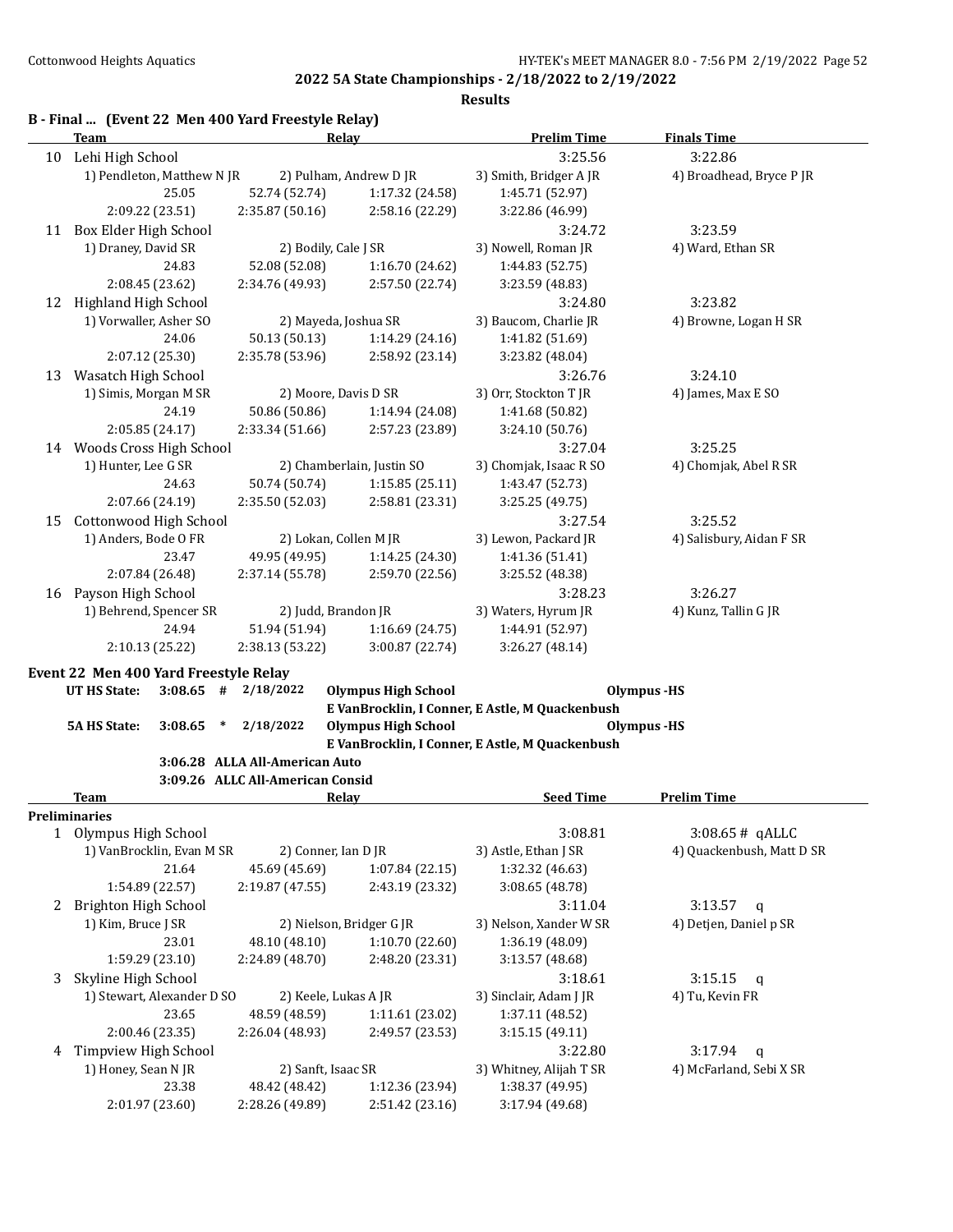**2022 5A State Championships - 2/18/2022 to 2/19/2022**

**Results**

### B - Final ... (Event 22 Men 400 Yard Freestyle Relay)

| | Team | Relay | | Prelim Time | Finals Time |
|---|---|---|---|---|---|
| 10 | Lehi High School | | | 3:25.56 | 3:22.86 |
| | 1) Pendleton, Matthew N JR | 2) Pulham, Andrew D JR | | 3) Smith, Bridger A JR | 4) Broadhead, Bryce P JR |
| | 25.05 | 52.74 (52.74) | 1:17.32 (24.58) | 1:45.71 (52.97) | |
| | 2:09.22 (23.51) | 2:35.87 (50.16) | 2:58.16 (22.29) | 3:22.86 (46.99) | |
| 11 | Box Elder High School | | | 3:24.72 | 3:23.59 |
| | 1) Draney, David SR | 2) Bodily, Cale J SR | | 3) Nowell, Roman JR | 4) Ward, Ethan SR |
| | 24.83 | 52.08 (52.08) | 1:16.70 (24.62) | 1:44.83 (52.75) | |
| | 2:08.45 (23.62) | 2:34.76 (49.93) | 2:57.50 (22.74) | 3:23.59 (48.83) | |
| 12 | Highland High School | | | 3:24.80 | 3:23.82 |
| | 1) Vorwaller, Asher SO | 2) Mayeda, Joshua SR | | 3) Baucom, Charlie JR | 4) Browne, Logan H SR |
| | 24.06 | 50.13 (50.13) | 1:14.29 (24.16) | 1:41.82 (51.69) | |
| | 2:07.12 (25.30) | 2:35.78 (53.96) | 2:58.92 (23.14) | 3:23.82 (48.04) | |
| 13 | Wasatch High School | | | 3:26.76 | 3:24.10 |
| | 1) Simis, Morgan M SR | 2) Moore, Davis D SR | | 3) Orr, Stockton T JR | 4) James, Max E SO |
| | 24.19 | 50.86 (50.86) | 1:14.94 (24.08) | 1:41.68 (50.82) | |
| | 2:05.85 (24.17) | 2:33.34 (51.66) | 2:57.23 (23.89) | 3:24.10 (50.76) | |
| 14 | Woods Cross High School | | | 3:27.04 | 3:25.25 |
| | 1) Hunter, Lee G SR | 2) Chamberlain, Justin SO | | 3) Chomjak, Isaac R SO | 4) Chomjak, Abel R SR |
| | 24.63 | 50.74 (50.74) | 1:15.85 (25.11) | 1:43.47 (52.73) | |
| | 2:07.66 (24.19) | 2:35.50 (52.03) | 2:58.81 (23.31) | 3:25.25 (49.75) | |
| 15 | Cottonwood High School | | | 3:27.54 | 3:25.52 |
| | 1) Anders, Bode O FR | 2) Lokan, Collen M JR | | 3) Lewon, Packard JR | 4) Salisbury, Aidan F SR |
| | 23.47 | 49.95 (49.95) | 1:14.25 (24.30) | 1:41.36 (51.41) | |
| | 2:07.84 (26.48) | 2:37.14 (55.78) | 2:59.70 (22.56) | 3:25.52 (48.38) | |
| 16 | Payson High School | | | 3:28.23 | 3:26.27 |
| | 1) Behrend, Spencer SR | 2) Judd, Brandon JR | | 3) Waters, Hyrum JR | 4) Kunz, Tallin G JR |
| | 24.94 | 51.94 (51.94) | 1:16.69 (24.75) | 1:44.91 (52.97) | |
| | 2:10.13 (25.22) | 2:38.13 (53.22) | 3:00.87 (22.74) | 3:26.27 (48.14) | |

### Event 22 Men 400 Yard Freestyle Relay

| | | | | | |
|---|---|---|---|---|---|
| UT HS State: | 3:08.65 # | 2/18/2022 | Olympus High School | | Olympus -HS |
| | | | E VanBrocklin, I Conner, E Astle, M Quackenbush | | |
| 5A HS State: | 3:08.65 * | 2/18/2022 | Olympus High School | | Olympus -HS |
| | | | E VanBrocklin, I Conner, E Astle, M Quackenbush | | |
| | 3:06.28 | ALLA All-American Auto | | | |
| | 3:09.26 | ALLC All-American Consid | | | |

| | Team | Relay | | Seed Time | Prelim Time |
|---|---|---|---|---|---|
| **Preliminaries** | | | | | |
| 1 | Olympus High School | | | 3:08.81 | 3:08.65 # qALLC |
| | 1) VanBrocklin, Evan M SR | 2) Conner, Ian D JR | | 3) Astle, Ethan J SR | 4) Quackenbush, Matt D SR |
| | 21.64 | 45.69 (45.69) | 1:07.84 (22.15) | 1:32.32 (46.63) | |
| | 1:54.89 (22.57) | 2:19.87 (47.55) | 2:43.19 (23.32) | 3:08.65 (48.78) | |
| 2 | Brighton High School | | | 3:11.04 | 3:13.57 q |
| | 1) Kim, Bruce J SR | 2) Nielson, Bridger G JR | | 3) Nelson, Xander W SR | 4) Detjen, Daniel p SR |
| | 23.01 | 48.10 (48.10) | 1:10.70 (22.60) | 1:36.19 (48.09) | |
| | 1:59.29 (23.10) | 2:24.89 (48.70) | 2:48.20 (23.31) | 3:13.57 (48.68) | |
| 3 | Skyline High School | | | 3:18.61 | 3:15.15 q |
| | 1) Stewart, Alexander D SO | 2) Keele, Lukas A JR | | 3) Sinclair, Adam J JR | 4) Tu, Kevin FR |
| | 23.65 | 48.59 (48.59) | 1:11.61 (23.02) | 1:37.11 (48.52) | |
| | 2:00.46 (23.35) | 2:26.04 (48.93) | 2:49.57 (23.53) | 3:15.15 (49.11) | |
| 4 | Timpview High School | | | 3:22.80 | 3:17.94 q |
| | 1) Honey, Sean N JR | 2) Sanft, Isaac SR | | 3) Whitney, Alijah T SR | 4) McFarland, Sebi X SR |
| | 23.38 | 48.42 (48.42) | 1:12.36 (23.94) | 1:38.37 (49.95) | |
| | 2:01.97 (23.60) | 2:28.26 (49.89) | 2:51.42 (23.16) | 3:17.94 (49.68) | |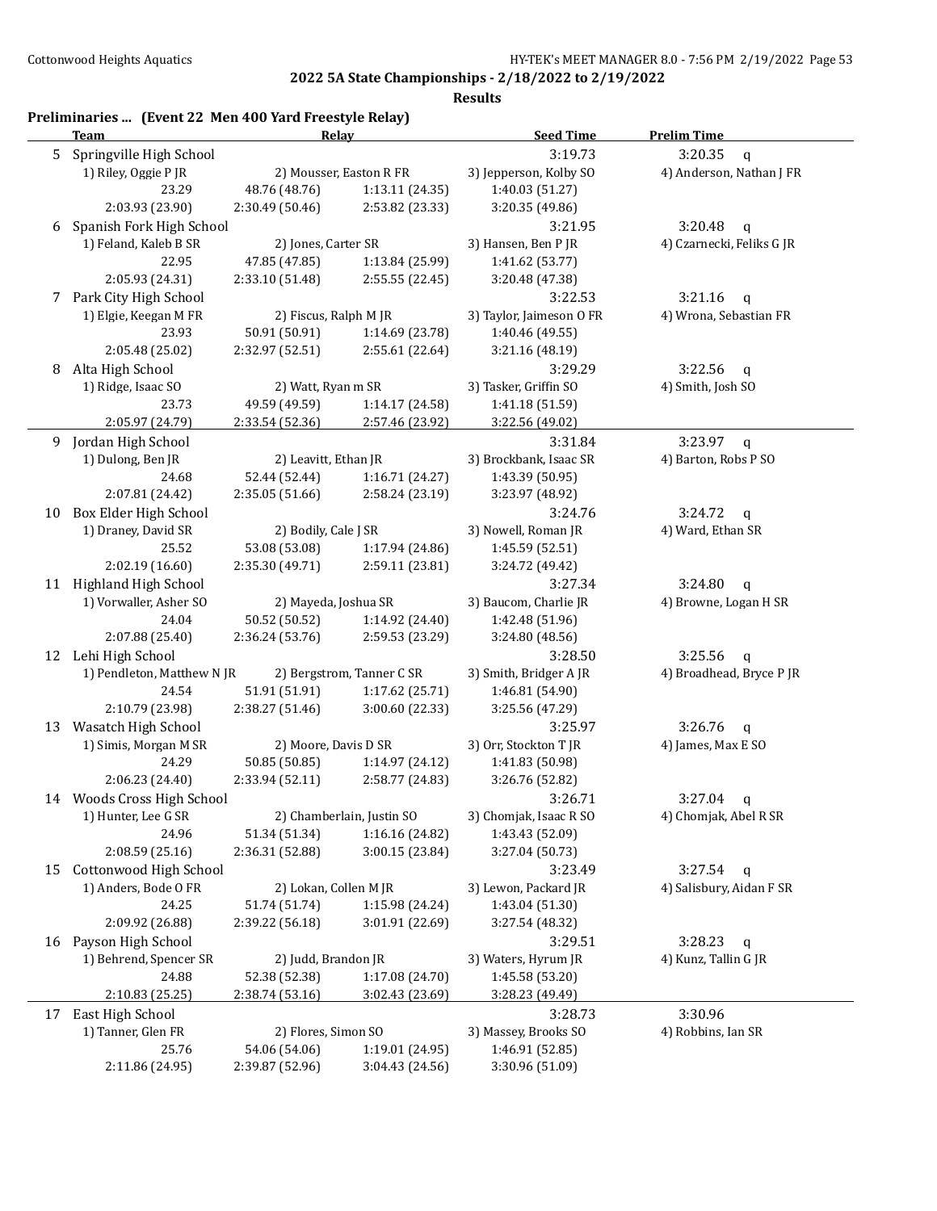**2022 5A State Championships - 2/18/2022 to 2/19/2022**

**Results**

## Preliminaries ... (Event 22 Men 400 Yard Freestyle Relay)

| | Team | Relay | | Seed Time | Prelim Time |
|---|---|---|---|---|---|
| 5 | Springville High School | | | 3:19.73 | 3:20.35 q |
| | 1) Riley, Oggie P JR | 2) Mousser, Easton R FR | | 3) Jepperson, Kolby SO | 4) Anderson, Nathan J FR |
| | 23.29 | 48.76 (48.76) | 1:13.11 (24.35) | 1:40.03 (51.27) | |
| | 2:03.93 (23.90) | 2:30.49 (50.46) | 2:53.82 (23.33) | 3:20.35 (49.86) | |
| 6 | Spanish Fork High School | | | 3:21.95 | 3:20.48 q |
| | 1) Feland, Kaleb B SR | 2) Jones, Carter SR | | 3) Hansen, Ben P JR | 4) Czarnecki, Feliks G JR |
| | 22.95 | 47.85 (47.85) | 1:13.84 (25.99) | 1:41.62 (53.77) | |
| | 2:05.93 (24.31) | 2:33.10 (51.48) | 2:55.55 (22.45) | 3:20.48 (47.38) | |
| 7 | Park City High School | | | 3:22.53 | 3:21.16 q |
| | 1) Elgie, Keegan M FR | 2) Fiscus, Ralph M JR | | 3) Taylor, Jaimeson O FR | 4) Wrona, Sebastian FR |
| | 23.93 | 50.91 (50.91) | 1:14.69 (23.78) | 1:40.46 (49.55) | |
| | 2:05.48 (25.02) | 2:32.97 (52.51) | 2:55.61 (22.64) | 3:21.16 (48.19) | |
| 8 | Alta High School | | | 3:29.29 | 3:22.56 q |
| | 1) Ridge, Isaac SO | 2) Watt, Ryan m SR | | 3) Tasker, Griffin SO | 4) Smith, Josh SO |
| | 23.73 | 49.59 (49.59) | 1:14.17 (24.58) | 1:41.18 (51.59) | |
| | 2:05.97 (24.79) | 2:33.54 (52.36) | 2:57.46 (23.92) | 3:22.56 (49.02) | |
| 9 | Jordan High School | | | 3:31.84 | 3:23.97 q |
| | 1) Dulong, Ben JR | 2) Leavitt, Ethan JR | | 3) Brockbank, Isaac SR | 4) Barton, Robs P SO |
| | 24.68 | 52.44 (52.44) | 1:16.71 (24.27) | 1:43.39 (50.95) | |
| | 2:07.81 (24.42) | 2:35.05 (51.66) | 2:58.24 (23.19) | 3:23.97 (48.92) | |
| 10 | Box Elder High School | | | 3:24.76 | 3:24.72 q |
| | 1) Draney, David SR | 2) Bodily, Cale J SR | | 3) Nowell, Roman JR | 4) Ward, Ethan SR |
| | 25.52 | 53.08 (53.08) | 1:17.94 (24.86) | 1:45.59 (52.51) | |
| | 2:02.19 (16.60) | 2:35.30 (49.71) | 2:59.11 (23.81) | 3:24.72 (49.42) | |
| 11 | Highland High School | | | 3:27.34 | 3:24.80 q |
| | 1) Vorwaller, Asher SO | 2) Mayeda, Joshua SR | | 3) Baucom, Charlie JR | 4) Browne, Logan H SR |
| | 24.04 | 50.52 (50.52) | 1:14.92 (24.40) | 1:42.48 (51.96) | |
| | 2:07.88 (25.40) | 2:36.24 (53.76) | 2:59.53 (23.29) | 3:24.80 (48.56) | |
| 12 | Lehi High School | | | 3:28.50 | 3:25.56 q |
| | 1) Pendleton, Matthew N JR | 2) Bergstrom, Tanner C SR | | 3) Smith, Bridger A JR | 4) Broadhead, Bryce P JR |
| | 24.54 | 51.91 (51.91) | 1:17.62 (25.71) | 1:46.81 (54.90) | |
| | 2:10.79 (23.98) | 2:38.27 (51.46) | 3:00.60 (22.33) | 3:25.56 (47.29) | |
| 13 | Wasatch High School | | | 3:25.97 | 3:26.76 q |
| | 1) Simis, Morgan M SR | 2) Moore, Davis D SR | | 3) Orr, Stockton T JR | 4) James, Max E SO |
| | 24.29 | 50.85 (50.85) | 1:14.97 (24.12) | 1:41.83 (50.98) | |
| | 2:06.23 (24.40) | 2:33.94 (52.11) | 2:58.77 (24.83) | 3:26.76 (52.82) | |
| 14 | Woods Cross High School | | | 3:26.71 | 3:27.04 q |
| | 1) Hunter, Lee G SR | 2) Chamberlain, Justin SO | | 3) Chomjak, Isaac R SO | 4) Chomjak, Abel R SR |
| | 24.96 | 51.34 (51.34) | 1:16.16 (24.82) | 1:43.43 (52.09) | |
| | 2:08.59 (25.16) | 2:36.31 (52.88) | 3:00.15 (23.84) | 3:27.04 (50.73) | |
| 15 | Cottonwood High School | | | 3:23.49 | 3:27.54 q |
| | 1) Anders, Bode O FR | 2) Lokan, Collen M JR | | 3) Lewon, Packard JR | 4) Salisbury, Aidan F SR |
| | 24.25 | 51.74 (51.74) | 1:15.98 (24.24) | 1:43.04 (51.30) | |
| | 2:09.92 (26.88) | 2:39.22 (56.18) | 3:01.91 (22.69) | 3:27.54 (48.32) | |
| 16 | Payson High School | | | 3:29.51 | 3:28.23 q |
| | 1) Behrend, Spencer SR | 2) Judd, Brandon JR | | 3) Waters, Hyrum JR | 4) Kunz, Tallin G JR |
| | 24.88 | 52.38 (52.38) | 1:17.08 (24.70) | 1:45.58 (53.20) | |
| | 2:10.83 (25.25) | 2:38.74 (53.16) | 3:02.43 (23.69) | 3:28.23 (49.49) | |
| 17 | East High School | | | 3:28.73 | 3:30.96 |
| | 1) Tanner, Glen FR | 2) Flores, Simon SO | | 3) Massey, Brooks SO | 4) Robbins, Ian SR |
| | 25.76 | 54.06 (54.06) | 1:19.01 (24.95) | 1:46.91 (52.85) | |
| | 2:11.86 (24.95) | 2:39.87 (52.96) | 3:04.43 (24.56) | 3:30.96 (51.09) | |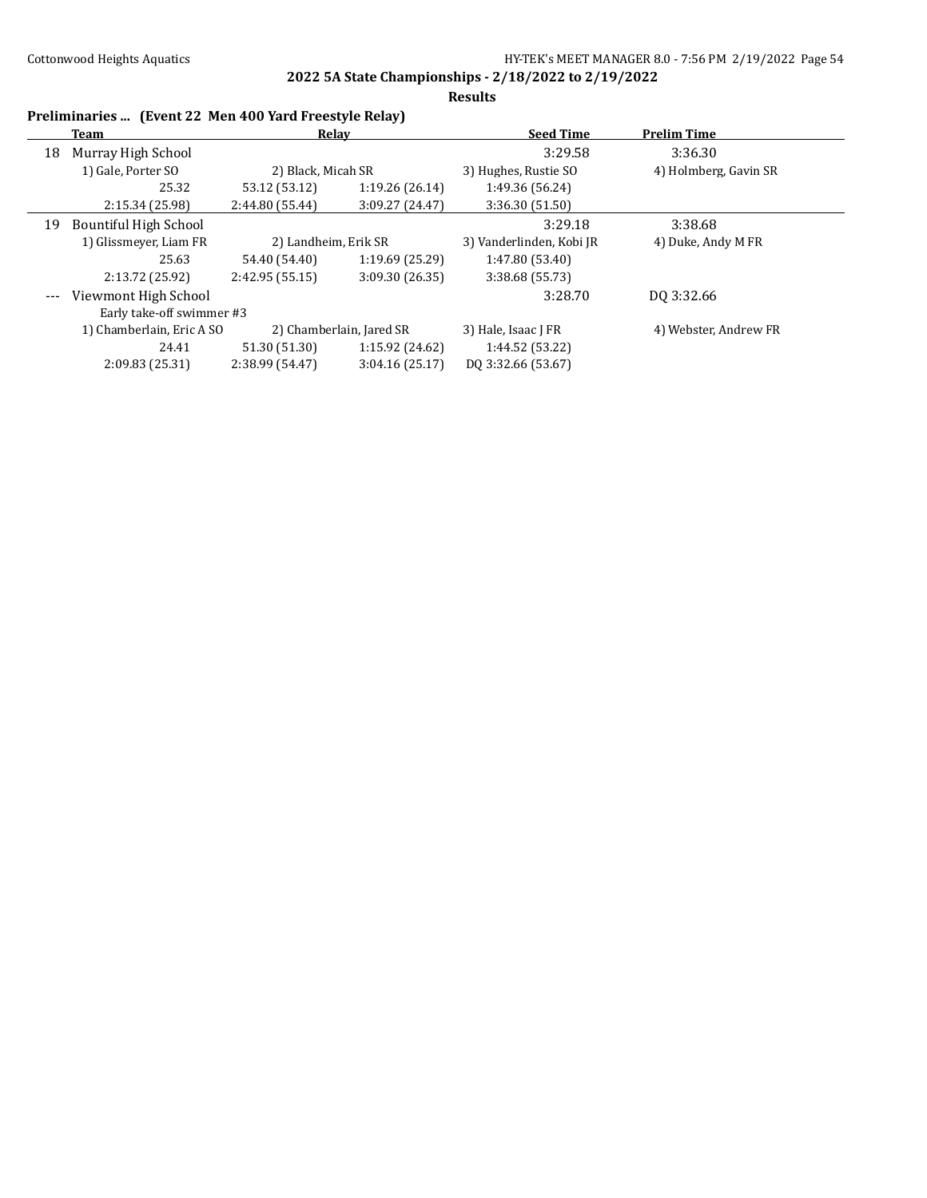**2022 5A State Championships - 2/18/2022 to 2/19/2022**

**Results**

### Preliminaries ... (Event 22 Men 400 Yard Freestyle Relay)

| | Team | Relay | | Seed Time | Prelim Time |
|---|---|---|---|---|---|
| 18 | Murray High School | | | 3:29.58 | 3:36.30 |
| | 1) Gale, Porter SO | 2) Black, Micah SR | | 3) Hughes, Rustie SO | 4) Holmberg, Gavin SR |
| | 25.32 | 53.12 (53.12) | 1:19.26 (26.14) | 1:49.36 (56.24) | |
| | 2:15.34 (25.98) | 2:44.80 (55.44) | 3:09.27 (24.47) | 3:36.30 (51.50) | |
| 19 | Bountiful High School | | | 3:29.18 | 3:38.68 |
| | 1) Glissmeyer, Liam FR | 2) Landheim, Erik SR | | 3) Vanderlinden, Kobi JR | 4) Duke, Andy M FR |
| | 25.63 | 54.40 (54.40) | 1:19.69 (25.29) | 1:47.80 (53.40) | |
| | 2:13.72 (25.92) | 2:42.95 (55.15) | 3:09.30 (26.35) | 3:38.68 (55.73) | |
| --- | Viewmont High School | | | 3:28.70 | DQ 3:32.66 |
| | Early take-off swimmer #3 | | | | |
| | 1) Chamberlain, Eric A SO | 2) Chamberlain, Jared SR | | 3) Hale, Isaac J FR | 4) Webster, Andrew FR |
| | 24.41 | 51.30 (51.30) | 1:15.92 (24.62) | 1:44.52 (53.22) | |
| | 2:09.83 (25.31) | 2:38.99 (54.47) | 3:04.16 (25.17) | DQ 3:32.66 (53.67) | |